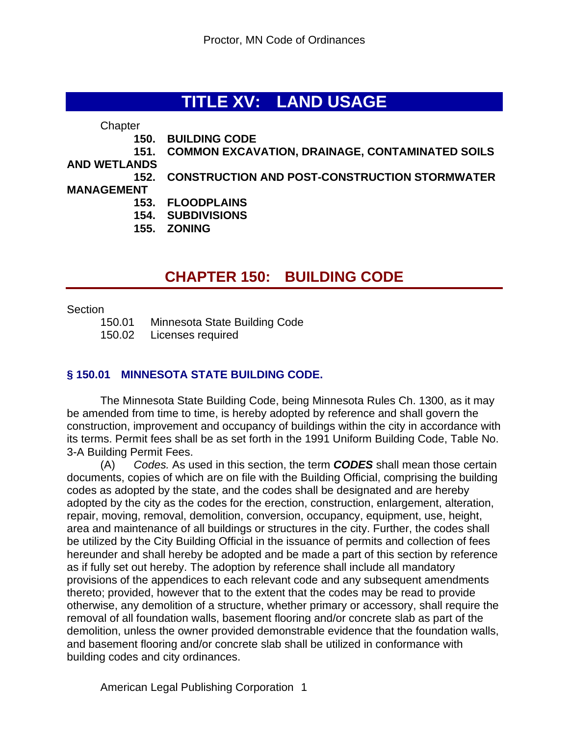# TITLE XV: LAND USAGE

Chapter

150. BUILDING CODE
151. COMMON EXCAVATION, DRAINAGE, CONTAMINATED SOILS AND WETLANDS
152. CONSTRUCTION AND POST-CONSTRUCTION STORMWATER MANAGEMENT
153. FLOODPLAINS
154. SUBDIVISIONS
155. ZONING

## CHAPTER 150: BUILDING CODE

Section

150.01 Minnesota State Building Code
150.02 Licenses required

### § 150.01 MINNESOTA STATE BUILDING CODE.

The Minnesota State Building Code, being Minnesota Rules Ch. 1300, as it may be amended from time to time, is hereby adopted by reference and shall govern the construction, improvement and occupancy of buildings within the city in accordance with its terms. Permit fees shall be as set forth in the 1991 Uniform Building Code, Table No. 3-A Building Permit Fees.

(A) *Codes.* As used in this section, the term ***CODES*** shall mean those certain documents, copies of which are on file with the Building Official, comprising the building codes as adopted by the state, and the codes shall be designated and are hereby adopted by the city as the codes for the erection, construction, enlargement, alteration, repair, moving, removal, demolition, conversion, occupancy, equipment, use, height, area and maintenance of all buildings or structures in the city. Further, the codes shall be utilized by the City Building Official in the issuance of permits and collection of fees hereunder and shall hereby be adopted and be made a part of this section by reference as if fully set out hereby. The adoption by reference shall include all mandatory provisions of the appendices to each relevant code and any subsequent amendments thereto; provided, however that to the extent that the codes may be read to provide otherwise, any demolition of a structure, whether primary or accessory, shall require the removal of all foundation walls, basement flooring and/or concrete slab as part of the demolition, unless the owner provided demonstrable evidence that the foundation walls, and basement flooring and/or concrete slab shall be utilized in conformance with building codes and city ordinances.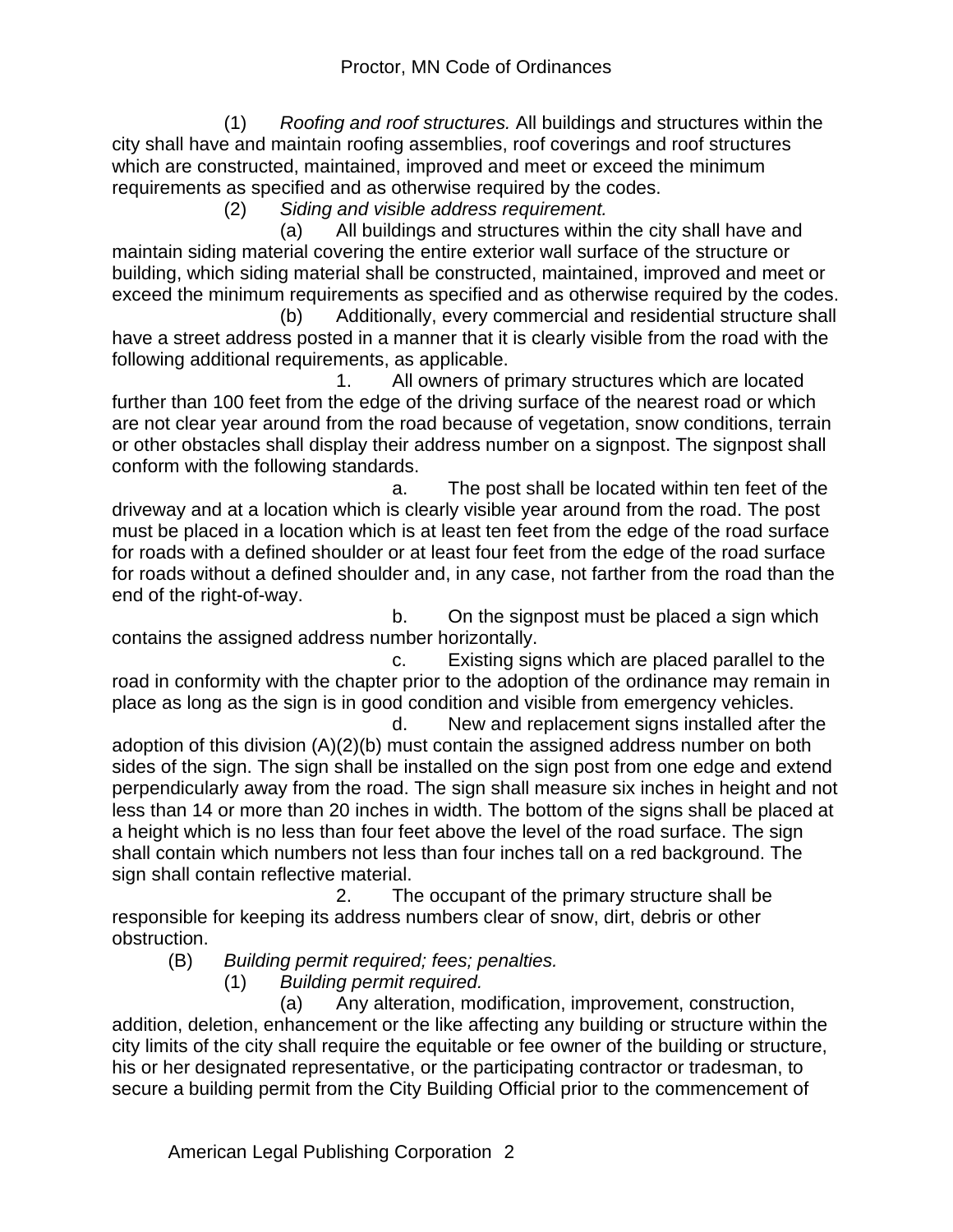(1) *Roofing and roof structures.* All buildings and structures within the city shall have and maintain roofing assemblies, roof coverings and roof structures which are constructed, maintained, improved and meet or exceed the minimum requirements as specified and as otherwise required by the codes.

(2) *Siding and visible address requirement.*

(a) All buildings and structures within the city shall have and maintain siding material covering the entire exterior wall surface of the structure or building, which siding material shall be constructed, maintained, improved and meet or exceed the minimum requirements as specified and as otherwise required by the codes.

(b) Additionally, every commercial and residential structure shall have a street address posted in a manner that it is clearly visible from the road with the following additional requirements, as applicable.

1. All owners of primary structures which are located further than 100 feet from the edge of the driving surface of the nearest road or which are not clear year around from the road because of vegetation, snow conditions, terrain or other obstacles shall display their address number on a signpost. The signpost shall conform with the following standards.

a. The post shall be located within ten feet of the driveway and at a location which is clearly visible year around from the road. The post must be placed in a location which is at least ten feet from the edge of the road surface for roads with a defined shoulder or at least four feet from the edge of the road surface for roads without a defined shoulder and, in any case, not farther from the road than the end of the right-of-way.

b. On the signpost must be placed a sign which contains the assigned address number horizontally.

c. Existing signs which are placed parallel to the road in conformity with the chapter prior to the adoption of the ordinance may remain in place as long as the sign is in good condition and visible from emergency vehicles.

d. New and replacement signs installed after the adoption of this division (A)(2)(b) must contain the assigned address number on both sides of the sign. The sign shall be installed on the sign post from one edge and extend perpendicularly away from the road. The sign shall measure six inches in height and not less than 14 or more than 20 inches in width. The bottom of the signs shall be placed at a height which is no less than four feet above the level of the road surface. The sign shall contain which numbers not less than four inches tall on a red background. The sign shall contain reflective material.

2. The occupant of the primary structure shall be responsible for keeping its address numbers clear of snow, dirt, debris or other obstruction.

(B) *Building permit required; fees; penalties.*

(1) *Building permit required.*

(a) Any alteration, modification, improvement, construction, addition, deletion, enhancement or the like affecting any building or structure within the city limits of the city shall require the equitable or fee owner of the building or structure, his or her designated representative, or the participating contractor or tradesman, to secure a building permit from the City Building Official prior to the commencement of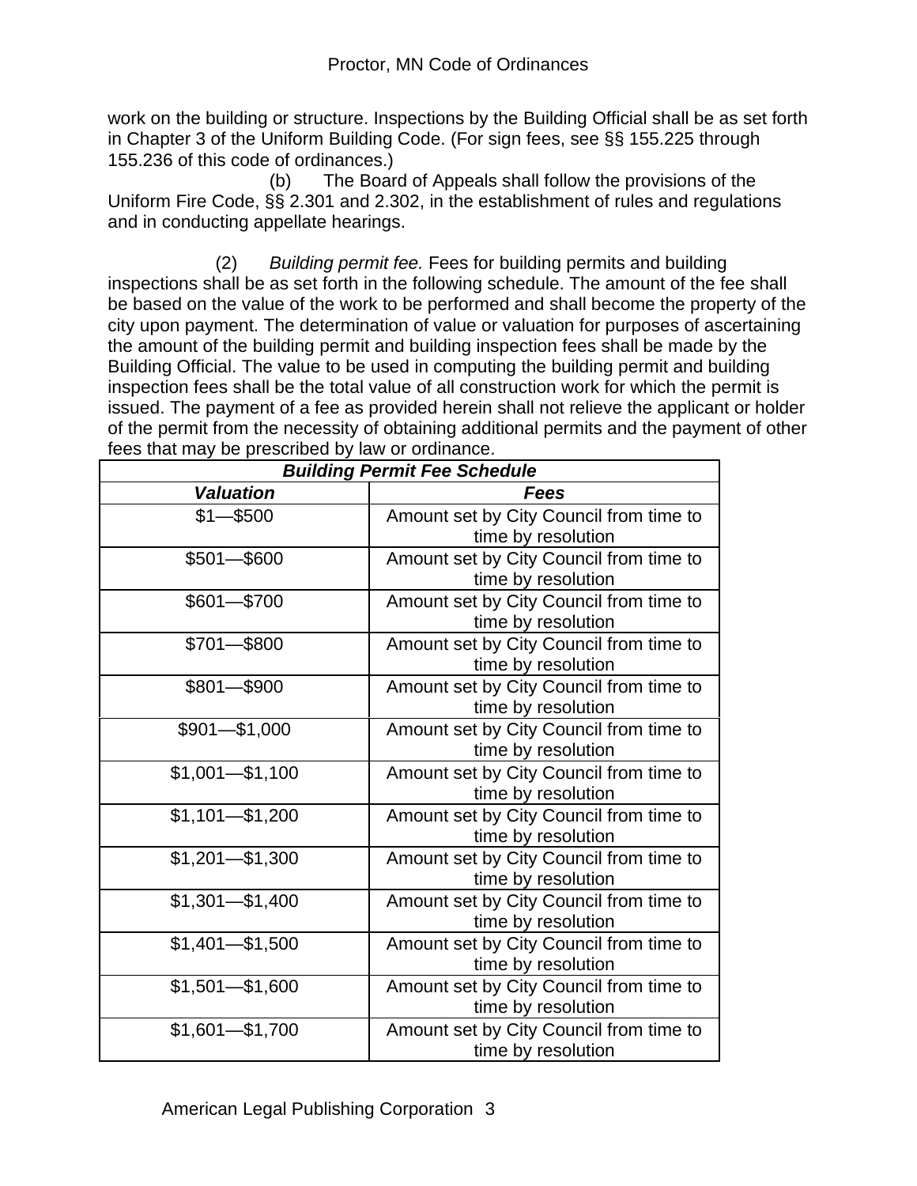work on the building or structure. Inspections by the Building Official shall be as set forth in Chapter 3 of the Uniform Building Code. (For sign fees, see §§ 155.225 through 155.236 of this code of ordinances.)

(b) The Board of Appeals shall follow the provisions of the Uniform Fire Code, §§ 2.301 and 2.302, in the establishment of rules and regulations and in conducting appellate hearings.

(2) *Building permit fee.* Fees for building permits and building inspections shall be as set forth in the following schedule. The amount of the fee shall be based on the value of the work to be performed and shall become the property of the city upon payment. The determination of value or valuation for purposes of ascertaining the amount of the building permit and building inspection fees shall be made by the Building Official. The value to be used in computing the building permit and building inspection fees shall be the total value of all construction work for which the permit is issued. The payment of a fee as provided herein shall not relieve the applicant or holder of the permit from the necessity of obtaining additional permits and the payment of other fees that may be prescribed by law or ordinance.

| ***Building Permit Fee Schedule*** | |
|---|---|
| ***Valuation*** | ***Fees*** |
| $1—$500 | Amount set by City Council from time to time by resolution |
| $501—$600 | Amount set by City Council from time to time by resolution |
| $601—$700 | Amount set by City Council from time to time by resolution |
| $701—$800 | Amount set by City Council from time to time by resolution |
| $801—$900 | Amount set by City Council from time to time by resolution |
| $901—$1,000 | Amount set by City Council from time to time by resolution |
| $1,001—$1,100 | Amount set by City Council from time to time by resolution |
| $1,101—$1,200 | Amount set by City Council from time to time by resolution |
| $1,201—$1,300 | Amount set by City Council from time to time by resolution |
| $1,301—$1,400 | Amount set by City Council from time to time by resolution |
| $1,401—$1,500 | Amount set by City Council from time to time by resolution |
| $1,501—$1,600 | Amount set by City Council from time to time by resolution |
| $1,601—$1,700 | Amount set by City Council from time to time by resolution |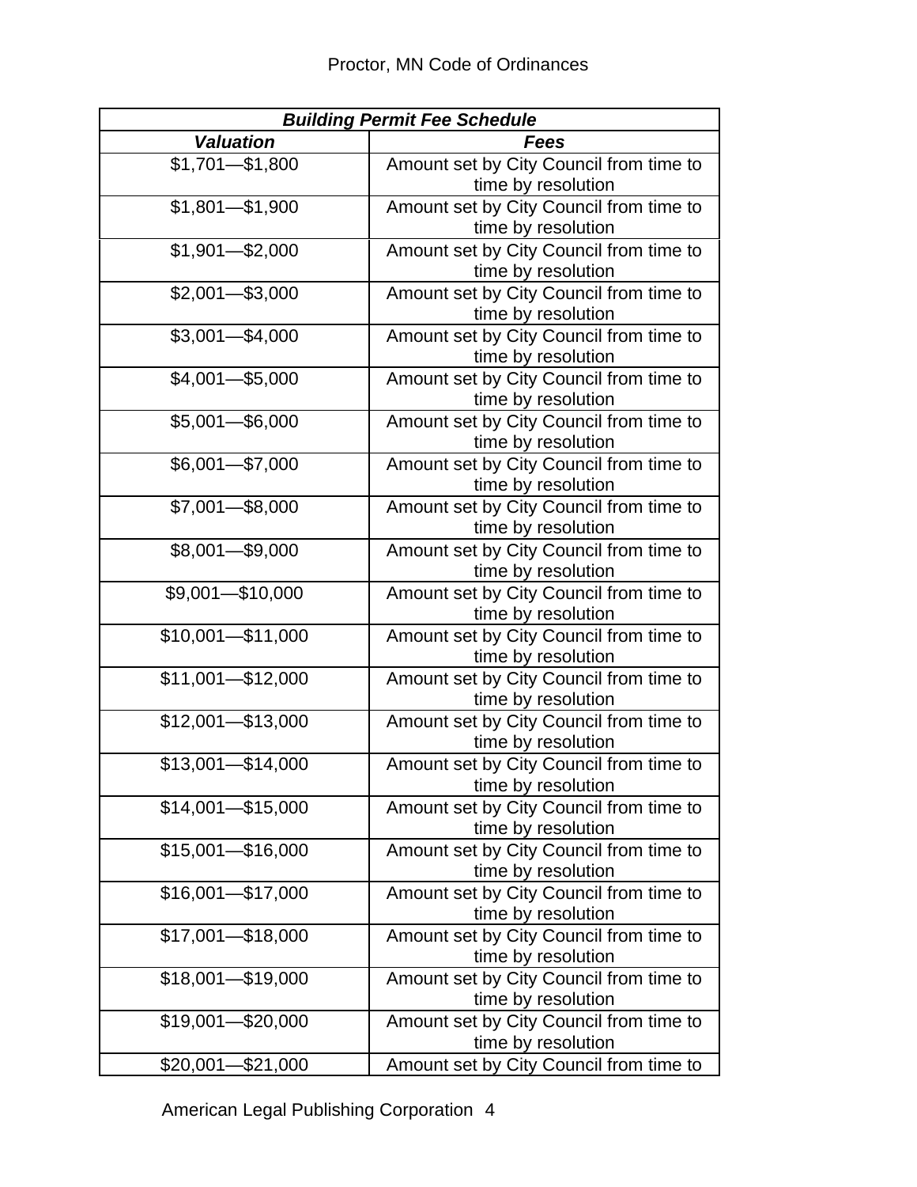| ***Building Permit Fee Schedule*** | |
|---|---|
| ***Valuation*** | ***Fees*** |
| $1,701—$1,800 | Amount set by City Council from time to time by resolution |
| $1,801—$1,900 | Amount set by City Council from time to time by resolution |
| $1,901—$2,000 | Amount set by City Council from time to time by resolution |
| $2,001—$3,000 | Amount set by City Council from time to time by resolution |
| $3,001—$4,000 | Amount set by City Council from time to time by resolution |
| $4,001—$5,000 | Amount set by City Council from time to time by resolution |
| $5,001—$6,000 | Amount set by City Council from time to time by resolution |
| $6,001—$7,000 | Amount set by City Council from time to time by resolution |
| $7,001—$8,000 | Amount set by City Council from time to time by resolution |
| $8,001—$9,000 | Amount set by City Council from time to time by resolution |
| $9,001—$10,000 | Amount set by City Council from time to time by resolution |
| $10,001—$11,000 | Amount set by City Council from time to time by resolution |
| $11,001—$12,000 | Amount set by City Council from time to time by resolution |
| $12,001—$13,000 | Amount set by City Council from time to time by resolution |
| $13,001—$14,000 | Amount set by City Council from time to time by resolution |
| $14,001—$15,000 | Amount set by City Council from time to time by resolution |
| $15,001—$16,000 | Amount set by City Council from time to time by resolution |
| $16,001—$17,000 | Amount set by City Council from time to time by resolution |
| $17,001—$18,000 | Amount set by City Council from time to time by resolution |
| $18,001—$19,000 | Amount set by City Council from time to time by resolution |
| $19,001—$20,000 | Amount set by City Council from time to time by resolution |
| $20,001—$21,000 | Amount set by City Council from time to |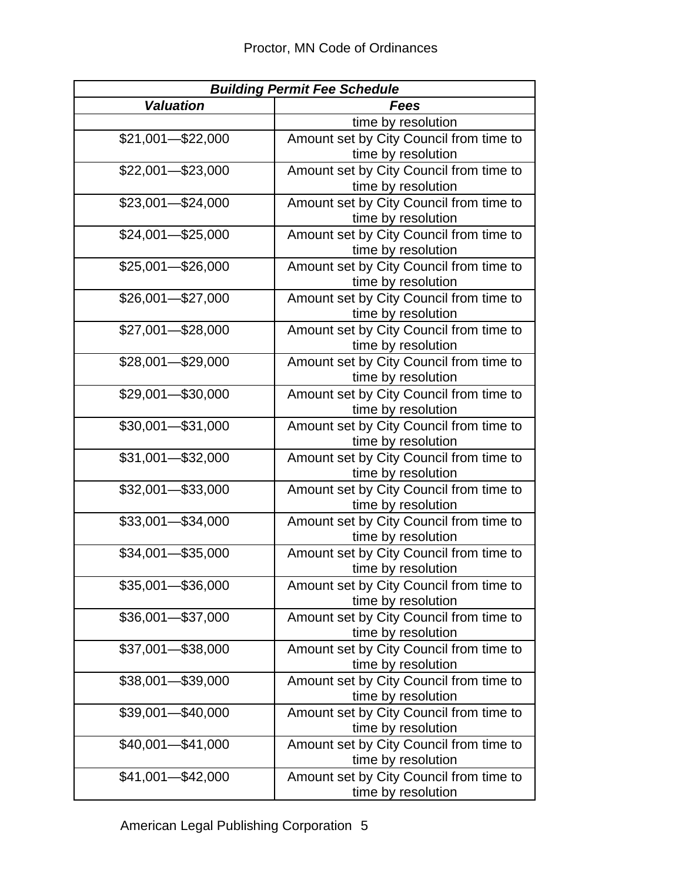| ***Building Permit Fee Schedule*** | |
|---|---|
| ***Valuation*** | ***Fees*** |
| | time by resolution |
| \$21,001—\$22,000 | Amount set by City Council from time to time by resolution |
| \$22,001—\$23,000 | Amount set by City Council from time to time by resolution |
| \$23,001—\$24,000 | Amount set by City Council from time to time by resolution |
| \$24,001—\$25,000 | Amount set by City Council from time to time by resolution |
| \$25,001—\$26,000 | Amount set by City Council from time to time by resolution |
| \$26,001—\$27,000 | Amount set by City Council from time to time by resolution |
| \$27,001—\$28,000 | Amount set by City Council from time to time by resolution |
| \$28,001—\$29,000 | Amount set by City Council from time to time by resolution |
| \$29,001—\$30,000 | Amount set by City Council from time to time by resolution |
| \$30,001—\$31,000 | Amount set by City Council from time to time by resolution |
| \$31,001—\$32,000 | Amount set by City Council from time to time by resolution |
| \$32,001—\$33,000 | Amount set by City Council from time to time by resolution |
| \$33,001—\$34,000 | Amount set by City Council from time to time by resolution |
| \$34,001—\$35,000 | Amount set by City Council from time to time by resolution |
| \$35,001—\$36,000 | Amount set by City Council from time to time by resolution |
| \$36,001—\$37,000 | Amount set by City Council from time to time by resolution |
| \$37,001—\$38,000 | Amount set by City Council from time to time by resolution |
| \$38,001—\$39,000 | Amount set by City Council from time to time by resolution |
| \$39,001—\$40,000 | Amount set by City Council from time to time by resolution |
| \$40,001—\$41,000 | Amount set by City Council from time to time by resolution |
| \$41,001—\$42,000 | Amount set by City Council from time to time by resolution |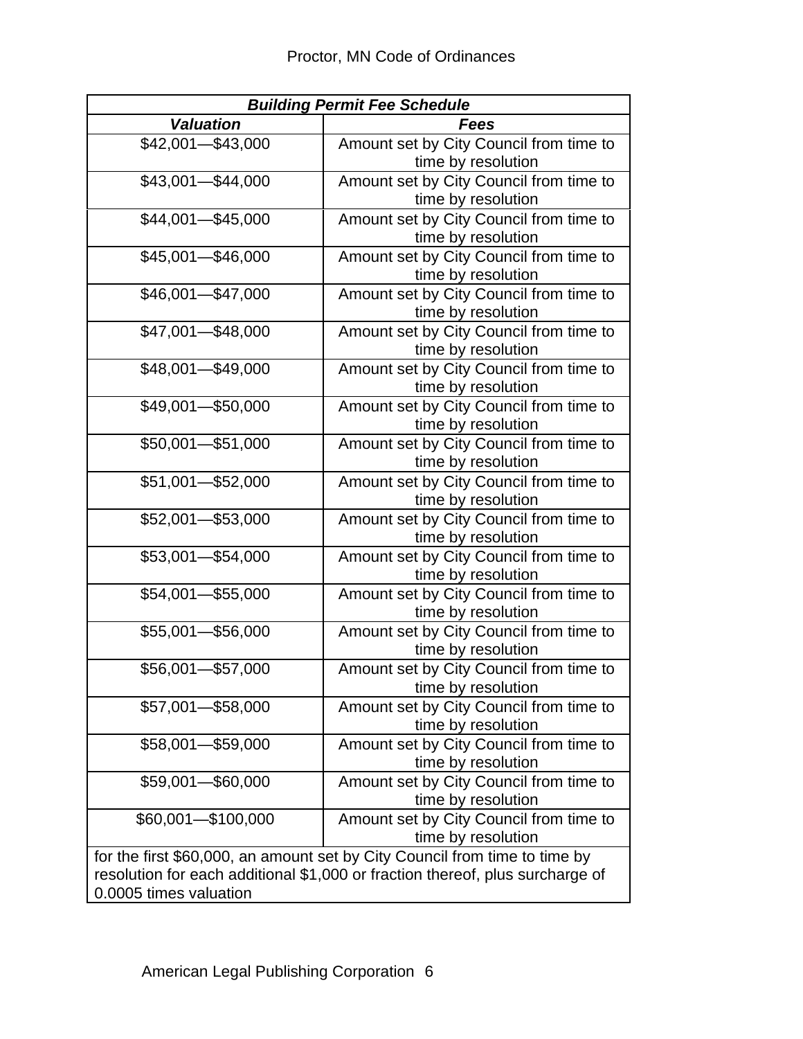| ***Building Permit Fee Schedule*** | |
|---|---|
| ***Valuation*** | ***Fees*** |
| $42,001—$43,000 | Amount set by City Council from time to time by resolution |
| $43,001—$44,000 | Amount set by City Council from time to time by resolution |
| $44,001—$45,000 | Amount set by City Council from time to time by resolution |
| $45,001—$46,000 | Amount set by City Council from time to time by resolution |
| $46,001—$47,000 | Amount set by City Council from time to time by resolution |
| $47,001—$48,000 | Amount set by City Council from time to time by resolution |
| $48,001—$49,000 | Amount set by City Council from time to time by resolution |
| $49,001—$50,000 | Amount set by City Council from time to time by resolution |
| $50,001—$51,000 | Amount set by City Council from time to time by resolution |
| $51,001—$52,000 | Amount set by City Council from time to time by resolution |
| $52,001—$53,000 | Amount set by City Council from time to time by resolution |
| $53,001—$54,000 | Amount set by City Council from time to time by resolution |
| $54,001—$55,000 | Amount set by City Council from time to time by resolution |
| $55,001—$56,000 | Amount set by City Council from time to time by resolution |
| $56,001—$57,000 | Amount set by City Council from time to time by resolution |
| $57,001—$58,000 | Amount set by City Council from time to time by resolution |
| $58,001—$59,000 | Amount set by City Council from time to time by resolution |
| $59,001—$60,000 | Amount set by City Council from time to time by resolution |
| $60,001—$100,000 | Amount set by City Council from time to time by resolution |
| for the first $60,000, an amount set by City Council from time to time by resolution for each additional $1,000 or fraction thereof, plus surcharge of 0.0005 times valuation | |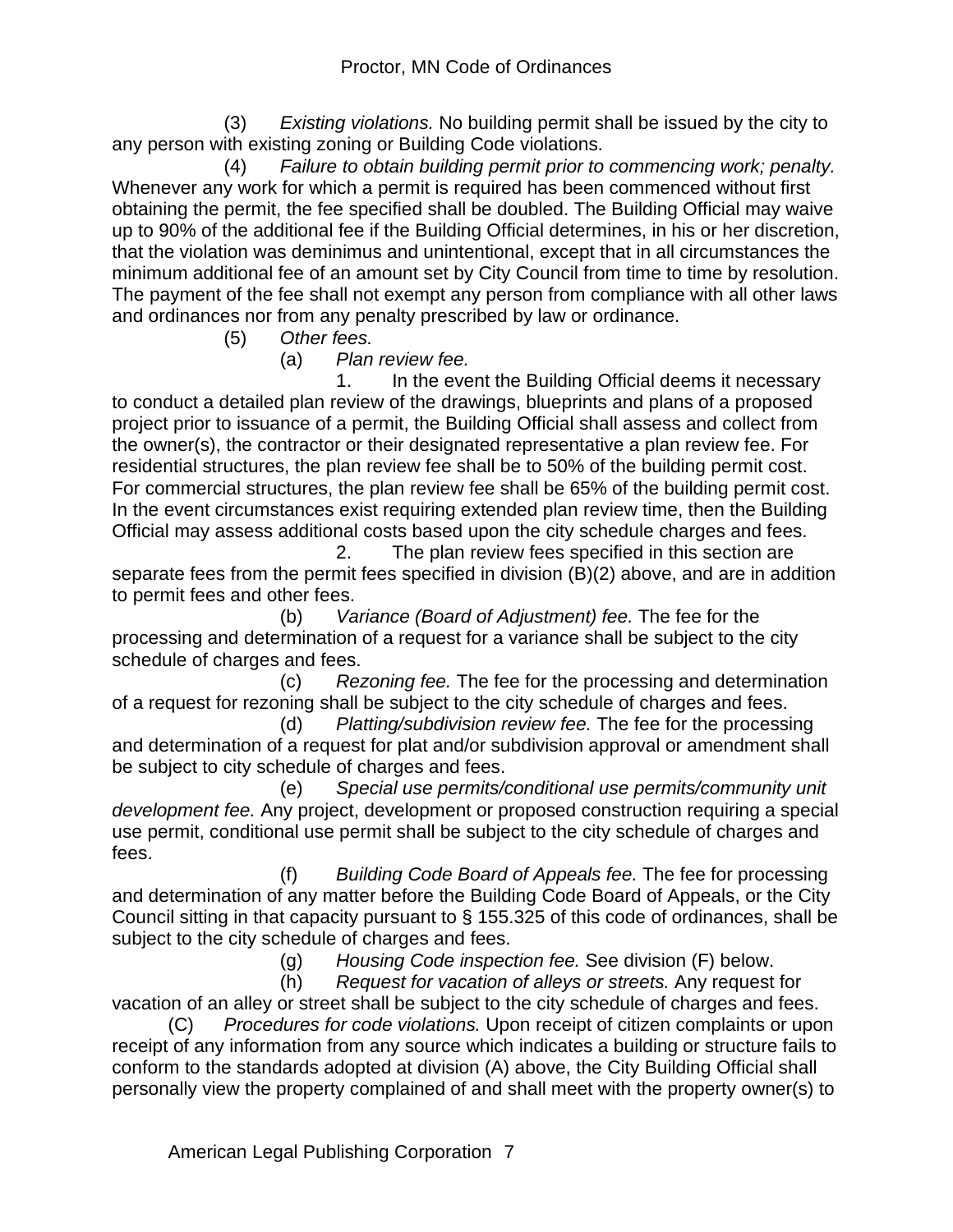(3) *Existing violations.* No building permit shall be issued by the city to any person with existing zoning or Building Code violations.

(4) *Failure to obtain building permit prior to commencing work; penalty.* Whenever any work for which a permit is required has been commenced without first obtaining the permit, the fee specified shall be doubled. The Building Official may waive up to 90% of the additional fee if the Building Official determines, in his or her discretion, that the violation was deminimus and unintentional, except that in all circumstances the minimum additional fee of an amount set by City Council from time to time by resolution. The payment of the fee shall not exempt any person from compliance with all other laws and ordinances nor from any penalty prescribed by law or ordinance.

(5) *Other fees.*

(a) *Plan review fee.*

1. In the event the Building Official deems it necessary to conduct a detailed plan review of the drawings, blueprints and plans of a proposed project prior to issuance of a permit, the Building Official shall assess and collect from the owner(s), the contractor or their designated representative a plan review fee. For residential structures, the plan review fee shall be to 50% of the building permit cost. For commercial structures, the plan review fee shall be 65% of the building permit cost. In the event circumstances exist requiring extended plan review time, then the Building Official may assess additional costs based upon the city schedule charges and fees.

2. The plan review fees specified in this section are separate fees from the permit fees specified in division (B)(2) above, and are in addition to permit fees and other fees.

(b) *Variance (Board of Adjustment) fee.* The fee for the processing and determination of a request for a variance shall be subject to the city schedule of charges and fees.

(c) *Rezoning fee.* The fee for the processing and determination of a request for rezoning shall be subject to the city schedule of charges and fees.

(d) *Platting/subdivision review fee.* The fee for the processing and determination of a request for plat and/or subdivision approval or amendment shall be subject to city schedule of charges and fees.

(e) *Special use permits/conditional use permits/community unit development fee.* Any project, development or proposed construction requiring a special use permit, conditional use permit shall be subject to the city schedule of charges and fees.

(f) *Building Code Board of Appeals fee.* The fee for processing and determination of any matter before the Building Code Board of Appeals, or the City Council sitting in that capacity pursuant to § 155.325 of this code of ordinances, shall be subject to the city schedule of charges and fees.

(g) *Housing Code inspection fee.* See division (F) below.

(h) *Request for vacation of alleys or streets.* Any request for vacation of an alley or street shall be subject to the city schedule of charges and fees.

(C) *Procedures for code violations.* Upon receipt of citizen complaints or upon receipt of any information from any source which indicates a building or structure fails to conform to the standards adopted at division (A) above, the City Building Official shall personally view the property complained of and shall meet with the property owner(s) to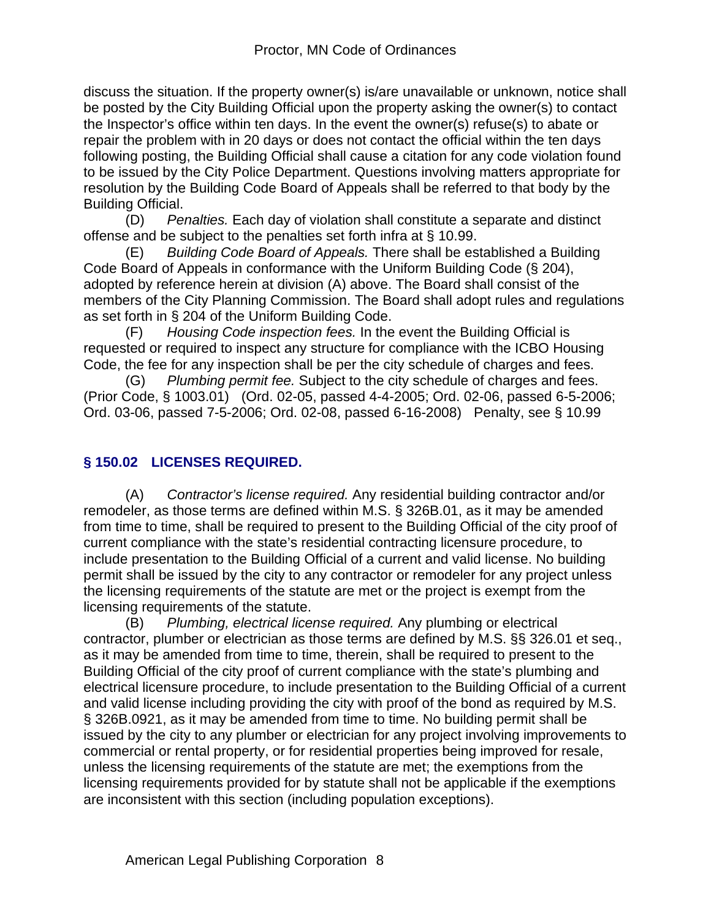discuss the situation. If the property owner(s) is/are unavailable or unknown, notice shall be posted by the City Building Official upon the property asking the owner(s) to contact the Inspector's office within ten days. In the event the owner(s) refuse(s) to abate or repair the problem with in 20 days or does not contact the official within the ten days following posting, the Building Official shall cause a citation for any code violation found to be issued by the City Police Department. Questions involving matters appropriate for resolution by the Building Code Board of Appeals shall be referred to that body by the Building Official.

(D) *Penalties.* Each day of violation shall constitute a separate and distinct offense and be subject to the penalties set forth infra at § 10.99.

(E) *Building Code Board of Appeals.* There shall be established a Building Code Board of Appeals in conformance with the Uniform Building Code (§ 204), adopted by reference herein at division (A) above. The Board shall consist of the members of the City Planning Commission. The Board shall adopt rules and regulations as set forth in § 204 of the Uniform Building Code.

(F) *Housing Code inspection fees.* In the event the Building Official is requested or required to inspect any structure for compliance with the ICBO Housing Code, the fee for any inspection shall be per the city schedule of charges and fees.

(G) *Plumbing permit fee.* Subject to the city schedule of charges and fees.

(Prior Code, § 1003.01) (Ord. 02-05, passed 4-4-2005; Ord. 02-06, passed 6-5-2006; Ord. 03-06, passed 7-5-2006; Ord. 02-08, passed 6-16-2008) Penalty, see § 10.99

## § 150.02 LICENSES REQUIRED.

(A) *Contractor's license required.* Any residential building contractor and/or remodeler, as those terms are defined within M.S. § 326B.01, as it may be amended from time to time, shall be required to present to the Building Official of the city proof of current compliance with the state's residential contracting licensure procedure, to include presentation to the Building Official of a current and valid license. No building permit shall be issued by the city to any contractor or remodeler for any project unless the licensing requirements of the statute are met or the project is exempt from the licensing requirements of the statute.

(B) *Plumbing, electrical license required.* Any plumbing or electrical contractor, plumber or electrician as those terms are defined by M.S. §§ 326.01 et seq., as it may be amended from time to time, therein, shall be required to present to the Building Official of the city proof of current compliance with the state's plumbing and electrical licensure procedure, to include presentation to the Building Official of a current and valid license including providing the city with proof of the bond as required by M.S. § 326B.0921, as it may be amended from time to time. No building permit shall be issued by the city to any plumber or electrician for any project involving improvements to commercial or rental property, or for residential properties being improved for resale, unless the licensing requirements of the statute are met; the exemptions from the licensing requirements provided for by statute shall not be applicable if the exemptions are inconsistent with this section (including population exceptions).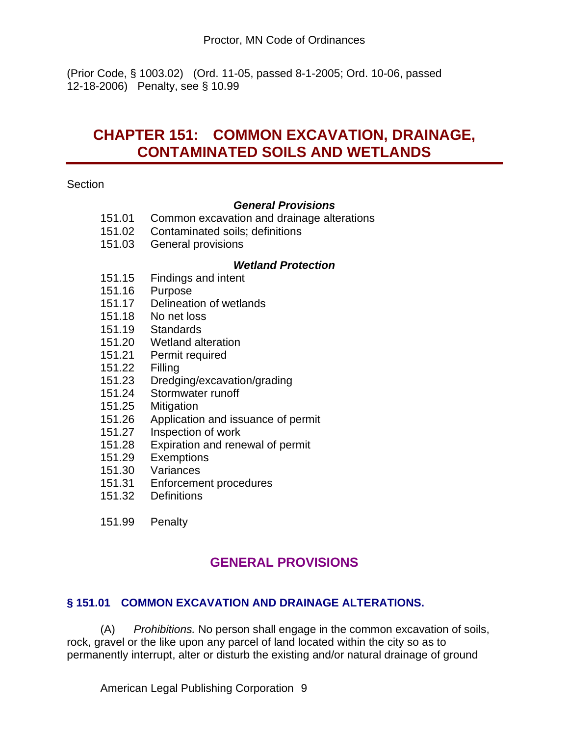(Prior Code, § 1003.02) (Ord. 11-05, passed 8-1-2005; Ord. 10-06, passed 12-18-2006) Penalty, see § 10.99

# CHAPTER 151: COMMON EXCAVATION, DRAINAGE, CONTAMINATED SOILS AND WETLANDS

Section

***General Provisions***

151.01 Common excavation and drainage alterations
151.02 Contaminated soils; definitions
151.03 General provisions

***Wetland Protection***

151.15 Findings and intent
151.16 Purpose
151.17 Delineation of wetlands
151.18 No net loss
151.19 Standards
151.20 Wetland alteration
151.21 Permit required
151.22 Filling
151.23 Dredging/excavation/grading
151.24 Stormwater runoff
151.25 Mitigation
151.26 Application and issuance of permit
151.27 Inspection of work
151.28 Expiration and renewal of permit
151.29 Exemptions
151.30 Variances
151.31 Enforcement procedures
151.32 Definitions

151.99 Penalty

## GENERAL PROVISIONS

### § 151.01 COMMON EXCAVATION AND DRAINAGE ALTERATIONS.

(A) *Prohibitions.* No person shall engage in the common excavation of soils, rock, gravel or the like upon any parcel of land located within the city so as to permanently interrupt, alter or disturb the existing and/or natural drainage of ground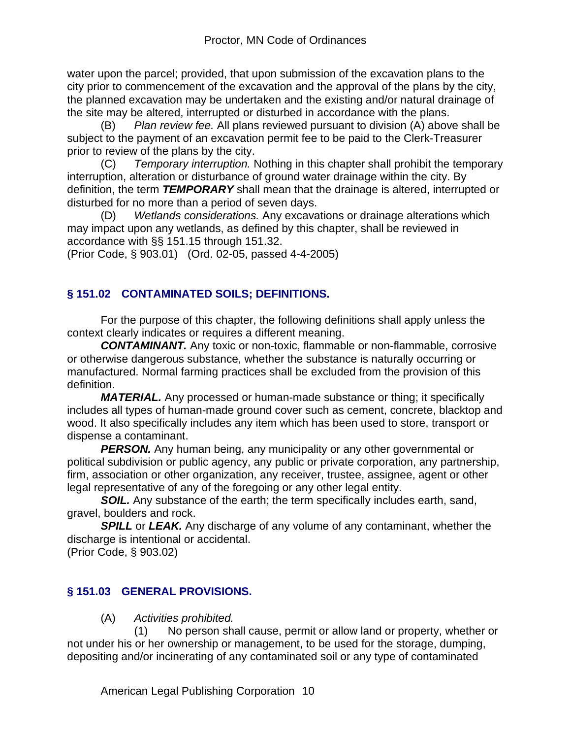water upon the parcel; provided, that upon submission of the excavation plans to the city prior to commencement of the excavation and the approval of the plans by the city, the planned excavation may be undertaken and the existing and/or natural drainage of the site may be altered, interrupted or disturbed in accordance with the plans.

(B) *Plan review fee.* All plans reviewed pursuant to division (A) above shall be subject to the payment of an excavation permit fee to be paid to the Clerk-Treasurer prior to review of the plans by the city.

(C) *Temporary interruption.* Nothing in this chapter shall prohibit the temporary interruption, alteration or disturbance of ground water drainage within the city. By definition, the term ***TEMPORARY*** shall mean that the drainage is altered, interrupted or disturbed for no more than a period of seven days.

(D) *Wetlands considerations.* Any excavations or drainage alterations which may impact upon any wetlands, as defined by this chapter, shall be reviewed in accordance with §§ 151.15 through 151.32.

(Prior Code, § 903.01) (Ord. 02-05, passed 4-4-2005)

## § 151.02 CONTAMINATED SOILS; DEFINITIONS.

For the purpose of this chapter, the following definitions shall apply unless the context clearly indicates or requires a different meaning.

***CONTAMINANT.*** Any toxic or non-toxic, flammable or non-flammable, corrosive or otherwise dangerous substance, whether the substance is naturally occurring or manufactured. Normal farming practices shall be excluded from the provision of this definition.

***MATERIAL.*** Any processed or human-made substance or thing; it specifically includes all types of human-made ground cover such as cement, concrete, blacktop and wood. It also specifically includes any item which has been used to store, transport or dispense a contaminant.

***PERSON.*** Any human being, any municipality or any other governmental or political subdivision or public agency, any public or private corporation, any partnership, firm, association or other organization, any receiver, trustee, assignee, agent or other legal representative of any of the foregoing or any other legal entity.

***SOIL.*** Any substance of the earth; the term specifically includes earth, sand, gravel, boulders and rock.

***SPILL*** or ***LEAK.*** Any discharge of any volume of any contaminant, whether the discharge is intentional or accidental.

(Prior Code, § 903.02)

## § 151.03 GENERAL PROVISIONS.

(A) *Activities prohibited.*

(1) No person shall cause, permit or allow land or property, whether or not under his or her ownership or management, to be used for the storage, dumping, depositing and/or incinerating of any contaminated soil or any type of contaminated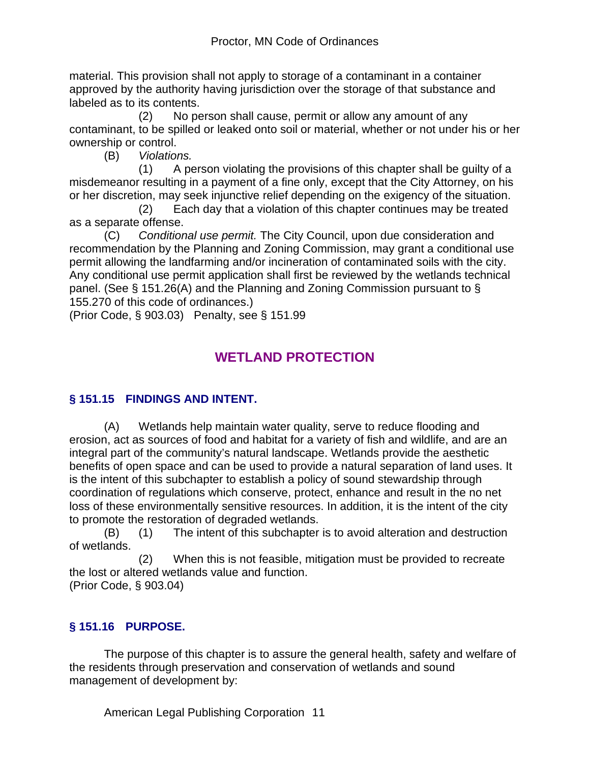material. This provision shall not apply to storage of a contaminant in a container approved by the authority having jurisdiction over the storage of that substance and labeled as to its contents.

(2) No person shall cause, permit or allow any amount of any contaminant, to be spilled or leaked onto soil or material, whether or not under his or her ownership or control.

(B) *Violations.*

(1) A person violating the provisions of this chapter shall be guilty of a misdemeanor resulting in a payment of a fine only, except that the City Attorney, on his or her discretion, may seek injunctive relief depending on the exigency of the situation.

(2) Each day that a violation of this chapter continues may be treated as a separate offense.

(C) *Conditional use permit.* The City Council, upon due consideration and recommendation by the Planning and Zoning Commission, may grant a conditional use permit allowing the landfarming and/or incineration of contaminated soils with the city. Any conditional use permit application shall first be reviewed by the wetlands technical panel. (See § 151.26(A) and the Planning and Zoning Commission pursuant to § 155.270 of this code of ordinances.)

(Prior Code, § 903.03) Penalty, see § 151.99

## WETLAND PROTECTION

### § 151.15 FINDINGS AND INTENT.

(A) Wetlands help maintain water quality, serve to reduce flooding and erosion, act as sources of food and habitat for a variety of fish and wildlife, and are an integral part of the community's natural landscape. Wetlands provide the aesthetic benefits of open space and can be used to provide a natural separation of land uses. It is the intent of this subchapter to establish a policy of sound stewardship through coordination of regulations which conserve, protect, enhance and result in the no net loss of these environmentally sensitive resources. In addition, it is the intent of the city to promote the restoration of degraded wetlands.

(B) (1) The intent of this subchapter is to avoid alteration and destruction of wetlands.

(2) When this is not feasible, mitigation must be provided to recreate the lost or altered wetlands value and function.

(Prior Code, § 903.04)

### § 151.16 PURPOSE.

The purpose of this chapter is to assure the general health, safety and welfare of the residents through preservation and conservation of wetlands and sound management of development by: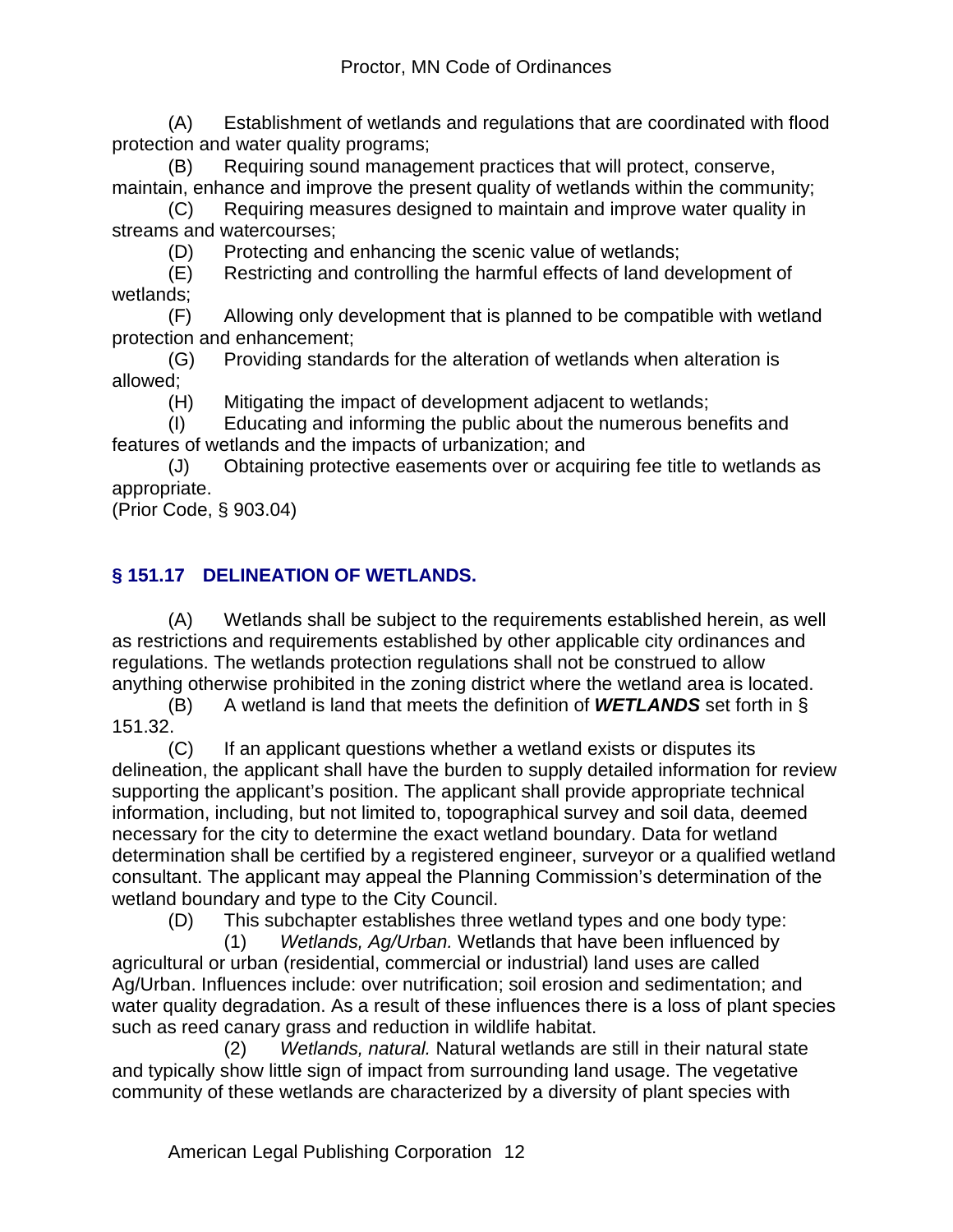(A) Establishment of wetlands and regulations that are coordinated with flood protection and water quality programs;

(B) Requiring sound management practices that will protect, conserve, maintain, enhance and improve the present quality of wetlands within the community;

(C) Requiring measures designed to maintain and improve water quality in streams and watercourses;

(D) Protecting and enhancing the scenic value of wetlands;

(E) Restricting and controlling the harmful effects of land development of wetlands;

(F) Allowing only development that is planned to be compatible with wetland protection and enhancement;

(G) Providing standards for the alteration of wetlands when alteration is allowed;

(H) Mitigating the impact of development adjacent to wetlands;

(I) Educating and informing the public about the numerous benefits and features of wetlands and the impacts of urbanization; and

(J) Obtaining protective easements over or acquiring fee title to wetlands as appropriate.

(Prior Code, § 903.04)

## § 151.17 DELINEATION OF WETLANDS.

(A) Wetlands shall be subject to the requirements established herein, as well as restrictions and requirements established by other applicable city ordinances and regulations. The wetlands protection regulations shall not be construed to allow anything otherwise prohibited in the zoning district where the wetland area is located.

(B) A wetland is land that meets the definition of ***WETLANDS*** set forth in § 151.32.

(C) If an applicant questions whether a wetland exists or disputes its delineation, the applicant shall have the burden to supply detailed information for review supporting the applicant's position. The applicant shall provide appropriate technical information, including, but not limited to, topographical survey and soil data, deemed necessary for the city to determine the exact wetland boundary. Data for wetland determination shall be certified by a registered engineer, surveyor or a qualified wetland consultant. The applicant may appeal the Planning Commission's determination of the wetland boundary and type to the City Council.

(D) This subchapter establishes three wetland types and one body type:

(1) *Wetlands, Ag/Urban.* Wetlands that have been influenced by agricultural or urban (residential, commercial or industrial) land uses are called Ag/Urban. Influences include: over nutrification; soil erosion and sedimentation; and water quality degradation. As a result of these influences there is a loss of plant species such as reed canary grass and reduction in wildlife habitat.

(2) *Wetlands, natural.* Natural wetlands are still in their natural state and typically show little sign of impact from surrounding land usage. The vegetative community of these wetlands are characterized by a diversity of plant species with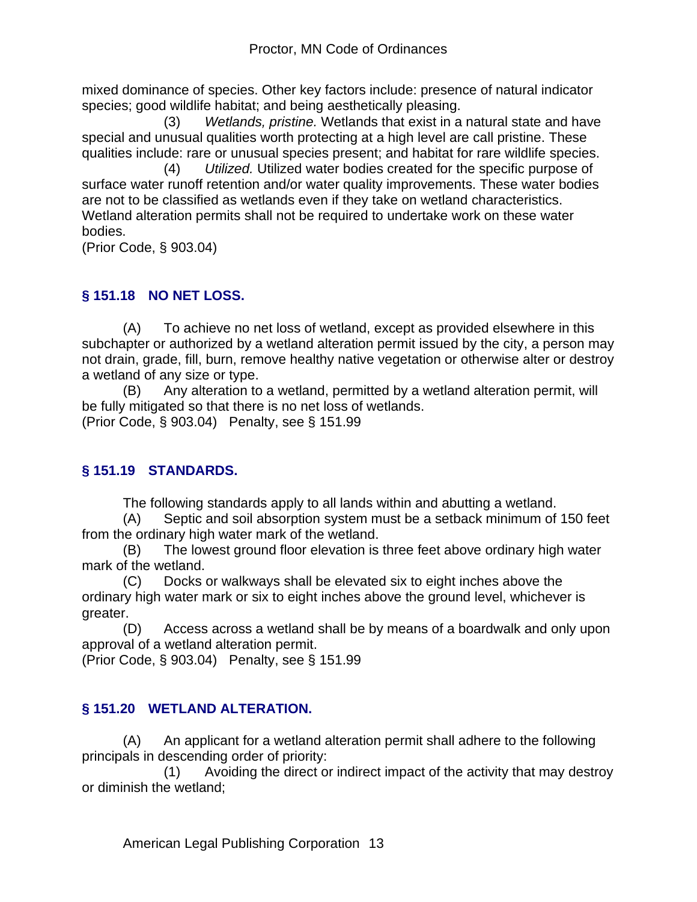mixed dominance of species. Other key factors include: presence of natural indicator species; good wildlife habitat; and being aesthetically pleasing.

(3) *Wetlands, pristine.* Wetlands that exist in a natural state and have special and unusual qualities worth protecting at a high level are call pristine. These qualities include: rare or unusual species present; and habitat for rare wildlife species.

(4) *Utilized.* Utilized water bodies created for the specific purpose of surface water runoff retention and/or water quality improvements. These water bodies are not to be classified as wetlands even if they take on wetland characteristics. Wetland alteration permits shall not be required to undertake work on these water bodies.

(Prior Code, § 903.04)

## § 151.18 NO NET LOSS.

(A) To achieve no net loss of wetland, except as provided elsewhere in this subchapter or authorized by a wetland alteration permit issued by the city, a person may not drain, grade, fill, burn, remove healthy native vegetation or otherwise alter or destroy a wetland of any size or type.

(B) Any alteration to a wetland, permitted by a wetland alteration permit, will be fully mitigated so that there is no net loss of wetlands.

(Prior Code, § 903.04) Penalty, see § 151.99

## § 151.19 STANDARDS.

The following standards apply to all lands within and abutting a wetland.

(A) Septic and soil absorption system must be a setback minimum of 150 feet from the ordinary high water mark of the wetland.

(B) The lowest ground floor elevation is three feet above ordinary high water mark of the wetland.

(C) Docks or walkways shall be elevated six to eight inches above the ordinary high water mark or six to eight inches above the ground level, whichever is greater.

(D) Access across a wetland shall be by means of a boardwalk and only upon approval of a wetland alteration permit.

(Prior Code, § 903.04) Penalty, see § 151.99

## § 151.20 WETLAND ALTERATION.

(A) An applicant for a wetland alteration permit shall adhere to the following principals in descending order of priority:

(1) Avoiding the direct or indirect impact of the activity that may destroy or diminish the wetland;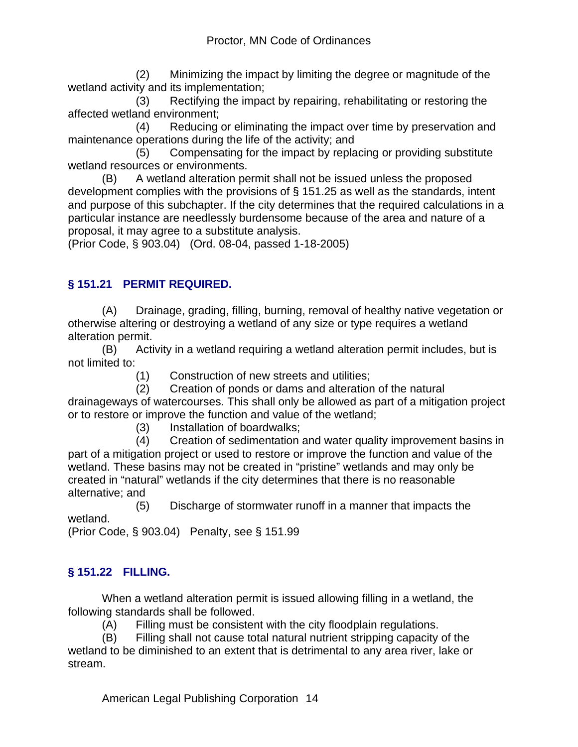(2) Minimizing the impact by limiting the degree or magnitude of the wetland activity and its implementation;

(3) Rectifying the impact by repairing, rehabilitating or restoring the affected wetland environment;

(4) Reducing or eliminating the impact over time by preservation and maintenance operations during the life of the activity; and

(5) Compensating for the impact by replacing or providing substitute wetland resources or environments.

(B) A wetland alteration permit shall not be issued unless the proposed development complies with the provisions of § 151.25 as well as the standards, intent and purpose of this subchapter. If the city determines that the required calculations in a particular instance are needlessly burdensome because of the area and nature of a proposal, it may agree to a substitute analysis.

(Prior Code, § 903.04) (Ord. 08-04, passed 1-18-2005)

## § 151.21 PERMIT REQUIRED.

(A) Drainage, grading, filling, burning, removal of healthy native vegetation or otherwise altering or destroying a wetland of any size or type requires a wetland alteration permit.

(B) Activity in a wetland requiring a wetland alteration permit includes, but is not limited to:

(1) Construction of new streets and utilities;

(2) Creation of ponds or dams and alteration of the natural drainageways of watercourses. This shall only be allowed as part of a mitigation project or to restore or improve the function and value of the wetland;

(3) Installation of boardwalks;

(4) Creation of sedimentation and water quality improvement basins in part of a mitigation project or used to restore or improve the function and value of the wetland. These basins may not be created in "pristine" wetlands and may only be created in "natural" wetlands if the city determines that there is no reasonable alternative; and

(5) Discharge of stormwater runoff in a manner that impacts the wetland.

(Prior Code, § 903.04) Penalty, see § 151.99

## § 151.22 FILLING.

When a wetland alteration permit is issued allowing filling in a wetland, the following standards shall be followed.

(A) Filling must be consistent with the city floodplain regulations.

(B) Filling shall not cause total natural nutrient stripping capacity of the wetland to be diminished to an extent that is detrimental to any area river, lake or stream.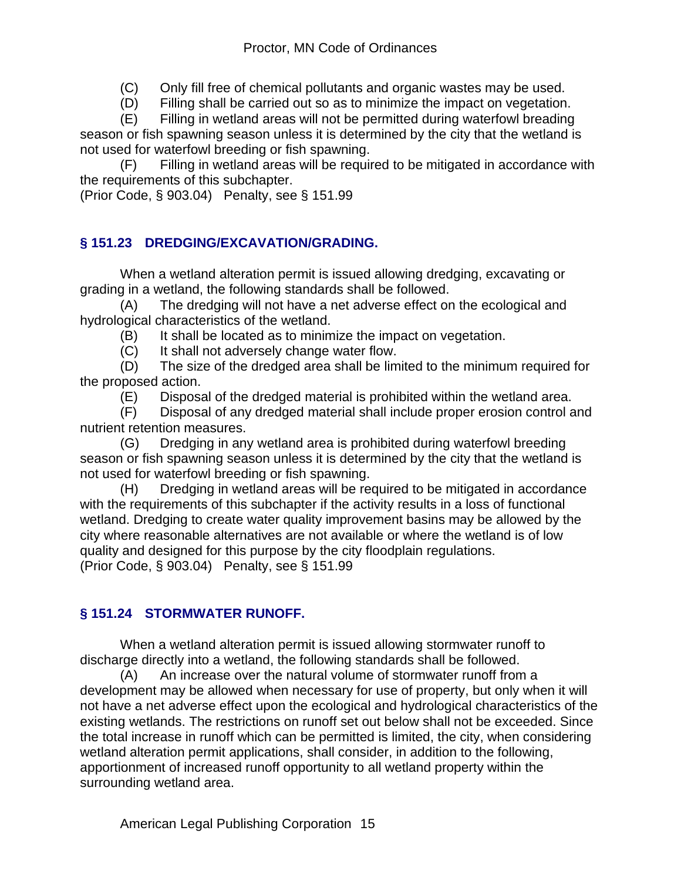(C) Only fill free of chemical pollutants and organic wastes may be used.

(D) Filling shall be carried out so as to minimize the impact on vegetation.

(E) Filling in wetland areas will not be permitted during waterfowl breeding season or fish spawning season unless it is determined by the city that the wetland is not used for waterfowl breeding or fish spawning.

(F) Filling in wetland areas will be required to be mitigated in accordance with the requirements of this subchapter.

(Prior Code, § 903.04) Penalty, see § 151.99

### § 151.23 DREDGING/EXCAVATION/GRADING.

When a wetland alteration permit is issued allowing dredging, excavating or grading in a wetland, the following standards shall be followed.

(A) The dredging will not have a net adverse effect on the ecological and hydrological characteristics of the wetland.

(B) It shall be located as to minimize the impact on vegetation.

(C) It shall not adversely change water flow.

(D) The size of the dredged area shall be limited to the minimum required for the proposed action.

(E) Disposal of the dredged material is prohibited within the wetland area.

(F) Disposal of any dredged material shall include proper erosion control and nutrient retention measures.

(G) Dredging in any wetland area is prohibited during waterfowl breeding season or fish spawning season unless it is determined by the city that the wetland is not used for waterfowl breeding or fish spawning.

(H) Dredging in wetland areas will be required to be mitigated in accordance with the requirements of this subchapter if the activity results in a loss of functional wetland. Dredging to create water quality improvement basins may be allowed by the city where reasonable alternatives are not available or where the wetland is of low quality and designed for this purpose by the city floodplain regulations.

(Prior Code, § 903.04) Penalty, see § 151.99

### § 151.24 STORMWATER RUNOFF.

When a wetland alteration permit is issued allowing stormwater runoff to discharge directly into a wetland, the following standards shall be followed.

(A) An increase over the natural volume of stormwater runoff from a development may be allowed when necessary for use of property, but only when it will not have a net adverse effect upon the ecological and hydrological characteristics of the existing wetlands. The restrictions on runoff set out below shall not be exceeded. Since the total increase in runoff which can be permitted is limited, the city, when considering wetland alteration permit applications, shall consider, in addition to the following, apportionment of increased runoff opportunity to all wetland property within the surrounding wetland area.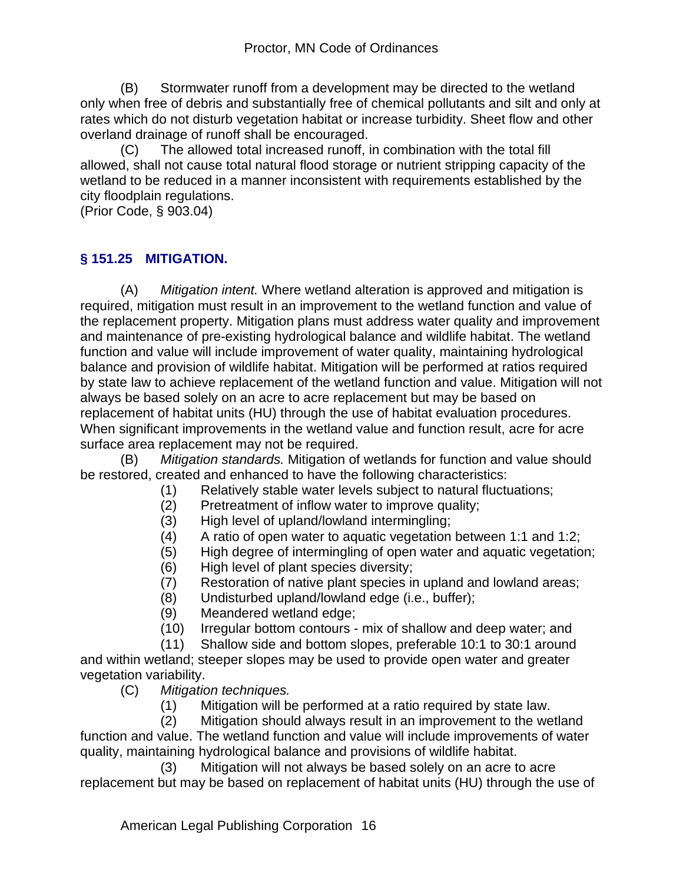(B) Stormwater runoff from a development may be directed to the wetland only when free of debris and substantially free of chemical pollutants and silt and only at rates which do not disturb vegetation habitat or increase turbidity. Sheet flow and other overland drainage of runoff shall be encouraged.

(C) The allowed total increased runoff, in combination with the total fill allowed, shall not cause total natural flood storage or nutrient stripping capacity of the wetland to be reduced in a manner inconsistent with requirements established by the city floodplain regulations.

(Prior Code, § 903.04)

## § 151.25 MITIGATION.

(A) *Mitigation intent.* Where wetland alteration is approved and mitigation is required, mitigation must result in an improvement to the wetland function and value of the replacement property. Mitigation plans must address water quality and improvement and maintenance of pre-existing hydrological balance and wildlife habitat. The wetland function and value will include improvement of water quality, maintaining hydrological balance and provision of wildlife habitat. Mitigation will be performed at ratios required by state law to achieve replacement of the wetland function and value. Mitigation will not always be based solely on an acre to acre replacement but may be based on replacement of habitat units (HU) through the use of habitat evaluation procedures. When significant improvements in the wetland value and function result, acre for acre surface area replacement may not be required.

(B) *Mitigation standards.* Mitigation of wetlands for function and value should be restored, created and enhanced to have the following characteristics:

(1) Relatively stable water levels subject to natural fluctuations;

(2) Pretreatment of inflow water to improve quality;

(3) High level of upland/lowland intermingling;

(4) A ratio of open water to aquatic vegetation between 1:1 and 1:2;

(5) High degree of intermingling of open water and aquatic vegetation;

(6) High level of plant species diversity;

(7) Restoration of native plant species in upland and lowland areas;

(8) Undisturbed upland/lowland edge (i.e., buffer);

(9) Meandered wetland edge;

(10) Irregular bottom contours - mix of shallow and deep water; and

(11) Shallow side and bottom slopes, preferable 10:1 to 30:1 around and within wetland; steeper slopes may be used to provide open water and greater vegetation variability.

(C) *Mitigation techniques.*

(1) Mitigation will be performed at a ratio required by state law.

(2) Mitigation should always result in an improvement to the wetland function and value. The wetland function and value will include improvements of water quality, maintaining hydrological balance and provisions of wildlife habitat.

(3) Mitigation will not always be based solely on an acre to acre replacement but may be based on replacement of habitat units (HU) through the use of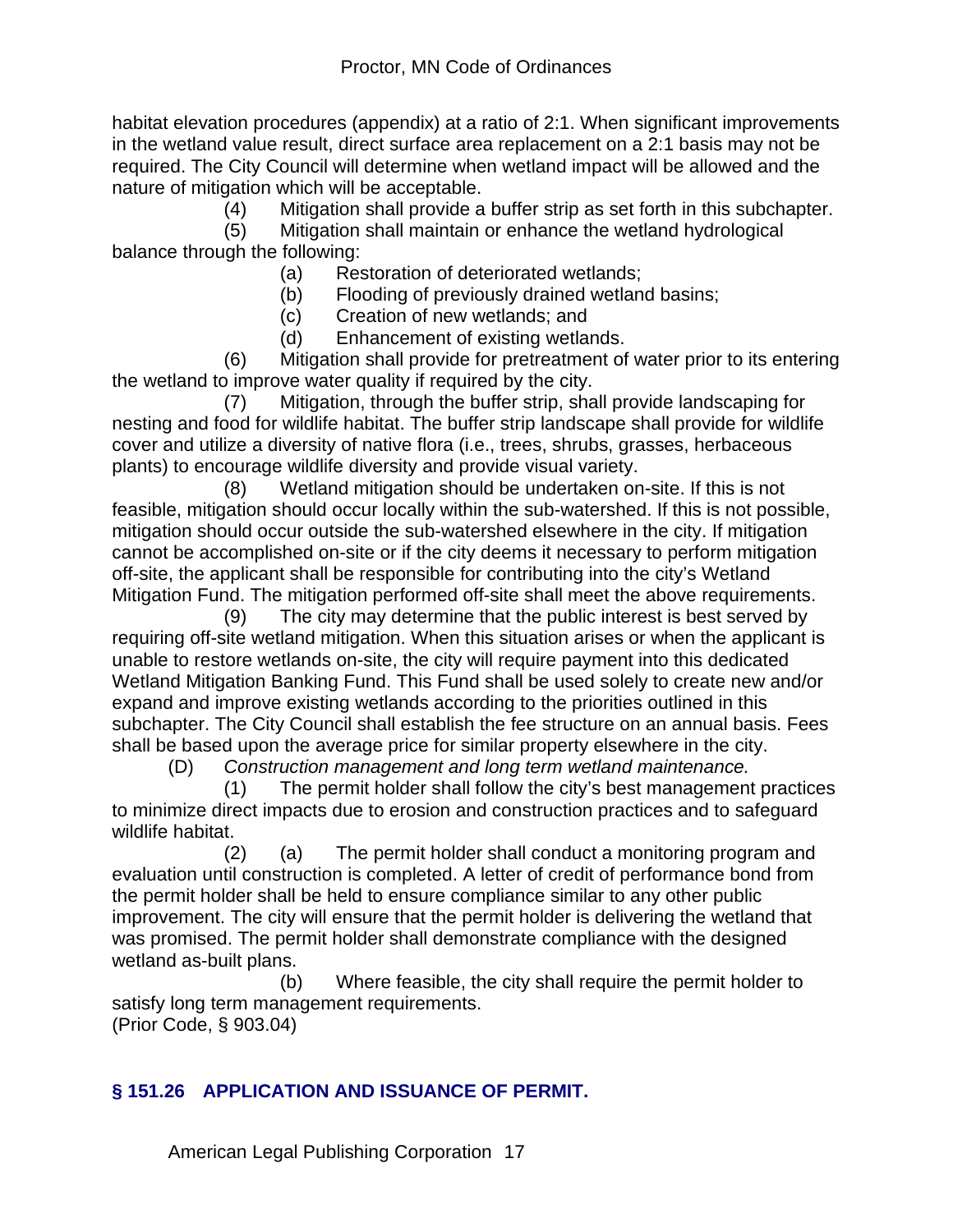habitat elevation procedures (appendix) at a ratio of 2:1. When significant improvements in the wetland value result, direct surface area replacement on a 2:1 basis may not be required. The City Council will determine when wetland impact will be allowed and the nature of mitigation which will be acceptable.

(4) Mitigation shall provide a buffer strip as set forth in this subchapter.

(5) Mitigation shall maintain or enhance the wetland hydrological balance through the following:

(a) Restoration of deteriorated wetlands;

(b) Flooding of previously drained wetland basins;

(c) Creation of new wetlands; and

(d) Enhancement of existing wetlands.

(6) Mitigation shall provide for pretreatment of water prior to its entering the wetland to improve water quality if required by the city.

(7) Mitigation, through the buffer strip, shall provide landscaping for nesting and food for wildlife habitat. The buffer strip landscape shall provide for wildlife cover and utilize a diversity of native flora (i.e., trees, shrubs, grasses, herbaceous plants) to encourage wildlife diversity and provide visual variety.

(8) Wetland mitigation should be undertaken on-site. If this is not feasible, mitigation should occur locally within the sub-watershed. If this is not possible, mitigation should occur outside the sub-watershed elsewhere in the city. If mitigation cannot be accomplished on-site or if the city deems it necessary to perform mitigation off-site, the applicant shall be responsible for contributing into the city's Wetland Mitigation Fund. The mitigation performed off-site shall meet the above requirements.

(9) The city may determine that the public interest is best served by requiring off-site wetland mitigation. When this situation arises or when the applicant is unable to restore wetlands on-site, the city will require payment into this dedicated Wetland Mitigation Banking Fund. This Fund shall be used solely to create new and/or expand and improve existing wetlands according to the priorities outlined in this subchapter. The City Council shall establish the fee structure on an annual basis. Fees shall be based upon the average price for similar property elsewhere in the city.

(D) *Construction management and long term wetland maintenance.*

(1) The permit holder shall follow the city's best management practices to minimize direct impacts due to erosion and construction practices and to safeguard wildlife habitat.

(2) (a) The permit holder shall conduct a monitoring program and evaluation until construction is completed. A letter of credit of performance bond from the permit holder shall be held to ensure compliance similar to any other public improvement. The city will ensure that the permit holder is delivering the wetland that was promised. The permit holder shall demonstrate compliance with the designed wetland as-built plans.

(b) Where feasible, the city shall require the permit holder to satisfy long term management requirements.

(Prior Code, § 903.04)

## § 151.26 APPLICATION AND ISSUANCE OF PERMIT.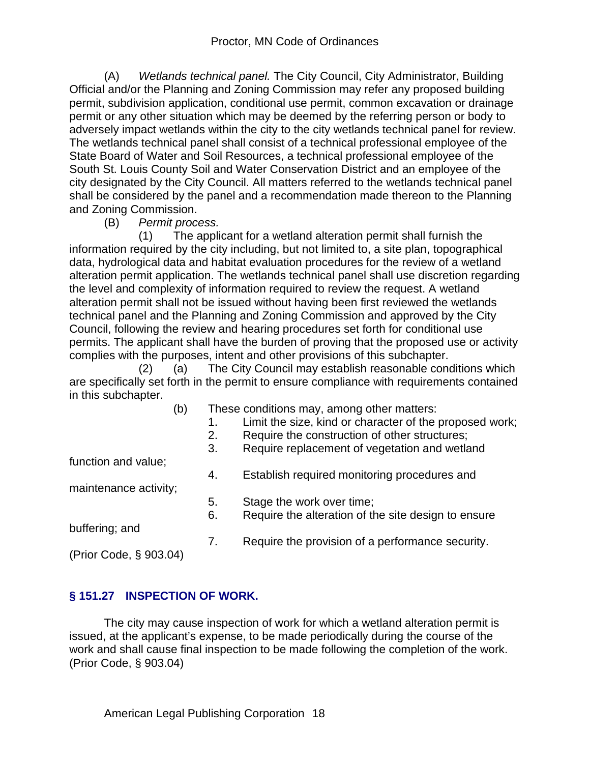(A) *Wetlands technical panel.* The City Council, City Administrator, Building Official and/or the Planning and Zoning Commission may refer any proposed building permit, subdivision application, conditional use permit, common excavation or drainage permit or any other situation which may be deemed by the referring person or body to adversely impact wetlands within the city to the city wetlands technical panel for review. The wetlands technical panel shall consist of a technical professional employee of the State Board of Water and Soil Resources, a technical professional employee of the South St. Louis County Soil and Water Conservation District and an employee of the city designated by the City Council. All matters referred to the wetlands technical panel shall be considered by the panel and a recommendation made thereon to the Planning and Zoning Commission.

(B) *Permit process.*

(1) The applicant for a wetland alteration permit shall furnish the information required by the city including, but not limited to, a site plan, topographical data, hydrological data and habitat evaluation procedures for the review of a wetland alteration permit application. The wetlands technical panel shall use discretion regarding the level and complexity of information required to review the request. A wetland alteration permit shall not be issued without having been first reviewed the wetlands technical panel and the Planning and Zoning Commission and approved by the City Council, following the review and hearing procedures set forth for conditional use permits. The applicant shall have the burden of proving that the proposed use or activity complies with the purposes, intent and other provisions of this subchapter.

(2) (a) The City Council may establish reasonable conditions which are specifically set forth in the permit to ensure compliance with requirements contained in this subchapter.

(b) These conditions may, among other matters:

1. Limit the size, kind or character of the proposed work;
2. Require the construction of other structures;
3. Require replacement of vegetation and wetland function and value;
4. Establish required monitoring procedures and maintenance activity;
5. Stage the work over time;
6. Require the alteration of the site design to ensure buffering; and
7. Require the provision of a performance security.

(Prior Code, § 903.04)

## § 151.27 INSPECTION OF WORK.

The city may cause inspection of work for which a wetland alteration permit is issued, at the applicant's expense, to be made periodically during the course of the work and shall cause final inspection to be made following the completion of the work. (Prior Code, § 903.04)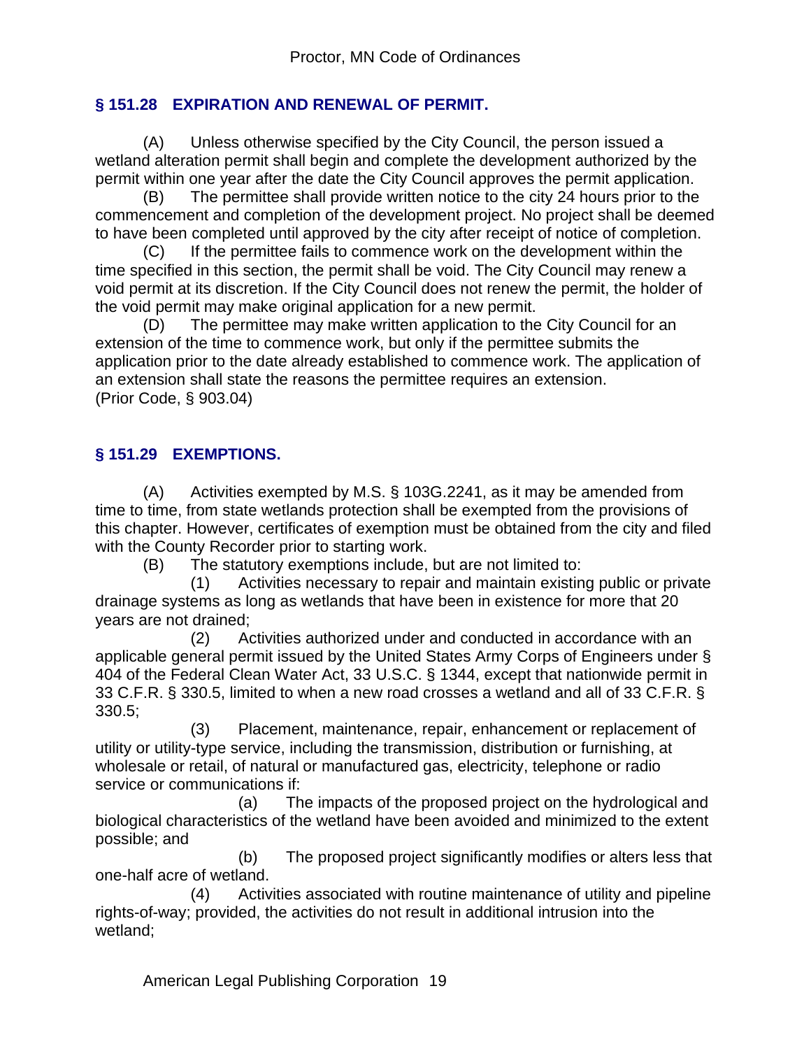## § 151.28 EXPIRATION AND RENEWAL OF PERMIT.

(A) Unless otherwise specified by the City Council, the person issued a wetland alteration permit shall begin and complete the development authorized by the permit within one year after the date the City Council approves the permit application.

(B) The permittee shall provide written notice to the city 24 hours prior to the commencement and completion of the development project. No project shall be deemed to have been completed until approved by the city after receipt of notice of completion.

(C) If the permittee fails to commence work on the development within the time specified in this section, the permit shall be void. The City Council may renew a void permit at its discretion. If the City Council does not renew the permit, the holder of the void permit may make original application for a new permit.

(D) The permittee may make written application to the City Council for an extension of the time to commence work, but only if the permittee submits the application prior to the date already established to commence work. The application of an extension shall state the reasons the permittee requires an extension.

(Prior Code, § 903.04)

## § 151.29 EXEMPTIONS.

(A) Activities exempted by M.S. § 103G.2241, as it may be amended from time to time, from state wetlands protection shall be exempted from the provisions of this chapter. However, certificates of exemption must be obtained from the city and filed with the County Recorder prior to starting work.

(B) The statutory exemptions include, but are not limited to:

(1) Activities necessary to repair and maintain existing public or private drainage systems as long as wetlands that have been in existence for more that 20 years are not drained;

(2) Activities authorized under and conducted in accordance with an applicable general permit issued by the United States Army Corps of Engineers under § 404 of the Federal Clean Water Act, 33 U.S.C. § 1344, except that nationwide permit in 33 C.F.R. § 330.5, limited to when a new road crosses a wetland and all of 33 C.F.R. § 330.5;

(3) Placement, maintenance, repair, enhancement or replacement of utility or utility-type service, including the transmission, distribution or furnishing, at wholesale or retail, of natural or manufactured gas, electricity, telephone or radio service or communications if:

(a) The impacts of the proposed project on the hydrological and biological characteristics of the wetland have been avoided and minimized to the extent possible; and

(b) The proposed project significantly modifies or alters less that one-half acre of wetland.

(4) Activities associated with routine maintenance of utility and pipeline rights-of-way; provided, the activities do not result in additional intrusion into the wetland;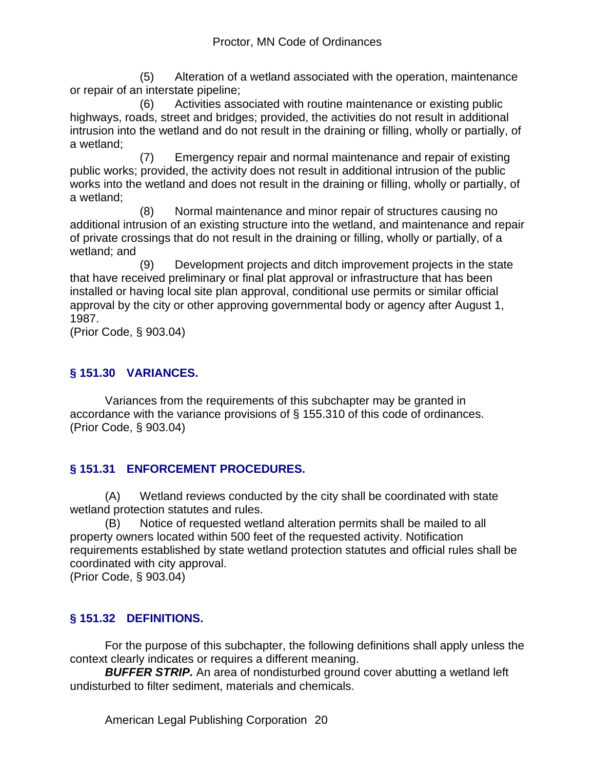(5) Alteration of a wetland associated with the operation, maintenance or repair of an interstate pipeline;

(6) Activities associated with routine maintenance or existing public highways, roads, street and bridges; provided, the activities do not result in additional intrusion into the wetland and do not result in the draining or filling, wholly or partially, of a wetland;

(7) Emergency repair and normal maintenance and repair of existing public works; provided, the activity does not result in additional intrusion of the public works into the wetland and does not result in the draining or filling, wholly or partially, of a wetland;

(8) Normal maintenance and minor repair of structures causing no additional intrusion of an existing structure into the wetland, and maintenance and repair of private crossings that do not result in the draining or filling, wholly or partially, of a wetland; and

(9) Development projects and ditch improvement projects in the state that have received preliminary or final plat approval or infrastructure that has been installed or having local site plan approval, conditional use permits or similar official approval by the city or other approving governmental body or agency after August 1, 1987.

(Prior Code, § 903.04)

## § 151.30 VARIANCES.

Variances from the requirements of this subchapter may be granted in accordance with the variance provisions of § 155.310 of this code of ordinances.

(Prior Code, § 903.04)

## § 151.31 ENFORCEMENT PROCEDURES.

(A) Wetland reviews conducted by the city shall be coordinated with state wetland protection statutes and rules.

(B) Notice of requested wetland alteration permits shall be mailed to all property owners located within 500 feet of the requested activity. Notification requirements established by state wetland protection statutes and official rules shall be coordinated with city approval.

(Prior Code, § 903.04)

## § 151.32 DEFINITIONS.

For the purpose of this subchapter, the following definitions shall apply unless the context clearly indicates or requires a different meaning.

***BUFFER STRIP.*** An area of nondisturbed ground cover abutting a wetland left undisturbed to filter sediment, materials and chemicals.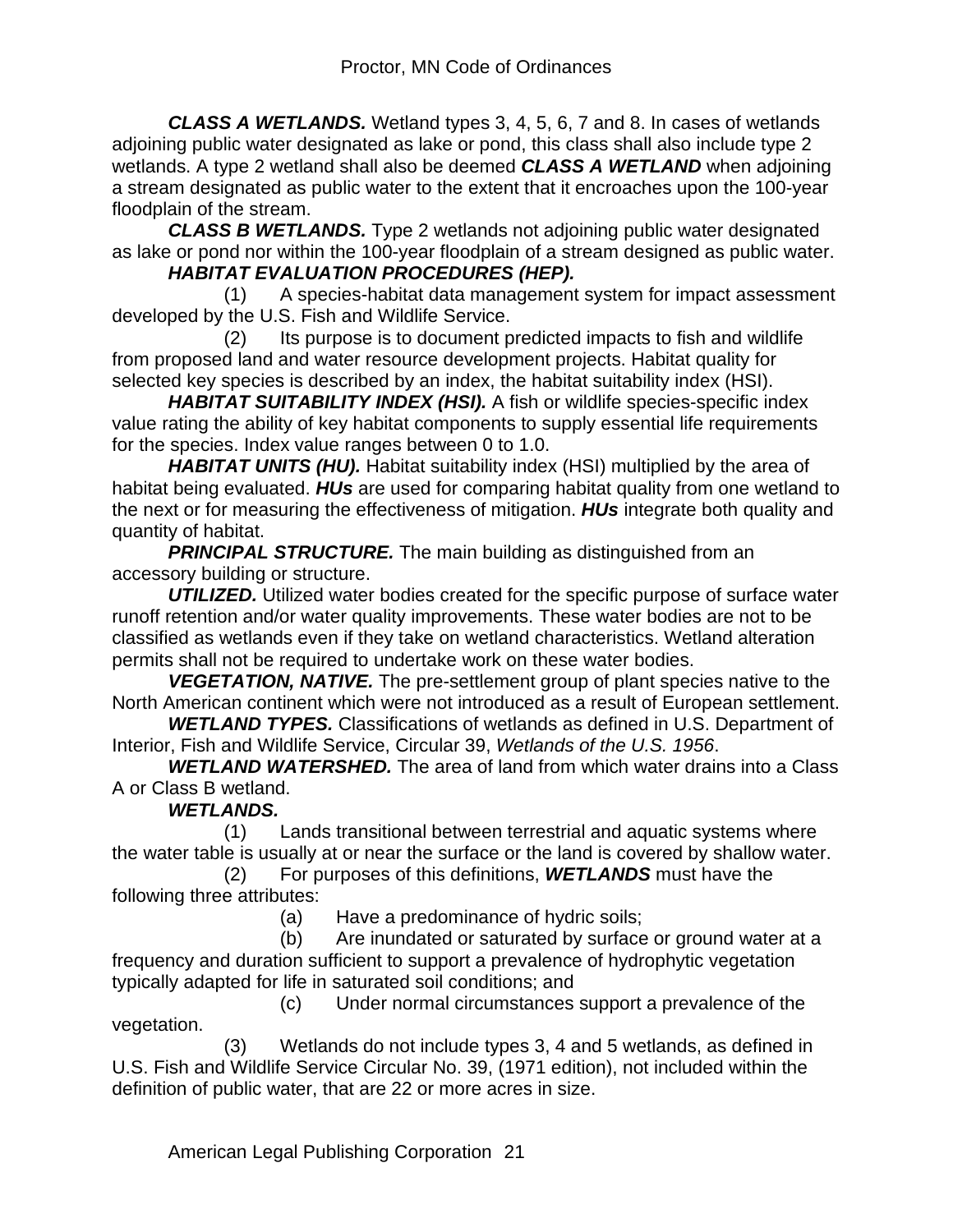***CLASS A WETLANDS.*** Wetland types 3, 4, 5, 6, 7 and 8. In cases of wetlands adjoining public water designated as lake or pond, this class shall also include type 2 wetlands. A type 2 wetland shall also be deemed ***CLASS A WETLAND*** when adjoining a stream designated as public water to the extent that it encroaches upon the 100-year floodplain of the stream.

***CLASS B WETLANDS.*** Type 2 wetlands not adjoining public water designated as lake or pond nor within the 100-year floodplain of a stream designed as public water.

***HABITAT EVALUATION PROCEDURES (HEP).***

(1) A species-habitat data management system for impact assessment developed by the U.S. Fish and Wildlife Service.

(2) Its purpose is to document predicted impacts to fish and wildlife from proposed land and water resource development projects. Habitat quality for selected key species is described by an index, the habitat suitability index (HSI).

***HABITAT SUITABILITY INDEX (HSI).*** A fish or wildlife species-specific index value rating the ability of key habitat components to supply essential life requirements for the species. Index value ranges between 0 to 1.0.

***HABITAT UNITS (HU).*** Habitat suitability index (HSI) multiplied by the area of habitat being evaluated. ***HUs*** are used for comparing habitat quality from one wetland to the next or for measuring the effectiveness of mitigation. ***HUs*** integrate both quality and quantity of habitat.

***PRINCIPAL STRUCTURE.*** The main building as distinguished from an accessory building or structure.

***UTILIZED.*** Utilized water bodies created for the specific purpose of surface water runoff retention and/or water quality improvements. These water bodies are not to be classified as wetlands even if they take on wetland characteristics. Wetland alteration permits shall not be required to undertake work on these water bodies.

***VEGETATION, NATIVE.*** The pre-settlement group of plant species native to the North American continent which were not introduced as a result of European settlement.

***WETLAND TYPES.*** Classifications of wetlands as defined in U.S. Department of Interior, Fish and Wildlife Service, Circular 39, *Wetlands of the U.S. 1956*.

***WETLAND WATERSHED.*** The area of land from which water drains into a Class A or Class B wetland.

***WETLANDS.***

(1) Lands transitional between terrestrial and aquatic systems where the water table is usually at or near the surface or the land is covered by shallow water.

(2) For purposes of this definitions, ***WETLANDS*** must have the following three attributes:

(a) Have a predominance of hydric soils;

(b) Are inundated or saturated by surface or ground water at a frequency and duration sufficient to support a prevalence of hydrophytic vegetation typically adapted for life in saturated soil conditions; and

(c) Under normal circumstances support a prevalence of the vegetation.

(3) Wetlands do not include types 3, 4 and 5 wetlands, as defined in U.S. Fish and Wildlife Service Circular No. 39, (1971 edition), not included within the definition of public water, that are 22 or more acres in size.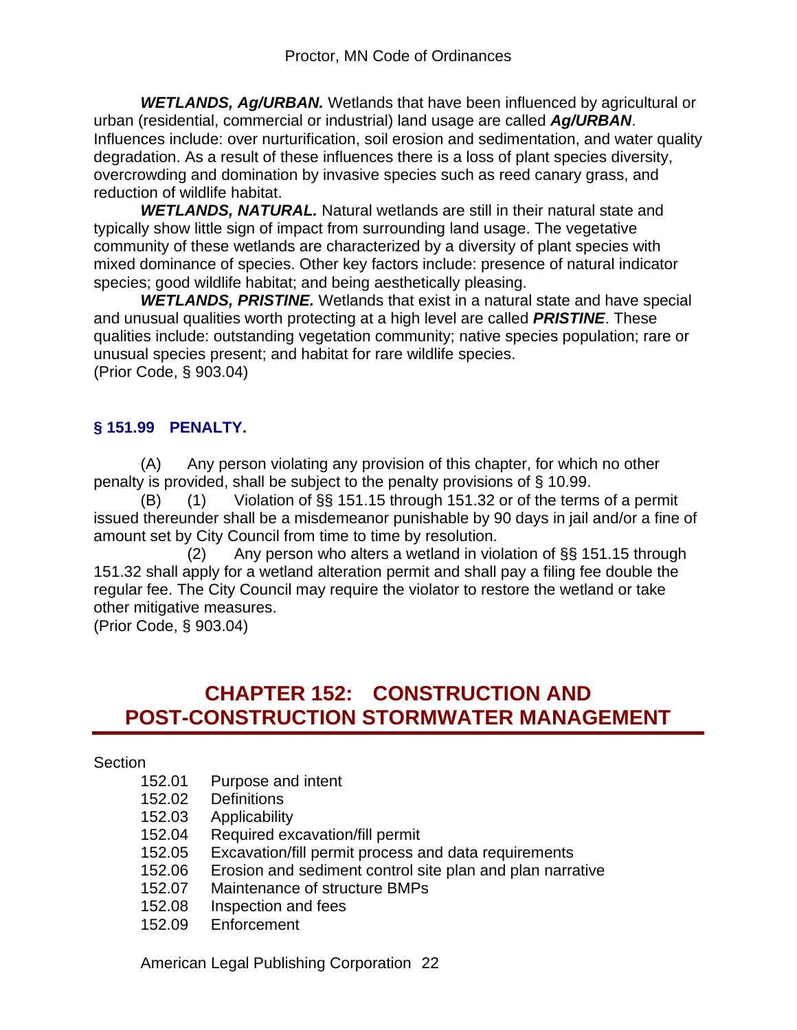***WETLANDS, Ag/URBAN.*** Wetlands that have been influenced by agricultural or urban (residential, commercial or industrial) land usage are called ***Ag/URBAN***. Influences include: over nurturification, soil erosion and sedimentation, and water quality degradation. As a result of these influences there is a loss of plant species diversity, overcrowding and domination by invasive species such as reed canary grass, and reduction of wildlife habitat.

***WETLANDS, NATURAL.*** Natural wetlands are still in their natural state and typically show little sign of impact from surrounding land usage. The vegetative community of these wetlands are characterized by a diversity of plant species with mixed dominance of species. Other key factors include: presence of natural indicator species; good wildlife habitat; and being aesthetically pleasing.

***WETLANDS, PRISTINE.*** Wetlands that exist in a natural state and have special and unusual qualities worth protecting at a high level are called ***PRISTINE***. These qualities include: outstanding vegetation community; native species population; rare or unusual species present; and habitat for rare wildlife species.
(Prior Code, § 903.04)

### § 151.99 PENALTY.

(A) Any person violating any provision of this chapter, for which no other penalty is provided, shall be subject to the penalty provisions of § 10.99.

(B) (1) Violation of §§ 151.15 through 151.32 or of the terms of a permit issued thereunder shall be a misdemeanor punishable by 90 days in jail and/or a fine of amount set by City Council from time to time by resolution.

(2) Any person who alters a wetland in violation of §§ 151.15 through 151.32 shall apply for a wetland alteration permit and shall pay a filing fee double the regular fee. The City Council may require the violator to restore the wetland or take other mitigative measures.
(Prior Code, § 903.04)

## CHAPTER 152: CONSTRUCTION AND POST-CONSTRUCTION STORMWATER MANAGEMENT

Section

- 152.01 Purpose and intent
- 152.02 Definitions
- 152.03 Applicability
- 152.04 Required excavation/fill permit
- 152.05 Excavation/fill permit process and data requirements
- 152.06 Erosion and sediment control site plan and plan narrative
- 152.07 Maintenance of structure BMPs
- 152.08 Inspection and fees
- 152.09 Enforcement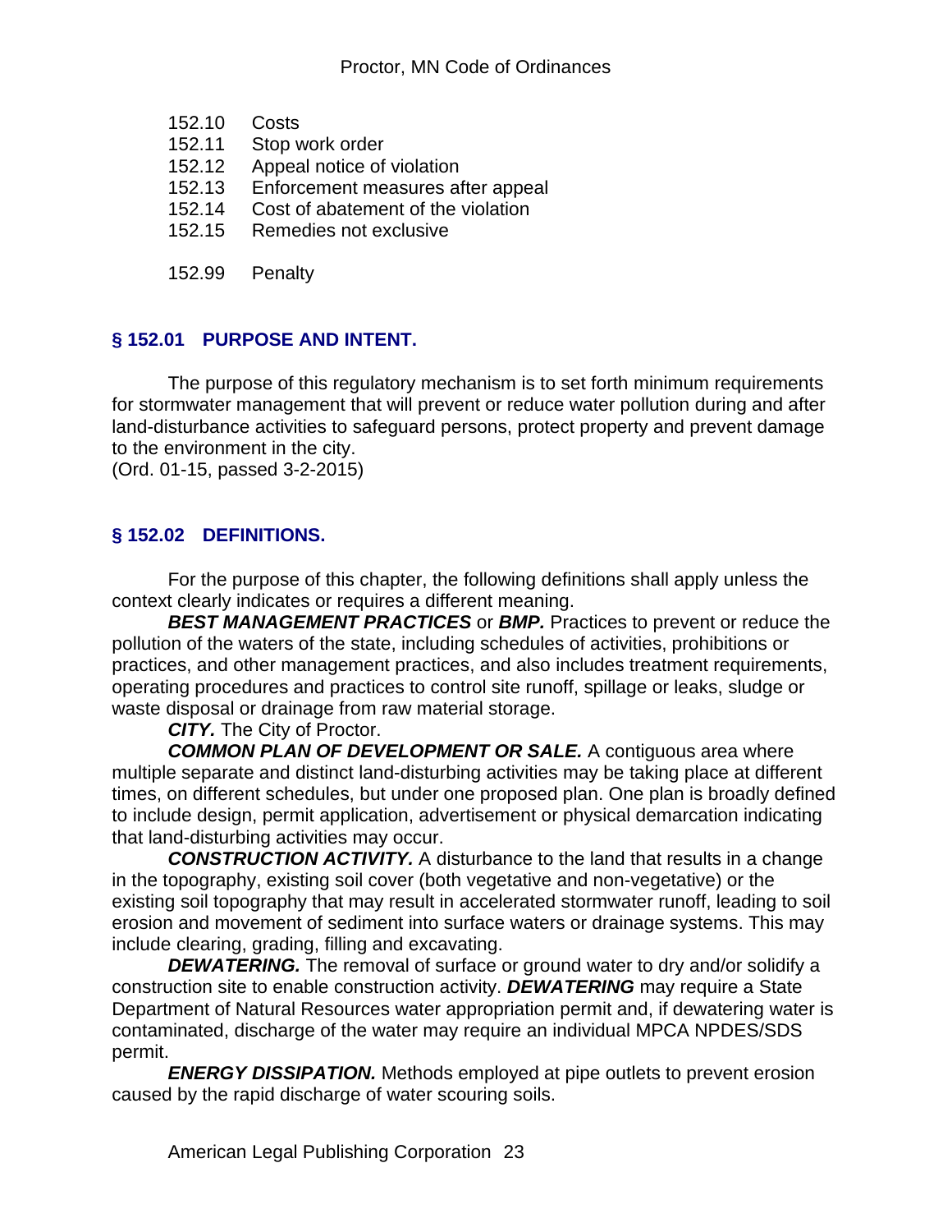152.10 Costs
152.11 Stop work order
152.12 Appeal notice of violation
152.13 Enforcement measures after appeal
152.14 Cost of abatement of the violation
152.15 Remedies not exclusive

152.99 Penalty

## § 152.01 PURPOSE AND INTENT.

The purpose of this regulatory mechanism is to set forth minimum requirements for stormwater management that will prevent or reduce water pollution during and after land-disturbance activities to safeguard persons, protect property and prevent damage to the environment in the city.
(Ord. 01-15, passed 3-2-2015)

## § 152.02 DEFINITIONS.

For the purpose of this chapter, the following definitions shall apply unless the context clearly indicates or requires a different meaning.

***BEST MANAGEMENT PRACTICES*** or ***BMP.*** Practices to prevent or reduce the pollution of the waters of the state, including schedules of activities, prohibitions or practices, and other management practices, and also includes treatment requirements, operating procedures and practices to control site runoff, spillage or leaks, sludge or waste disposal or drainage from raw material storage.

***CITY.*** The City of Proctor.

***COMMON PLAN OF DEVELOPMENT OR SALE.*** A contiguous area where multiple separate and distinct land-disturbing activities may be taking place at different times, on different schedules, but under one proposed plan. One plan is broadly defined to include design, permit application, advertisement or physical demarcation indicating that land-disturbing activities may occur.

***CONSTRUCTION ACTIVITY.*** A disturbance to the land that results in a change in the topography, existing soil cover (both vegetative and non-vegetative) or the existing soil topography that may result in accelerated stormwater runoff, leading to soil erosion and movement of sediment into surface waters or drainage systems. This may include clearing, grading, filling and excavating.

***DEWATERING.*** The removal of surface or ground water to dry and/or solidify a construction site to enable construction activity. ***DEWATERING*** may require a State Department of Natural Resources water appropriation permit and, if dewatering water is contaminated, discharge of the water may require an individual MPCA NPDES/SDS permit.

***ENERGY DISSIPATION.*** Methods employed at pipe outlets to prevent erosion caused by the rapid discharge of water scouring soils.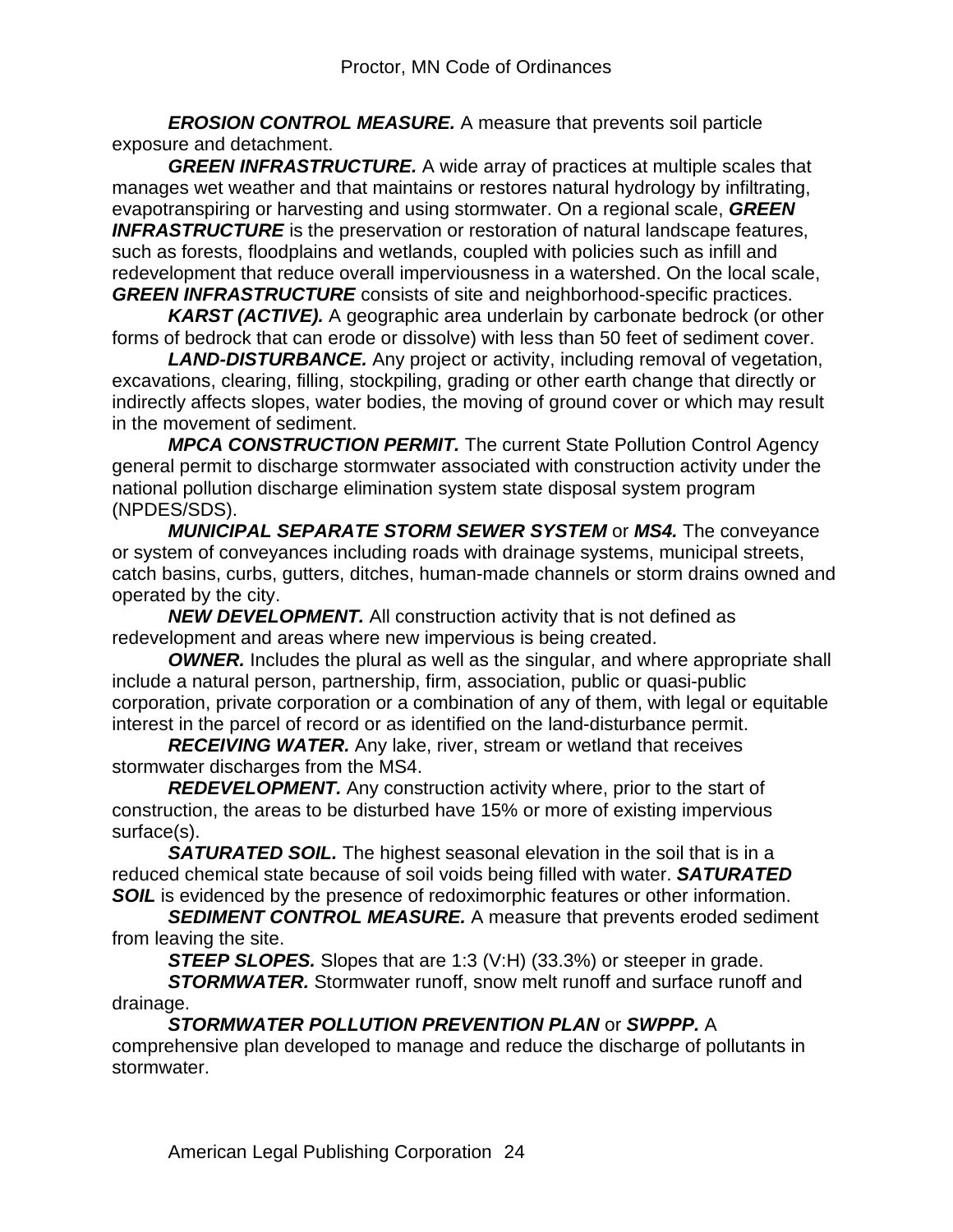***EROSION CONTROL MEASURE.*** A measure that prevents soil particle exposure and detachment.

***GREEN INFRASTRUCTURE.*** A wide array of practices at multiple scales that manages wet weather and that maintains or restores natural hydrology by infiltrating, evapotranspiring or harvesting and using stormwater. On a regional scale, ***GREEN INFRASTRUCTURE*** is the preservation or restoration of natural landscape features, such as forests, floodplains and wetlands, coupled with policies such as infill and redevelopment that reduce overall imperviousness in a watershed. On the local scale, ***GREEN INFRASTRUCTURE*** consists of site and neighborhood-specific practices.

***KARST (ACTIVE).*** A geographic area underlain by carbonate bedrock (or other forms of bedrock that can erode or dissolve) with less than 50 feet of sediment cover.

***LAND-DISTURBANCE.*** Any project or activity, including removal of vegetation, excavations, clearing, filling, stockpiling, grading or other earth change that directly or indirectly affects slopes, water bodies, the moving of ground cover or which may result in the movement of sediment.

***MPCA CONSTRUCTION PERMIT.*** The current State Pollution Control Agency general permit to discharge stormwater associated with construction activity under the national pollution discharge elimination system state disposal system program (NPDES/SDS).

***MUNICIPAL SEPARATE STORM SEWER SYSTEM*** or ***MS4.*** The conveyance or system of conveyances including roads with drainage systems, municipal streets, catch basins, curbs, gutters, ditches, human-made channels or storm drains owned and operated by the city.

***NEW DEVELOPMENT.*** All construction activity that is not defined as redevelopment and areas where new impervious is being created.

***OWNER.*** Includes the plural as well as the singular, and where appropriate shall include a natural person, partnership, firm, association, public or quasi-public corporation, private corporation or a combination of any of them, with legal or equitable interest in the parcel of record or as identified on the land-disturbance permit.

***RECEIVING WATER.*** Any lake, river, stream or wetland that receives stormwater discharges from the MS4.

***REDEVELOPMENT.*** Any construction activity where, prior to the start of construction, the areas to be disturbed have 15% or more of existing impervious surface(s).

***SATURATED SOIL.*** The highest seasonal elevation in the soil that is in a reduced chemical state because of soil voids being filled with water. ***SATURATED SOIL*** is evidenced by the presence of redoximorphic features or other information.

***SEDIMENT CONTROL MEASURE.*** A measure that prevents eroded sediment from leaving the site.

***STEEP SLOPES.*** Slopes that are 1:3 (V:H) (33.3%) or steeper in grade.

***STORMWATER.*** Stormwater runoff, snow melt runoff and surface runoff and drainage.

***STORMWATER POLLUTION PREVENTION PLAN*** or ***SWPPP.*** A comprehensive plan developed to manage and reduce the discharge of pollutants in stormwater.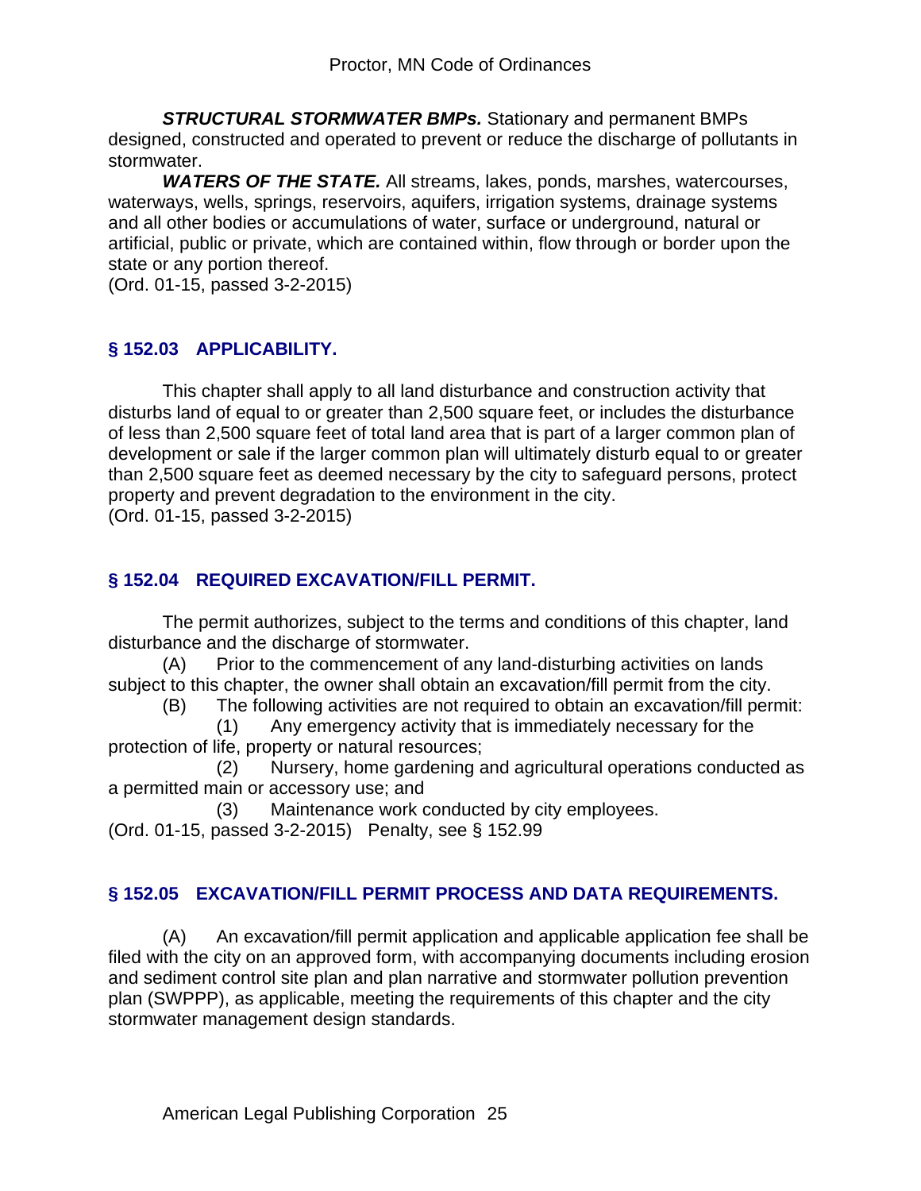***STRUCTURAL STORMWATER BMPs.*** Stationary and permanent BMPs designed, constructed and operated to prevent or reduce the discharge of pollutants in stormwater.

***WATERS OF THE STATE.*** All streams, lakes, ponds, marshes, watercourses, waterways, wells, springs, reservoirs, aquifers, irrigation systems, drainage systems and all other bodies or accumulations of water, surface or underground, natural or artificial, public or private, which are contained within, flow through or border upon the state or any portion thereof.

(Ord. 01-15, passed 3-2-2015)

## § 152.03 APPLICABILITY.

This chapter shall apply to all land disturbance and construction activity that disturbs land of equal to or greater than 2,500 square feet, or includes the disturbance of less than 2,500 square feet of total land area that is part of a larger common plan of development or sale if the larger common plan will ultimately disturb equal to or greater than 2,500 square feet as deemed necessary by the city to safeguard persons, protect property and prevent degradation to the environment in the city.

(Ord. 01-15, passed 3-2-2015)

## § 152.04 REQUIRED EXCAVATION/FILL PERMIT.

The permit authorizes, subject to the terms and conditions of this chapter, land disturbance and the discharge of stormwater.

(A) Prior to the commencement of any land-disturbing activities on lands subject to this chapter, the owner shall obtain an excavation/fill permit from the city.

(B) The following activities are not required to obtain an excavation/fill permit:

(1) Any emergency activity that is immediately necessary for the protection of life, property or natural resources;

(2) Nursery, home gardening and agricultural operations conducted as a permitted main or accessory use; and

(3) Maintenance work conducted by city employees.

(Ord. 01-15, passed 3-2-2015) Penalty, see § 152.99

## § 152.05 EXCAVATION/FILL PERMIT PROCESS AND DATA REQUIREMENTS.

(A) An excavation/fill permit application and applicable application fee shall be filed with the city on an approved form, with accompanying documents including erosion and sediment control site plan and plan narrative and stormwater pollution prevention plan (SWPPP), as applicable, meeting the requirements of this chapter and the city stormwater management design standards.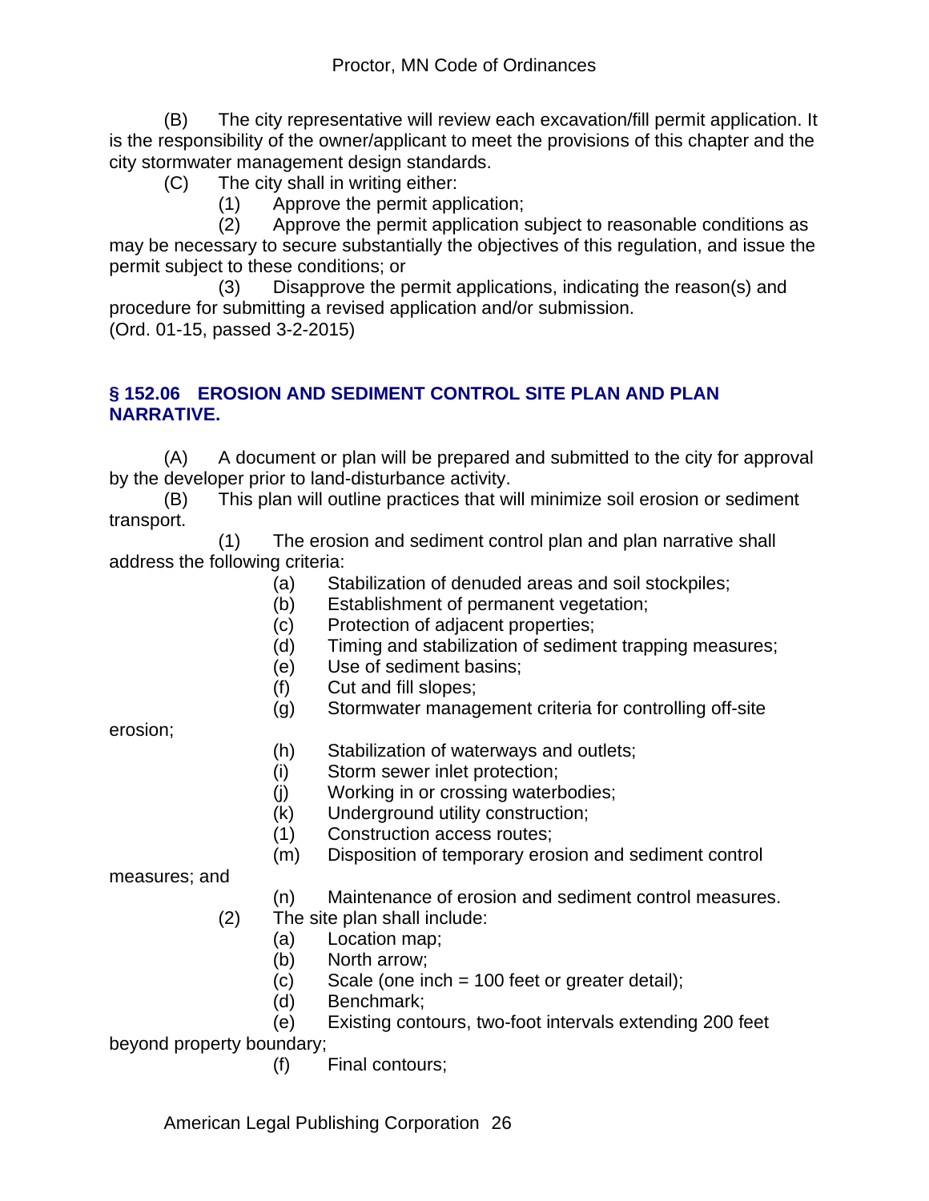(B) The city representative will review each excavation/fill permit application. It is the responsibility of the owner/applicant to meet the provisions of this chapter and the city stormwater management design standards.

(C) The city shall in writing either:

(1) Approve the permit application;

(2) Approve the permit application subject to reasonable conditions as may be necessary to secure substantially the objectives of this regulation, and issue the permit subject to these conditions; or

(3) Disapprove the permit applications, indicating the reason(s) and procedure for submitting a revised application and/or submission.

(Ord. 01-15, passed 3-2-2015)

### § 152.06 EROSION AND SEDIMENT CONTROL SITE PLAN AND PLAN NARRATIVE.

(A) A document or plan will be prepared and submitted to the city for approval by the developer prior to land-disturbance activity.

(B) This plan will outline practices that will minimize soil erosion or sediment transport.

(1) The erosion and sediment control plan and plan narrative shall address the following criteria:

(a) Stabilization of denuded areas and soil stockpiles;

(b) Establishment of permanent vegetation;

(c) Protection of adjacent properties;

(d) Timing and stabilization of sediment trapping measures;

(e) Use of sediment basins;

(f) Cut and fill slopes;

(g) Stormwater management criteria for controlling off-site erosion;

(h) Stabilization of waterways and outlets;

(i) Storm sewer inlet protection;

(j) Working in or crossing waterbodies;

(k) Underground utility construction;

(1) Construction access routes;

(m) Disposition of temporary erosion and sediment control measures; and

(n) Maintenance of erosion and sediment control measures.

(2) The site plan shall include:

(a) Location map;

(b) North arrow;

(c) Scale (one inch = 100 feet or greater detail);

(d) Benchmark;

(e) Existing contours, two-foot intervals extending 200 feet beyond property boundary;

(f) Final contours;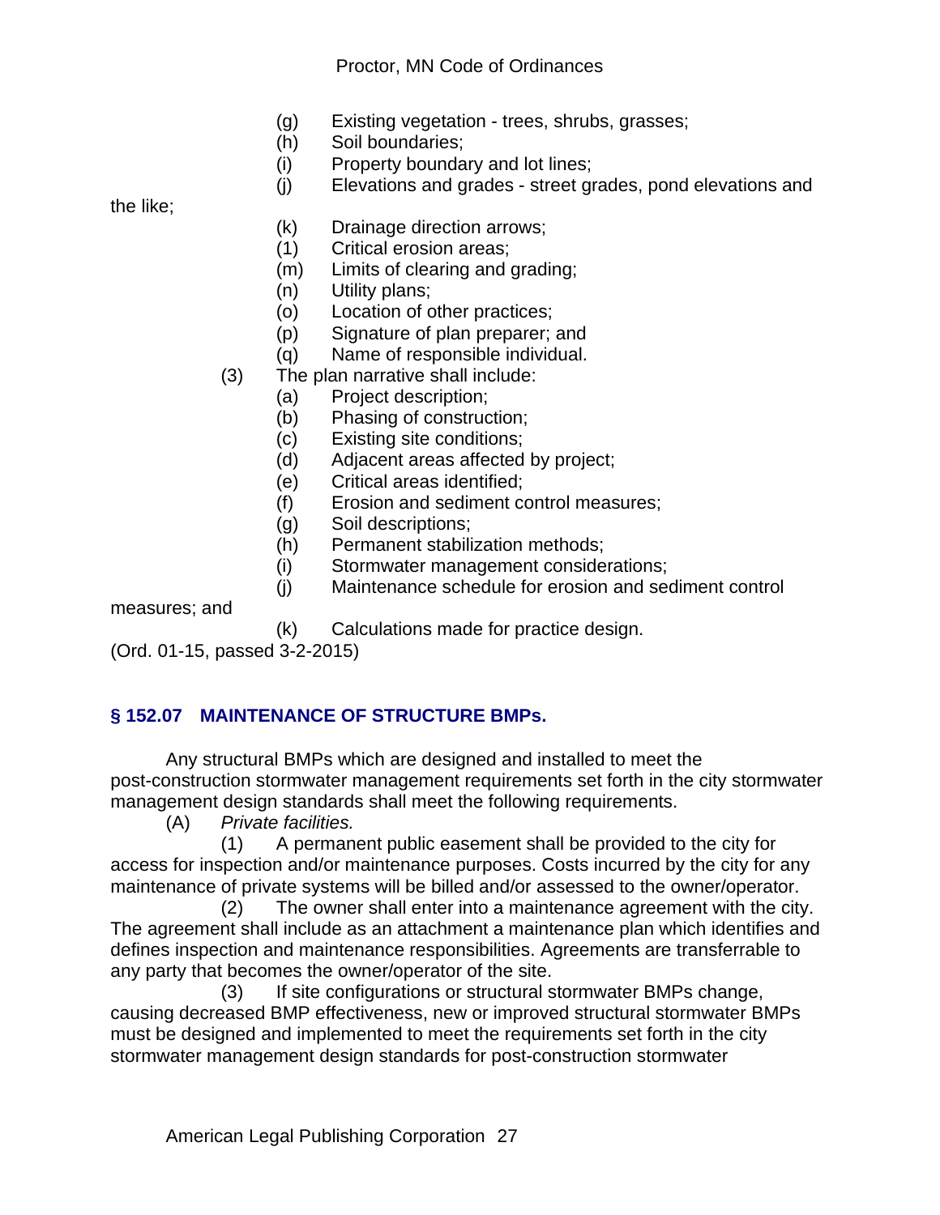(g) Existing vegetation - trees, shrubs, grasses;

(h) Soil boundaries;

(i) Property boundary and lot lines;

(j) Elevations and grades - street grades, pond elevations and the like;

(k) Drainage direction arrows;

(1) Critical erosion areas;

(m) Limits of clearing and grading;

(n) Utility plans;

(o) Location of other practices;

(p) Signature of plan preparer; and

(q) Name of responsible individual.

(3) The plan narrative shall include:

(a) Project description;

(b) Phasing of construction;

(c) Existing site conditions;

(d) Adjacent areas affected by project;

(e) Critical areas identified;

(f) Erosion and sediment control measures;

(g) Soil descriptions;

(h) Permanent stabilization methods;

(i) Stormwater management considerations;

(j) Maintenance schedule for erosion and sediment control measures; and

(k) Calculations made for practice design.

(Ord. 01-15, passed 3-2-2015)

## § 152.07 MAINTENANCE OF STRUCTURE BMPs.

Any structural BMPs which are designed and installed to meet the post-construction stormwater management requirements set forth in the city stormwater management design standards shall meet the following requirements.

(A) *Private facilities.*

(1) A permanent public easement shall be provided to the city for access for inspection and/or maintenance purposes. Costs incurred by the city for any maintenance of private systems will be billed and/or assessed to the owner/operator.

(2) The owner shall enter into a maintenance agreement with the city. The agreement shall include as an attachment a maintenance plan which identifies and defines inspection and maintenance responsibilities. Agreements are transferrable to any party that becomes the owner/operator of the site.

(3) If site configurations or structural stormwater BMPs change, causing decreased BMP effectiveness, new or improved structural stormwater BMPs must be designed and implemented to meet the requirements set forth in the city stormwater management design standards for post-construction stormwater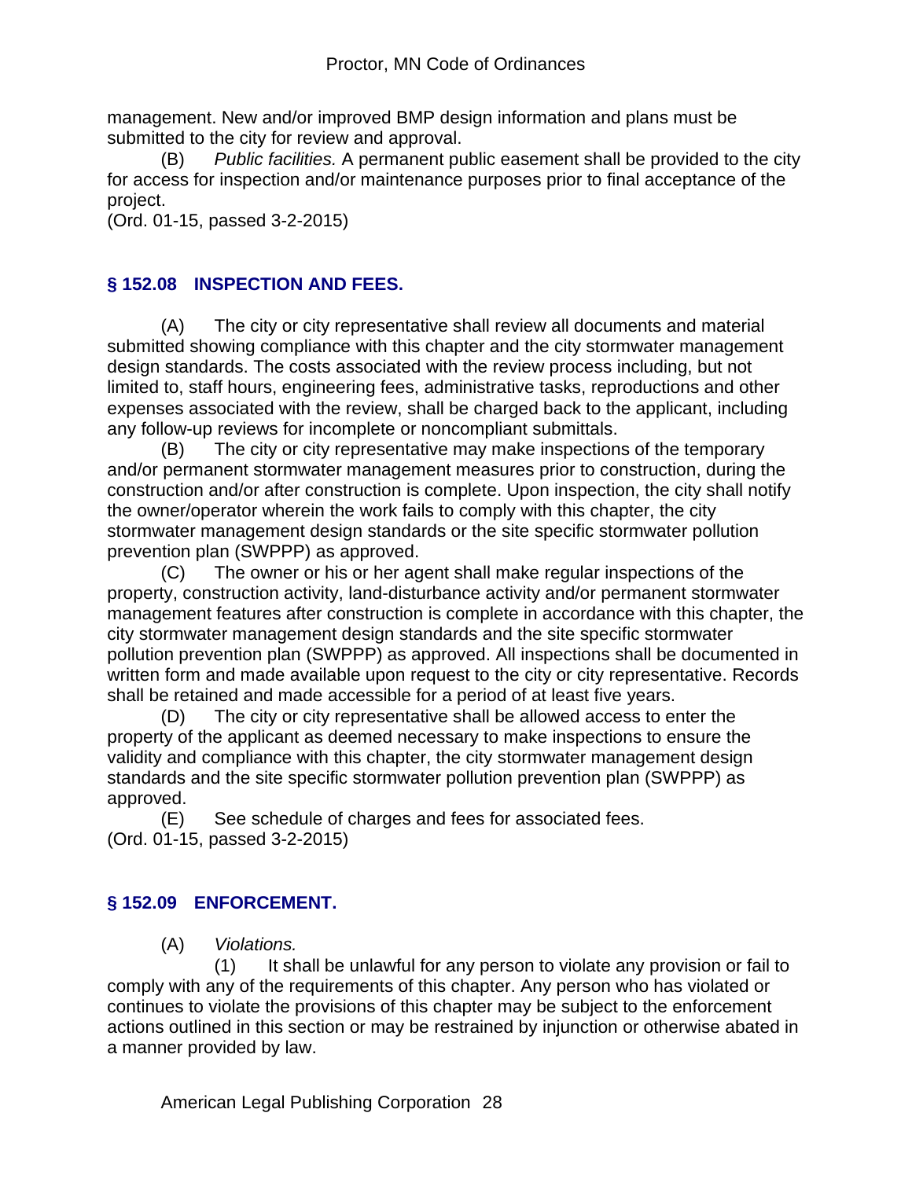management. New and/or improved BMP design information and plans must be submitted to the city for review and approval.

(B) *Public facilities.* A permanent public easement shall be provided to the city for access for inspection and/or maintenance purposes prior to final acceptance of the project.

(Ord. 01-15, passed 3-2-2015)

### § 152.08 INSPECTION AND FEES.

(A) The city or city representative shall review all documents and material submitted showing compliance with this chapter and the city stormwater management design standards. The costs associated with the review process including, but not limited to, staff hours, engineering fees, administrative tasks, reproductions and other expenses associated with the review, shall be charged back to the applicant, including any follow-up reviews for incomplete or noncompliant submittals.

(B) The city or city representative may make inspections of the temporary and/or permanent stormwater management measures prior to construction, during the construction and/or after construction is complete. Upon inspection, the city shall notify the owner/operator wherein the work fails to comply with this chapter, the city stormwater management design standards or the site specific stormwater pollution prevention plan (SWPPP) as approved.

(C) The owner or his or her agent shall make regular inspections of the property, construction activity, land-disturbance activity and/or permanent stormwater management features after construction is complete in accordance with this chapter, the city stormwater management design standards and the site specific stormwater pollution prevention plan (SWPPP) as approved. All inspections shall be documented in written form and made available upon request to the city or city representative. Records shall be retained and made accessible for a period of at least five years.

(D) The city or city representative shall be allowed access to enter the property of the applicant as deemed necessary to make inspections to ensure the validity and compliance with this chapter, the city stormwater management design standards and the site specific stormwater pollution prevention plan (SWPPP) as approved.

(E) See schedule of charges and fees for associated fees.

(Ord. 01-15, passed 3-2-2015)

### § 152.09 ENFORCEMENT.

(A) *Violations.*

(1) It shall be unlawful for any person to violate any provision or fail to comply with any of the requirements of this chapter. Any person who has violated or continues to violate the provisions of this chapter may be subject to the enforcement actions outlined in this section or may be restrained by injunction or otherwise abated in a manner provided by law.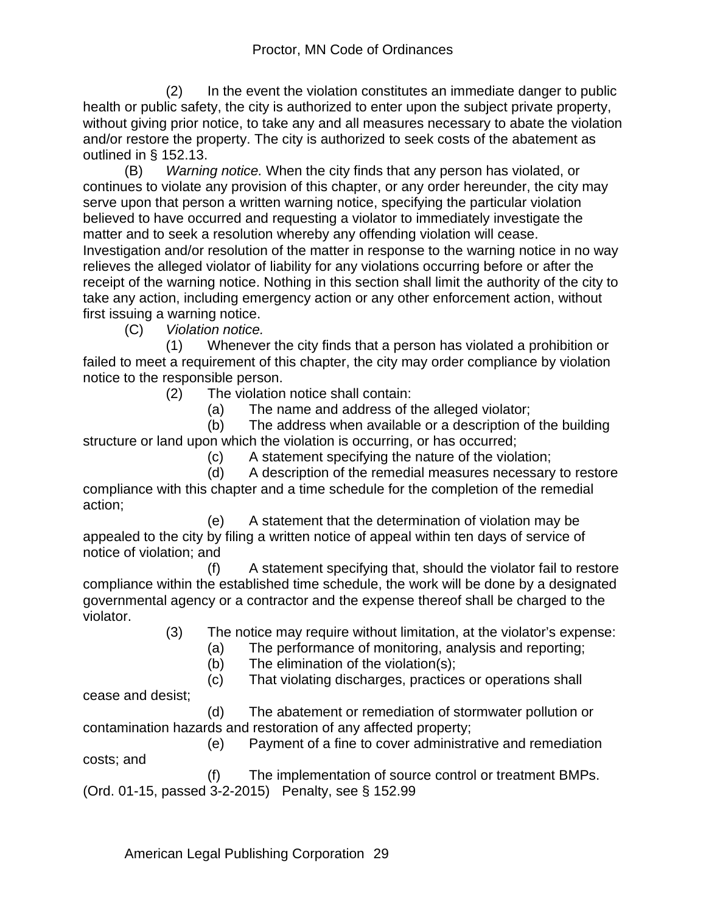(2) In the event the violation constitutes an immediate danger to public health or public safety, the city is authorized to enter upon the subject private property, without giving prior notice, to take any and all measures necessary to abate the violation and/or restore the property. The city is authorized to seek costs of the abatement as outlined in § 152.13.

(B) *Warning notice.* When the city finds that any person has violated, or continues to violate any provision of this chapter, or any order hereunder, the city may serve upon that person a written warning notice, specifying the particular violation believed to have occurred and requesting a violator to immediately investigate the matter and to seek a resolution whereby any offending violation will cease. Investigation and/or resolution of the matter in response to the warning notice in no way relieves the alleged violator of liability for any violations occurring before or after the receipt of the warning notice. Nothing in this section shall limit the authority of the city to take any action, including emergency action or any other enforcement action, without first issuing a warning notice.

(C) *Violation notice.*

(1) Whenever the city finds that a person has violated a prohibition or failed to meet a requirement of this chapter, the city may order compliance by violation notice to the responsible person.

(2) The violation notice shall contain:

(a) The name and address of the alleged violator;

(b) The address when available or a description of the building structure or land upon which the violation is occurring, or has occurred;

(c) A statement specifying the nature of the violation;

(d) A description of the remedial measures necessary to restore compliance with this chapter and a time schedule for the completion of the remedial action;

(e) A statement that the determination of violation may be appealed to the city by filing a written notice of appeal within ten days of service of notice of violation; and

(f) A statement specifying that, should the violator fail to restore compliance within the established time schedule, the work will be done by a designated governmental agency or a contractor and the expense thereof shall be charged to the violator.

(3) The notice may require without limitation, at the violator's expense:

(a) The performance of monitoring, analysis and reporting;

(b) The elimination of the violation(s);

(c) That violating discharges, practices or operations shall cease and desist;

(d) The abatement or remediation of stormwater pollution or contamination hazards and restoration of any affected property;

(e) Payment of a fine to cover administrative and remediation costs; and

(f) The implementation of source control or treatment BMPs.

(Ord. 01-15, passed 3-2-2015) Penalty, see § 152.99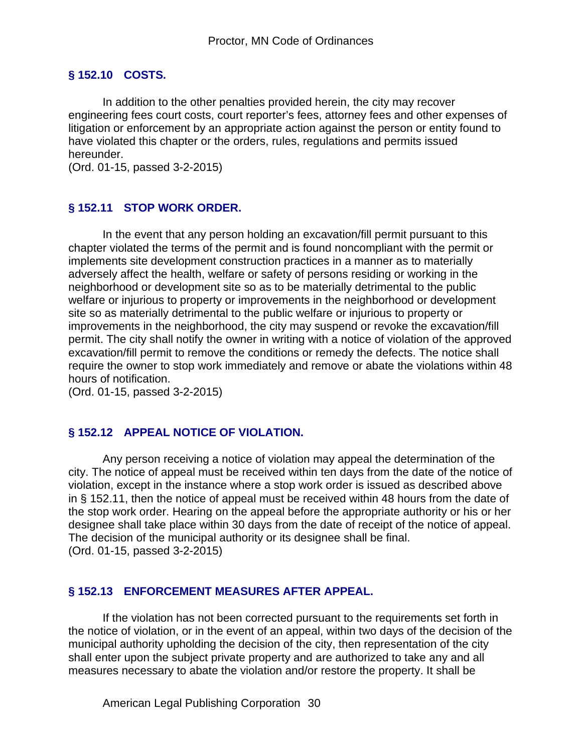## § 152.10 COSTS.

In addition to the other penalties provided herein, the city may recover engineering fees court costs, court reporter's fees, attorney fees and other expenses of litigation or enforcement by an appropriate action against the person or entity found to have violated this chapter or the orders, rules, regulations and permits issued hereunder.
(Ord. 01-15, passed 3-2-2015)

## § 152.11 STOP WORK ORDER.

In the event that any person holding an excavation/fill permit pursuant to this chapter violated the terms of the permit and is found noncompliant with the permit or implements site development construction practices in a manner as to materially adversely affect the health, welfare or safety of persons residing or working in the neighborhood or development site so as to be materially detrimental to the public welfare or injurious to property or improvements in the neighborhood or development site so as materially detrimental to the public welfare or injurious to property or improvements in the neighborhood, the city may suspend or revoke the excavation/fill permit. The city shall notify the owner in writing with a notice of violation of the approved excavation/fill permit to remove the conditions or remedy the defects. The notice shall require the owner to stop work immediately and remove or abate the violations within 48 hours of notification.
(Ord. 01-15, passed 3-2-2015)

## § 152.12 APPEAL NOTICE OF VIOLATION.

Any person receiving a notice of violation may appeal the determination of the city. The notice of appeal must be received within ten days from the date of the notice of violation, except in the instance where a stop work order is issued as described above in § 152.11, then the notice of appeal must be received within 48 hours from the date of the stop work order. Hearing on the appeal before the appropriate authority or his or her designee shall take place within 30 days from the date of receipt of the notice of appeal. The decision of the municipal authority or its designee shall be final.
(Ord. 01-15, passed 3-2-2015)

## § 152.13 ENFORCEMENT MEASURES AFTER APPEAL.

If the violation has not been corrected pursuant to the requirements set forth in the notice of violation, or in the event of an appeal, within two days of the decision of the municipal authority upholding the decision of the city, then representation of the city shall enter upon the subject private property and are authorized to take any and all measures necessary to abate the violation and/or restore the property. It shall be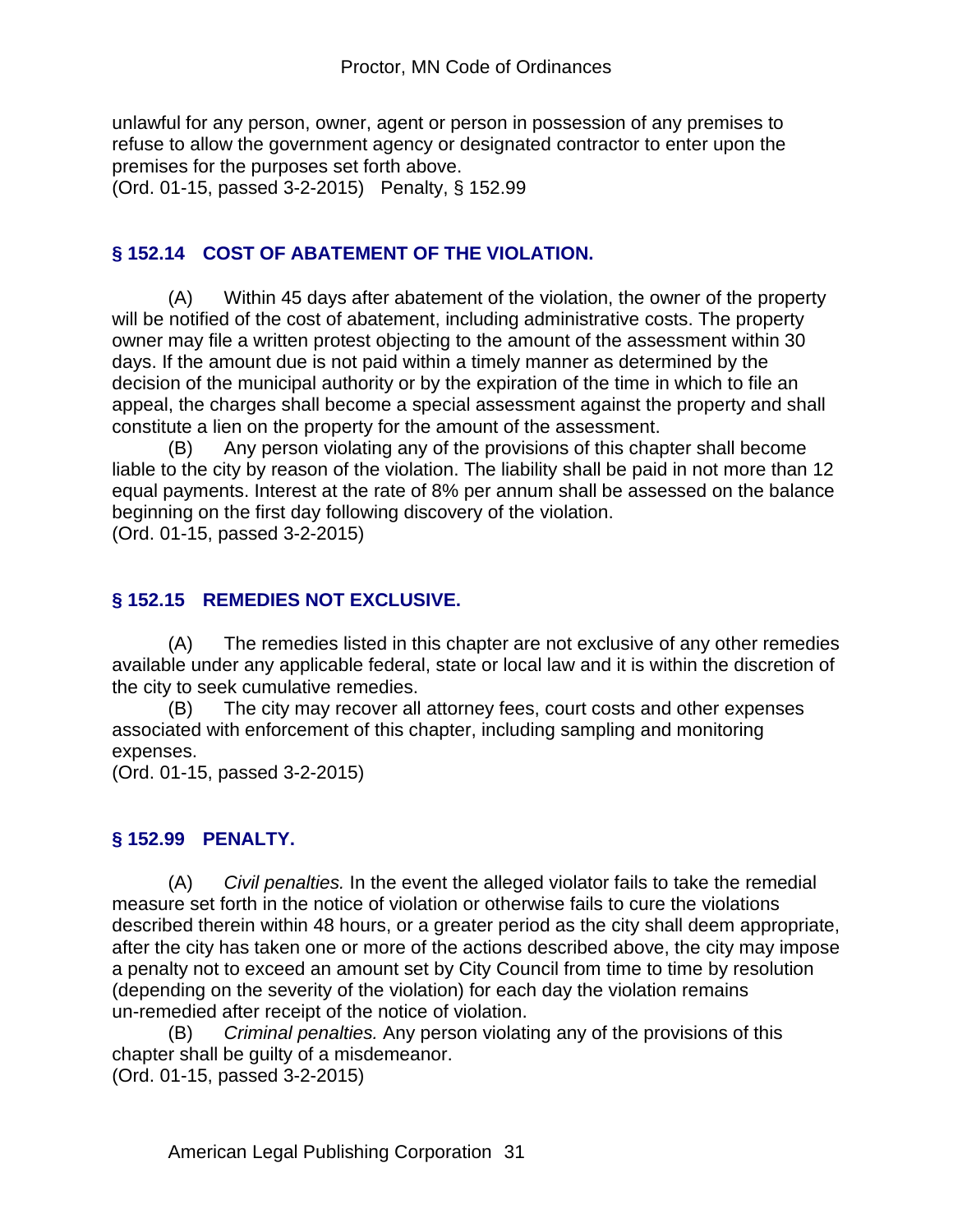unlawful for any person, owner, agent or person in possession of any premises to refuse to allow the government agency or designated contractor to enter upon the premises for the purposes set forth above.
(Ord. 01-15, passed 3-2-2015)   Penalty, § 152.99

## § 152.14   COST OF ABATEMENT OF THE VIOLATION.

(A)   Within 45 days after abatement of the violation, the owner of the property will be notified of the cost of abatement, including administrative costs. The property owner may file a written protest objecting to the amount of the assessment within 30 days. If the amount due is not paid within a timely manner as determined by the decision of the municipal authority or by the expiration of the time in which to file an appeal, the charges shall become a special assessment against the property and shall constitute a lien on the property for the amount of the assessment.

(B)   Any person violating any of the provisions of this chapter shall become liable to the city by reason of the violation. The liability shall be paid in not more than 12 equal payments. Interest at the rate of 8% per annum shall be assessed on the balance beginning on the first day following discovery of the violation.
(Ord. 01-15, passed 3-2-2015)

## § 152.15   REMEDIES NOT EXCLUSIVE.

(A)   The remedies listed in this chapter are not exclusive of any other remedies available under any applicable federal, state or local law and it is within the discretion of the city to seek cumulative remedies.

(B)   The city may recover all attorney fees, court costs and other expenses associated with enforcement of this chapter, including sampling and monitoring expenses.
(Ord. 01-15, passed 3-2-2015)

## § 152.99   PENALTY.

(A)   *Civil penalties.* In the event the alleged violator fails to take the remedial measure set forth in the notice of violation or otherwise fails to cure the violations described therein within 48 hours, or a greater period as the city shall deem appropriate, after the city has taken one or more of the actions described above, the city may impose a penalty not to exceed an amount set by City Council from time to time by resolution (depending on the severity of the violation) for each day the violation remains un-remedied after receipt of the notice of violation.

(B)   *Criminal penalties.* Any person violating any of the provisions of this chapter shall be guilty of a misdemeanor.
(Ord. 01-15, passed 3-2-2015)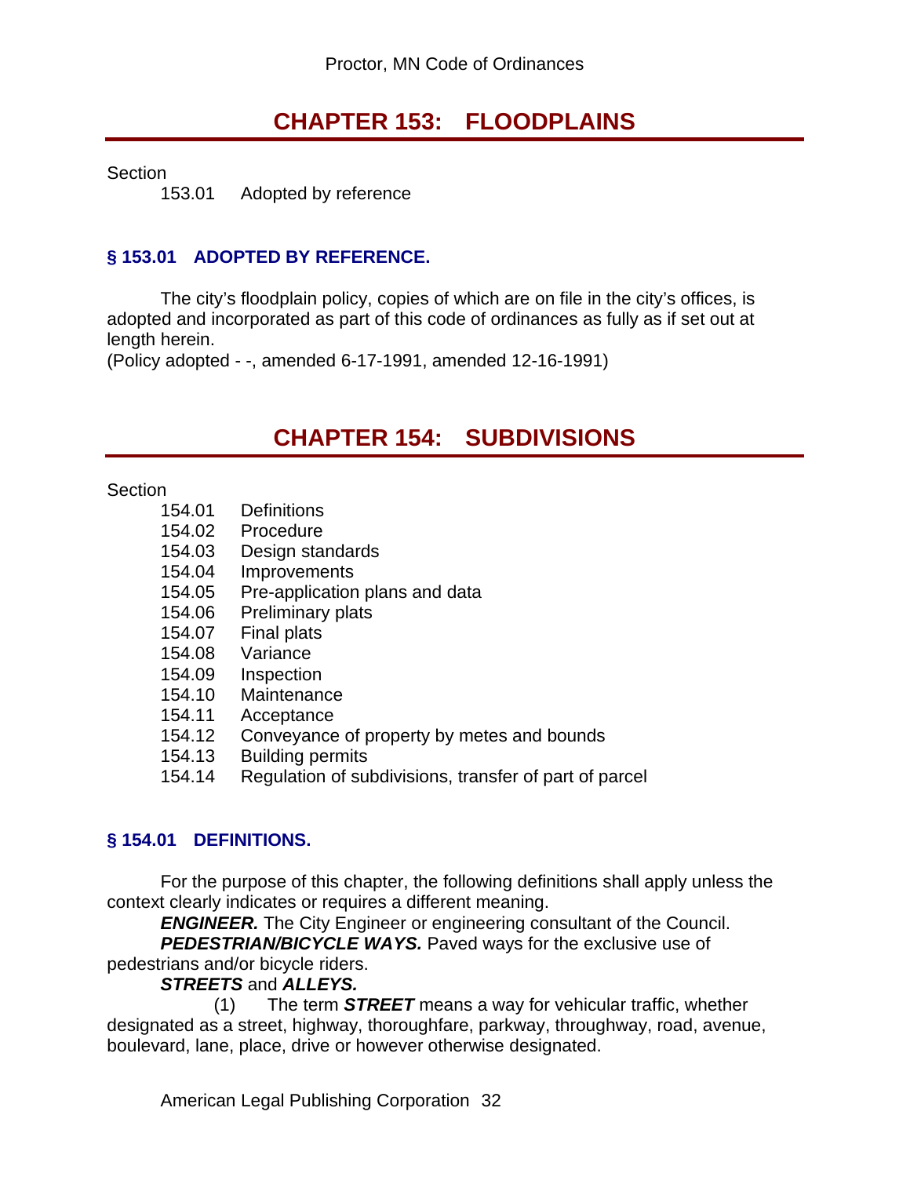# CHAPTER 153: FLOODPLAINS

Section

153.01 Adopted by reference

### § 153.01 ADOPTED BY REFERENCE.

The city's floodplain policy, copies of which are on file in the city's offices, is adopted and incorporated as part of this code of ordinances as fully as if set out at length herein.
(Policy adopted - -, amended 6-17-1991, amended 12-16-1991)

# CHAPTER 154: SUBDIVISIONS

Section

154.01 Definitions
154.02 Procedure
154.03 Design standards
154.04 Improvements
154.05 Pre-application plans and data
154.06 Preliminary plats
154.07 Final plats
154.08 Variance
154.09 Inspection
154.10 Maintenance
154.11 Acceptance
154.12 Conveyance of property by metes and bounds
154.13 Building permits
154.14 Regulation of subdivisions, transfer of part of parcel

### § 154.01 DEFINITIONS.

For the purpose of this chapter, the following definitions shall apply unless the context clearly indicates or requires a different meaning.

***ENGINEER.*** The City Engineer or engineering consultant of the Council.

***PEDESTRIAN/BICYCLE WAYS.*** Paved ways for the exclusive use of pedestrians and/or bicycle riders.

***STREETS*** and ***ALLEYS.***

(1) The term ***STREET*** means a way for vehicular traffic, whether designated as a street, highway, thoroughfare, parkway, throughway, road, avenue, boulevard, lane, place, drive or however otherwise designated.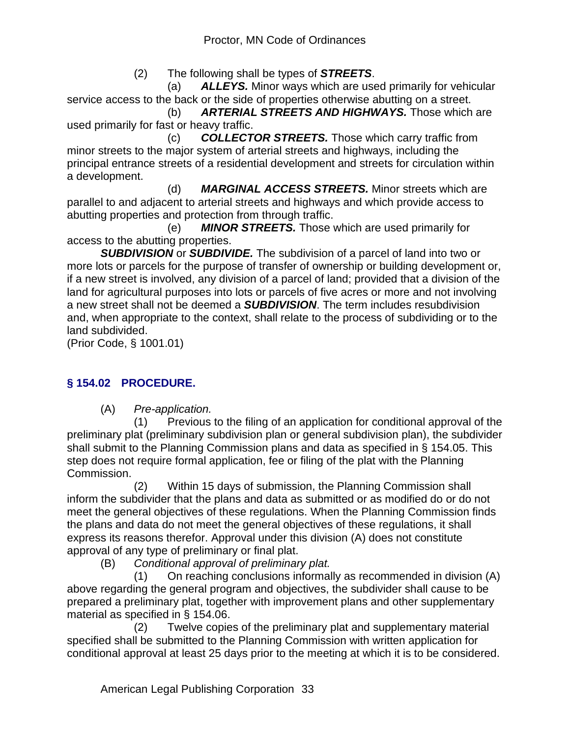(2) The following shall be types of ***STREETS***.

(a) ***ALLEYS.*** Minor ways which are used primarily for vehicular service access to the back or the side of properties otherwise abutting on a street.

(b) ***ARTERIAL STREETS AND HIGHWAYS.*** Those which are used primarily for fast or heavy traffic.

(c) ***COLLECTOR STREETS.*** Those which carry traffic from minor streets to the major system of arterial streets and highways, including the principal entrance streets of a residential development and streets for circulation within a development.

(d) ***MARGINAL ACCESS STREETS.*** Minor streets which are parallel to and adjacent to arterial streets and highways and which provide access to abutting properties and protection from through traffic.

(e) ***MINOR STREETS.*** Those which are used primarily for access to the abutting properties.

***SUBDIVISION*** or ***SUBDIVIDE.*** The subdivision of a parcel of land into two or more lots or parcels for the purpose of transfer of ownership or building development or, if a new street is involved, any division of a parcel of land; provided that a division of the land for agricultural purposes into lots or parcels of five acres or more and not involving a new street shall not be deemed a ***SUBDIVISION***. The term includes resubdivision and, when appropriate to the context, shall relate to the process of subdividing or to the land subdivided.

(Prior Code, § 1001.01)

## § 154.02 PROCEDURE.

(A) *Pre-application.*

(1) Previous to the filing of an application for conditional approval of the preliminary plat (preliminary subdivision plan or general subdivision plan), the subdivider shall submit to the Planning Commission plans and data as specified in § 154.05. This step does not require formal application, fee or filing of the plat with the Planning Commission.

(2) Within 15 days of submission, the Planning Commission shall inform the subdivider that the plans and data as submitted or as modified do or do not meet the general objectives of these regulations. When the Planning Commission finds the plans and data do not meet the general objectives of these regulations, it shall express its reasons therefor. Approval under this division (A) does not constitute approval of any type of preliminary or final plat.

(B) *Conditional approval of preliminary plat.*

(1) On reaching conclusions informally as recommended in division (A) above regarding the general program and objectives, the subdivider shall cause to be prepared a preliminary plat, together with improvement plans and other supplementary material as specified in § 154.06.

(2) Twelve copies of the preliminary plat and supplementary material specified shall be submitted to the Planning Commission with written application for conditional approval at least 25 days prior to the meeting at which it is to be considered.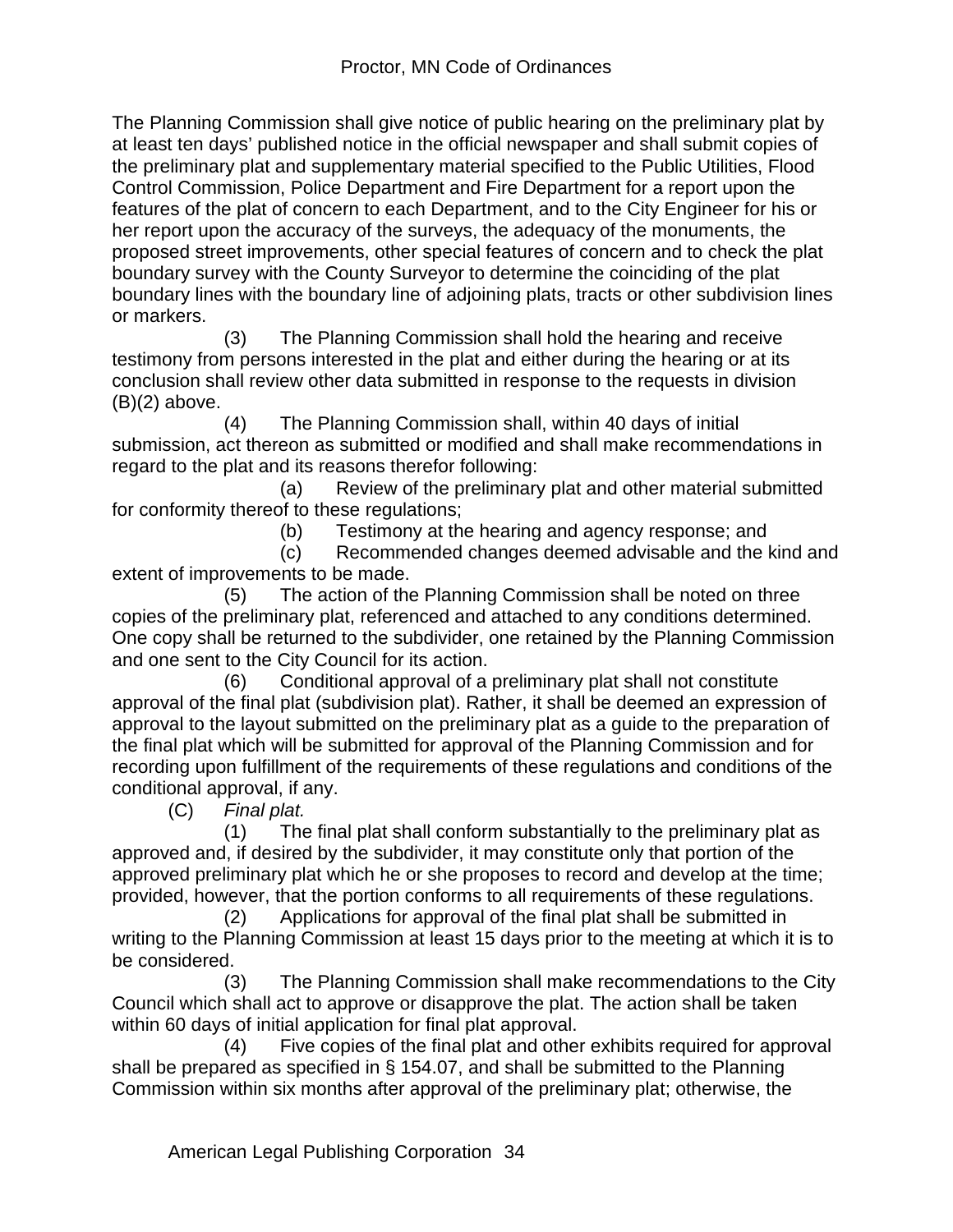The Planning Commission shall give notice of public hearing on the preliminary plat by at least ten days' published notice in the official newspaper and shall submit copies of the preliminary plat and supplementary material specified to the Public Utilities, Flood Control Commission, Police Department and Fire Department for a report upon the features of the plat of concern to each Department, and to the City Engineer for his or her report upon the accuracy of the surveys, the adequacy of the monuments, the proposed street improvements, other special features of concern and to check the plat boundary survey with the County Surveyor to determine the coinciding of the plat boundary lines with the boundary line of adjoining plats, tracts or other subdivision lines or markers.

(3) The Planning Commission shall hold the hearing and receive testimony from persons interested in the plat and either during the hearing or at its conclusion shall review other data submitted in response to the requests in division (B)(2) above.

(4) The Planning Commission shall, within 40 days of initial submission, act thereon as submitted or modified and shall make recommendations in regard to the plat and its reasons therefor following:

(a) Review of the preliminary plat and other material submitted for conformity thereof to these regulations;

(b) Testimony at the hearing and agency response; and

(c) Recommended changes deemed advisable and the kind and extent of improvements to be made.

(5) The action of the Planning Commission shall be noted on three copies of the preliminary plat, referenced and attached to any conditions determined. One copy shall be returned to the subdivider, one retained by the Planning Commission and one sent to the City Council for its action.

(6) Conditional approval of a preliminary plat shall not constitute approval of the final plat (subdivision plat). Rather, it shall be deemed an expression of approval to the layout submitted on the preliminary plat as a guide to the preparation of the final plat which will be submitted for approval of the Planning Commission and for recording upon fulfillment of the requirements of these regulations and conditions of the conditional approval, if any.

(C) *Final plat.*

(1) The final plat shall conform substantially to the preliminary plat as approved and, if desired by the subdivider, it may constitute only that portion of the approved preliminary plat which he or she proposes to record and develop at the time; provided, however, that the portion conforms to all requirements of these regulations.

(2) Applications for approval of the final plat shall be submitted in writing to the Planning Commission at least 15 days prior to the meeting at which it is to be considered.

(3) The Planning Commission shall make recommendations to the City Council which shall act to approve or disapprove the plat. The action shall be taken within 60 days of initial application for final plat approval.

(4) Five copies of the final plat and other exhibits required for approval shall be prepared as specified in § 154.07, and shall be submitted to the Planning Commission within six months after approval of the preliminary plat; otherwise, the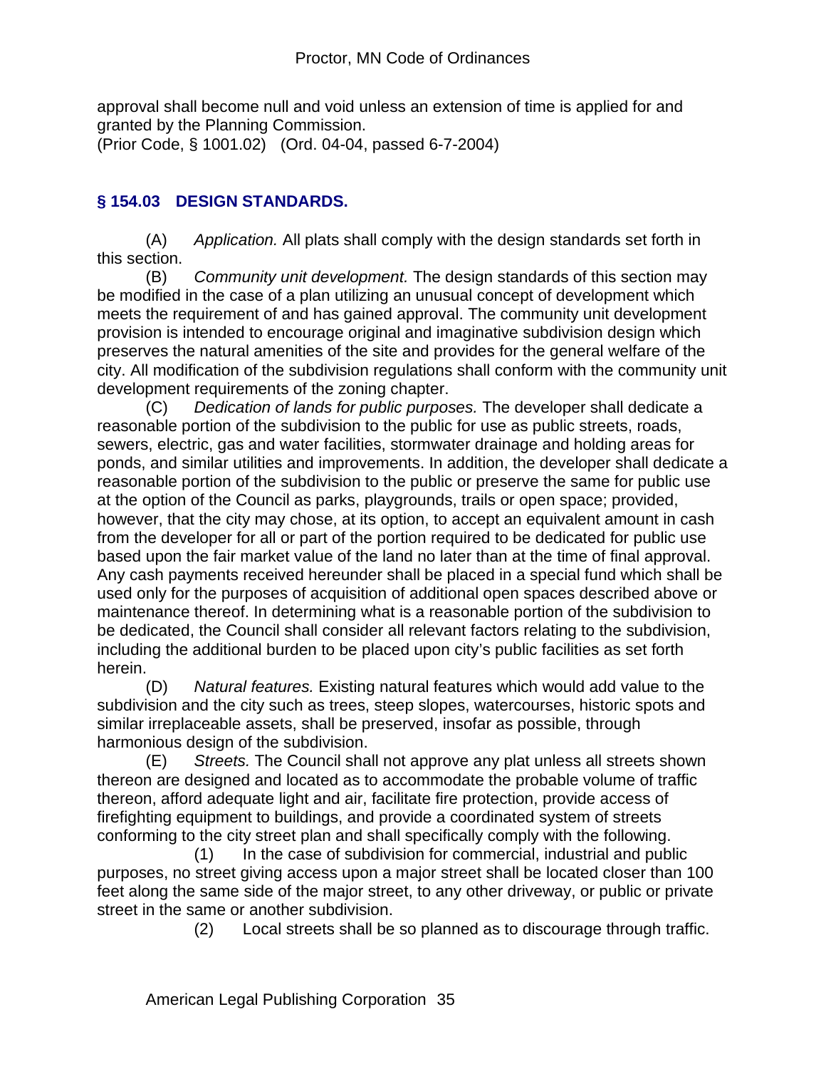approval shall become null and void unless an extension of time is applied for and granted by the Planning Commission.
(Prior Code, § 1001.02) (Ord. 04-04, passed 6-7-2004)

## § 154.03 DESIGN STANDARDS.

(A) *Application.* All plats shall comply with the design standards set forth in this section.

(B) *Community unit development.* The design standards of this section may be modified in the case of a plan utilizing an unusual concept of development which meets the requirement of and has gained approval. The community unit development provision is intended to encourage original and imaginative subdivision design which preserves the natural amenities of the site and provides for the general welfare of the city. All modification of the subdivision regulations shall conform with the community unit development requirements of the zoning chapter.

(C) *Dedication of lands for public purposes.* The developer shall dedicate a reasonable portion of the subdivision to the public for use as public streets, roads, sewers, electric, gas and water facilities, stormwater drainage and holding areas for ponds, and similar utilities and improvements. In addition, the developer shall dedicate a reasonable portion of the subdivision to the public or preserve the same for public use at the option of the Council as parks, playgrounds, trails or open space; provided, however, that the city may chose, at its option, to accept an equivalent amount in cash from the developer for all or part of the portion required to be dedicated for public use based upon the fair market value of the land no later than at the time of final approval. Any cash payments received hereunder shall be placed in a special fund which shall be used only for the purposes of acquisition of additional open spaces described above or maintenance thereof. In determining what is a reasonable portion of the subdivision to be dedicated, the Council shall consider all relevant factors relating to the subdivision, including the additional burden to be placed upon city's public facilities as set forth herein.

(D) *Natural features.* Existing natural features which would add value to the subdivision and the city such as trees, steep slopes, watercourses, historic spots and similar irreplaceable assets, shall be preserved, insofar as possible, through harmonious design of the subdivision.

(E) *Streets.* The Council shall not approve any plat unless all streets shown thereon are designed and located as to accommodate the probable volume of traffic thereon, afford adequate light and air, facilitate fire protection, provide access of firefighting equipment to buildings, and provide a coordinated system of streets conforming to the city street plan and shall specifically comply with the following.

(1) In the case of subdivision for commercial, industrial and public purposes, no street giving access upon a major street shall be located closer than 100 feet along the same side of the major street, to any other driveway, or public or private street in the same or another subdivision.

(2) Local streets shall be so planned as to discourage through traffic.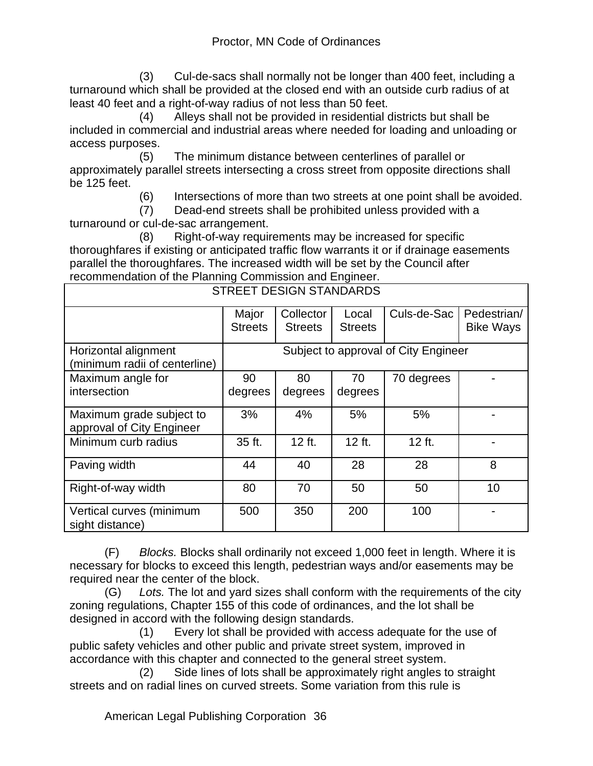(3) Cul-de-sacs shall normally not be longer than 400 feet, including a turnaround which shall be provided at the closed end with an outside curb radius of at least 40 feet and a right-of-way radius of not less than 50 feet.

(4) Alleys shall not be provided in residential districts but shall be included in commercial and industrial areas where needed for loading and unloading or access purposes.

(5) The minimum distance between centerlines of parallel or approximately parallel streets intersecting a cross street from opposite directions shall be 125 feet.

(6) Intersections of more than two streets at one point shall be avoided.

(7) Dead-end streets shall be prohibited unless provided with a turnaround or cul-de-sac arrangement.

(8) Right-of-way requirements may be increased for specific thoroughfares if existing or anticipated traffic flow warrants it or if drainage easements parallel the thoroughfares. The increased width will be set by the Council after recommendation of the Planning Commission and Engineer.

| STREET DESIGN STANDARDS | | | | | |
|---|---|---|---|---|---|
| | Major Streets | Collector Streets | Local Streets | Culs-de-Sac | Pedestrian/ Bike Ways |
| Horizontal alignment (minimum radii of centerline) | Subject to approval of City Engineer | | | | |
| Maximum angle for intersection | 90 degrees | 80 degrees | 70 degrees | 70 degrees | - |
| Maximum grade subject to approval of City Engineer | 3% | 4% | 5% | 5% | - |
| Minimum curb radius | 35 ft. | 12 ft. | 12 ft. | 12 ft. | - |
| Paving width | 44 | 40 | 28 | 28 | 8 |
| Right-of-way width | 80 | 70 | 50 | 50 | 10 |
| Vertical curves (minimum sight distance) | 500 | 350 | 200 | 100 | - |

(F) *Blocks.* Blocks shall ordinarily not exceed 1,000 feet in length. Where it is necessary for blocks to exceed this length, pedestrian ways and/or easements may be required near the center of the block.

(G) *Lots.* The lot and yard sizes shall conform with the requirements of the city zoning regulations, Chapter 155 of this code of ordinances, and the lot shall be designed in accord with the following design standards.

(1) Every lot shall be provided with access adequate for the use of public safety vehicles and other public and private street system, improved in accordance with this chapter and connected to the general street system.

(2) Side lines of lots shall be approximately right angles to straight streets and on radial lines on curved streets. Some variation from this rule is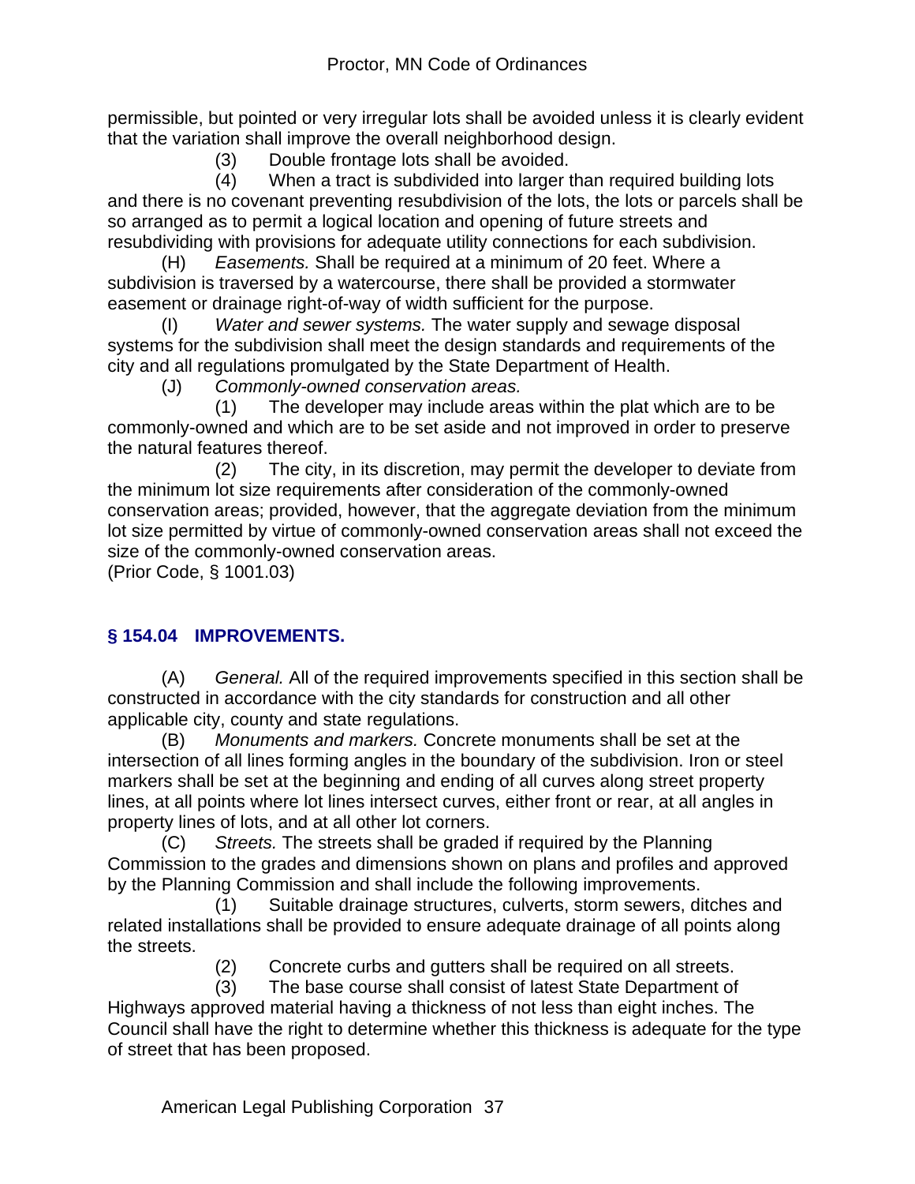permissible, but pointed or very irregular lots shall be avoided unless it is clearly evident that the variation shall improve the overall neighborhood design.

(3) Double frontage lots shall be avoided.

(4) When a tract is subdivided into larger than required building lots and there is no covenant preventing resubdivision of the lots, the lots or parcels shall be so arranged as to permit a logical location and opening of future streets and resubdividing with provisions for adequate utility connections for each subdivision.

(H) *Easements.* Shall be required at a minimum of 20 feet. Where a subdivision is traversed by a watercourse, there shall be provided a stormwater easement or drainage right-of-way of width sufficient for the purpose.

(I) *Water and sewer systems.* The water supply and sewage disposal systems for the subdivision shall meet the design standards and requirements of the city and all regulations promulgated by the State Department of Health.

(J) *Commonly-owned conservation areas.*

(1) The developer may include areas within the plat which are to be commonly-owned and which are to be set aside and not improved in order to preserve the natural features thereof.

(2) The city, in its discretion, may permit the developer to deviate from the minimum lot size requirements after consideration of the commonly-owned conservation areas; provided, however, that the aggregate deviation from the minimum lot size permitted by virtue of commonly-owned conservation areas shall not exceed the size of the commonly-owned conservation areas.

(Prior Code, § 1001.03)

## § 154.04 IMPROVEMENTS.

(A) *General.* All of the required improvements specified in this section shall be constructed in accordance with the city standards for construction and all other applicable city, county and state regulations.

(B) *Monuments and markers.* Concrete monuments shall be set at the intersection of all lines forming angles in the boundary of the subdivision. Iron or steel markers shall be set at the beginning and ending of all curves along street property lines, at all points where lot lines intersect curves, either front or rear, at all angles in property lines of lots, and at all other lot corners.

(C) *Streets.* The streets shall be graded if required by the Planning Commission to the grades and dimensions shown on plans and profiles and approved by the Planning Commission and shall include the following improvements.

(1) Suitable drainage structures, culverts, storm sewers, ditches and related installations shall be provided to ensure adequate drainage of all points along the streets.

(2) Concrete curbs and gutters shall be required on all streets.

(3) The base course shall consist of latest State Department of Highways approved material having a thickness of not less than eight inches. The Council shall have the right to determine whether this thickness is adequate for the type of street that has been proposed.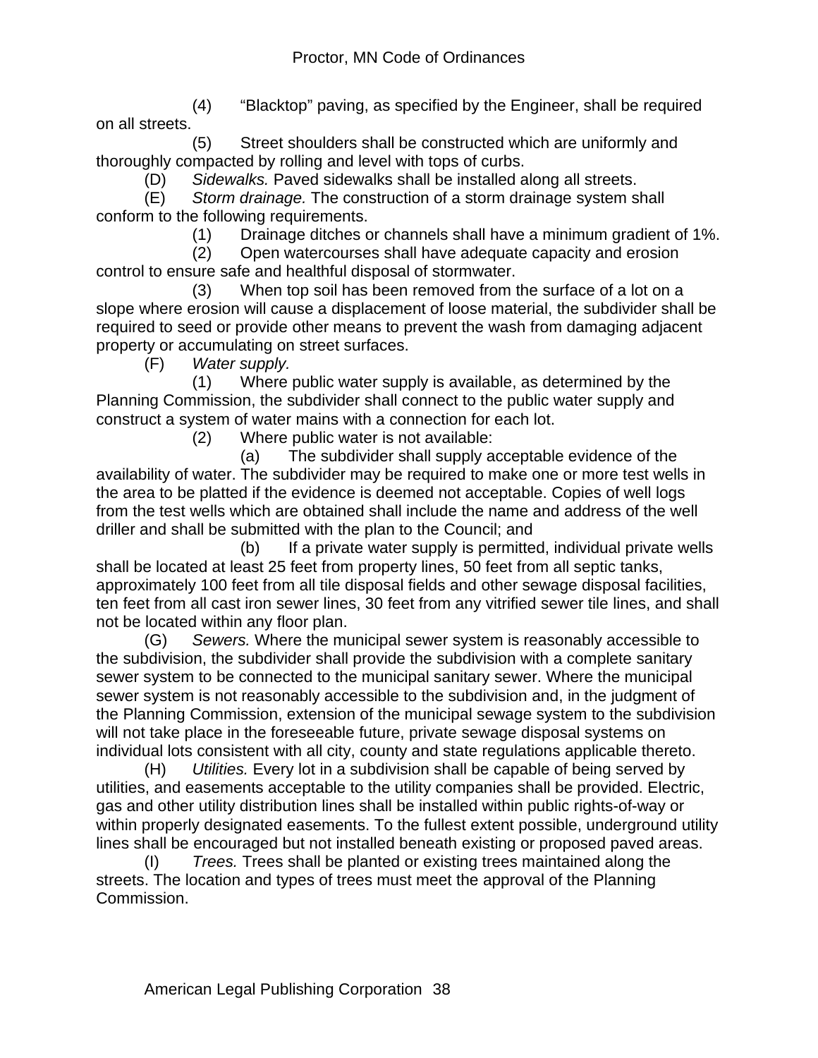(4) "Blacktop" paving, as specified by the Engineer, shall be required on all streets.

(5) Street shoulders shall be constructed which are uniformly and thoroughly compacted by rolling and level with tops of curbs.

(D) *Sidewalks.* Paved sidewalks shall be installed along all streets.

(E) *Storm drainage.* The construction of a storm drainage system shall conform to the following requirements.

(1) Drainage ditches or channels shall have a minimum gradient of 1%.

(2) Open watercourses shall have adequate capacity and erosion control to ensure safe and healthful disposal of stormwater.

(3) When top soil has been removed from the surface of a lot on a slope where erosion will cause a displacement of loose material, the subdivider shall be required to seed or provide other means to prevent the wash from damaging adjacent property or accumulating on street surfaces.

(F) *Water supply.*

(1) Where public water supply is available, as determined by the Planning Commission, the subdivider shall connect to the public water supply and construct a system of water mains with a connection for each lot.

(2) Where public water is not available:

(a) The subdivider shall supply acceptable evidence of the availability of water. The subdivider may be required to make one or more test wells in the area to be platted if the evidence is deemed not acceptable. Copies of well logs from the test wells which are obtained shall include the name and address of the well driller and shall be submitted with the plan to the Council; and

(b) If a private water supply is permitted, individual private wells shall be located at least 25 feet from property lines, 50 feet from all septic tanks, approximately 100 feet from all tile disposal fields and other sewage disposal facilities, ten feet from all cast iron sewer lines, 30 feet from any vitrified sewer tile lines, and shall not be located within any floor plan.

(G) *Sewers.* Where the municipal sewer system is reasonably accessible to the subdivision, the subdivider shall provide the subdivision with a complete sanitary sewer system to be connected to the municipal sanitary sewer. Where the municipal sewer system is not reasonably accessible to the subdivision and, in the judgment of the Planning Commission, extension of the municipal sewage system to the subdivision will not take place in the foreseeable future, private sewage disposal systems on individual lots consistent with all city, county and state regulations applicable thereto.

(H) *Utilities.* Every lot in a subdivision shall be capable of being served by utilities, and easements acceptable to the utility companies shall be provided. Electric, gas and other utility distribution lines shall be installed within public rights-of-way or within properly designated easements. To the fullest extent possible, underground utility lines shall be encouraged but not installed beneath existing or proposed paved areas.

(I) *Trees.* Trees shall be planted or existing trees maintained along the streets. The location and types of trees must meet the approval of the Planning Commission.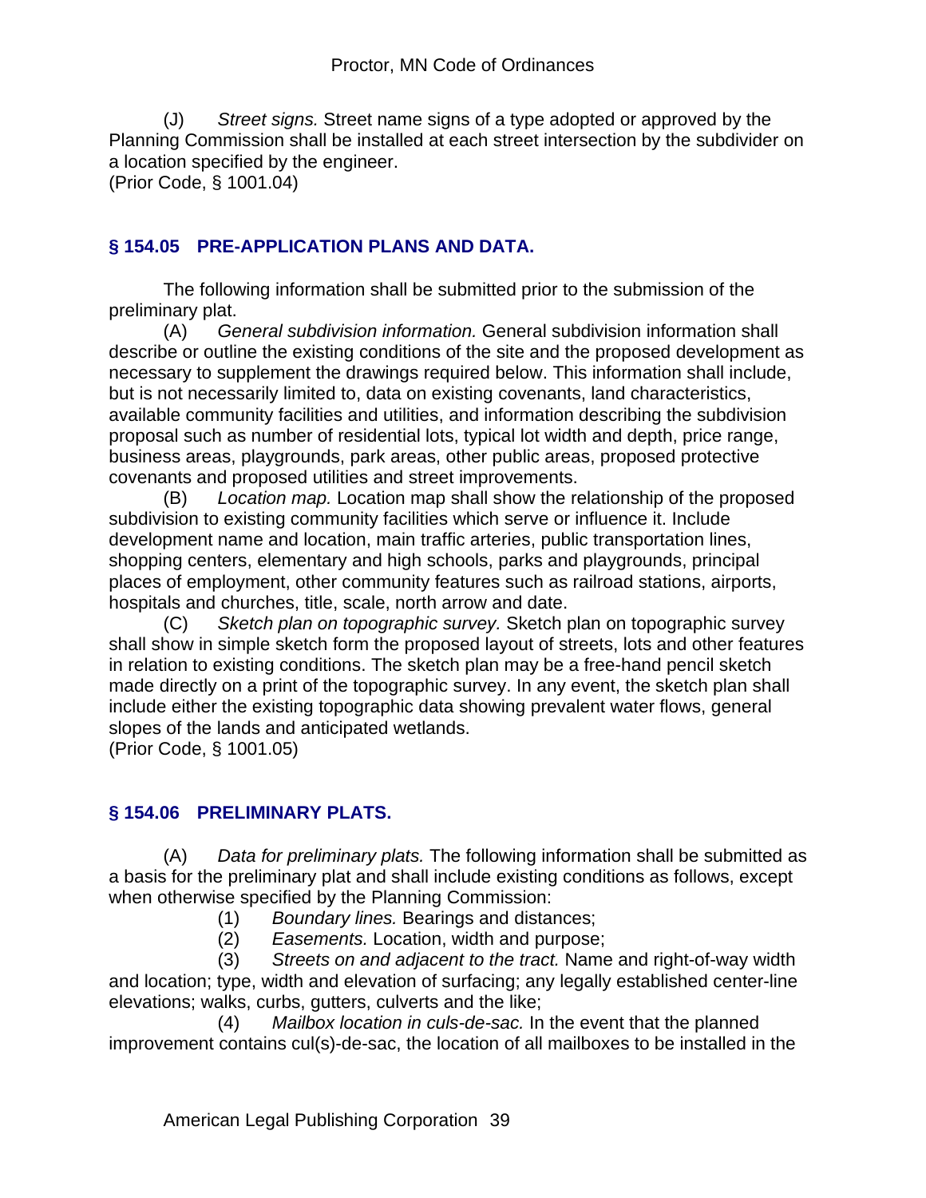(J) *Street signs.* Street name signs of a type adopted or approved by the Planning Commission shall be installed at each street intersection by the subdivider on a location specified by the engineer.
(Prior Code, § 1001.04)

## § 154.05 PRE-APPLICATION PLANS AND DATA.

The following information shall be submitted prior to the submission of the preliminary plat.

(A) *General subdivision information.* General subdivision information shall describe or outline the existing conditions of the site and the proposed development as necessary to supplement the drawings required below. This information shall include, but is not necessarily limited to, data on existing covenants, land characteristics, available community facilities and utilities, and information describing the subdivision proposal such as number of residential lots, typical lot width and depth, price range, business areas, playgrounds, park areas, other public areas, proposed protective covenants and proposed utilities and street improvements.

(B) *Location map.* Location map shall show the relationship of the proposed subdivision to existing community facilities which serve or influence it. Include development name and location, main traffic arteries, public transportation lines, shopping centers, elementary and high schools, parks and playgrounds, principal places of employment, other community features such as railroad stations, airports, hospitals and churches, title, scale, north arrow and date.

(C) *Sketch plan on topographic survey.* Sketch plan on topographic survey shall show in simple sketch form the proposed layout of streets, lots and other features in relation to existing conditions. The sketch plan may be a free-hand pencil sketch made directly on a print of the topographic survey. In any event, the sketch plan shall include either the existing topographic data showing prevalent water flows, general slopes of the lands and anticipated wetlands.
(Prior Code, § 1001.05)

## § 154.06 PRELIMINARY PLATS.

(A) *Data for preliminary plats.* The following information shall be submitted as a basis for the preliminary plat and shall include existing conditions as follows, except when otherwise specified by the Planning Commission:

(1) *Boundary lines.* Bearings and distances;

(2) *Easements.* Location, width and purpose;

(3) *Streets on and adjacent to the tract.* Name and right-of-way width and location; type, width and elevation of surfacing; any legally established center-line elevations; walks, curbs, gutters, culverts and the like;

(4) *Mailbox location in culs-de-sac.* In the event that the planned improvement contains cul(s)-de-sac, the location of all mailboxes to be installed in the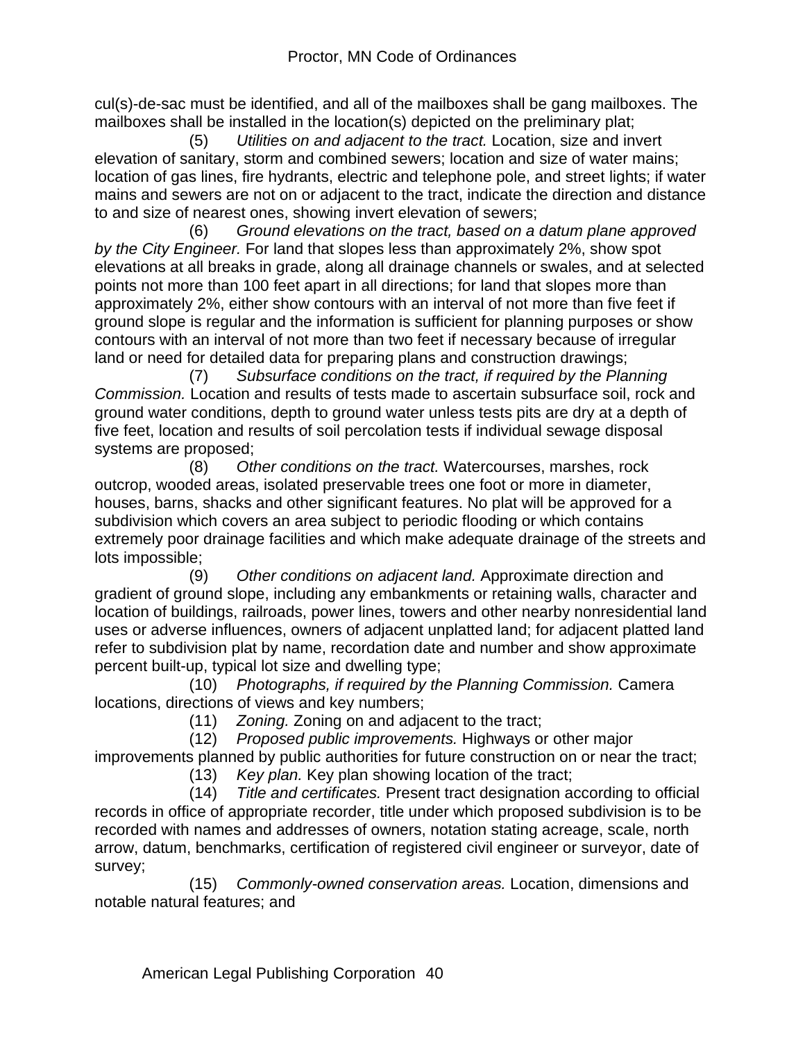cul(s)-de-sac must be identified, and all of the mailboxes shall be gang mailboxes. The mailboxes shall be installed in the location(s) depicted on the preliminary plat;

(5) *Utilities on and adjacent to the tract.* Location, size and invert elevation of sanitary, storm and combined sewers; location and size of water mains; location of gas lines, fire hydrants, electric and telephone pole, and street lights; if water mains and sewers are not on or adjacent to the tract, indicate the direction and distance to and size of nearest ones, showing invert elevation of sewers;

(6) *Ground elevations on the tract, based on a datum plane approved by the City Engineer.* For land that slopes less than approximately 2%, show spot elevations at all breaks in grade, along all drainage channels or swales, and at selected points not more than 100 feet apart in all directions; for land that slopes more than approximately 2%, either show contours with an interval of not more than five feet if ground slope is regular and the information is sufficient for planning purposes or show contours with an interval of not more than two feet if necessary because of irregular land or need for detailed data for preparing plans and construction drawings;

(7) *Subsurface conditions on the tract, if required by the Planning Commission.* Location and results of tests made to ascertain subsurface soil, rock and ground water conditions, depth to ground water unless tests pits are dry at a depth of five feet, location and results of soil percolation tests if individual sewage disposal systems are proposed;

(8) *Other conditions on the tract.* Watercourses, marshes, rock outcrop, wooded areas, isolated preservable trees one foot or more in diameter, houses, barns, shacks and other significant features. No plat will be approved for a subdivision which covers an area subject to periodic flooding or which contains extremely poor drainage facilities and which make adequate drainage of the streets and lots impossible;

(9) *Other conditions on adjacent land.* Approximate direction and gradient of ground slope, including any embankments or retaining walls, character and location of buildings, railroads, power lines, towers and other nearby nonresidential land uses or adverse influences, owners of adjacent unplatted land; for adjacent platted land refer to subdivision plat by name, recordation date and number and show approximate percent built-up, typical lot size and dwelling type;

(10) *Photographs, if required by the Planning Commission.* Camera locations, directions of views and key numbers;

(11) *Zoning.* Zoning on and adjacent to the tract;

(12) *Proposed public improvements.* Highways or other major improvements planned by public authorities for future construction on or near the tract;

(13) *Key plan.* Key plan showing location of the tract;

(14) *Title and certificates.* Present tract designation according to official records in office of appropriate recorder, title under which proposed subdivision is to be recorded with names and addresses of owners, notation stating acreage, scale, north arrow, datum, benchmarks, certification of registered civil engineer or surveyor, date of survey;

(15) *Commonly-owned conservation areas.* Location, dimensions and notable natural features; and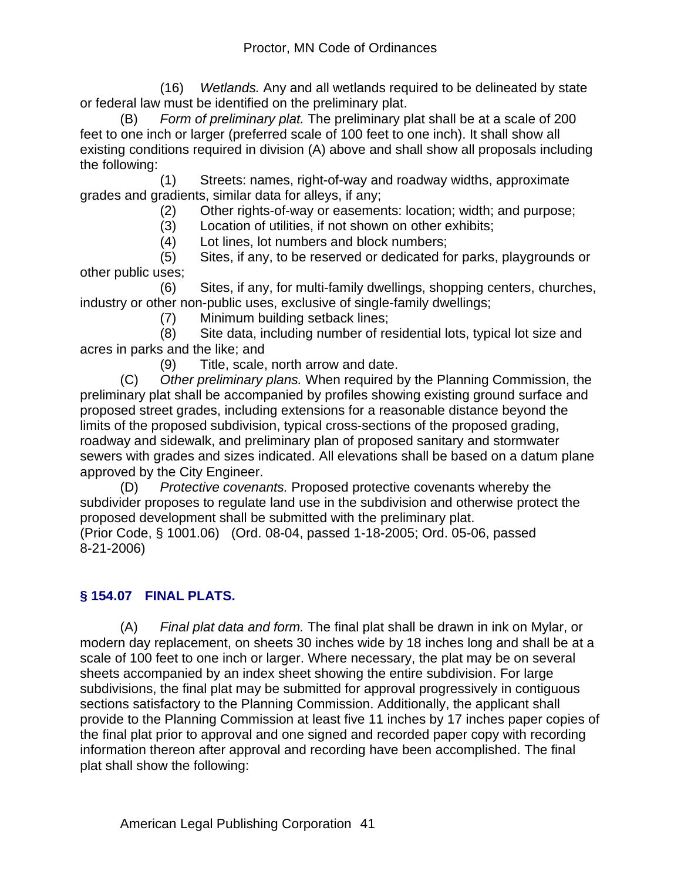(16) *Wetlands.* Any and all wetlands required to be delineated by state or federal law must be identified on the preliminary plat.

(B) *Form of preliminary plat.* The preliminary plat shall be at a scale of 200 feet to one inch or larger (preferred scale of 100 feet to one inch). It shall show all existing conditions required in division (A) above and shall show all proposals including the following:

(1) Streets: names, right-of-way and roadway widths, approximate grades and gradients, similar data for alleys, if any;

(2) Other rights-of-way or easements: location; width; and purpose;

(3) Location of utilities, if not shown on other exhibits;

(4) Lot lines, lot numbers and block numbers;

(5) Sites, if any, to be reserved or dedicated for parks, playgrounds or other public uses;

(6) Sites, if any, for multi-family dwellings, shopping centers, churches, industry or other non-public uses, exclusive of single-family dwellings;

(7) Minimum building setback lines;

(8) Site data, including number of residential lots, typical lot size and acres in parks and the like; and

(9) Title, scale, north arrow and date.

(C) *Other preliminary plans.* When required by the Planning Commission, the preliminary plat shall be accompanied by profiles showing existing ground surface and proposed street grades, including extensions for a reasonable distance beyond the limits of the proposed subdivision, typical cross-sections of the proposed grading, roadway and sidewalk, and preliminary plan of proposed sanitary and stormwater sewers with grades and sizes indicated. All elevations shall be based on a datum plane approved by the City Engineer.

(D) *Protective covenants.* Proposed protective covenants whereby the subdivider proposes to regulate land use in the subdivision and otherwise protect the proposed development shall be submitted with the preliminary plat.

(Prior Code, § 1001.06) (Ord. 08-04, passed 1-18-2005; Ord. 05-06, passed 8-21-2006)

## § 154.07 FINAL PLATS.

(A) *Final plat data and form.* The final plat shall be drawn in ink on Mylar, or modern day replacement, on sheets 30 inches wide by 18 inches long and shall be at a scale of 100 feet to one inch or larger. Where necessary, the plat may be on several sheets accompanied by an index sheet showing the entire subdivision. For large subdivisions, the final plat may be submitted for approval progressively in contiguous sections satisfactory to the Planning Commission. Additionally, the applicant shall provide to the Planning Commission at least five 11 inches by 17 inches paper copies of the final plat prior to approval and one signed and recorded paper copy with recording information thereon after approval and recording have been accomplished. The final plat shall show the following: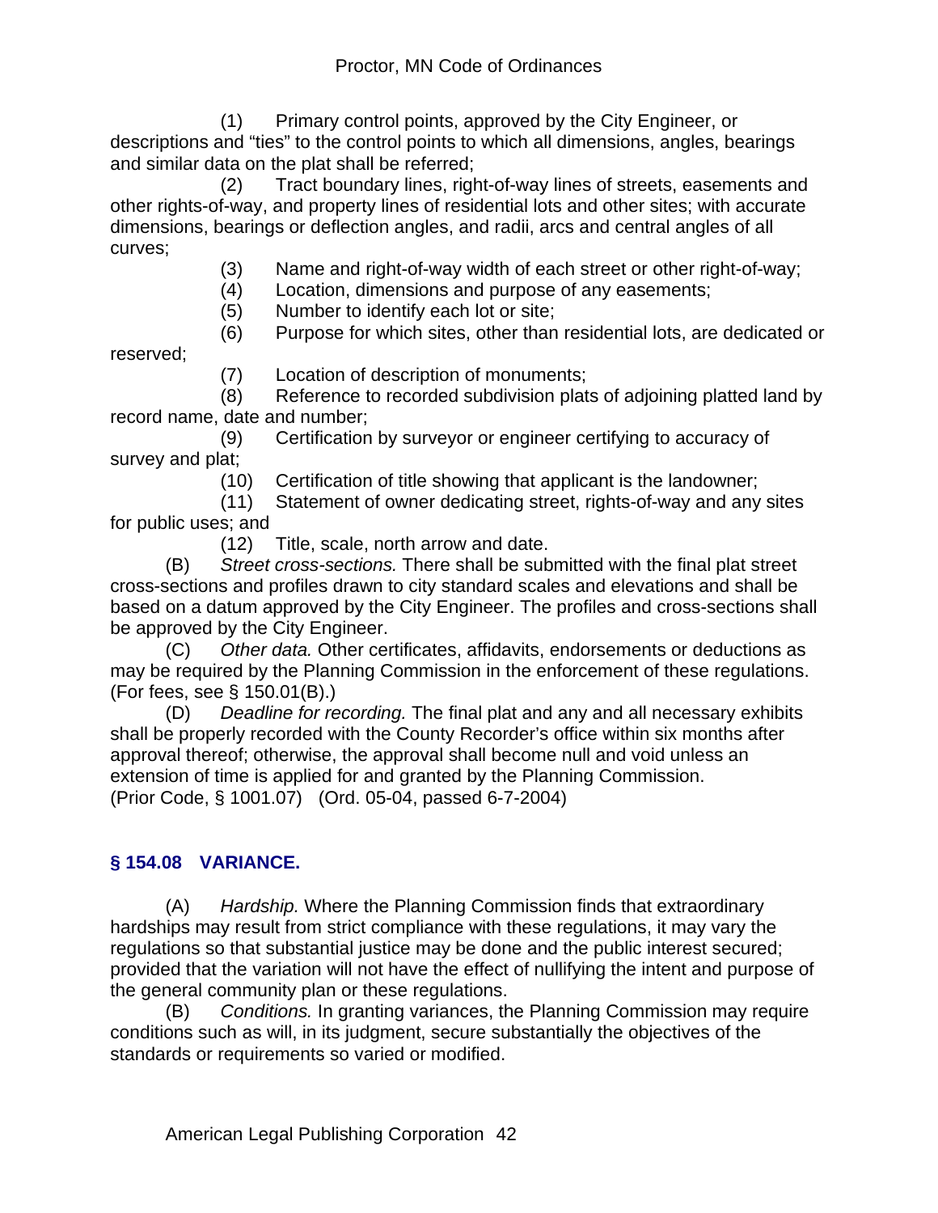(1) Primary control points, approved by the City Engineer, or descriptions and "ties" to the control points to which all dimensions, angles, bearings and similar data on the plat shall be referred;

(2) Tract boundary lines, right-of-way lines of streets, easements and other rights-of-way, and property lines of residential lots and other sites; with accurate dimensions, bearings or deflection angles, and radii, arcs and central angles of all curves;

(3) Name and right-of-way width of each street or other right-of-way;

(4) Location, dimensions and purpose of any easements;

(5) Number to identify each lot or site;

(6) Purpose for which sites, other than residential lots, are dedicated or reserved;

(7) Location of description of monuments;

(8) Reference to recorded subdivision plats of adjoining platted land by record name, date and number;

(9) Certification by surveyor or engineer certifying to accuracy of survey and plat;

(10) Certification of title showing that applicant is the landowner;

(11) Statement of owner dedicating street, rights-of-way and any sites for public uses; and

(12) Title, scale, north arrow and date.

(B) *Street cross-sections.* There shall be submitted with the final plat street cross-sections and profiles drawn to city standard scales and elevations and shall be based on a datum approved by the City Engineer. The profiles and cross-sections shall be approved by the City Engineer.

(C) *Other data.* Other certificates, affidavits, endorsements or deductions as may be required by the Planning Commission in the enforcement of these regulations. (For fees, see § 150.01(B).)

(D) *Deadline for recording.* The final plat and any and all necessary exhibits shall be properly recorded with the County Recorder's office within six months after approval thereof; otherwise, the approval shall become null and void unless an extension of time is applied for and granted by the Planning Commission.
(Prior Code, § 1001.07) (Ord. 05-04, passed 6-7-2004)

## § 154.08 VARIANCE.

(A) *Hardship.* Where the Planning Commission finds that extraordinary hardships may result from strict compliance with these regulations, it may vary the regulations so that substantial justice may be done and the public interest secured; provided that the variation will not have the effect of nullifying the intent and purpose of the general community plan or these regulations.

(B) *Conditions.* In granting variances, the Planning Commission may require conditions such as will, in its judgment, secure substantially the objectives of the standards or requirements so varied or modified.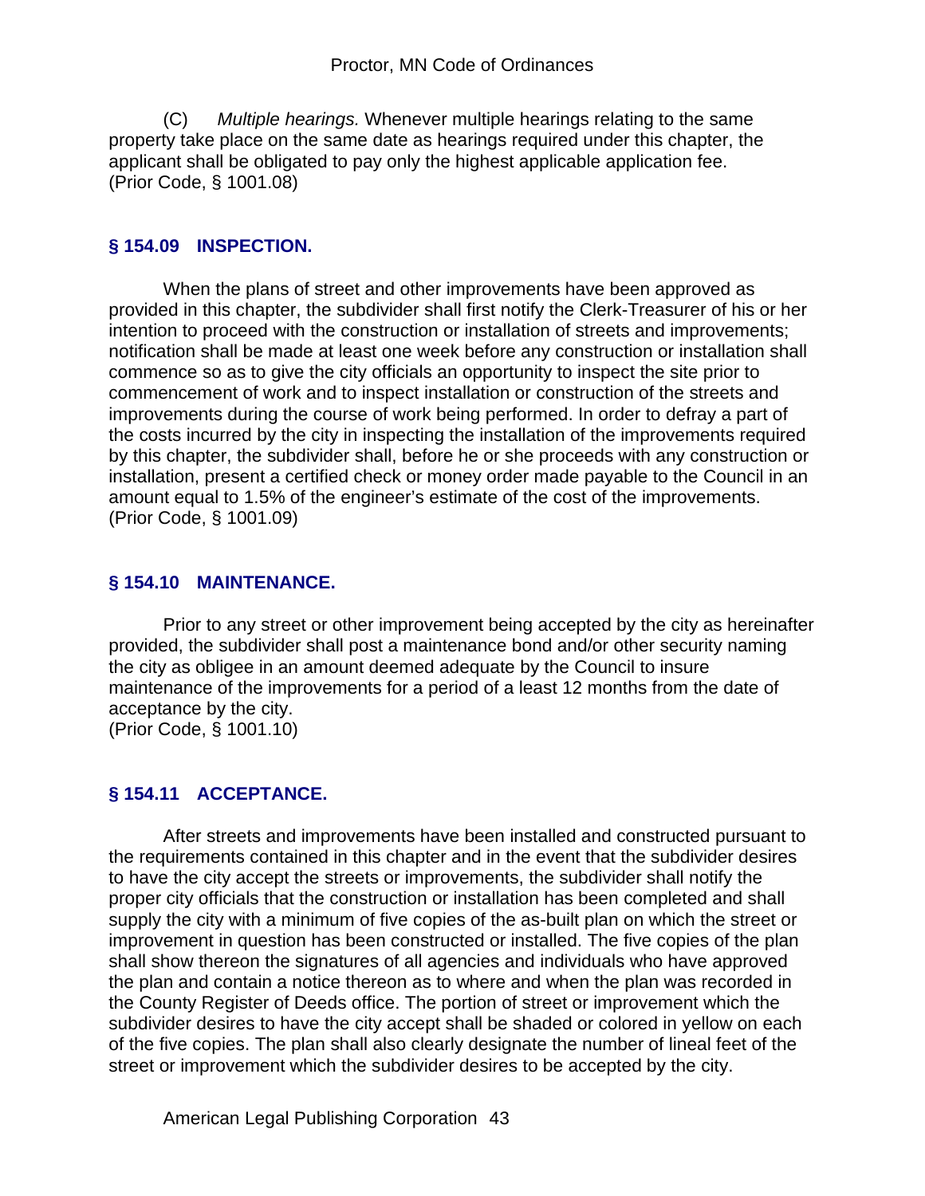(C) *Multiple hearings.* Whenever multiple hearings relating to the same property take place on the same date as hearings required under this chapter, the applicant shall be obligated to pay only the highest applicable application fee.
(Prior Code, § 1001.08)

## § 154.09 INSPECTION.

When the plans of street and other improvements have been approved as provided in this chapter, the subdivider shall first notify the Clerk-Treasurer of his or her intention to proceed with the construction or installation of streets and improvements; notification shall be made at least one week before any construction or installation shall commence so as to give the city officials an opportunity to inspect the site prior to commencement of work and to inspect installation or construction of the streets and improvements during the course of work being performed. In order to defray a part of the costs incurred by the city in inspecting the installation of the improvements required by this chapter, the subdivider shall, before he or she proceeds with any construction or installation, present a certified check or money order made payable to the Council in an amount equal to 1.5% of the engineer's estimate of the cost of the improvements.
(Prior Code, § 1001.09)

## § 154.10 MAINTENANCE.

Prior to any street or other improvement being accepted by the city as hereinafter provided, the subdivider shall post a maintenance bond and/or other security naming the city as obligee in an amount deemed adequate by the Council to insure maintenance of the improvements for a period of a least 12 months from the date of acceptance by the city.
(Prior Code, § 1001.10)

## § 154.11 ACCEPTANCE.

After streets and improvements have been installed and constructed pursuant to the requirements contained in this chapter and in the event that the subdivider desires to have the city accept the streets or improvements, the subdivider shall notify the proper city officials that the construction or installation has been completed and shall supply the city with a minimum of five copies of the as-built plan on which the street or improvement in question has been constructed or installed. The five copies of the plan shall show thereon the signatures of all agencies and individuals who have approved the plan and contain a notice thereon as to where and when the plan was recorded in the County Register of Deeds office. The portion of street or improvement which the subdivider desires to have the city accept shall be shaded or colored in yellow on each of the five copies. The plan shall also clearly designate the number of lineal feet of the street or improvement which the subdivider desires to be accepted by the city.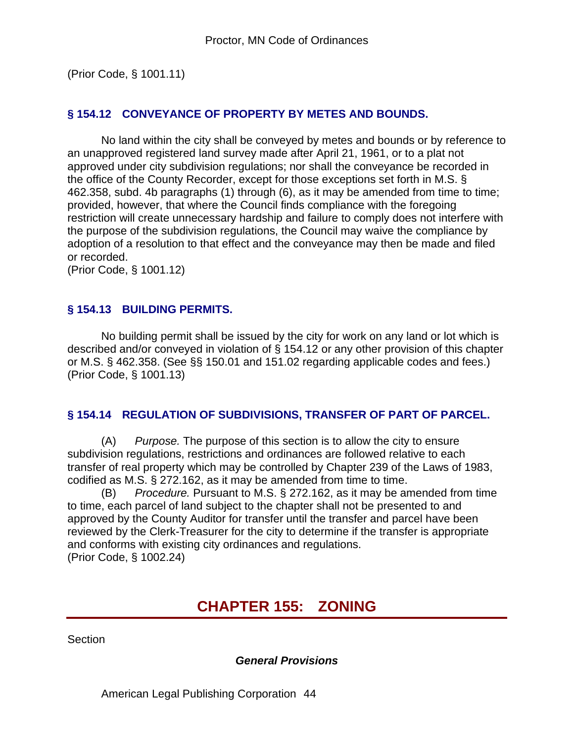(Prior Code, § 1001.11)

### § 154.12 CONVEYANCE OF PROPERTY BY METES AND BOUNDS.

No land within the city shall be conveyed by metes and bounds or by reference to an unapproved registered land survey made after April 21, 1961, or to a plat not approved under city subdivision regulations; nor shall the conveyance be recorded in the office of the County Recorder, except for those exceptions set forth in M.S. § 462.358, subd. 4b paragraphs (1) through (6), as it may be amended from time to time; provided, however, that where the Council finds compliance with the foregoing restriction will create unnecessary hardship and failure to comply does not interfere with the purpose of the subdivision regulations, the Council may waive the compliance by adoption of a resolution to that effect and the conveyance may then be made and filed or recorded.
(Prior Code, § 1001.12)

### § 154.13 BUILDING PERMITS.

No building permit shall be issued by the city for work on any land or lot which is described and/or conveyed in violation of § 154.12 or any other provision of this chapter or M.S. § 462.358. (See §§ 150.01 and 151.02 regarding applicable codes and fees.)
(Prior Code, § 1001.13)

### § 154.14 REGULATION OF SUBDIVISIONS, TRANSFER OF PART OF PARCEL.

(A) *Purpose.* The purpose of this section is to allow the city to ensure subdivision regulations, restrictions and ordinances are followed relative to each transfer of real property which may be controlled by Chapter 239 of the Laws of 1983, codified as M.S. § 272.162, as it may be amended from time to time.

(B) *Procedure.* Pursuant to M.S. § 272.162, as it may be amended from time to time, each parcel of land subject to the chapter shall not be presented to and approved by the County Auditor for transfer until the transfer and parcel have been reviewed by the Clerk-Treasurer for the city to determine if the transfer is appropriate and conforms with existing city ordinances and regulations.
(Prior Code, § 1002.24)

## CHAPTER 155: ZONING

Section

***General Provisions***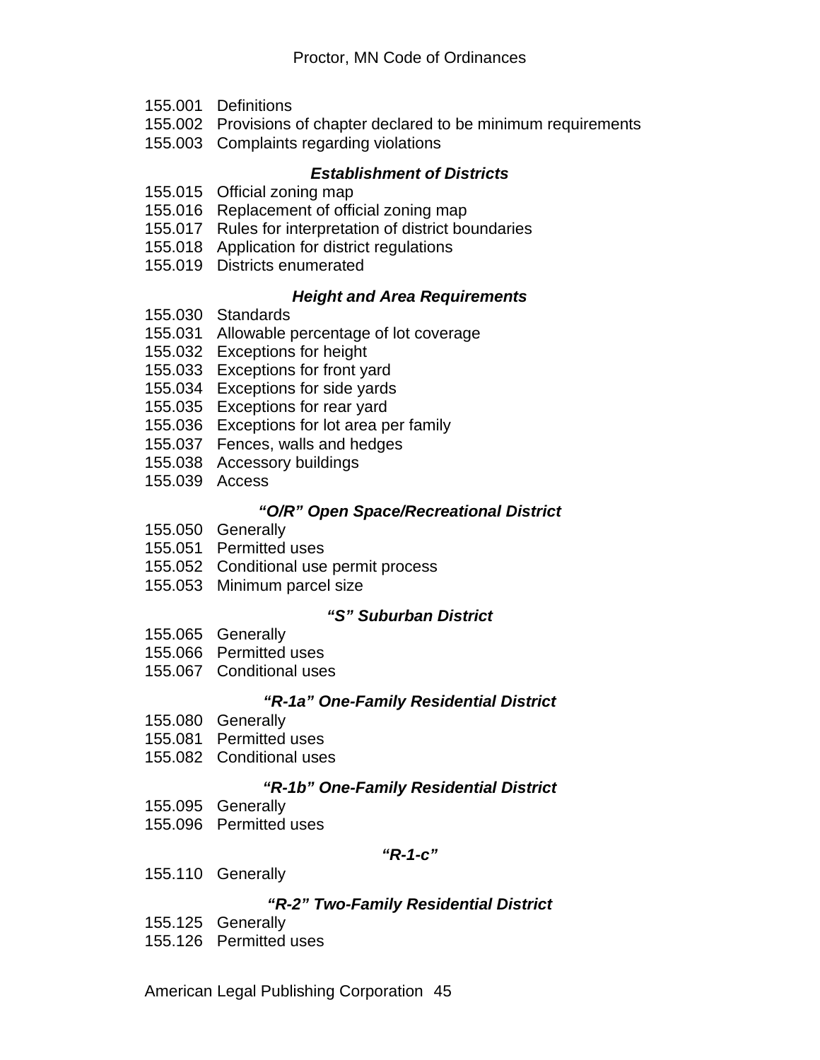155.001 Definitions
155.002 Provisions of chapter declared to be minimum requirements
155.003 Complaints regarding violations

***Establishment of Districts***

155.015 Official zoning map
155.016 Replacement of official zoning map
155.017 Rules for interpretation of district boundaries
155.018 Application for district regulations
155.019 Districts enumerated

***Height and Area Requirements***

155.030 Standards
155.031 Allowable percentage of lot coverage
155.032 Exceptions for height
155.033 Exceptions for front yard
155.034 Exceptions for side yards
155.035 Exceptions for rear yard
155.036 Exceptions for lot area per family
155.037 Fences, walls and hedges
155.038 Accessory buildings
155.039 Access

***"O/R" Open Space/Recreational District***

155.050 Generally
155.051 Permitted uses
155.052 Conditional use permit process
155.053 Minimum parcel size

***"S" Suburban District***

155.065 Generally
155.066 Permitted uses
155.067 Conditional uses

***"R-1a" One-Family Residential District***

155.080 Generally
155.081 Permitted uses
155.082 Conditional uses

***"R-1b" One-Family Residential District***

155.095 Generally
155.096 Permitted uses

***"R-1-c"***

155.110 Generally

***"R-2" Two-Family Residential District***

155.125 Generally
155.126 Permitted uses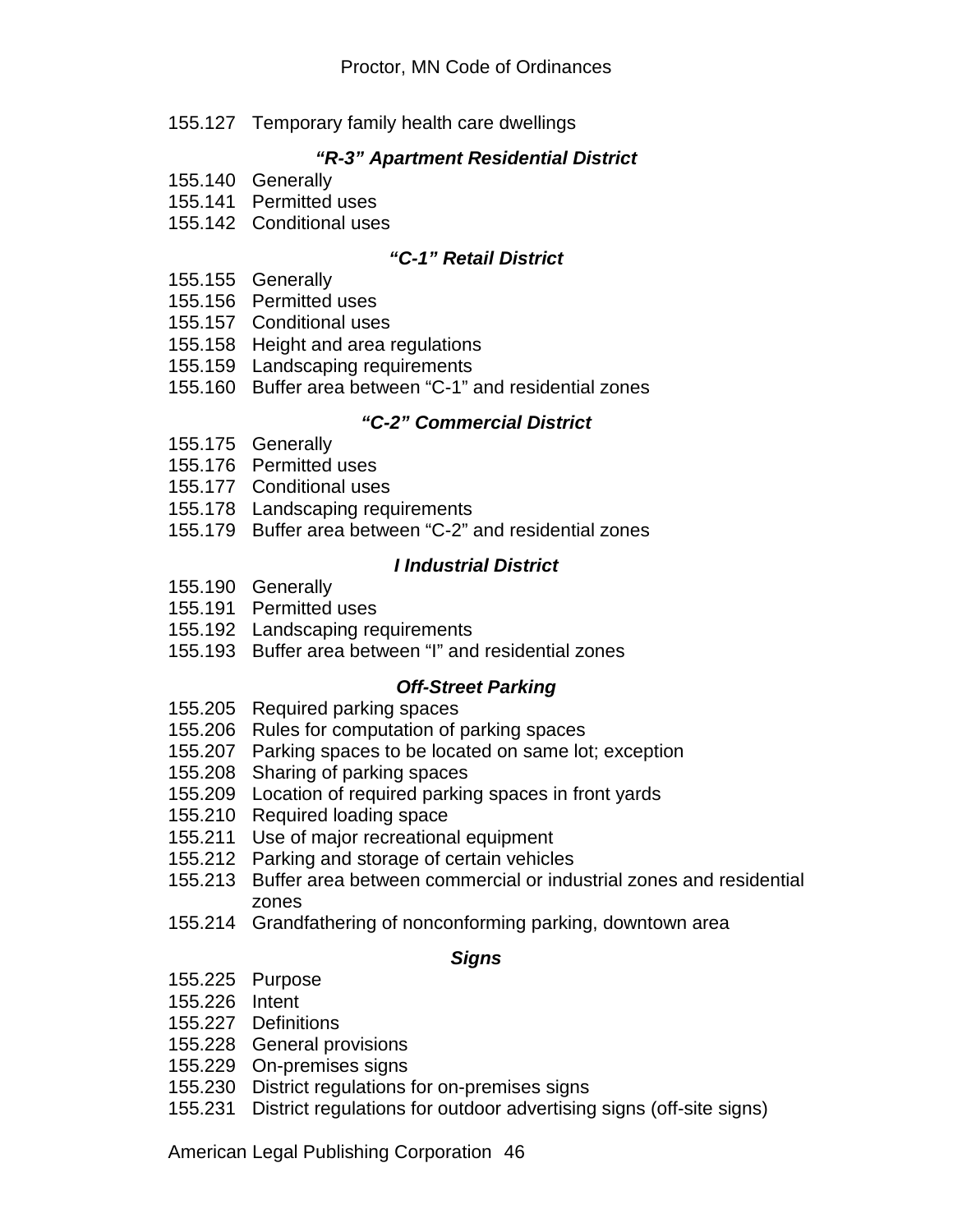155.127 Temporary family health care dwellings

### *"R-3" Apartment Residential District*

155.140 Generally
155.141 Permitted uses
155.142 Conditional uses

### *"C-1" Retail District*

155.155 Generally
155.156 Permitted uses
155.157 Conditional uses
155.158 Height and area regulations
155.159 Landscaping requirements
155.160 Buffer area between "C-1" and residential zones

### *"C-2" Commercial District*

155.175 Generally
155.176 Permitted uses
155.177 Conditional uses
155.178 Landscaping requirements
155.179 Buffer area between "C-2" and residential zones

### *I Industrial District*

155.190 Generally
155.191 Permitted uses
155.192 Landscaping requirements
155.193 Buffer area between "I" and residential zones

### *Off-Street Parking*

155.205 Required parking spaces
155.206 Rules for computation of parking spaces
155.207 Parking spaces to be located on same lot; exception
155.208 Sharing of parking spaces
155.209 Location of required parking spaces in front yards
155.210 Required loading space
155.211 Use of major recreational equipment
155.212 Parking and storage of certain vehicles
155.213 Buffer area between commercial or industrial zones and residential zones
155.214 Grandfathering of nonconforming parking, downtown area

### *Signs*

155.225 Purpose
155.226 Intent
155.227 Definitions
155.228 General provisions
155.229 On-premises signs
155.230 District regulations for on-premises signs
155.231 District regulations for outdoor advertising signs (off-site signs)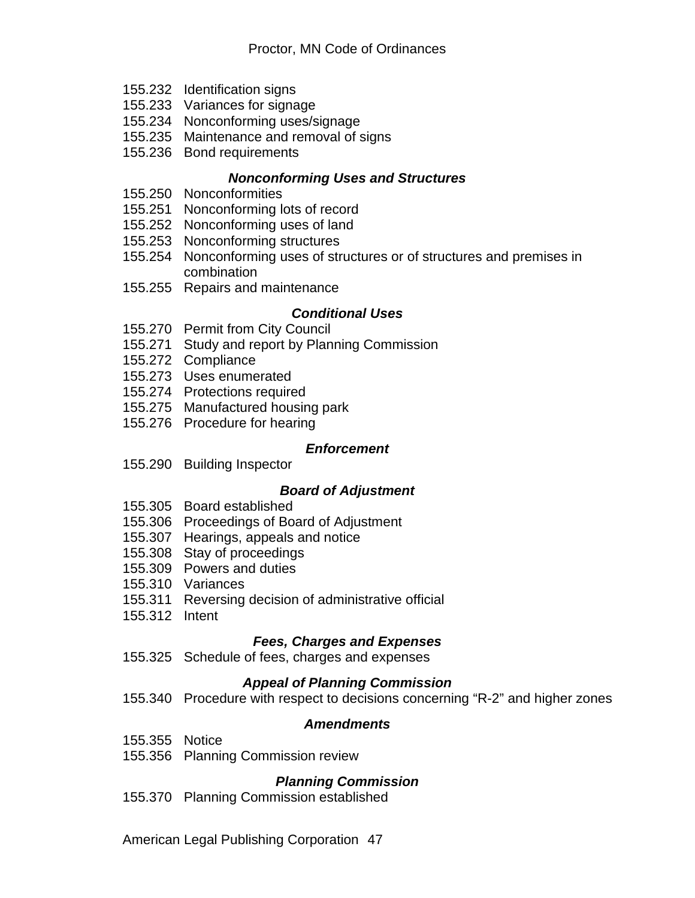155.232 Identification signs
155.233 Variances for signage
155.234 Nonconforming uses/signage
155.235 Maintenance and removal of signs
155.236 Bond requirements

***Nonconforming Uses and Structures***

155.250 Nonconformities
155.251 Nonconforming lots of record
155.252 Nonconforming uses of land
155.253 Nonconforming structures
155.254 Nonconforming uses of structures or of structures and premises in combination
155.255 Repairs and maintenance

***Conditional Uses***

155.270 Permit from City Council
155.271 Study and report by Planning Commission
155.272 Compliance
155.273 Uses enumerated
155.274 Protections required
155.275 Manufactured housing park
155.276 Procedure for hearing

***Enforcement***

155.290 Building Inspector

***Board of Adjustment***

155.305 Board established
155.306 Proceedings of Board of Adjustment
155.307 Hearings, appeals and notice
155.308 Stay of proceedings
155.309 Powers and duties
155.310 Variances
155.311 Reversing decision of administrative official
155.312 Intent

***Fees, Charges and Expenses***

155.325 Schedule of fees, charges and expenses

***Appeal of Planning Commission***

155.340 Procedure with respect to decisions concerning "R-2" and higher zones

***Amendments***

155.355 Notice
155.356 Planning Commission review

***Planning Commission***

155.370 Planning Commission established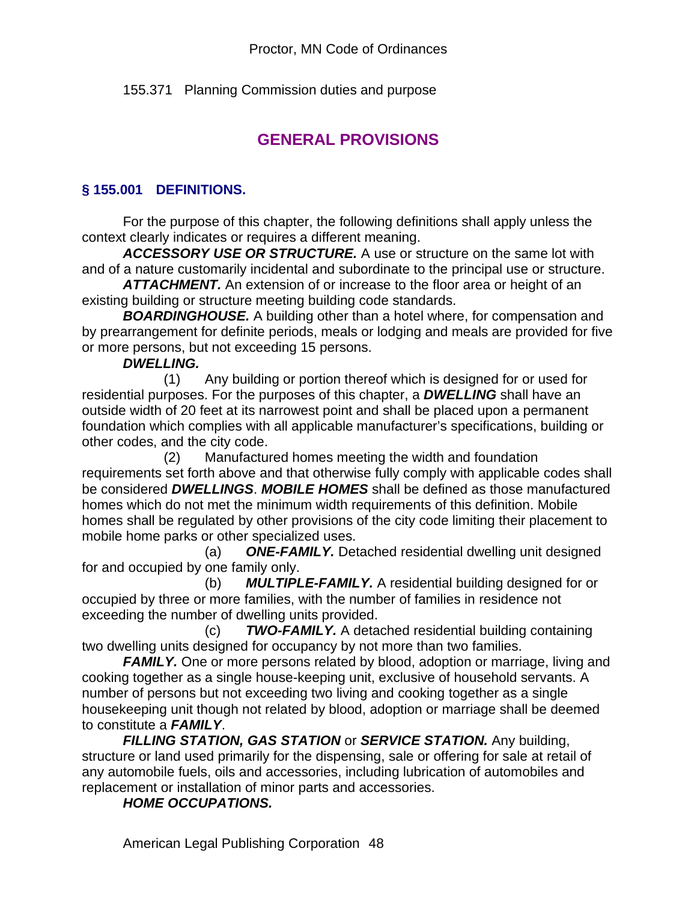155.371 Planning Commission duties and purpose

## GENERAL PROVISIONS

### § 155.001 DEFINITIONS.

For the purpose of this chapter, the following definitions shall apply unless the context clearly indicates or requires a different meaning.

***ACCESSORY USE OR STRUCTURE.*** A use or structure on the same lot with and of a nature customarily incidental and subordinate to the principal use or structure.

***ATTACHMENT.*** An extension of or increase to the floor area or height of an existing building or structure meeting building code standards.

***BOARDINGHOUSE.*** A building other than a hotel where, for compensation and by prearrangement for definite periods, meals or lodging and meals are provided for five or more persons, but not exceeding 15 persons.

***DWELLING.***

(1) Any building or portion thereof which is designed for or used for residential purposes. For the purposes of this chapter, a ***DWELLING*** shall have an outside width of 20 feet at its narrowest point and shall be placed upon a permanent foundation which complies with all applicable manufacturer's specifications, building or other codes, and the city code.

(2) Manufactured homes meeting the width and foundation requirements set forth above and that otherwise fully comply with applicable codes shall be considered ***DWELLINGS***. ***MOBILE HOMES*** shall be defined as those manufactured homes which do not met the minimum width requirements of this definition. Mobile homes shall be regulated by other provisions of the city code limiting their placement to mobile home parks or other specialized uses.

(a) ***ONE-FAMILY.*** Detached residential dwelling unit designed for and occupied by one family only.

(b) ***MULTIPLE-FAMILY.*** A residential building designed for or occupied by three or more families, with the number of families in residence not exceeding the number of dwelling units provided.

(c) ***TWO-FAMILY.*** A detached residential building containing two dwelling units designed for occupancy by not more than two families.

***FAMILY.*** One or more persons related by blood, adoption or marriage, living and cooking together as a single house-keeping unit, exclusive of household servants. A number of persons but not exceeding two living and cooking together as a single housekeeping unit though not related by blood, adoption or marriage shall be deemed to constitute a ***FAMILY***.

***FILLING STATION, GAS STATION*** or ***SERVICE STATION.*** Any building, structure or land used primarily for the dispensing, sale or offering for sale at retail of any automobile fuels, oils and accessories, including lubrication of automobiles and replacement or installation of minor parts and accessories.

***HOME OCCUPATIONS.***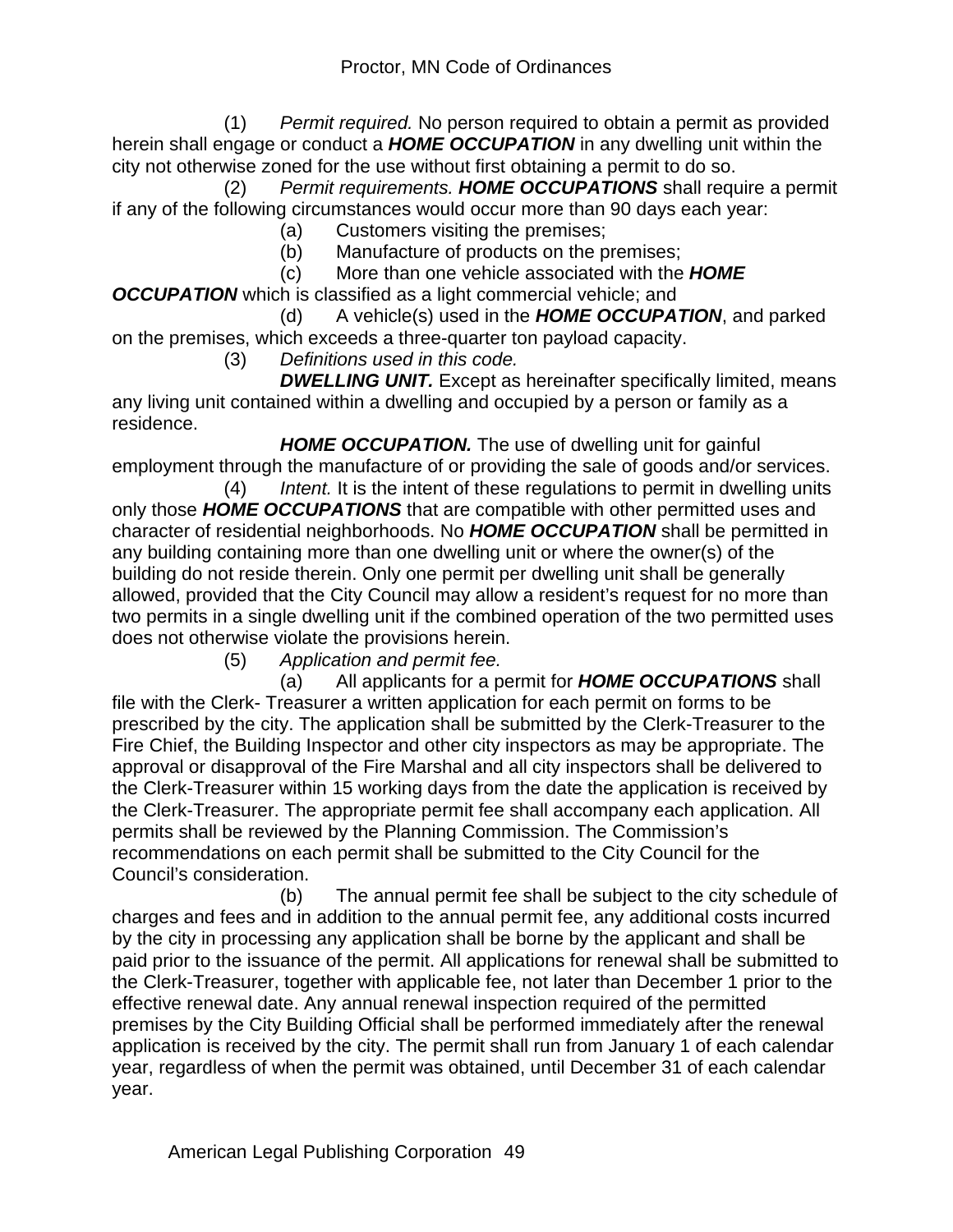(1) *Permit required.* No person required to obtain a permit as provided herein shall engage or conduct a ***HOME OCCUPATION*** in any dwelling unit within the city not otherwise zoned for the use without first obtaining a permit to do so.

(2) *Permit requirements.* ***HOME OCCUPATIONS*** shall require a permit if any of the following circumstances would occur more than 90 days each year:

(a) Customers visiting the premises;

(b) Manufacture of products on the premises;

(c) More than one vehicle associated with the ***HOME OCCUPATION*** which is classified as a light commercial vehicle; and

(d) A vehicle(s) used in the ***HOME OCCUPATION***, and parked on the premises, which exceeds a three-quarter ton payload capacity.

(3) *Definitions used in this code.*

***DWELLING UNIT.*** Except as hereinafter specifically limited, means any living unit contained within a dwelling and occupied by a person or family as a residence.

***HOME OCCUPATION.*** The use of dwelling unit for gainful employment through the manufacture of or providing the sale of goods and/or services.

(4) *Intent.* It is the intent of these regulations to permit in dwelling units only those ***HOME OCCUPATIONS*** that are compatible with other permitted uses and character of residential neighborhoods. No ***HOME OCCUPATION*** shall be permitted in any building containing more than one dwelling unit or where the owner(s) of the building do not reside therein. Only one permit per dwelling unit shall be generally allowed, provided that the City Council may allow a resident's request for no more than two permits in a single dwelling unit if the combined operation of the two permitted uses does not otherwise violate the provisions herein.

(5) *Application and permit fee.*

(a) All applicants for a permit for ***HOME OCCUPATIONS*** shall file with the Clerk- Treasurer a written application for each permit on forms to be prescribed by the city. The application shall be submitted by the Clerk-Treasurer to the Fire Chief, the Building Inspector and other city inspectors as may be appropriate. The approval or disapproval of the Fire Marshal and all city inspectors shall be delivered to the Clerk-Treasurer within 15 working days from the date the application is received by the Clerk-Treasurer. The appropriate permit fee shall accompany each application. All permits shall be reviewed by the Planning Commission. The Commission's recommendations on each permit shall be submitted to the City Council for the Council's consideration.

(b) The annual permit fee shall be subject to the city schedule of charges and fees and in addition to the annual permit fee, any additional costs incurred by the city in processing any application shall be borne by the applicant and shall be paid prior to the issuance of the permit. All applications for renewal shall be submitted to the Clerk-Treasurer, together with applicable fee, not later than December 1 prior to the effective renewal date. Any annual renewal inspection required of the permitted premises by the City Building Official shall be performed immediately after the renewal application is received by the city. The permit shall run from January 1 of each calendar year, regardless of when the permit was obtained, until December 31 of each calendar year.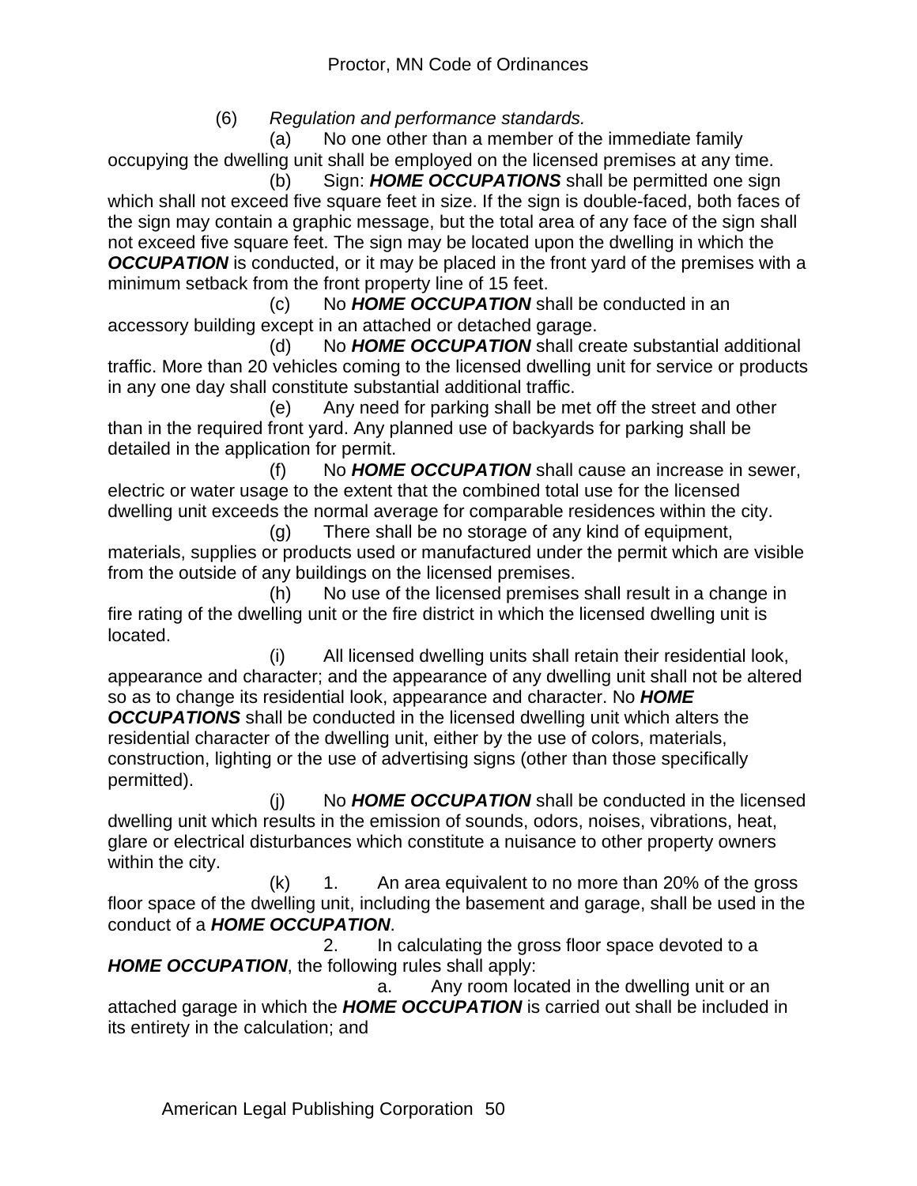(6) *Regulation and performance standards.*

(a) No one other than a member of the immediate family occupying the dwelling unit shall be employed on the licensed premises at any time.

(b) Sign: ***HOME OCCUPATIONS*** shall be permitted one sign which shall not exceed five square feet in size. If the sign is double-faced, both faces of the sign may contain a graphic message, but the total area of any face of the sign shall not exceed five square feet. The sign may be located upon the dwelling in which the ***OCCUPATION*** is conducted, or it may be placed in the front yard of the premises with a minimum setback from the front property line of 15 feet.

(c) No ***HOME OCCUPATION*** shall be conducted in an accessory building except in an attached or detached garage.

(d) No ***HOME OCCUPATION*** shall create substantial additional traffic. More than 20 vehicles coming to the licensed dwelling unit for service or products in any one day shall constitute substantial additional traffic.

(e) Any need for parking shall be met off the street and other than in the required front yard. Any planned use of backyards for parking shall be detailed in the application for permit.

(f) No ***HOME OCCUPATION*** shall cause an increase in sewer, electric or water usage to the extent that the combined total use for the licensed dwelling unit exceeds the normal average for comparable residences within the city.

(g) There shall be no storage of any kind of equipment, materials, supplies or products used or manufactured under the permit which are visible from the outside of any buildings on the licensed premises.

(h) No use of the licensed premises shall result in a change in fire rating of the dwelling unit or the fire district in which the licensed dwelling unit is located.

(i) All licensed dwelling units shall retain their residential look, appearance and character; and the appearance of any dwelling unit shall not be altered so as to change its residential look, appearance and character. No ***HOME OCCUPATIONS*** shall be conducted in the licensed dwelling unit which alters the residential character of the dwelling unit, either by the use of colors, materials, construction, lighting or the use of advertising signs (other than those specifically permitted).

(j) No ***HOME OCCUPATION*** shall be conducted in the licensed dwelling unit which results in the emission of sounds, odors, noises, vibrations, heat, glare or electrical disturbances which constitute a nuisance to other property owners within the city.

(k) 1. An area equivalent to no more than 20% of the gross floor space of the dwelling unit, including the basement and garage, shall be used in the conduct of a ***HOME OCCUPATION***.

2. In calculating the gross floor space devoted to a ***HOME OCCUPATION***, the following rules shall apply:

a. Any room located in the dwelling unit or an attached garage in which the ***HOME OCCUPATION*** is carried out shall be included in its entirety in the calculation; and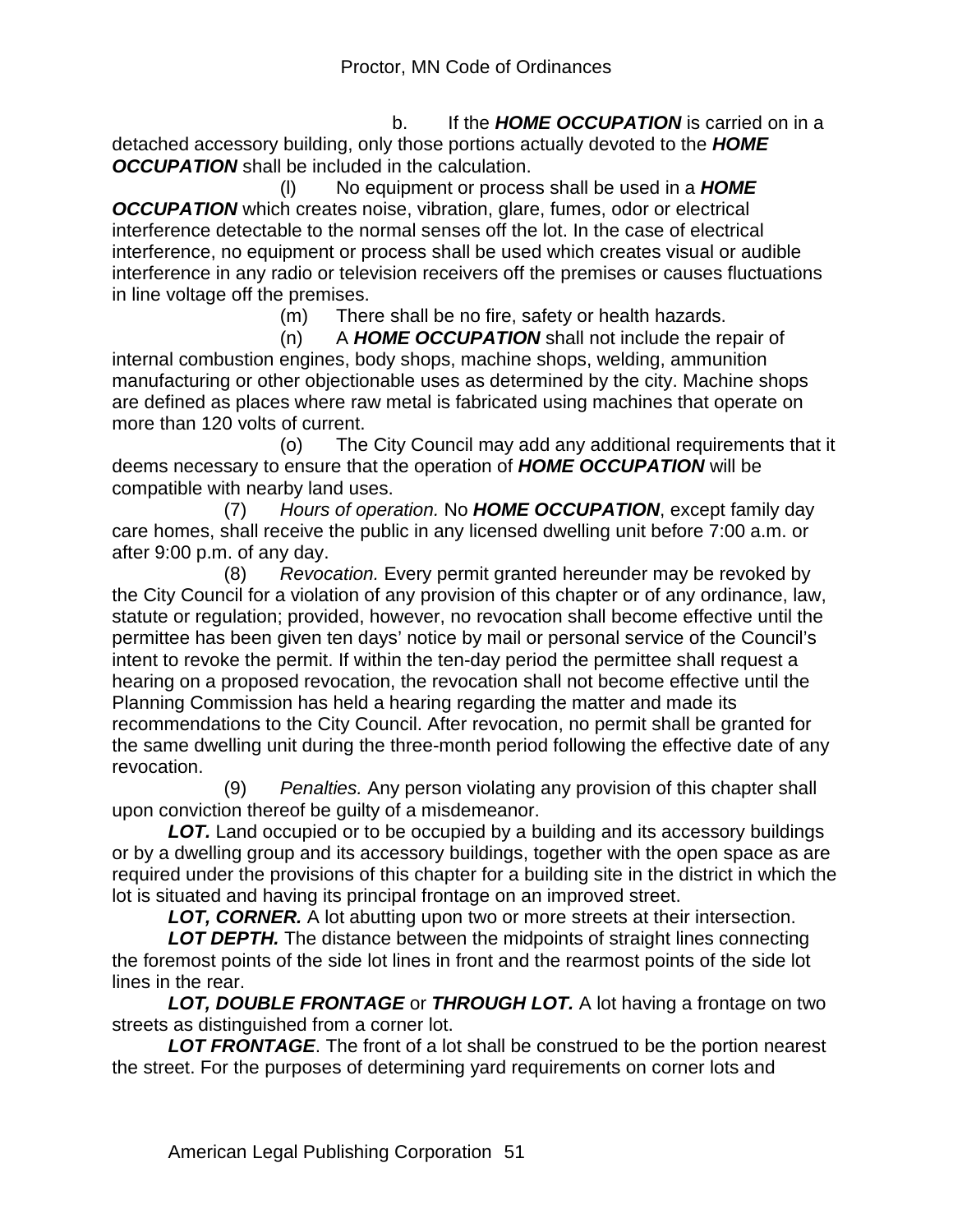b. If the ***HOME OCCUPATION*** is carried on in a detached accessory building, only those portions actually devoted to the ***HOME OCCUPATION*** shall be included in the calculation.

(l) No equipment or process shall be used in a ***HOME OCCUPATION*** which creates noise, vibration, glare, fumes, odor or electrical interference detectable to the normal senses off the lot. In the case of electrical interference, no equipment or process shall be used which creates visual or audible interference in any radio or television receivers off the premises or causes fluctuations in line voltage off the premises.

(m) There shall be no fire, safety or health hazards.

(n) A ***HOME OCCUPATION*** shall not include the repair of internal combustion engines, body shops, machine shops, welding, ammunition manufacturing or other objectionable uses as determined by the city. Machine shops are defined as places where raw metal is fabricated using machines that operate on more than 120 volts of current.

(o) The City Council may add any additional requirements that it deems necessary to ensure that the operation of ***HOME OCCUPATION*** will be compatible with nearby land uses.

(7) *Hours of operation.* No ***HOME OCCUPATION***, except family day care homes, shall receive the public in any licensed dwelling unit before 7:00 a.m. or after 9:00 p.m. of any day.

(8) *Revocation.* Every permit granted hereunder may be revoked by the City Council for a violation of any provision of this chapter or of any ordinance, law, statute or regulation; provided, however, no revocation shall become effective until the permittee has been given ten days' notice by mail or personal service of the Council's intent to revoke the permit. If within the ten-day period the permittee shall request a hearing on a proposed revocation, the revocation shall not become effective until the Planning Commission has held a hearing regarding the matter and made its recommendations to the City Council. After revocation, no permit shall be granted for the same dwelling unit during the three-month period following the effective date of any revocation.

(9) *Penalties.* Any person violating any provision of this chapter shall upon conviction thereof be guilty of a misdemeanor.

***LOT.*** Land occupied or to be occupied by a building and its accessory buildings or by a dwelling group and its accessory buildings, together with the open space as are required under the provisions of this chapter for a building site in the district in which the lot is situated and having its principal frontage on an improved street.

***LOT, CORNER.*** A lot abutting upon two or more streets at their intersection.

***LOT DEPTH.*** The distance between the midpoints of straight lines connecting the foremost points of the side lot lines in front and the rearmost points of the side lot lines in the rear.

***LOT, DOUBLE FRONTAGE*** or ***THROUGH LOT.*** A lot having a frontage on two streets as distinguished from a corner lot.

***LOT FRONTAGE***. The front of a lot shall be construed to be the portion nearest the street. For the purposes of determining yard requirements on corner lots and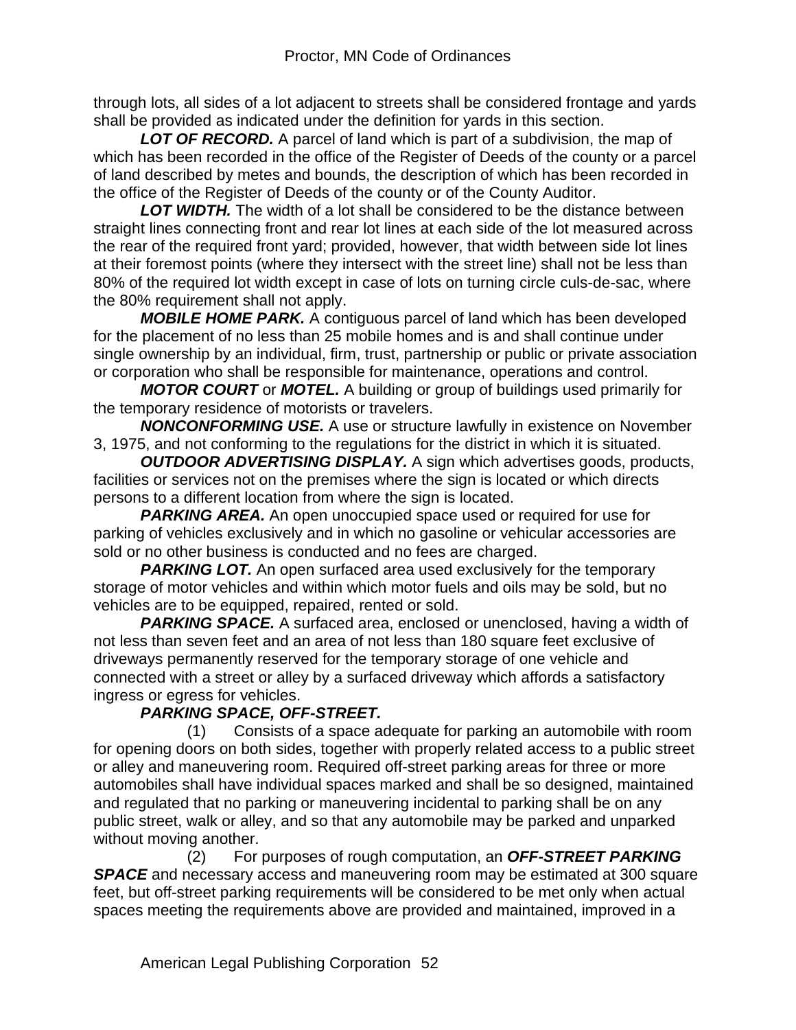through lots, all sides of a lot adjacent to streets shall be considered frontage and yards shall be provided as indicated under the definition for yards in this section.

***LOT OF RECORD.*** A parcel of land which is part of a subdivision, the map of which has been recorded in the office of the Register of Deeds of the county or a parcel of land described by metes and bounds, the description of which has been recorded in the office of the Register of Deeds of the county or of the County Auditor.

***LOT WIDTH.*** The width of a lot shall be considered to be the distance between straight lines connecting front and rear lot lines at each side of the lot measured across the rear of the required front yard; provided, however, that width between side lot lines at their foremost points (where they intersect with the street line) shall not be less than 80% of the required lot width except in case of lots on turning circle culs-de-sac, where the 80% requirement shall not apply.

***MOBILE HOME PARK.*** A contiguous parcel of land which has been developed for the placement of no less than 25 mobile homes and is and shall continue under single ownership by an individual, firm, trust, partnership or public or private association or corporation who shall be responsible for maintenance, operations and control.

***MOTOR COURT*** or ***MOTEL.*** A building or group of buildings used primarily for the temporary residence of motorists or travelers.

***NONCONFORMING USE.*** A use or structure lawfully in existence on November 3, 1975, and not conforming to the regulations for the district in which it is situated.

***OUTDOOR ADVERTISING DISPLAY.*** A sign which advertises goods, products, facilities or services not on the premises where the sign is located or which directs persons to a different location from where the sign is located.

***PARKING AREA.*** An open unoccupied space used or required for use for parking of vehicles exclusively and in which no gasoline or vehicular accessories are sold or no other business is conducted and no fees are charged.

***PARKING LOT.*** An open surfaced area used exclusively for the temporary storage of motor vehicles and within which motor fuels and oils may be sold, but no vehicles are to be equipped, repaired, rented or sold.

***PARKING SPACE.*** A surfaced area, enclosed or unenclosed, having a width of not less than seven feet and an area of not less than 180 square feet exclusive of driveways permanently reserved for the temporary storage of one vehicle and connected with a street or alley by a surfaced driveway which affords a satisfactory ingress or egress for vehicles.

***PARKING SPACE, OFF-STREET.***

(1) Consists of a space adequate for parking an automobile with room for opening doors on both sides, together with properly related access to a public street or alley and maneuvering room. Required off-street parking areas for three or more automobiles shall have individual spaces marked and shall be so designed, maintained and regulated that no parking or maneuvering incidental to parking shall be on any public street, walk or alley, and so that any automobile may be parked and unparked without moving another.

(2) For purposes of rough computation, an ***OFF-STREET PARKING SPACE*** and necessary access and maneuvering room may be estimated at 300 square feet, but off-street parking requirements will be considered to be met only when actual spaces meeting the requirements above are provided and maintained, improved in a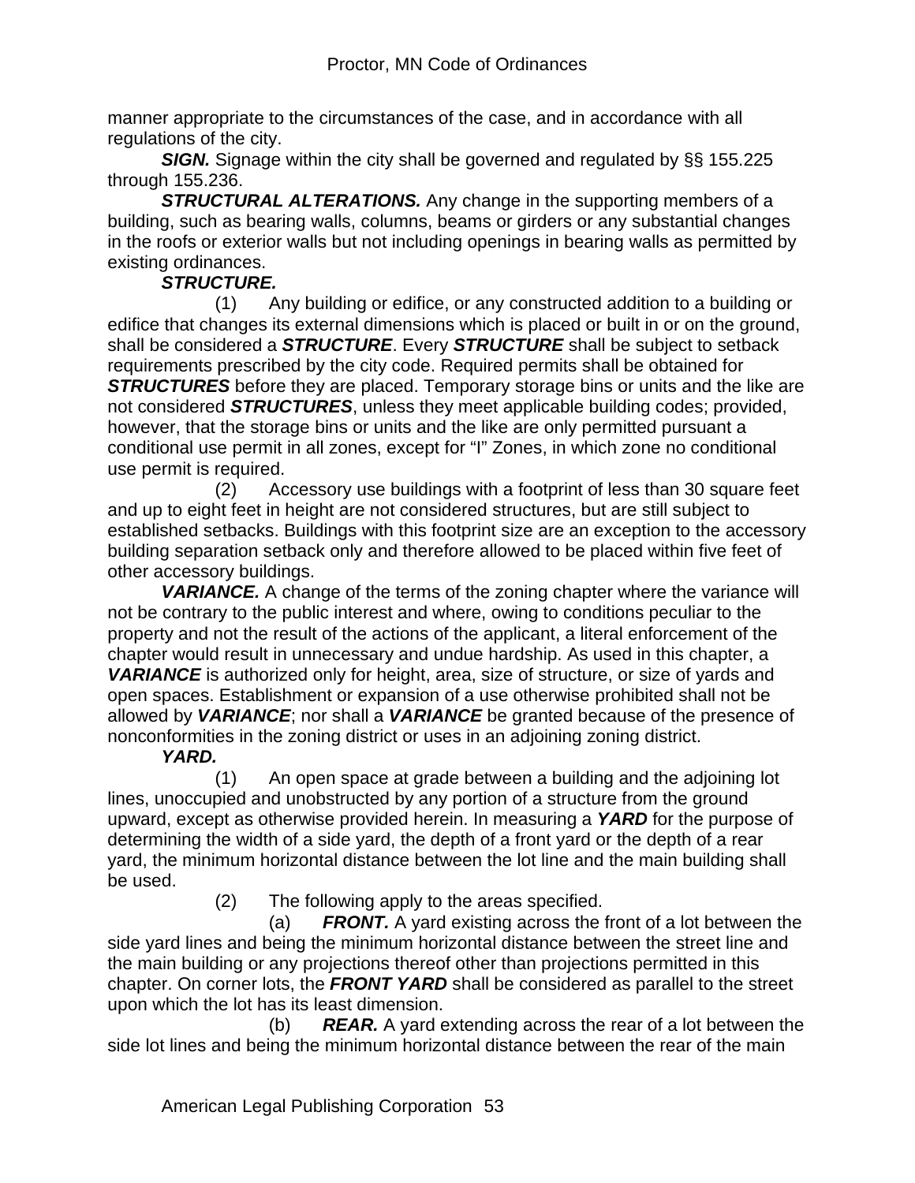manner appropriate to the circumstances of the case, and in accordance with all regulations of the city.

***SIGN.*** Signage within the city shall be governed and regulated by §§ 155.225 through 155.236.

***STRUCTURAL ALTERATIONS.*** Any change in the supporting members of a building, such as bearing walls, columns, beams or girders or any substantial changes in the roofs or exterior walls but not including openings in bearing walls as permitted by existing ordinances.

***STRUCTURE.***

(1) Any building or edifice, or any constructed addition to a building or edifice that changes its external dimensions which is placed or built in or on the ground, shall be considered a ***STRUCTURE***. Every ***STRUCTURE*** shall be subject to setback requirements prescribed by the city code. Required permits shall be obtained for ***STRUCTURES*** before they are placed. Temporary storage bins or units and the like are not considered ***STRUCTURES***, unless they meet applicable building codes; provided, however, that the storage bins or units and the like are only permitted pursuant a conditional use permit in all zones, except for "I" Zones, in which zone no conditional use permit is required.

(2) Accessory use buildings with a footprint of less than 30 square feet and up to eight feet in height are not considered structures, but are still subject to established setbacks. Buildings with this footprint size are an exception to the accessory building separation setback only and therefore allowed to be placed within five feet of other accessory buildings.

***VARIANCE.*** A change of the terms of the zoning chapter where the variance will not be contrary to the public interest and where, owing to conditions peculiar to the property and not the result of the actions of the applicant, a literal enforcement of the chapter would result in unnecessary and undue hardship. As used in this chapter, a ***VARIANCE*** is authorized only for height, area, size of structure, or size of yards and open spaces. Establishment or expansion of a use otherwise prohibited shall not be allowed by ***VARIANCE***; nor shall a ***VARIANCE*** be granted because of the presence of nonconformities in the zoning district or uses in an adjoining zoning district.

***YARD.***

(1) An open space at grade between a building and the adjoining lot lines, unoccupied and unobstructed by any portion of a structure from the ground upward, except as otherwise provided herein. In measuring a ***YARD*** for the purpose of determining the width of a side yard, the depth of a front yard or the depth of a rear yard, the minimum horizontal distance between the lot line and the main building shall be used.

(2) The following apply to the areas specified.

(a) ***FRONT.*** A yard existing across the front of a lot between the side yard lines and being the minimum horizontal distance between the street line and the main building or any projections thereof other than projections permitted in this chapter. On corner lots, the ***FRONT YARD*** shall be considered as parallel to the street upon which the lot has its least dimension.

(b) ***REAR.*** A yard extending across the rear of a lot between the side lot lines and being the minimum horizontal distance between the rear of the main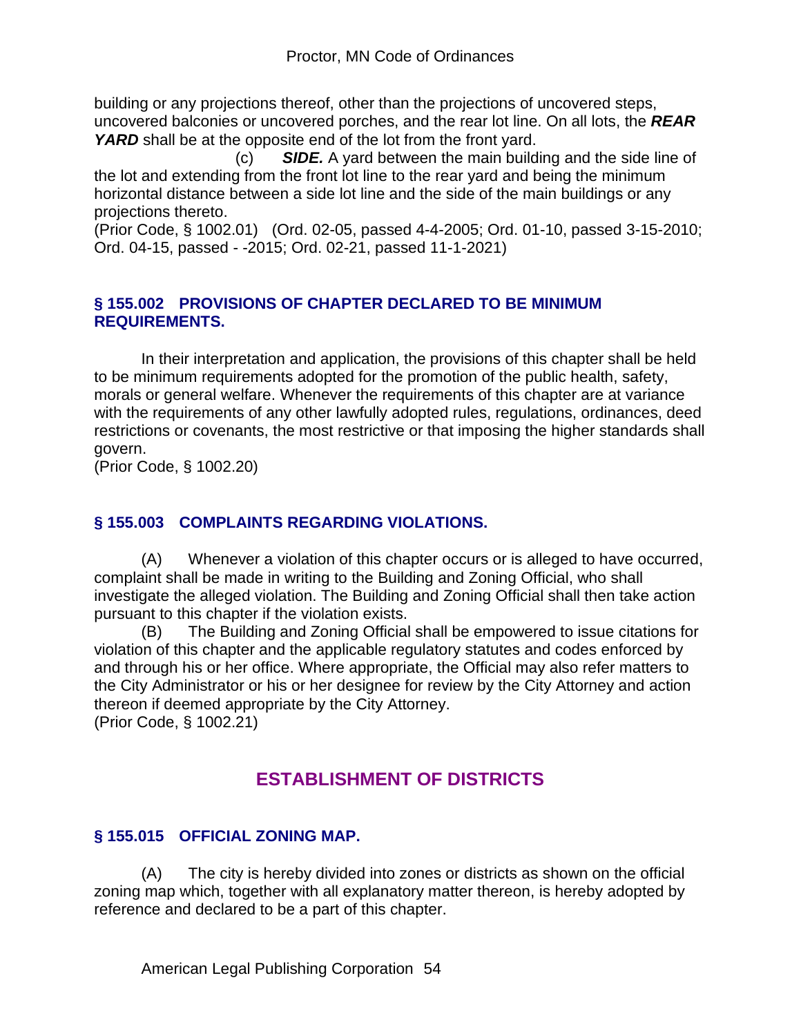building or any projections thereof, other than the projections of uncovered steps, uncovered balconies or uncovered porches, and the rear lot line. On all lots, the ***REAR YARD*** shall be at the opposite end of the lot from the front yard.

(c) ***SIDE.*** A yard between the main building and the side line of the lot and extending from the front lot line to the rear yard and being the minimum horizontal distance between a side lot line and the side of the main buildings or any projections thereto.

(Prior Code, § 1002.01) (Ord. 02-05, passed 4-4-2005; Ord. 01-10, passed 3-15-2010; Ord. 04-15, passed - -2015; Ord. 02-21, passed 11-1-2021)

### § 155.002 PROVISIONS OF CHAPTER DECLARED TO BE MINIMUM REQUIREMENTS.

In their interpretation and application, the provisions of this chapter shall be held to be minimum requirements adopted for the promotion of the public health, safety, morals or general welfare. Whenever the requirements of this chapter are at variance with the requirements of any other lawfully adopted rules, regulations, ordinances, deed restrictions or covenants, the most restrictive or that imposing the higher standards shall govern.

(Prior Code, § 1002.20)

### § 155.003 COMPLAINTS REGARDING VIOLATIONS.

(A) Whenever a violation of this chapter occurs or is alleged to have occurred, complaint shall be made in writing to the Building and Zoning Official, who shall investigate the alleged violation. The Building and Zoning Official shall then take action pursuant to this chapter if the violation exists.

(B) The Building and Zoning Official shall be empowered to issue citations for violation of this chapter and the applicable regulatory statutes and codes enforced by and through his or her office. Where appropriate, the Official may also refer matters to the City Administrator or his or her designee for review by the City Attorney and action thereon if deemed appropriate by the City Attorney.

(Prior Code, § 1002.21)

## ESTABLISHMENT OF DISTRICTS

### § 155.015 OFFICIAL ZONING MAP.

(A) The city is hereby divided into zones or districts as shown on the official zoning map which, together with all explanatory matter thereon, is hereby adopted by reference and declared to be a part of this chapter.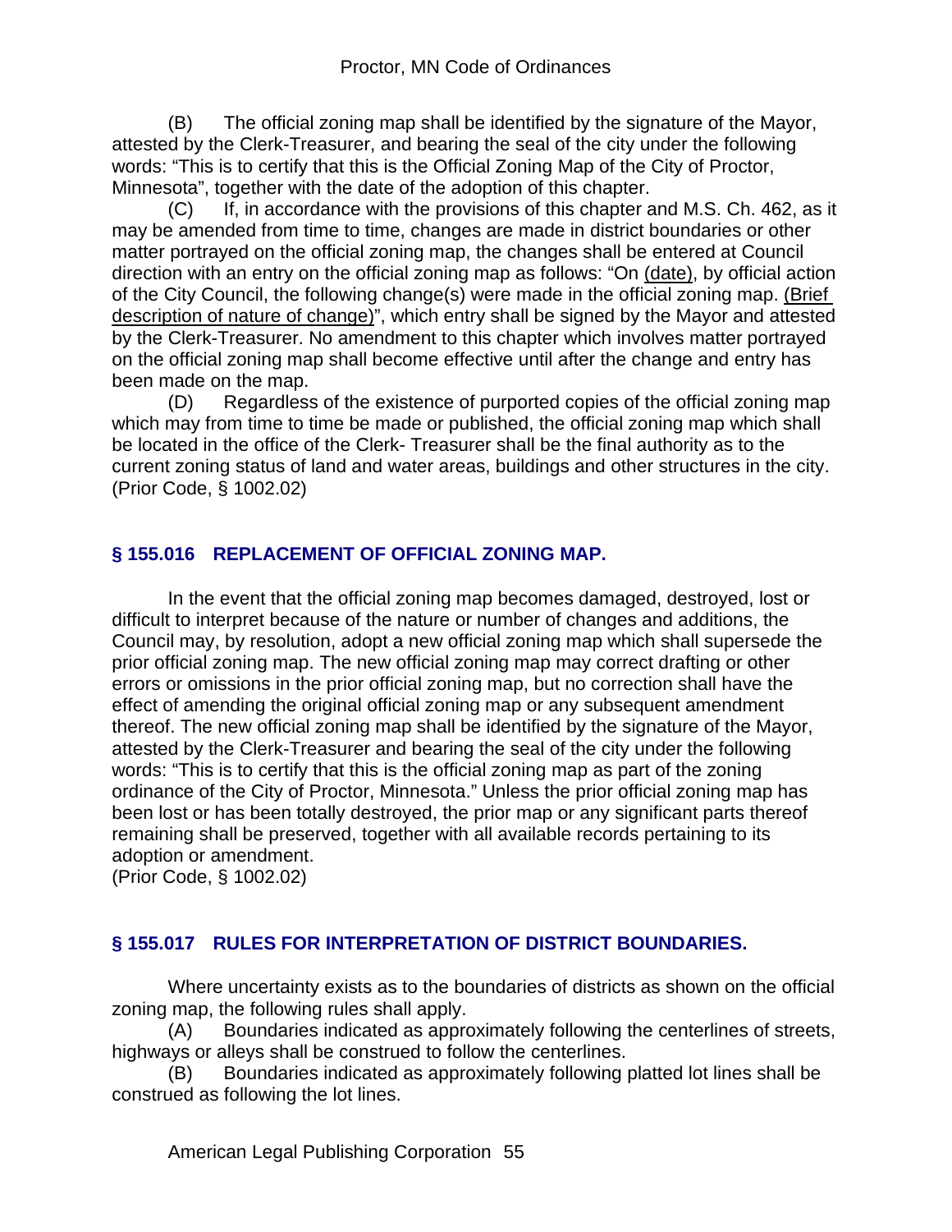(B) The official zoning map shall be identified by the signature of the Mayor, attested by the Clerk-Treasurer, and bearing the seal of the city under the following words: "This is to certify that this is the Official Zoning Map of the City of Proctor, Minnesota", together with the date of the adoption of this chapter.

(C) If, in accordance with the provisions of this chapter and M.S. Ch. 462, as it may be amended from time to time, changes are made in district boundaries or other matter portrayed on the official zoning map, the changes shall be entered at Council direction with an entry on the official zoning map as follows: "On (date), by official action of the City Council, the following change(s) were made in the official zoning map. (Brief description of nature of change)", which entry shall be signed by the Mayor and attested by the Clerk-Treasurer. No amendment to this chapter which involves matter portrayed on the official zoning map shall become effective until after the change and entry has been made on the map.

(D) Regardless of the existence of purported copies of the official zoning map which may from time to time be made or published, the official zoning map which shall be located in the office of the Clerk- Treasurer shall be the final authority as to the current zoning status of land and water areas, buildings and other structures in the city.
(Prior Code, § 1002.02)

### § 155.016 REPLACEMENT OF OFFICIAL ZONING MAP.

In the event that the official zoning map becomes damaged, destroyed, lost or difficult to interpret because of the nature or number of changes and additions, the Council may, by resolution, adopt a new official zoning map which shall supersede the prior official zoning map. The new official zoning map may correct drafting or other errors or omissions in the prior official zoning map, but no correction shall have the effect of amending the original official zoning map or any subsequent amendment thereof. The new official zoning map shall be identified by the signature of the Mayor, attested by the Clerk-Treasurer and bearing the seal of the city under the following words: "This is to certify that this is the official zoning map as part of the zoning ordinance of the City of Proctor, Minnesota." Unless the prior official zoning map has been lost or has been totally destroyed, the prior map or any significant parts thereof remaining shall be preserved, together with all available records pertaining to its adoption or amendment.
(Prior Code, § 1002.02)

### § 155.017 RULES FOR INTERPRETATION OF DISTRICT BOUNDARIES.

Where uncertainty exists as to the boundaries of districts as shown on the official zoning map, the following rules shall apply.

(A) Boundaries indicated as approximately following the centerlines of streets, highways or alleys shall be construed to follow the centerlines.

(B) Boundaries indicated as approximately following platted lot lines shall be construed as following the lot lines.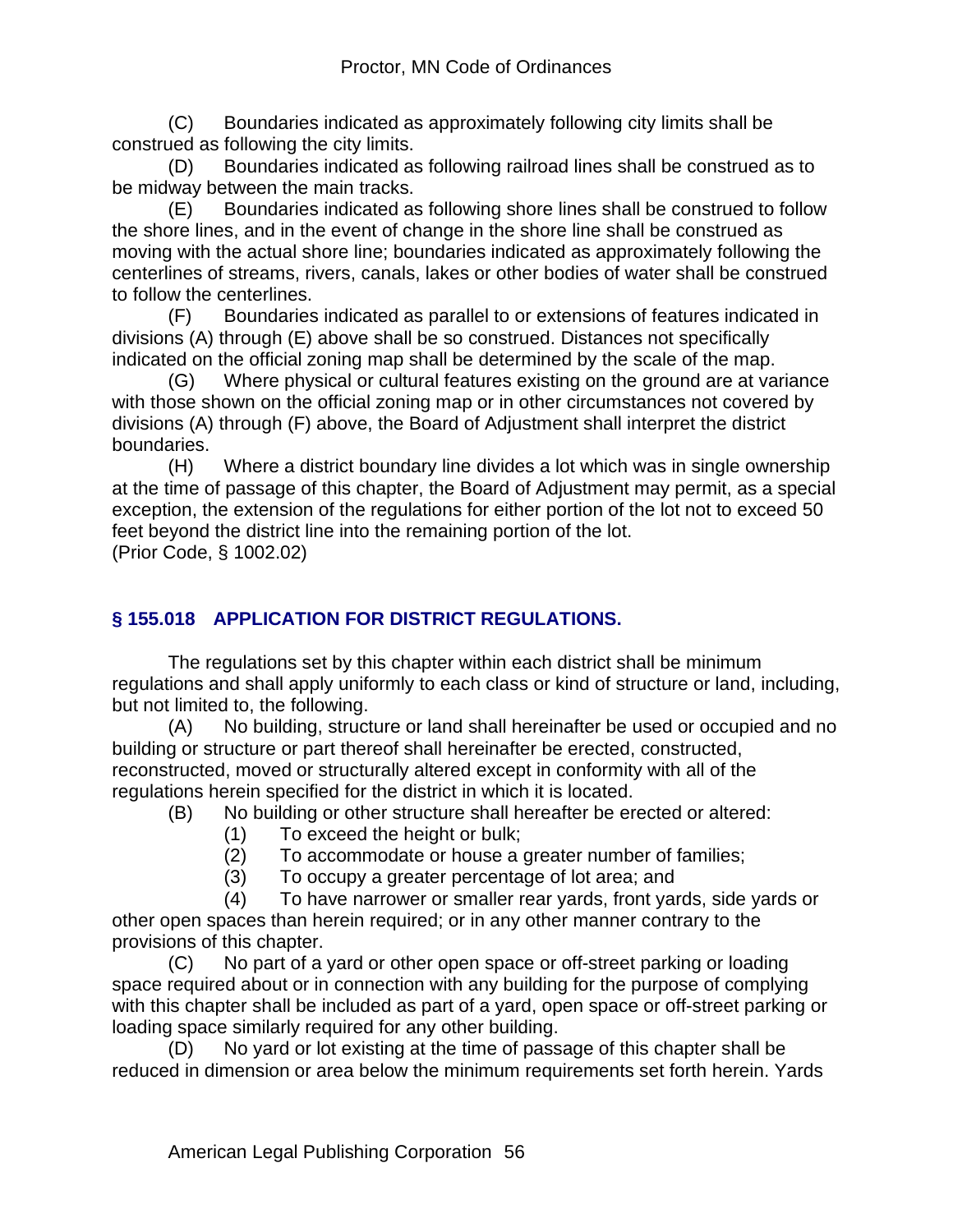(C) Boundaries indicated as approximately following city limits shall be construed as following the city limits.

(D) Boundaries indicated as following railroad lines shall be construed as to be midway between the main tracks.

(E) Boundaries indicated as following shore lines shall be construed to follow the shore lines, and in the event of change in the shore line shall be construed as moving with the actual shore line; boundaries indicated as approximately following the centerlines of streams, rivers, canals, lakes or other bodies of water shall be construed to follow the centerlines.

(F) Boundaries indicated as parallel to or extensions of features indicated in divisions (A) through (E) above shall be so construed. Distances not specifically indicated on the official zoning map shall be determined by the scale of the map.

(G) Where physical or cultural features existing on the ground are at variance with those shown on the official zoning map or in other circumstances not covered by divisions (A) through (F) above, the Board of Adjustment shall interpret the district boundaries.

(H) Where a district boundary line divides a lot which was in single ownership at the time of passage of this chapter, the Board of Adjustment may permit, as a special exception, the extension of the regulations for either portion of the lot not to exceed 50 feet beyond the district line into the remaining portion of the lot.

(Prior Code, § 1002.02)

## § 155.018 APPLICATION FOR DISTRICT REGULATIONS.

The regulations set by this chapter within each district shall be minimum regulations and shall apply uniformly to each class or kind of structure or land, including, but not limited to, the following.

(A) No building, structure or land shall hereinafter be used or occupied and no building or structure or part thereof shall hereinafter be erected, constructed, reconstructed, moved or structurally altered except in conformity with all of the regulations herein specified for the district in which it is located.

(B) No building or other structure shall hereafter be erected or altered:

(1) To exceed the height or bulk;

(2) To accommodate or house a greater number of families;

(3) To occupy a greater percentage of lot area; and

(4) To have narrower or smaller rear yards, front yards, side yards or other open spaces than herein required; or in any other manner contrary to the provisions of this chapter.

(C) No part of a yard or other open space or off-street parking or loading space required about or in connection with any building for the purpose of complying with this chapter shall be included as part of a yard, open space or off-street parking or loading space similarly required for any other building.

(D) No yard or lot existing at the time of passage of this chapter shall be reduced in dimension or area below the minimum requirements set forth herein. Yards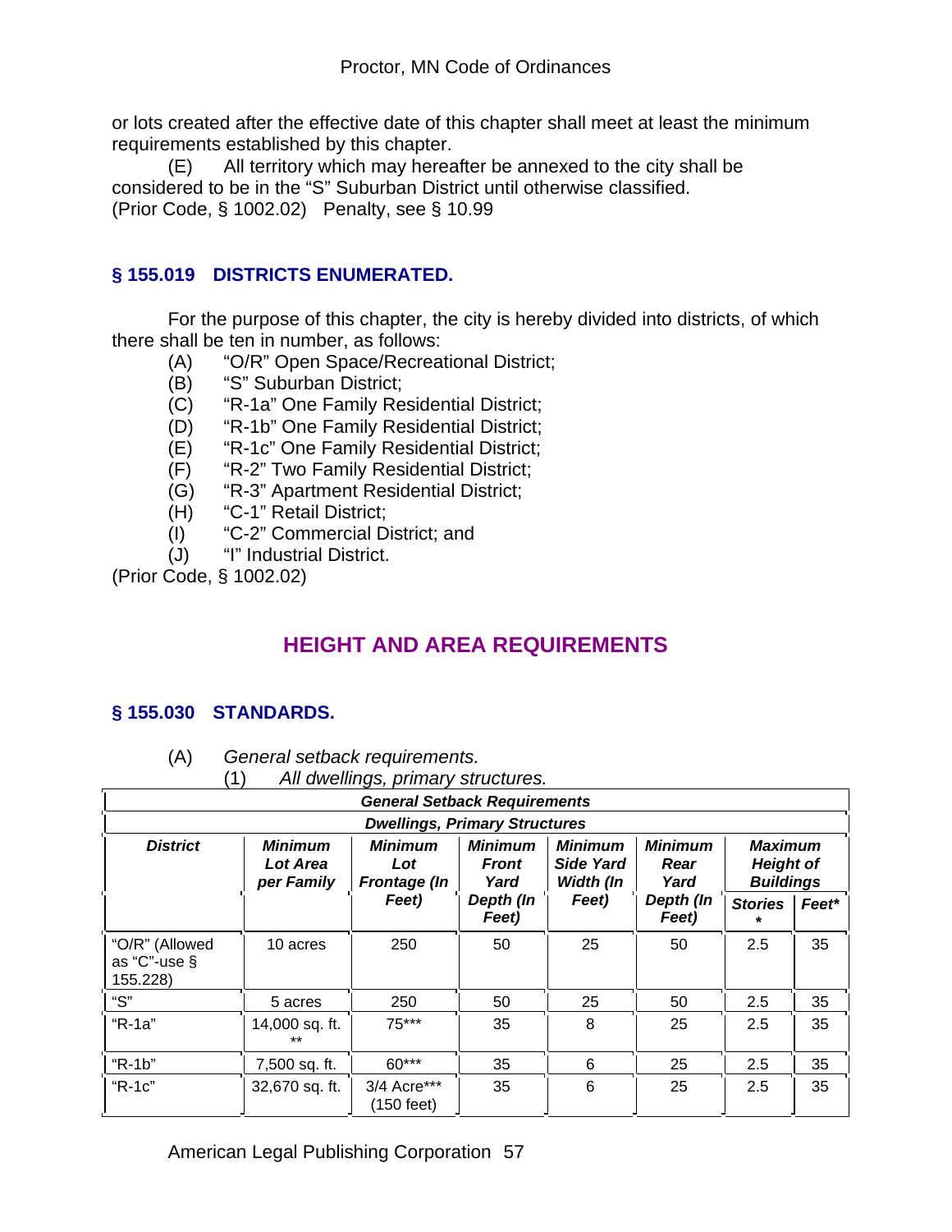or lots created after the effective date of this chapter shall meet at least the minimum requirements established by this chapter.

(E) All territory which may hereafter be annexed to the city shall be considered to be in the "S" Suburban District until otherwise classified.
(Prior Code, § 1002.02) Penalty, see § 10.99

### § 155.019 DISTRICTS ENUMERATED.

For the purpose of this chapter, the city is hereby divided into districts, of which there shall be ten in number, as follows:

(A) "O/R" Open Space/Recreational District;
(B) "S" Suburban District;
(C) "R-1a" One Family Residential District;
(D) "R-1b" One Family Residential District;
(E) "R-1c" One Family Residential District;
(F) "R-2" Two Family Residential District;
(G) "R-3" Apartment Residential District;
(H) "C-1" Retail District;
(I) "C-2" Commercial District; and
(J) "I" Industrial District.

(Prior Code, § 1002.02)

## HEIGHT AND AREA REQUIREMENTS

### § 155.030 STANDARDS.

(A) *General setback requirements.*

(1) *All dwellings, primary structures.*

| ***General Setback Requirements*** | | | | | | | |
|---|---|---|---|---|---|---|---|
| ***Dwellings, Primary Structures*** | | | | | | | |
| ***District*** | ***Minimum Lot Area per Family*** | ***Minimum Lot Frontage (In Feet)*** | ***Minimum Front Yard Depth (In Feet)*** | ***Minimum Side Yard Width (In Feet)*** | ***Minimum Rear Yard Depth (In Feet)*** | ***Maximum Height of Buildings*** | |
| | | | | | | ***Stories \**** | ***Feet\**** |
| "O/R" (Allowed as "C"-use § 155.228) | 10 acres | 250 | 50 | 25 | 50 | 2.5 | 35 |
| "S" | 5 acres | 250 | 50 | 25 | 50 | 2.5 | 35 |
| "R-1a" | 14,000 sq. ft. ** | 75*** | 35 | 8 | 25 | 2.5 | 35 |
| "R-1b" | 7,500 sq. ft. | 60*** | 35 | 6 | 25 | 2.5 | 35 |
| "R-1c" | 32,670 sq. ft. | 3/4 Acre*** (150 feet) | 35 | 6 | 25 | 2.5 | 35 |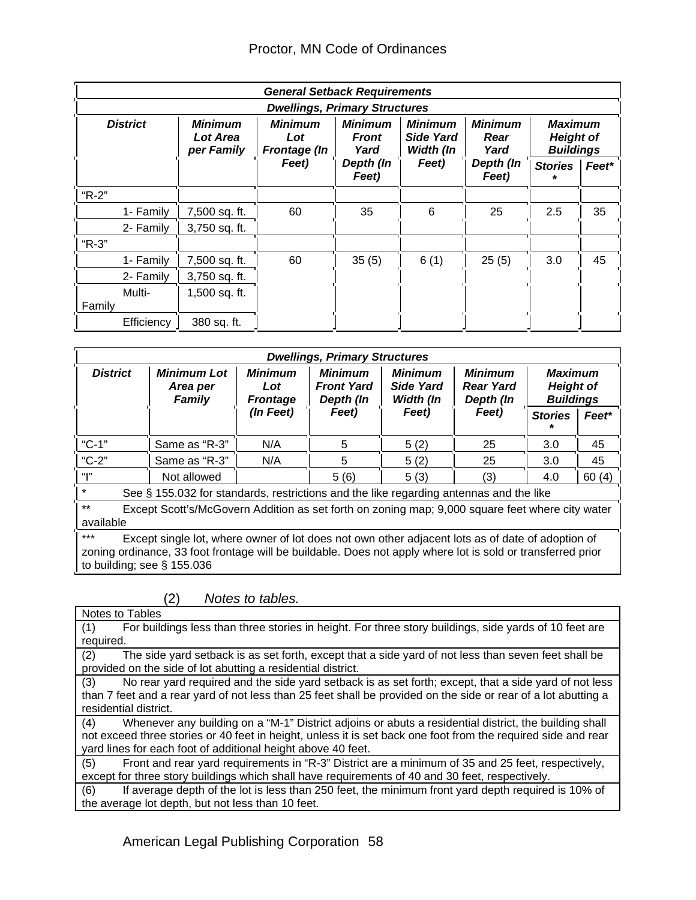| General Setback Requirements | | | | | | | | |
|---|---|---|---|---|---|---|---|---|
| Dwellings, Primary Structures | | | | | | | | |
| ***District*** | ***Minimum Lot Area per Family*** | ***Minimum Lot Frontage (In Feet)*** | ***Minimum Front Yard Depth (In Feet)*** | ***Minimum Side Yard Width (In Feet)*** | ***Minimum Rear Yard Depth (In Feet)*** | ***Maximum Height of Buildings*** | |
| | | | | | | ***Stories **** | ***Feet**** |
| "R-2" | | | | | | | |
| 1- Family | 7,500 sq. ft. | 60 | 35 | 6 | 25 | 2.5 | 35 |
| 2- Family | 3,750 sq. ft. | | | | | | |
| "R-3" | | | | | | | |
| 1- Family | 7,500 sq. ft. | 60 | 35 (5) | 6 (1) | 25 (5) | 3.0 | 45 |
| 2- Family | 3,750 sq. ft. | | | | | | |
| Multi-Family | 1,500 sq. ft. | | | | | | |
| Efficiency | 380 sq. ft. | | | | | | |

| Dwellings, Primary Structures | | | | | | | |
|---|---|---|---|---|---|---|---|
| ***District*** | ***Minimum Lot Area per Family*** | ***Minimum Lot Frontage (In Feet)*** | ***Minimum Front Yard Depth (In Feet)*** | ***Minimum Side Yard Width (In Feet)*** | ***Minimum Rear Yard Depth (In Feet)*** | ***Maximum Height of Buildings*** | |
| | | | | | | ***Stories **** | ***Feet**** |
| "C-1" | Same as "R-3" | N/A | 5 | 5 (2) | 25 | 3.0 | 45 |
| "C-2" | Same as "R-3" | N/A | 5 | 5 (2) | 25 | 3.0 | 45 |
| "I" | Not allowed | | 5 (6) | 5 (3) | (3) | 4.0 | 60 (4) |
| * See § 155.032 for standards, restrictions and the like regarding antennas and the like | | | | | | | |
| ** Except Scott's/McGovern Addition as set forth on zoning map; 9,000 square feet where city water available | | | | | | | |
| *** Except single lot, where owner of lot does not own other adjacent lots as of date of adoption of zoning ordinance, 33 foot frontage will be buildable. Does not apply where lot is sold or transferred prior to building; see § 155.036 | | | | | | | |

(2) *Notes to tables.*

| Notes to Tables |
|---|
| (1) For buildings less than three stories in height. For three story buildings, side yards of 10 feet are required. |
| (2) The side yard setback is as set forth, except that a side yard of not less than seven feet shall be provided on the side of lot abutting a residential district. |
| (3) No rear yard required and the side yard setback is as set forth; except, that a side yard of not less than 7 feet and a rear yard of not less than 25 feet shall be provided on the side or rear of a lot abutting a residential district. |
| (4) Whenever any building on a "M-1" District adjoins or abuts a residential district, the building shall not exceed three stories or 40 feet in height, unless it is set back one foot from the required side and rear yard lines for each foot of additional height above 40 feet. |
| (5) Front and rear yard requirements in "R-3" District are a minimum of 35 and 25 feet, respectively, except for three story buildings which shall have requirements of 40 and 30 feet, respectively. |
| (6) If average depth of the lot is less than 250 feet, the minimum front yard depth required is 10% of the average lot depth, but not less than 10 feet. |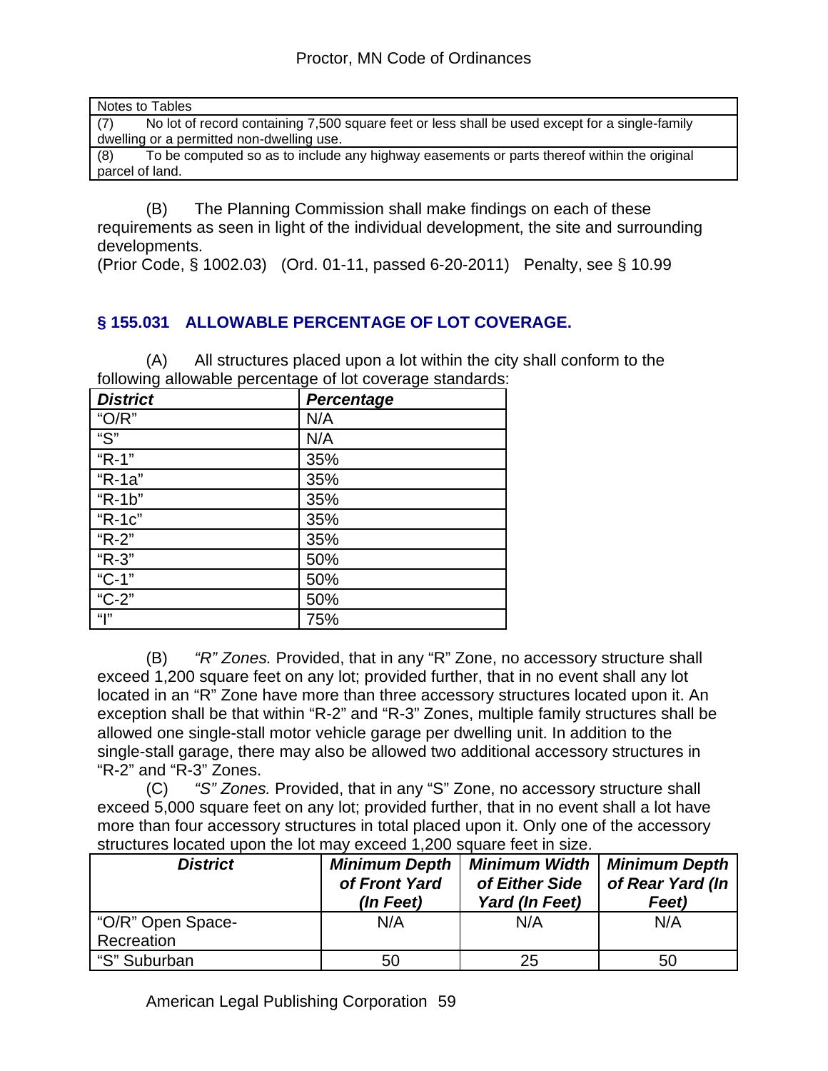| Notes to Tables |
|---|
| (7) No lot of record containing 7,500 square feet or less shall be used except for a single-family dwelling or a permitted non-dwelling use. |
| (8) To be computed so as to include any highway easements or parts thereof within the original parcel of land. |

(B) The Planning Commission shall make findings on each of these requirements as seen in light of the individual development, the site and surrounding developments.
(Prior Code, § 1002.03) (Ord. 01-11, passed 6-20-2011) Penalty, see § 10.99

## § 155.031 ALLOWABLE PERCENTAGE OF LOT COVERAGE.

(A) All structures placed upon a lot within the city shall conform to the following allowable percentage of lot coverage standards:

| ***District*** | ***Percentage*** |
|---|---|
| "O/R" | N/A |
| "S" | N/A |
| "R-1" | 35% |
| "R-1a" | 35% |
| "R-1b" | 35% |
| "R-1c" | 35% |
| "R-2" | 35% |
| "R-3" | 50% |
| "C-1" | 50% |
| "C-2" | 50% |
| "I" | 75% |

(B) *"R" Zones.* Provided, that in any "R" Zone, no accessory structure shall exceed 1,200 square feet on any lot; provided further, that in no event shall any lot located in an "R" Zone have more than three accessory structures located upon it. An exception shall be that within "R-2" and "R-3" Zones, multiple family structures shall be allowed one single-stall motor vehicle garage per dwelling unit. In addition to the single-stall garage, there may also be allowed two additional accessory structures in "R-2" and "R-3" Zones.

(C) *"S" Zones.* Provided, that in any "S" Zone, no accessory structure shall exceed 5,000 square feet on any lot; provided further, that in no event shall a lot have more than four accessory structures in total placed upon it. Only one of the accessory structures located upon the lot may exceed 1,200 square feet in size.

| ***District*** | ***Minimum Depth of Front Yard (In Feet)*** | ***Minimum Width of Either Side Yard (In Feet)*** | ***Minimum Depth of Rear Yard (In Feet)*** |
|---|---|---|---|
| "O/R" Open Space-Recreation | N/A | N/A | N/A |
| "S" Suburban | 50 | 25 | 50 |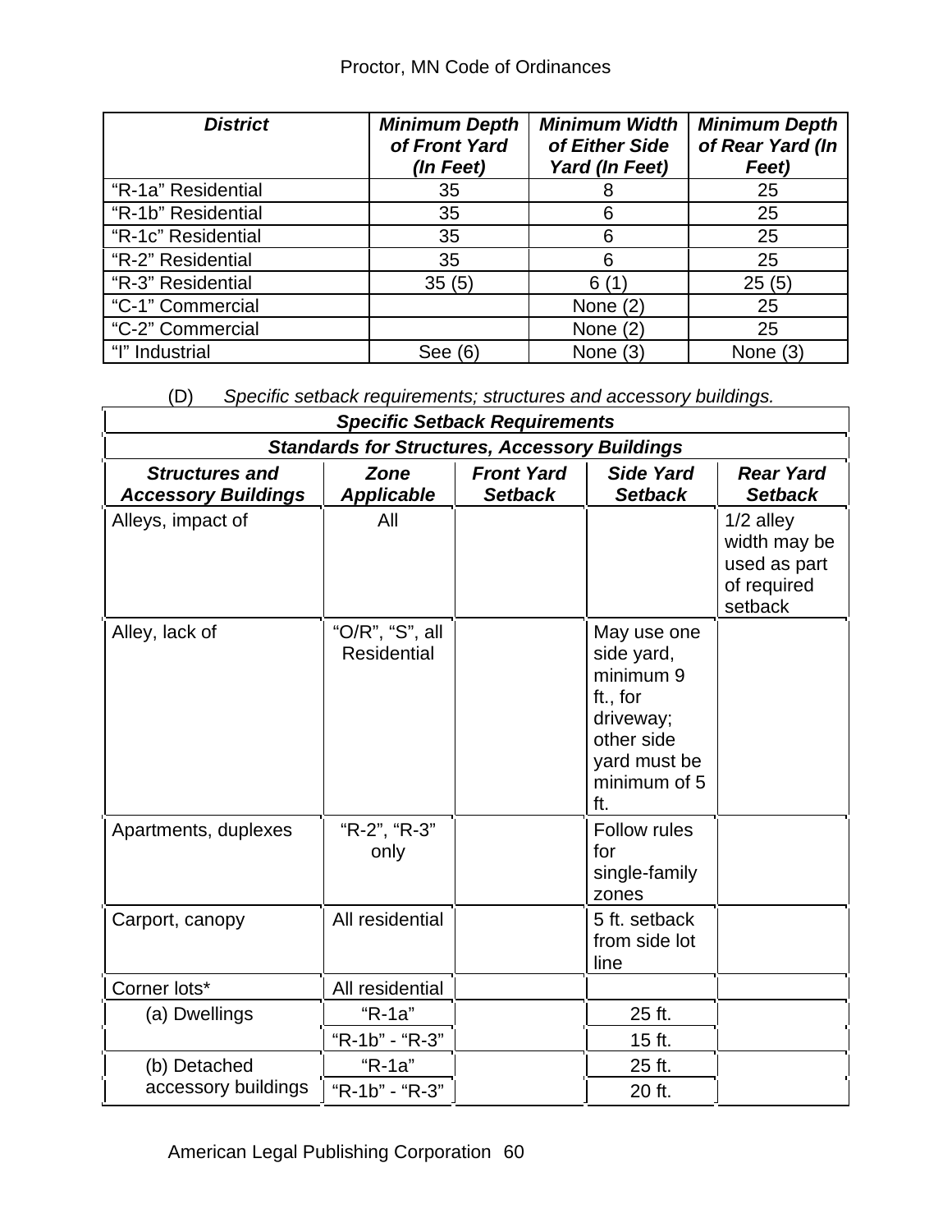| District | Minimum Depth of Front Yard (In Feet) | Minimum Width of Either Side Yard (In Feet) | Minimum Depth of Rear Yard (In Feet) |
|---|---|---|---|
| "R-1a" Residential | 35 | 8 | 25 |
| "R-1b" Residential | 35 | 6 | 25 |
| "R-1c" Residential | 35 | 6 | 25 |
| "R-2" Residential | 35 | 6 | 25 |
| "R-3" Residential | 35 (5) | 6 (1) | 25 (5) |
| "C-1" Commercial | | None (2) | 25 |
| "C-2" Commercial | | None (2) | 25 |
| "I" Industrial | See (6) | None (3) | None (3) |

(D) *Specific setback requirements; structures and accessory buildings.*

| ***Specific Setback Requirements*** | | | | |
|---|---|---|---|---|
| ***Standards for Structures, Accessory Buildings*** | | | | |
| ***Structures and Accessory Buildings*** | ***Zone Applicable*** | ***Front Yard Setback*** | ***Side Yard Setback*** | ***Rear Yard Setback*** |
| Alleys, impact of | All | | | 1/2 alley width may be used as part of required setback |
| Alley, lack of | "O/R", "S", all Residential | | May use one side yard, minimum 9 ft., for driveway; other side yard must be minimum of 5 ft. | |
| Apartments, duplexes | "R-2", "R-3" only | | Follow rules for single-family zones | |
| Carport, canopy | All residential | | 5 ft. setback from side lot line | |
| Corner lots* | All residential | | | |
| (a) Dwellings | "R-1a" | | 25 ft. | |
| | "R-1b" - "R-3" | | 15 ft. | |
| (b) Detached accessory buildings | "R-1a" | | 25 ft. | |
| | "R-1b" - "R-3" | | 20 ft. | |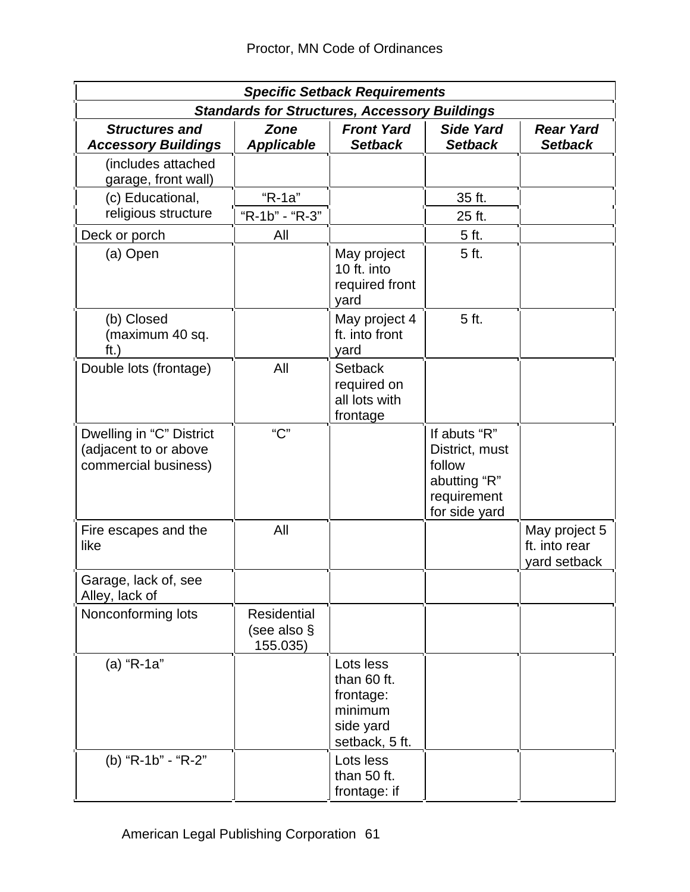| ***Specific Setback Requirements*** | | | | |
|---|---|---|---|---|
| ***Standards for Structures, Accessory Buildings*** | | | | |
| ***Structures and Accessory Buildings*** | ***Zone Applicable*** | ***Front Yard Setback*** | ***Side Yard Setback*** | ***Rear Yard Setback*** |
| (includes attached garage, front wall) | | | | |
| (c) Educational, religious structure | “R-1a” | | 35 ft. | |
| | “R-1b” - “R-3” | | 25 ft. | |
| Deck or porch | All | | 5 ft. | |
| (a) Open | | May project 10 ft. into required front yard | 5 ft. | |
| (b) Closed (maximum 40 sq. ft.) | | May project 4 ft. into front yard | 5 ft. | |
| Double lots (frontage) | All | Setback required on all lots with frontage | | |
| Dwelling in “C” District (adjacent to or above commercial business) | “C” | | If abuts “R” District, must follow abutting “R” requirement for side yard | |
| Fire escapes and the like | All | | | May project 5 ft. into rear yard setback |
| Garage, lack of, see Alley, lack of | | | | |
| Nonconforming lots | Residential (see also § 155.035) | | | |
| (a) “R-1a” | | Lots less than 60 ft. frontage: minimum side yard setback, 5 ft. | | |
| (b) “R-1b” - “R-2” | | Lots less than 50 ft. frontage: if | | |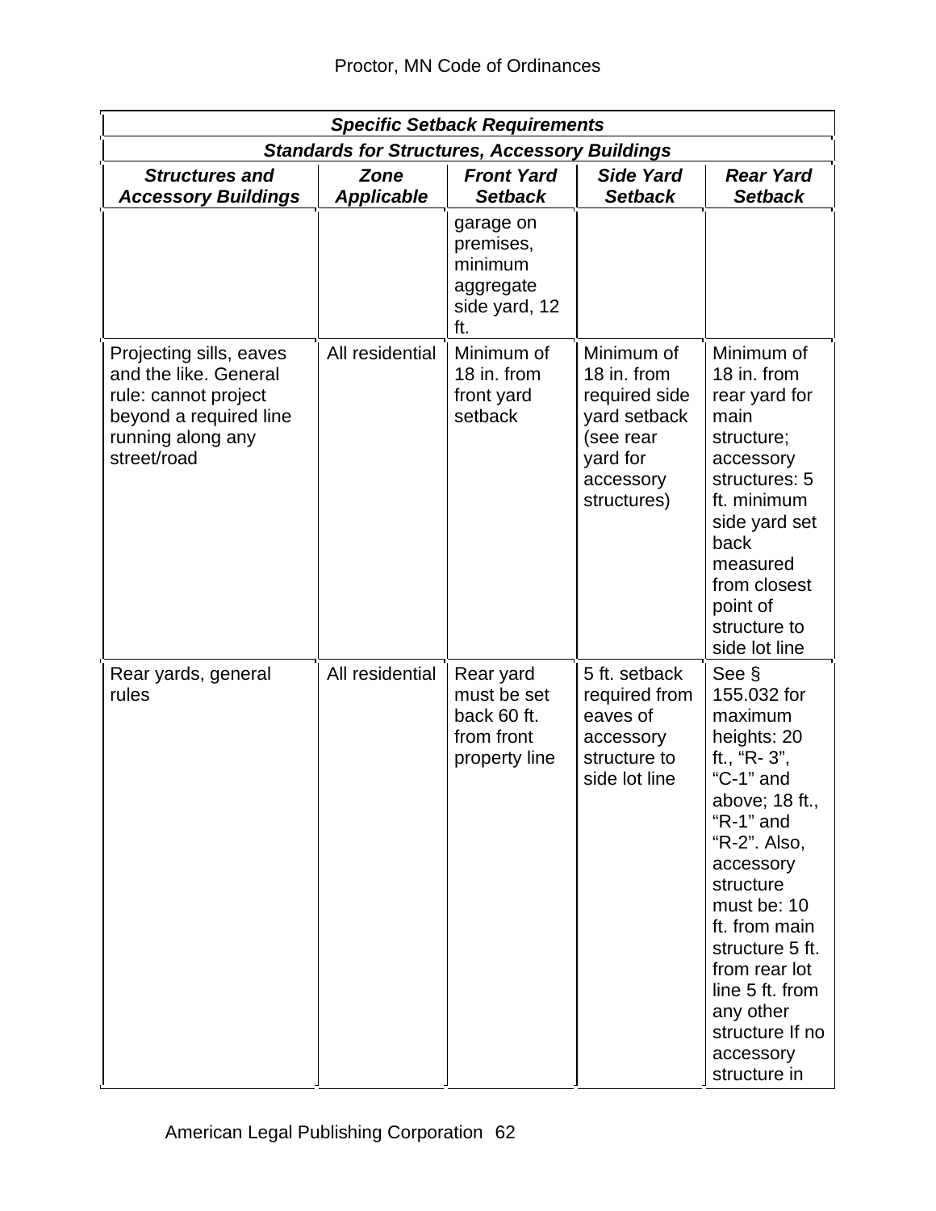| Specific Setback Requirements | | | | |
|---|---|---|---|---|
| ***Standards for Structures, Accessory Buildings*** | | | | |
| ***Structures and Accessory Buildings*** | ***Zone Applicable*** | ***Front Yard Setback*** | ***Side Yard Setback*** | ***Rear Yard Setback*** |
| | | garage on premises, minimum aggregate side yard, 12 ft. | | |
| Projecting sills, eaves and the like. General rule: cannot project beyond a required line running along any street/road | All residential | Minimum of 18 in. from front yard setback | Minimum of 18 in. from required side yard setback (see rear yard for accessory structures) | Minimum of 18 in. from rear yard for main structure; accessory structures: 5 ft. minimum side yard set back measured from closest point of structure to side lot line |
| Rear yards, general rules | All residential | Rear yard must be set back 60 ft. from front property line | 5 ft. setback required from eaves of accessory structure to side lot line | See § 155.032 for maximum heights: 20 ft., "R- 3", "C-1" and above; 18 ft., "R-1" and "R-2". Also, accessory structure must be: 10 ft. from main structure 5 ft. from rear lot line 5 ft. from any other structure If no accessory structure in |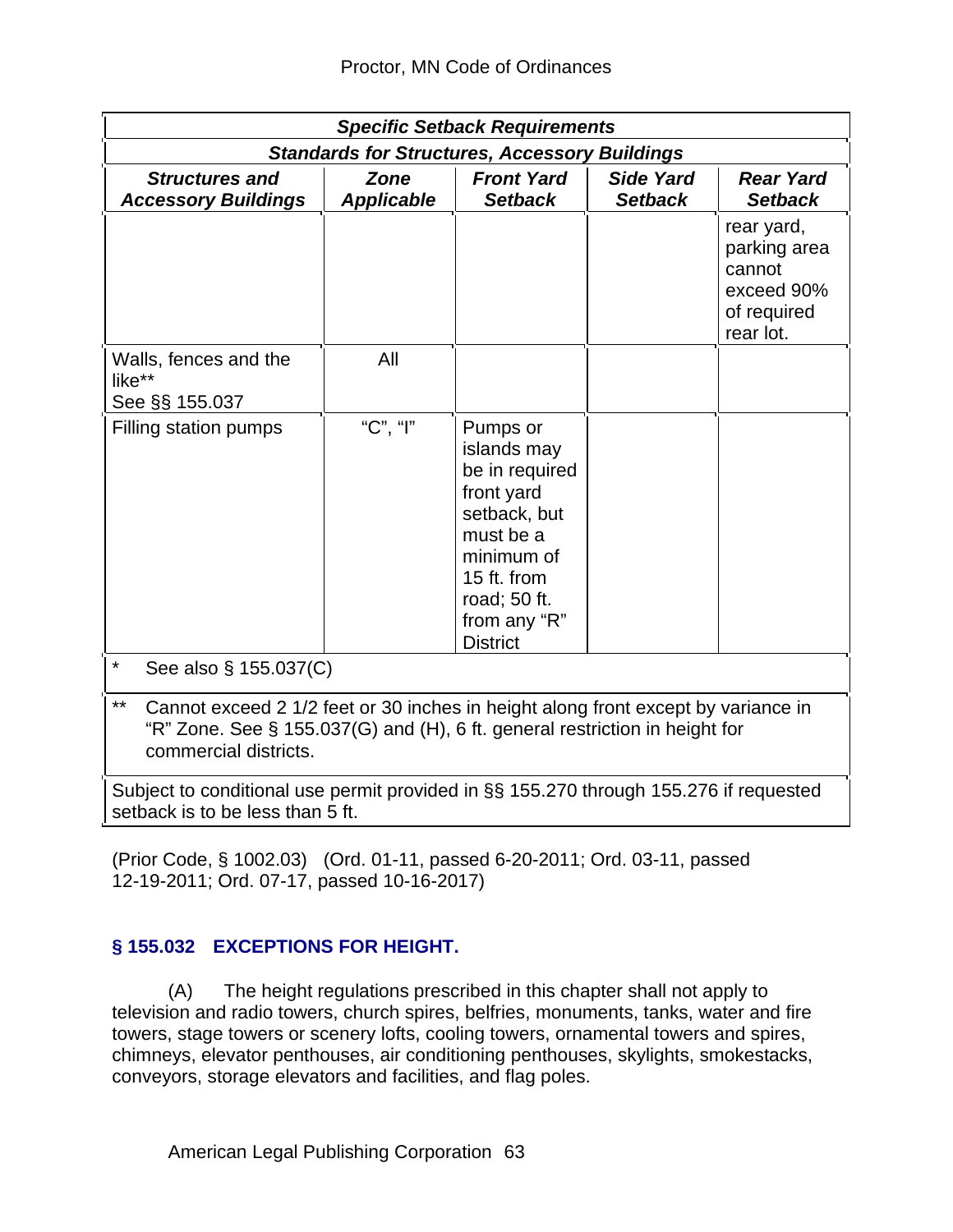| *Specific Setback Requirements* | | | | |
|---|---|---|---|---|
| ***Standards for Structures, Accessory Buildings*** | | | | |
| ***Structures and Accessory Buildings*** | ***Zone Applicable*** | ***Front Yard Setback*** | ***Side Yard Setback*** | ***Rear Yard Setback*** |
| | | | | rear yard, parking area cannot exceed 90% of required rear lot. |
| Walls, fences and the like** See §§ 155.037 | All | | | |
| Filling station pumps | "C", "I" | Pumps or islands may be in required front yard setback, but must be a minimum of 15 ft. from road; 50 ft. from any "R" District | | |
| * See also § 155.037(C) | | | | |
| ** Cannot exceed 2 1/2 feet or 30 inches in height along front except by variance in "R" Zone. See § 155.037(G) and (H), 6 ft. general restriction in height for commercial districts. | | | | |
| Subject to conditional use permit provided in §§ 155.270 through 155.276 if requested setback is to be less than 5 ft. | | | | |

(Prior Code, § 1002.03) (Ord. 01-11, passed 6-20-2011; Ord. 03-11, passed 12-19-2011; Ord. 07-17, passed 10-16-2017)

## § 155.032 EXCEPTIONS FOR HEIGHT.

(A) The height regulations prescribed in this chapter shall not apply to television and radio towers, church spires, belfries, monuments, tanks, water and fire towers, stage towers or scenery lofts, cooling towers, ornamental towers and spires, chimneys, elevator penthouses, air conditioning penthouses, skylights, smokestacks, conveyors, storage elevators and facilities, and flag poles.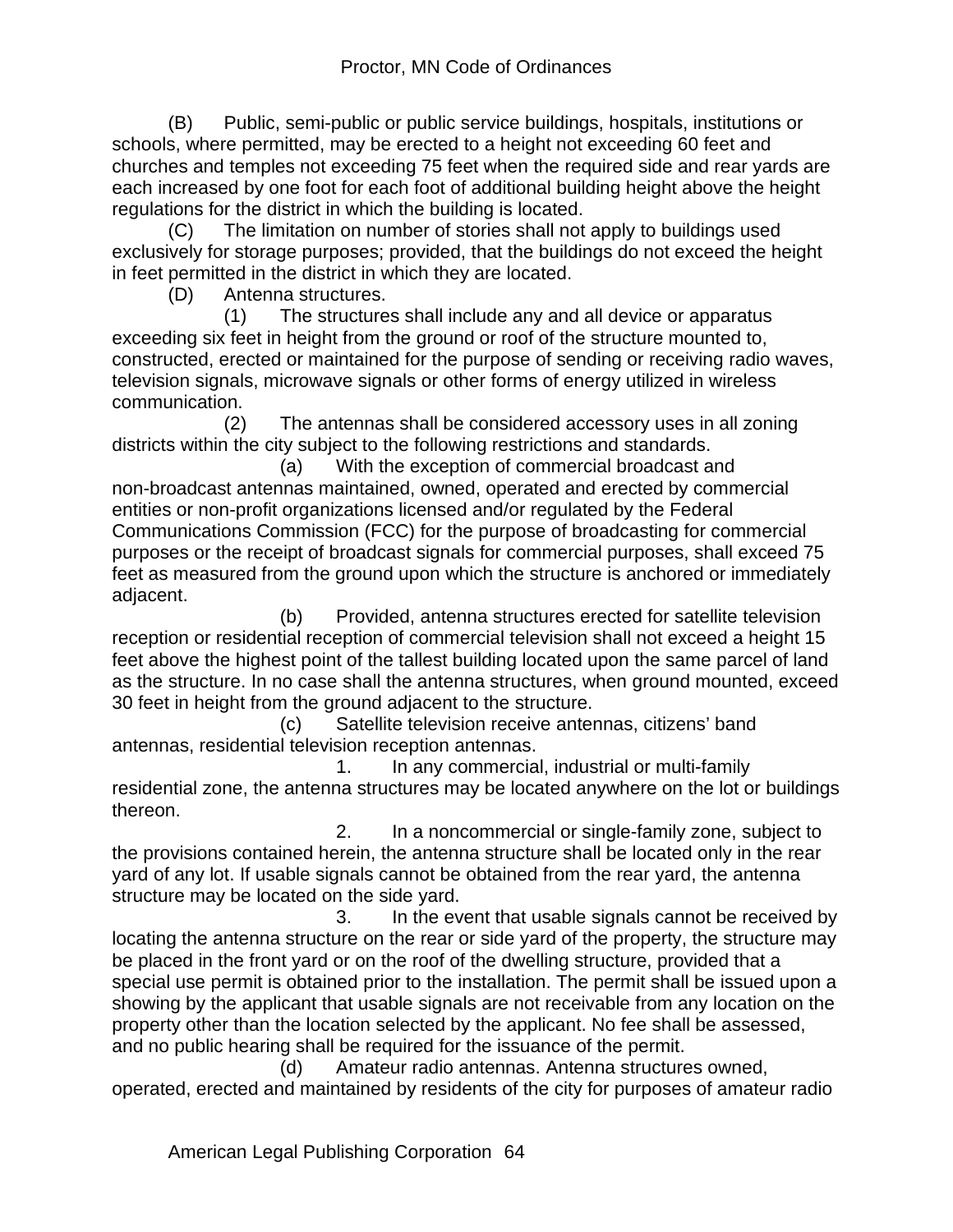(B) Public, semi-public or public service buildings, hospitals, institutions or schools, where permitted, may be erected to a height not exceeding 60 feet and churches and temples not exceeding 75 feet when the required side and rear yards are each increased by one foot for each foot of additional building height above the height regulations for the district in which the building is located.

(C) The limitation on number of stories shall not apply to buildings used exclusively for storage purposes; provided, that the buildings do not exceed the height in feet permitted in the district in which they are located.

(D) Antenna structures.

(1) The structures shall include any and all device or apparatus exceeding six feet in height from the ground or roof of the structure mounted to, constructed, erected or maintained for the purpose of sending or receiving radio waves, television signals, microwave signals or other forms of energy utilized in wireless communication.

(2) The antennas shall be considered accessory uses in all zoning districts within the city subject to the following restrictions and standards.

(a) With the exception of commercial broadcast and non-broadcast antennas maintained, owned, operated and erected by commercial entities or non-profit organizations licensed and/or regulated by the Federal Communications Commission (FCC) for the purpose of broadcasting for commercial purposes or the receipt of broadcast signals for commercial purposes, shall exceed 75 feet as measured from the ground upon which the structure is anchored or immediately adjacent.

(b) Provided, antenna structures erected for satellite television reception or residential reception of commercial television shall not exceed a height 15 feet above the highest point of the tallest building located upon the same parcel of land as the structure. In no case shall the antenna structures, when ground mounted, exceed 30 feet in height from the ground adjacent to the structure.

(c) Satellite television receive antennas, citizens' band antennas, residential television reception antennas.

1. In any commercial, industrial or multi-family residential zone, the antenna structures may be located anywhere on the lot or buildings thereon.

2. In a noncommercial or single-family zone, subject to the provisions contained herein, the antenna structure shall be located only in the rear yard of any lot. If usable signals cannot be obtained from the rear yard, the antenna structure may be located on the side yard.

3. In the event that usable signals cannot be received by locating the antenna structure on the rear or side yard of the property, the structure may be placed in the front yard or on the roof of the dwelling structure, provided that a special use permit is obtained prior to the installation. The permit shall be issued upon a showing by the applicant that usable signals are not receivable from any location on the property other than the location selected by the applicant. No fee shall be assessed, and no public hearing shall be required for the issuance of the permit.

(d) Amateur radio antennas. Antenna structures owned, operated, erected and maintained by residents of the city for purposes of amateur radio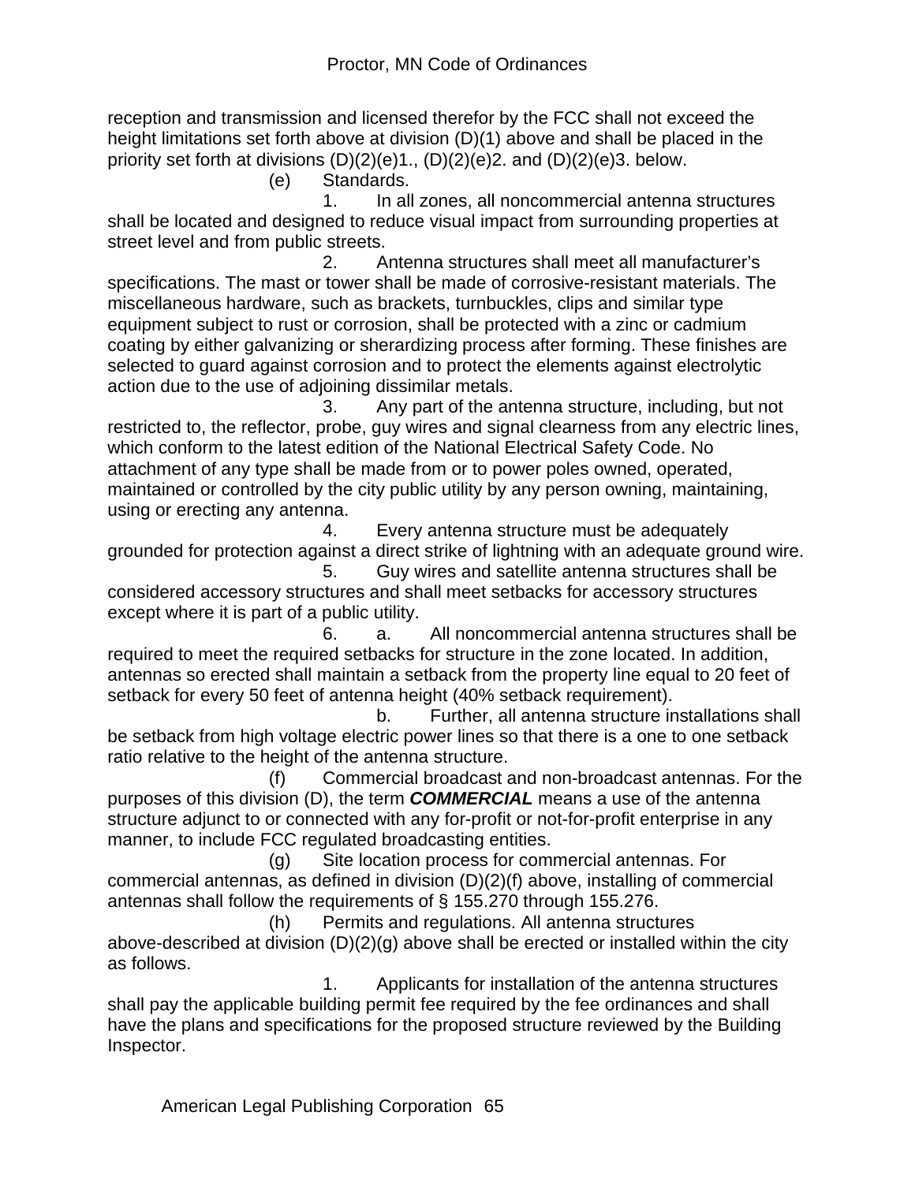reception and transmission and licensed therefor by the FCC shall not exceed the height limitations set forth above at division (D)(1) above and shall be placed in the priority set forth at divisions (D)(2)(e)1., (D)(2)(e)2. and (D)(2)(e)3. below.

(e) Standards.

1. In all zones, all noncommercial antenna structures shall be located and designed to reduce visual impact from surrounding properties at street level and from public streets.

2. Antenna structures shall meet all manufacturer's specifications. The mast or tower shall be made of corrosive-resistant materials. The miscellaneous hardware, such as brackets, turnbuckles, clips and similar type equipment subject to rust or corrosion, shall be protected with a zinc or cadmium coating by either galvanizing or sherardizing process after forming. These finishes are selected to guard against corrosion and to protect the elements against electrolytic action due to the use of adjoining dissimilar metals.

3. Any part of the antenna structure, including, but not restricted to, the reflector, probe, guy wires and signal clearness from any electric lines, which conform to the latest edition of the National Electrical Safety Code. No attachment of any type shall be made from or to power poles owned, operated, maintained or controlled by the city public utility by any person owning, maintaining, using or erecting any antenna.

4. Every antenna structure must be adequately grounded for protection against a direct strike of lightning with an adequate ground wire.

5. Guy wires and satellite antenna structures shall be considered accessory structures and shall meet setbacks for accessory structures except where it is part of a public utility.

6. a. All noncommercial antenna structures shall be required to meet the required setbacks for structure in the zone located. In addition, antennas so erected shall maintain a setback from the property line equal to 20 feet of setback for every 50 feet of antenna height (40% setback requirement).

b. Further, all antenna structure installations shall be setback from high voltage electric power lines so that there is a one to one setback ratio relative to the height of the antenna structure.

(f) Commercial broadcast and non-broadcast antennas. For the purposes of this division (D), the term ***COMMERCIAL*** means a use of the antenna structure adjunct to or connected with any for-profit or not-for-profit enterprise in any manner, to include FCC regulated broadcasting entities.

(g) Site location process for commercial antennas. For commercial antennas, as defined in division (D)(2)(f) above, installing of commercial antennas shall follow the requirements of § 155.270 through 155.276.

(h) Permits and regulations. All antenna structures above-described at division (D)(2)(g) above shall be erected or installed within the city as follows.

1. Applicants for installation of the antenna structures shall pay the applicable building permit fee required by the fee ordinances and shall have the plans and specifications for the proposed structure reviewed by the Building Inspector.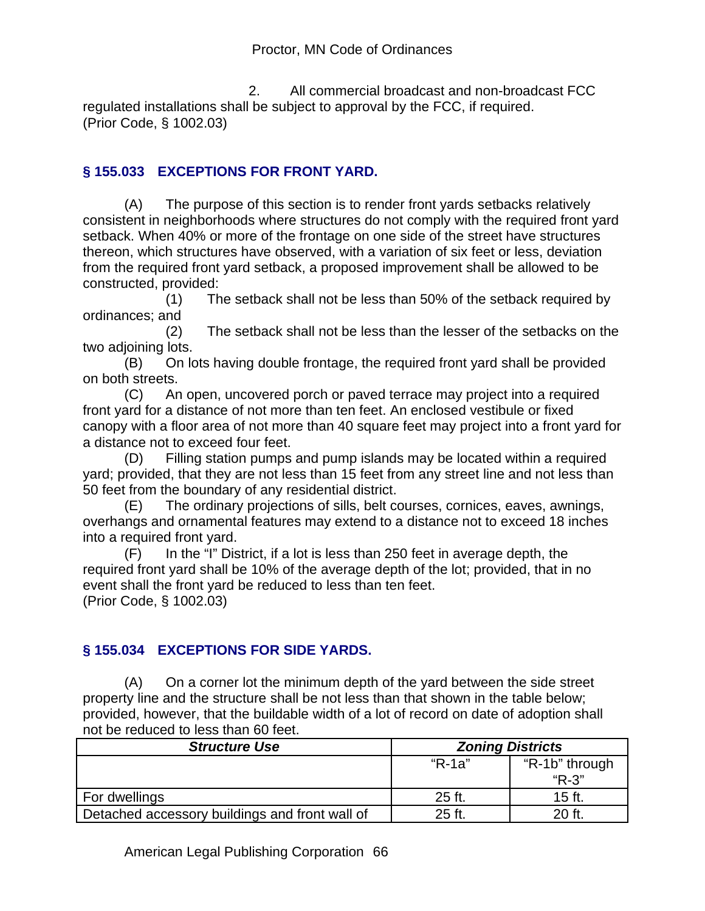2. All commercial broadcast and non-broadcast FCC regulated installations shall be subject to approval by the FCC, if required.
(Prior Code, § 1002.03)

### § 155.033 EXCEPTIONS FOR FRONT YARD.

(A) The purpose of this section is to render front yards setbacks relatively consistent in neighborhoods where structures do not comply with the required front yard setback. When 40% or more of the frontage on one side of the street have structures thereon, which structures have observed, with a variation of six feet or less, deviation from the required front yard setback, a proposed improvement shall be allowed to be constructed, provided:

(1) The setback shall not be less than 50% of the setback required by ordinances; and

(2) The setback shall not be less than the lesser of the setbacks on the two adjoining lots.

(B) On lots having double frontage, the required front yard shall be provided on both streets.

(C) An open, uncovered porch or paved terrace may project into a required front yard for a distance of not more than ten feet. An enclosed vestibule or fixed canopy with a floor area of not more than 40 square feet may project into a front yard for a distance not to exceed four feet.

(D) Filling station pumps and pump islands may be located within a required yard; provided, that they are not less than 15 feet from any street line and not less than 50 feet from the boundary of any residential district.

(E) The ordinary projections of sills, belt courses, cornices, eaves, awnings, overhangs and ornamental features may extend to a distance not to exceed 18 inches into a required front yard.

(F) In the "I" District, if a lot is less than 250 feet in average depth, the required front yard shall be 10% of the average depth of the lot; provided, that in no event shall the front yard be reduced to less than ten feet.
(Prior Code, § 1002.03)

### § 155.034 EXCEPTIONS FOR SIDE YARDS.

(A) On a corner lot the minimum depth of the yard between the side street property line and the structure shall be not less than that shown in the table below; provided, however, that the buildable width of a lot of record on date of adoption shall not be reduced to less than 60 feet.

| ***Structure Use*** | ***Zoning Districts*** | |
|---|---|---|
| | "R-1a" | "R-1b" through "R-3" |
| For dwellings | 25 ft. | 15 ft. |
| Detached accessory buildings and front wall of | 25 ft. | 20 ft. |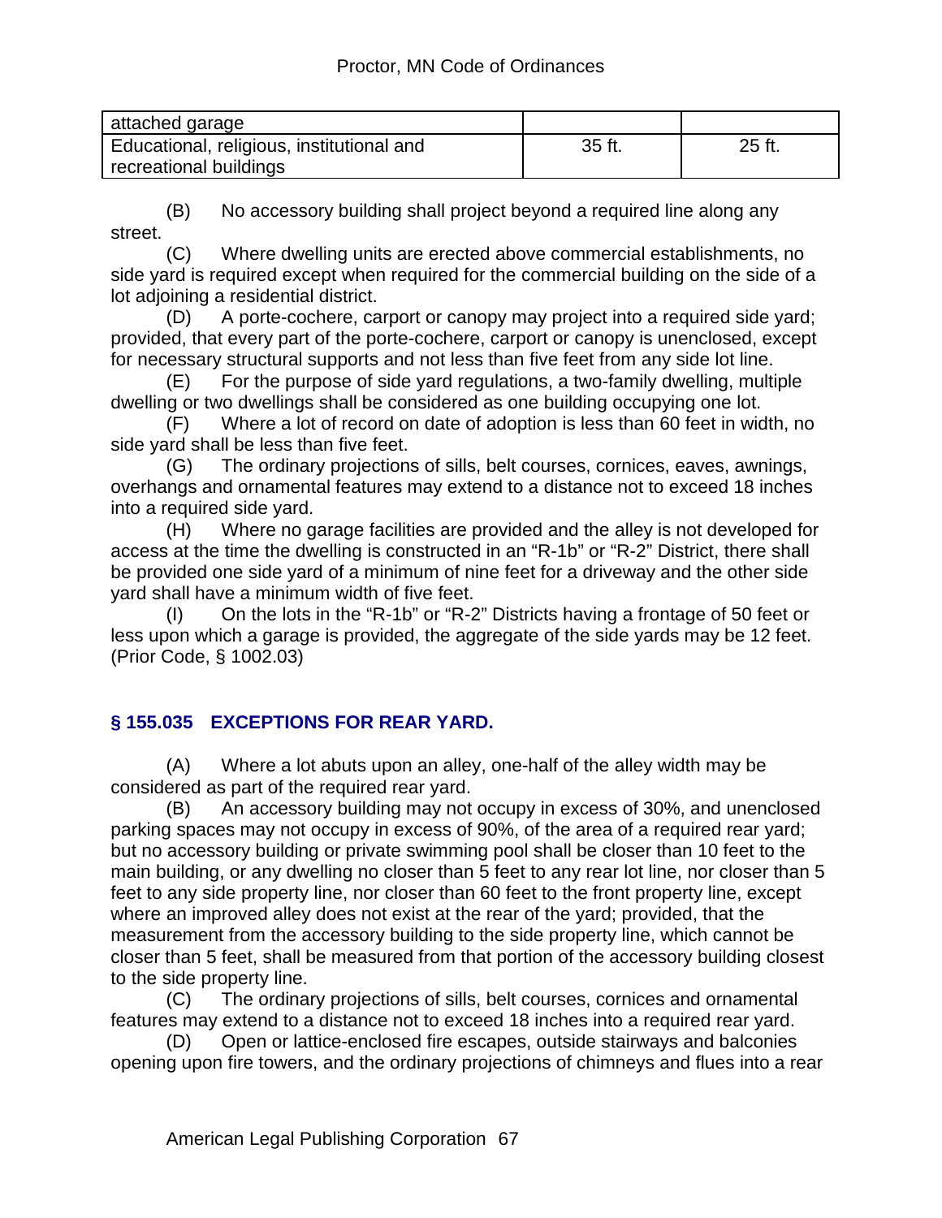| attached garage | | |
| --- | --- | --- |
| Educational, religious, institutional and recreational buildings | 35 ft. | 25 ft. |

(B) No accessory building shall project beyond a required line along any street.

(C) Where dwelling units are erected above commercial establishments, no side yard is required except when required for the commercial building on the side of a lot adjoining a residential district.

(D) A porte-cochere, carport or canopy may project into a required side yard; provided, that every part of the porte-cochere, carport or canopy is unenclosed, except for necessary structural supports and not less than five feet from any side lot line.

(E) For the purpose of side yard regulations, a two-family dwelling, multiple dwelling or two dwellings shall be considered as one building occupying one lot.

(F) Where a lot of record on date of adoption is less than 60 feet in width, no side yard shall be less than five feet.

(G) The ordinary projections of sills, belt courses, cornices, eaves, awnings, overhangs and ornamental features may extend to a distance not to exceed 18 inches into a required side yard.

(H) Where no garage facilities are provided and the alley is not developed for access at the time the dwelling is constructed in an "R-1b" or "R-2" District, there shall be provided one side yard of a minimum of nine feet for a driveway and the other side yard shall have a minimum width of five feet.

(I) On the lots in the "R-1b" or "R-2" Districts having a frontage of 50 feet or less upon which a garage is provided, the aggregate of the side yards may be 12 feet.
(Prior Code, § 1002.03)

## § 155.035 EXCEPTIONS FOR REAR YARD.

(A) Where a lot abuts upon an alley, one-half of the alley width may be considered as part of the required rear yard.

(B) An accessory building may not occupy in excess of 30%, and unenclosed parking spaces may not occupy in excess of 90%, of the area of a required rear yard; but no accessory building or private swimming pool shall be closer than 10 feet to the main building, or any dwelling no closer than 5 feet to any rear lot line, nor closer than 5 feet to any side property line, nor closer than 60 feet to the front property line, except where an improved alley does not exist at the rear of the yard; provided, that the measurement from the accessory building to the side property line, which cannot be closer than 5 feet, shall be measured from that portion of the accessory building closest to the side property line.

(C) The ordinary projections of sills, belt courses, cornices and ornamental features may extend to a distance not to exceed 18 inches into a required rear yard.

(D) Open or lattice-enclosed fire escapes, outside stairways and balconies opening upon fire towers, and the ordinary projections of chimneys and flues into a rear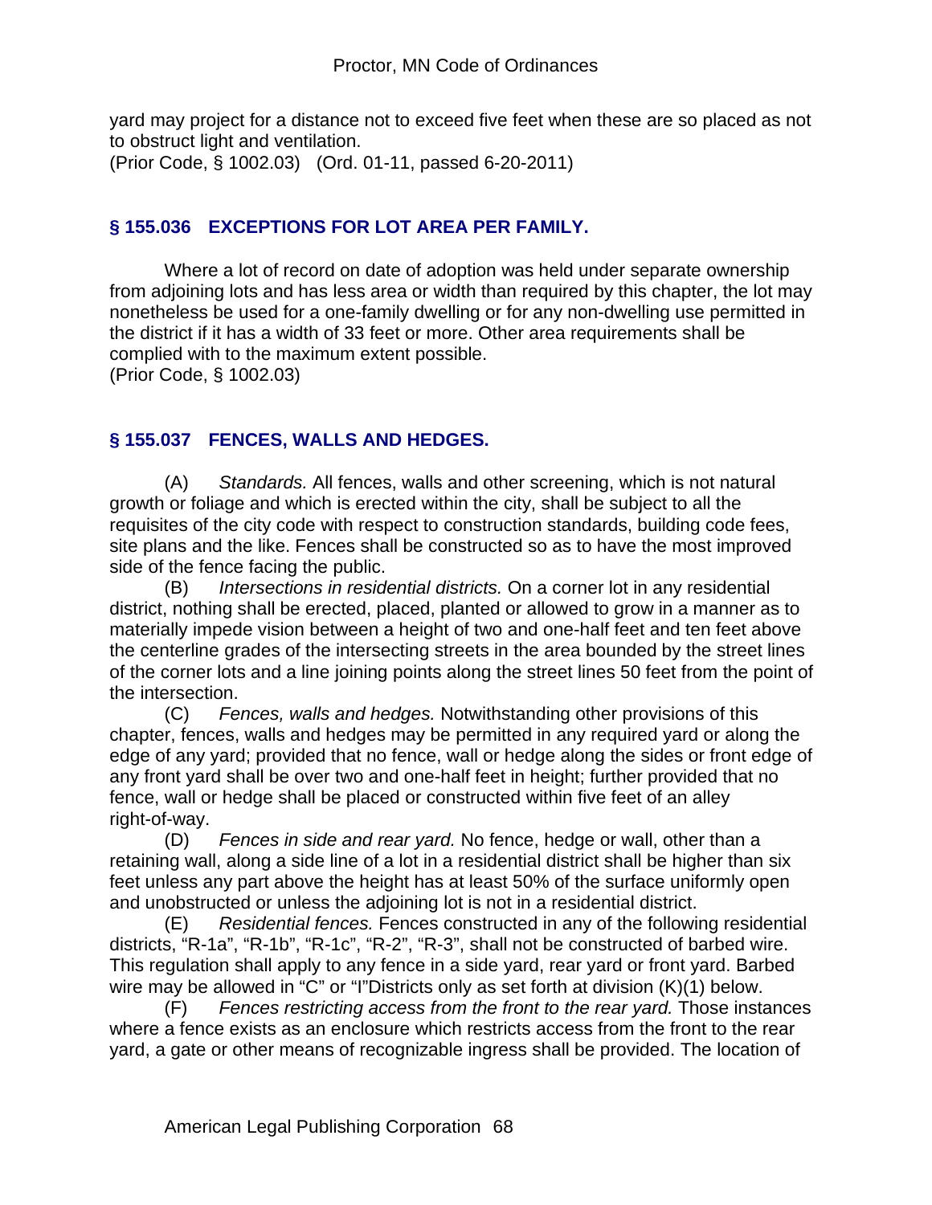yard may project for a distance not to exceed five feet when these are so placed as not to obstruct light and ventilation.
(Prior Code, § 1002.03) (Ord. 01-11, passed 6-20-2011)

## § 155.036 EXCEPTIONS FOR LOT AREA PER FAMILY.

Where a lot of record on date of adoption was held under separate ownership from adjoining lots and has less area or width than required by this chapter, the lot may nonetheless be used for a one-family dwelling or for any non-dwelling use permitted in the district if it has a width of 33 feet or more. Other area requirements shall be complied with to the maximum extent possible.
(Prior Code, § 1002.03)

## § 155.037 FENCES, WALLS AND HEDGES.

(A) *Standards.* All fences, walls and other screening, which is not natural growth or foliage and which is erected within the city, shall be subject to all the requisites of the city code with respect to construction standards, building code fees, site plans and the like. Fences shall be constructed so as to have the most improved side of the fence facing the public.

(B) *Intersections in residential districts.* On a corner lot in any residential district, nothing shall be erected, placed, planted or allowed to grow in a manner as to materially impede vision between a height of two and one-half feet and ten feet above the centerline grades of the intersecting streets in the area bounded by the street lines of the corner lots and a line joining points along the street lines 50 feet from the point of the intersection.

(C) *Fences, walls and hedges.* Notwithstanding other provisions of this chapter, fences, walls and hedges may be permitted in any required yard or along the edge of any yard; provided that no fence, wall or hedge along the sides or front edge of any front yard shall be over two and one-half feet in height; further provided that no fence, wall or hedge shall be placed or constructed within five feet of an alley right-of-way.

(D) *Fences in side and rear yard.* No fence, hedge or wall, other than a retaining wall, along a side line of a lot in a residential district shall be higher than six feet unless any part above the height has at least 50% of the surface uniformly open and unobstructed or unless the adjoining lot is not in a residential district.

(E) *Residential fences.* Fences constructed in any of the following residential districts, "R-1a", "R-1b", "R-1c", "R-2", "R-3", shall not be constructed of barbed wire. This regulation shall apply to any fence in a side yard, rear yard or front yard. Barbed wire may be allowed in "C" or "I"Districts only as set forth at division (K)(1) below.

(F) *Fences restricting access from the front to the rear yard.* Those instances where a fence exists as an enclosure which restricts access from the front to the rear yard, a gate or other means of recognizable ingress shall be provided. The location of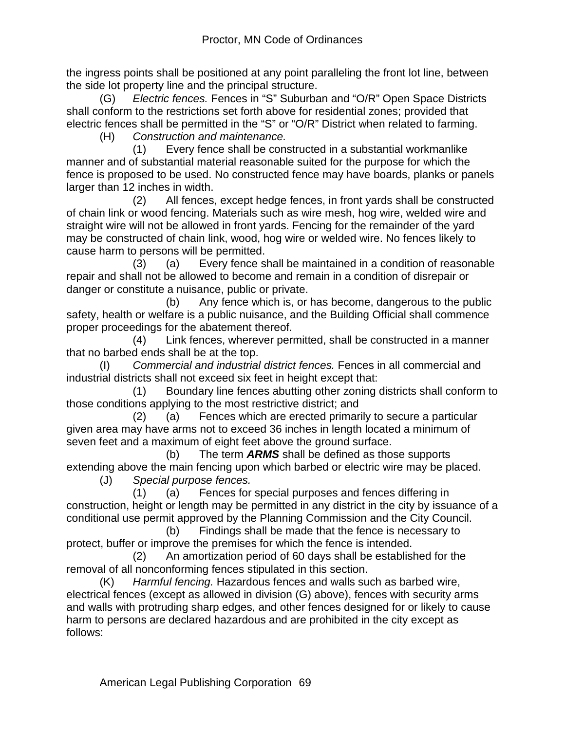the ingress points shall be positioned at any point paralleling the front lot line, between the side lot property line and the principal structure.

(G) *Electric fences.* Fences in "S" Suburban and "O/R" Open Space Districts shall conform to the restrictions set forth above for residential zones; provided that electric fences shall be permitted in the "S" or "O/R" District when related to farming.

(H) *Construction and maintenance.*

(1) Every fence shall be constructed in a substantial workmanlike manner and of substantial material reasonable suited for the purpose for which the fence is proposed to be used. No constructed fence may have boards, planks or panels larger than 12 inches in width.

(2) All fences, except hedge fences, in front yards shall be constructed of chain link or wood fencing. Materials such as wire mesh, hog wire, welded wire and straight wire will not be allowed in front yards. Fencing for the remainder of the yard may be constructed of chain link, wood, hog wire or welded wire. No fences likely to cause harm to persons will be permitted.

(3) (a) Every fence shall be maintained in a condition of reasonable repair and shall not be allowed to become and remain in a condition of disrepair or danger or constitute a nuisance, public or private.

(b) Any fence which is, or has become, dangerous to the public safety, health or welfare is a public nuisance, and the Building Official shall commence proper proceedings for the abatement thereof.

(4) Link fences, wherever permitted, shall be constructed in a manner that no barbed ends shall be at the top.

(I) *Commercial and industrial district fences.* Fences in all commercial and industrial districts shall not exceed six feet in height except that:

(1) Boundary line fences abutting other zoning districts shall conform to those conditions applying to the most restrictive district; and

(2) (a) Fences which are erected primarily to secure a particular given area may have arms not to exceed 36 inches in length located a minimum of seven feet and a maximum of eight feet above the ground surface.

(b) The term ***ARMS*** shall be defined as those supports extending above the main fencing upon which barbed or electric wire may be placed.

(J) *Special purpose fences.*

(1) (a) Fences for special purposes and fences differing in construction, height or length may be permitted in any district in the city by issuance of a conditional use permit approved by the Planning Commission and the City Council.

(b) Findings shall be made that the fence is necessary to protect, buffer or improve the premises for which the fence is intended.

(2) An amortization period of 60 days shall be established for the removal of all nonconforming fences stipulated in this section.

(K) *Harmful fencing.* Hazardous fences and walls such as barbed wire, electrical fences (except as allowed in division (G) above), fences with security arms and walls with protruding sharp edges, and other fences designed for or likely to cause harm to persons are declared hazardous and are prohibited in the city except as follows: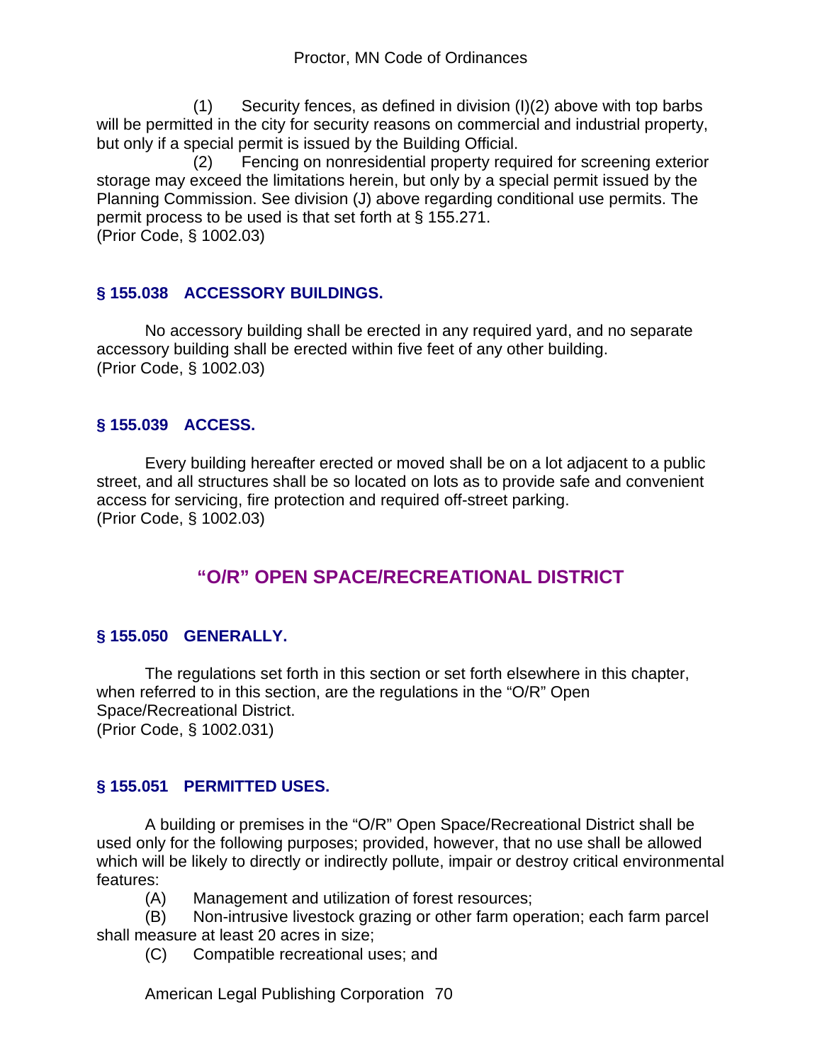(1) Security fences, as defined in division (I)(2) above with top barbs will be permitted in the city for security reasons on commercial and industrial property, but only if a special permit is issued by the Building Official.

(2) Fencing on nonresidential property required for screening exterior storage may exceed the limitations herein, but only by a special permit issued by the Planning Commission. See division (J) above regarding conditional use permits. The permit process to be used is that set forth at § 155.271.
(Prior Code, § 1002.03)

### § 155.038 ACCESSORY BUILDINGS.

No accessory building shall be erected in any required yard, and no separate accessory building shall be erected within five feet of any other building.
(Prior Code, § 1002.03)

### § 155.039 ACCESS.

Every building hereafter erected or moved shall be on a lot adjacent to a public street, and all structures shall be so located on lots as to provide safe and convenient access for servicing, fire protection and required off-street parking.
(Prior Code, § 1002.03)

## "O/R" OPEN SPACE/RECREATIONAL DISTRICT

### § 155.050 GENERALLY.

The regulations set forth in this section or set forth elsewhere in this chapter, when referred to in this section, are the regulations in the "O/R" Open Space/Recreational District.
(Prior Code, § 1002.031)

### § 155.051 PERMITTED USES.

A building or premises in the "O/R" Open Space/Recreational District shall be used only for the following purposes; provided, however, that no use shall be allowed which will be likely to directly or indirectly pollute, impair or destroy critical environmental features:

(A) Management and utilization of forest resources;

(B) Non-intrusive livestock grazing or other farm operation; each farm parcel shall measure at least 20 acres in size;

(C) Compatible recreational uses; and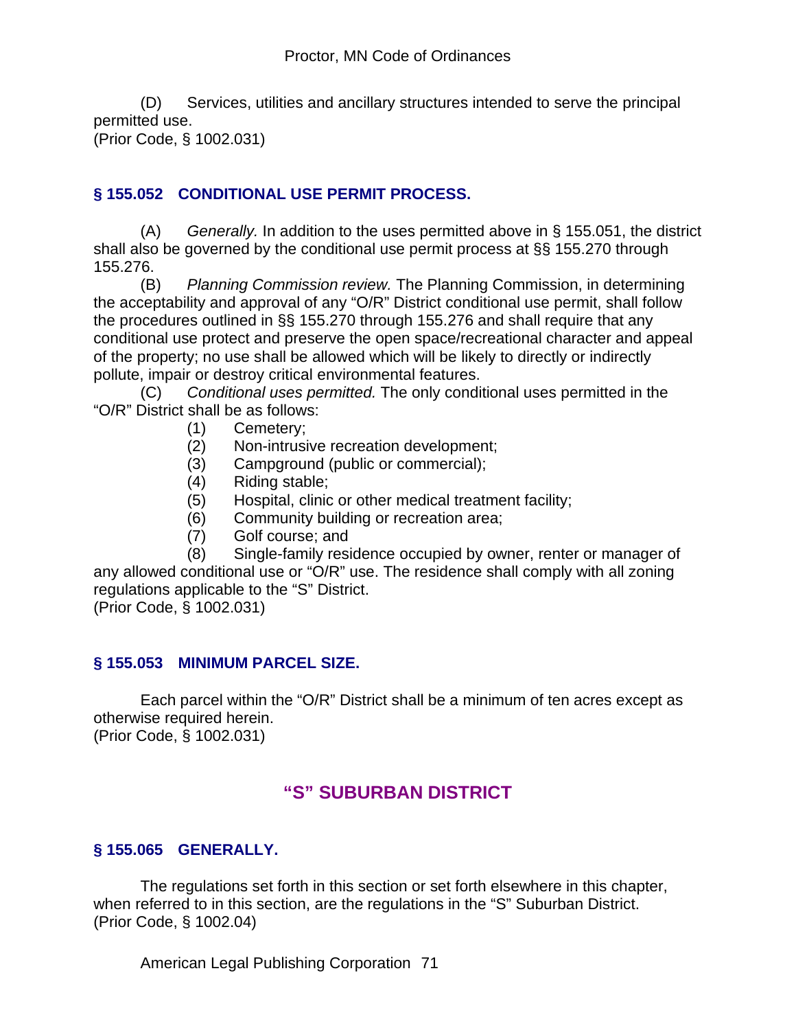(D) Services, utilities and ancillary structures intended to serve the principal permitted use.
(Prior Code, § 1002.031)

### § 155.052 CONDITIONAL USE PERMIT PROCESS.

(A) *Generally.* In addition to the uses permitted above in § 155.051, the district shall also be governed by the conditional use permit process at §§ 155.270 through 155.276.

(B) *Planning Commission review.* The Planning Commission, in determining the acceptability and approval of any "O/R" District conditional use permit, shall follow the procedures outlined in §§ 155.270 through 155.276 and shall require that any conditional use protect and preserve the open space/recreational character and appeal of the property; no use shall be allowed which will be likely to directly or indirectly pollute, impair or destroy critical environmental features.

(C) *Conditional uses permitted.* The only conditional uses permitted in the "O/R" District shall be as follows:

(1) Cemetery;

(2) Non-intrusive recreation development;

(3) Campground (public or commercial);

(4) Riding stable;

(5) Hospital, clinic or other medical treatment facility;

(6) Community building or recreation area;

(7) Golf course; and

(8) Single-family residence occupied by owner, renter or manager of any allowed conditional use or "O/R" use. The residence shall comply with all zoning regulations applicable to the "S" District.

(Prior Code, § 1002.031)

### § 155.053 MINIMUM PARCEL SIZE.

Each parcel within the "O/R" District shall be a minimum of ten acres except as otherwise required herein.
(Prior Code, § 1002.031)

## "S" SUBURBAN DISTRICT

### § 155.065 GENERALLY.

The regulations set forth in this section or set forth elsewhere in this chapter, when referred to in this section, are the regulations in the "S" Suburban District.
(Prior Code, § 1002.04)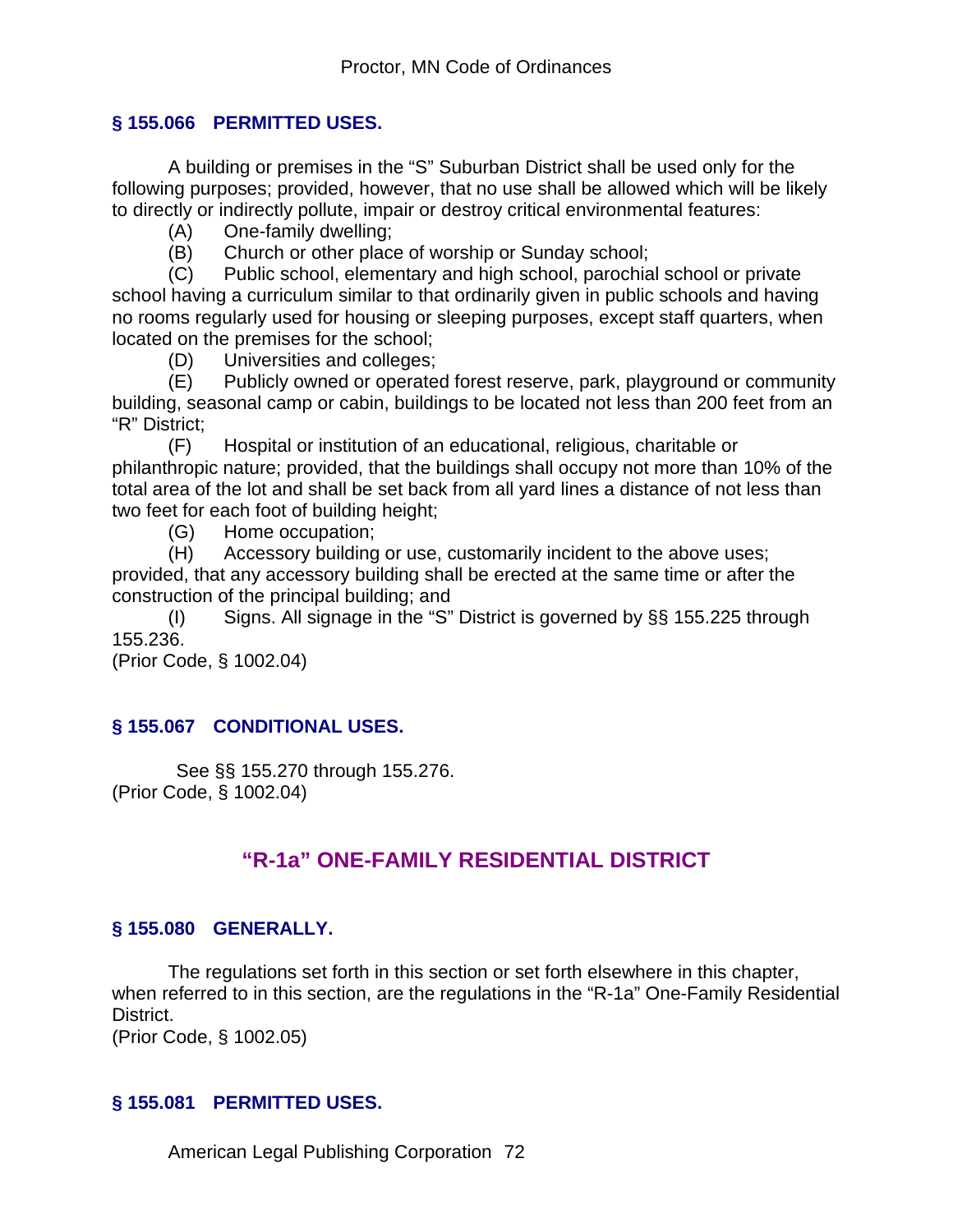### § 155.066 PERMITTED USES.

A building or premises in the "S" Suburban District shall be used only for the following purposes; provided, however, that no use shall be allowed which will be likely to directly or indirectly pollute, impair or destroy critical environmental features:

(A) One-family dwelling;

(B) Church or other place of worship or Sunday school;

(C) Public school, elementary and high school, parochial school or private school having a curriculum similar to that ordinarily given in public schools and having no rooms regularly used for housing or sleeping purposes, except staff quarters, when located on the premises for the school;

(D) Universities and colleges;

(E) Publicly owned or operated forest reserve, park, playground or community building, seasonal camp or cabin, buildings to be located not less than 200 feet from an "R" District;

(F) Hospital or institution of an educational, religious, charitable or philanthropic nature; provided, that the buildings shall occupy not more than 10% of the total area of the lot and shall be set back from all yard lines a distance of not less than two feet for each foot of building height;

(G) Home occupation;

(H) Accessory building or use, customarily incident to the above uses; provided, that any accessory building shall be erected at the same time or after the construction of the principal building; and

(I) Signs. All signage in the "S" District is governed by §§ 155.225 through 155.236.

(Prior Code, § 1002.04)

### § 155.067 CONDITIONAL USES.

See §§ 155.270 through 155.276.

(Prior Code, § 1002.04)

## "R-1a" ONE-FAMILY RESIDENTIAL DISTRICT

### § 155.080 GENERALLY.

The regulations set forth in this section or set forth elsewhere in this chapter, when referred to in this section, are the regulations in the "R-1a" One-Family Residential District.

(Prior Code, § 1002.05)

### § 155.081 PERMITTED USES.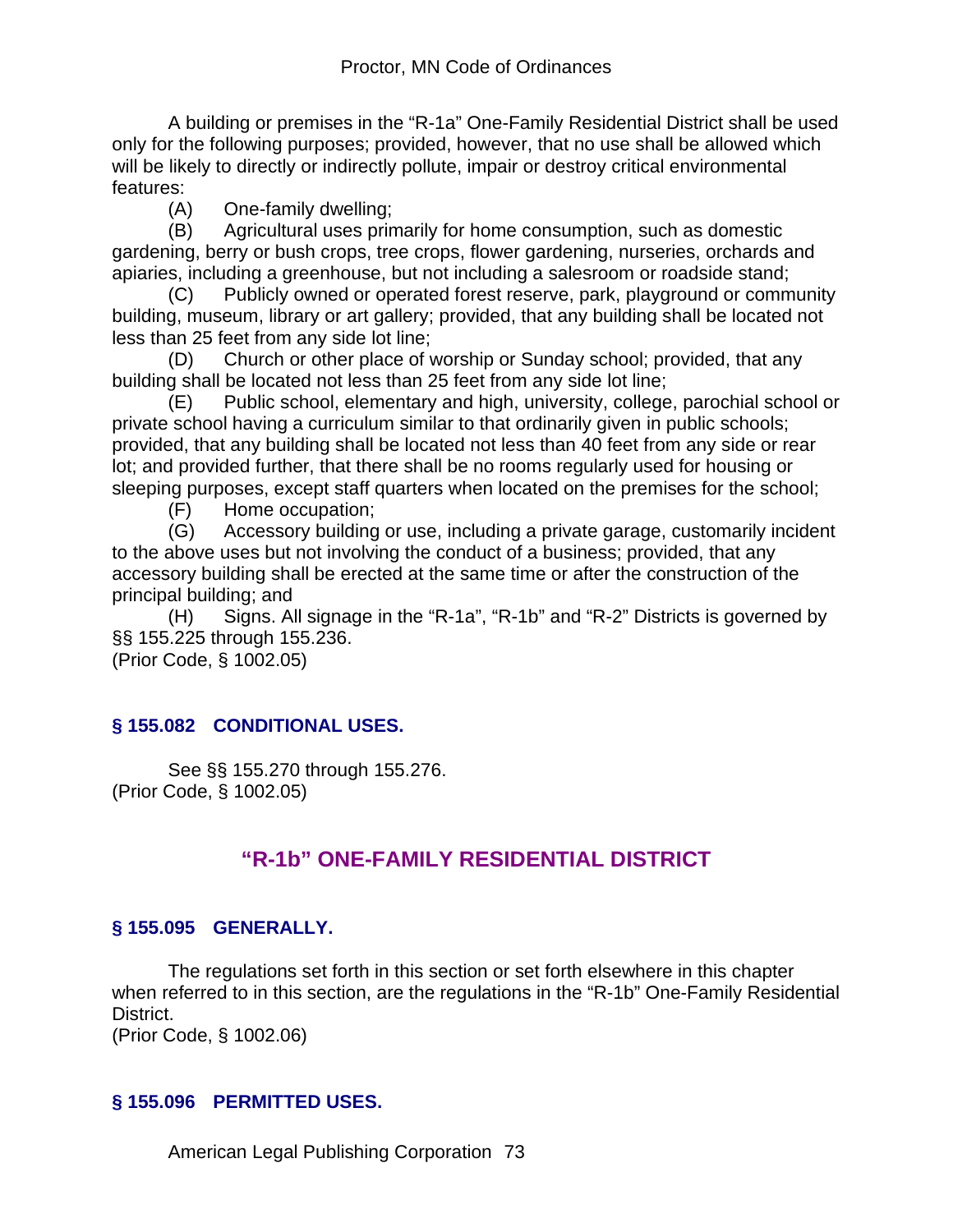A building or premises in the "R-1a" One-Family Residential District shall be used only for the following purposes; provided, however, that no use shall be allowed which will be likely to directly or indirectly pollute, impair or destroy critical environmental features:

(A) One-family dwelling;

(B) Agricultural uses primarily for home consumption, such as domestic gardening, berry or bush crops, tree crops, flower gardening, nurseries, orchards and apiaries, including a greenhouse, but not including a salesroom or roadside stand;

(C) Publicly owned or operated forest reserve, park, playground or community building, museum, library or art gallery; provided, that any building shall be located not less than 25 feet from any side lot line;

(D) Church or other place of worship or Sunday school; provided, that any building shall be located not less than 25 feet from any side lot line;

(E) Public school, elementary and high, university, college, parochial school or private school having a curriculum similar to that ordinarily given in public schools; provided, that any building shall be located not less than 40 feet from any side or rear lot; and provided further, that there shall be no rooms regularly used for housing or sleeping purposes, except staff quarters when located on the premises for the school;

(F) Home occupation;

(G) Accessory building or use, including a private garage, customarily incident to the above uses but not involving the conduct of a business; provided, that any accessory building shall be erected at the same time or after the construction of the principal building; and

(H) Signs. All signage in the "R-1a", "R-1b" and "R-2" Districts is governed by §§ 155.225 through 155.236.

(Prior Code, § 1002.05)

### § 155.082 CONDITIONAL USES.

See §§ 155.270 through 155.276.

(Prior Code, § 1002.05)

## "R-1b" ONE-FAMILY RESIDENTIAL DISTRICT

### § 155.095 GENERALLY.

The regulations set forth in this section or set forth elsewhere in this chapter when referred to in this section, are the regulations in the "R-1b" One-Family Residential District.

(Prior Code, § 1002.06)

### § 155.096 PERMITTED USES.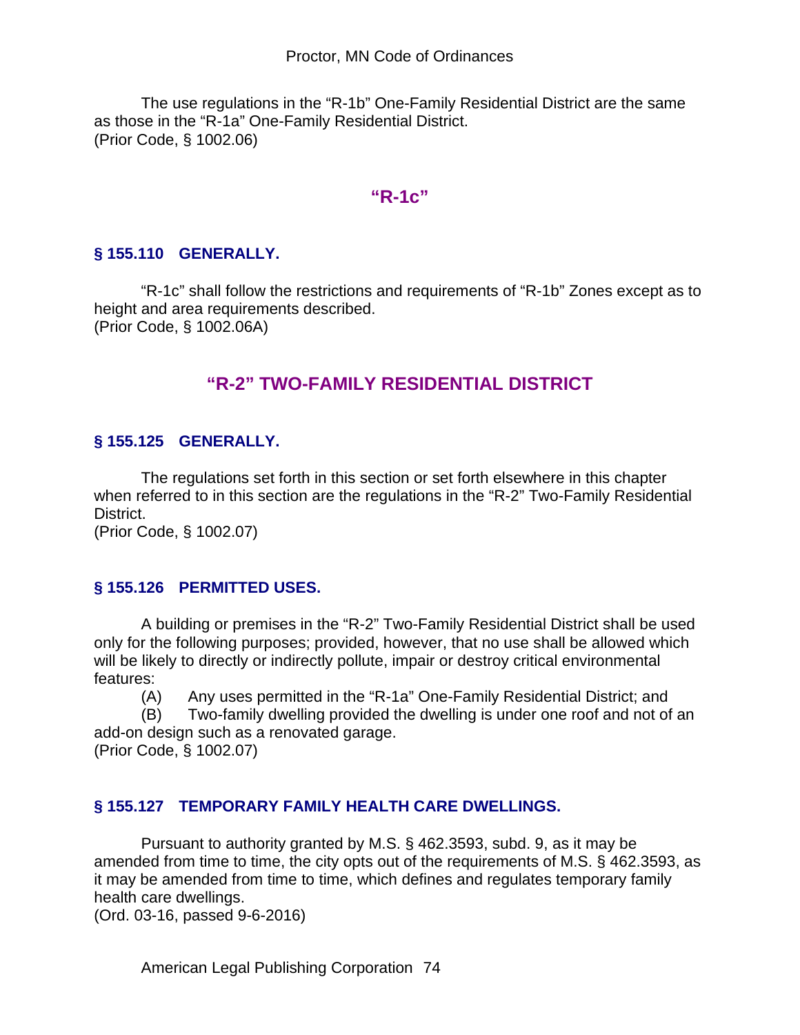The use regulations in the "R-1b" One-Family Residential District are the same as those in the "R-1a" One-Family Residential District.
(Prior Code, § 1002.06)

## "R-1c"

### § 155.110 GENERALLY.

"R-1c" shall follow the restrictions and requirements of "R-1b" Zones except as to height and area requirements described.
(Prior Code, § 1002.06A)

## "R-2" TWO-FAMILY RESIDENTIAL DISTRICT

### § 155.125 GENERALLY.

The regulations set forth in this section or set forth elsewhere in this chapter when referred to in this section are the regulations in the "R-2" Two-Family Residential District.
(Prior Code, § 1002.07)

### § 155.126 PERMITTED USES.

A building or premises in the "R-2" Two-Family Residential District shall be used only for the following purposes; provided, however, that no use shall be allowed which will be likely to directly or indirectly pollute, impair or destroy critical environmental features:

(A) Any uses permitted in the "R-1a" One-Family Residential District; and

(B) Two-family dwelling provided the dwelling is under one roof and not of an add-on design such as a renovated garage.
(Prior Code, § 1002.07)

### § 155.127 TEMPORARY FAMILY HEALTH CARE DWELLINGS.

Pursuant to authority granted by M.S. § 462.3593, subd. 9, as it may be amended from time to time, the city opts out of the requirements of M.S. § 462.3593, as it may be amended from time to time, which defines and regulates temporary family health care dwellings.
(Ord. 03-16, passed 9-6-2016)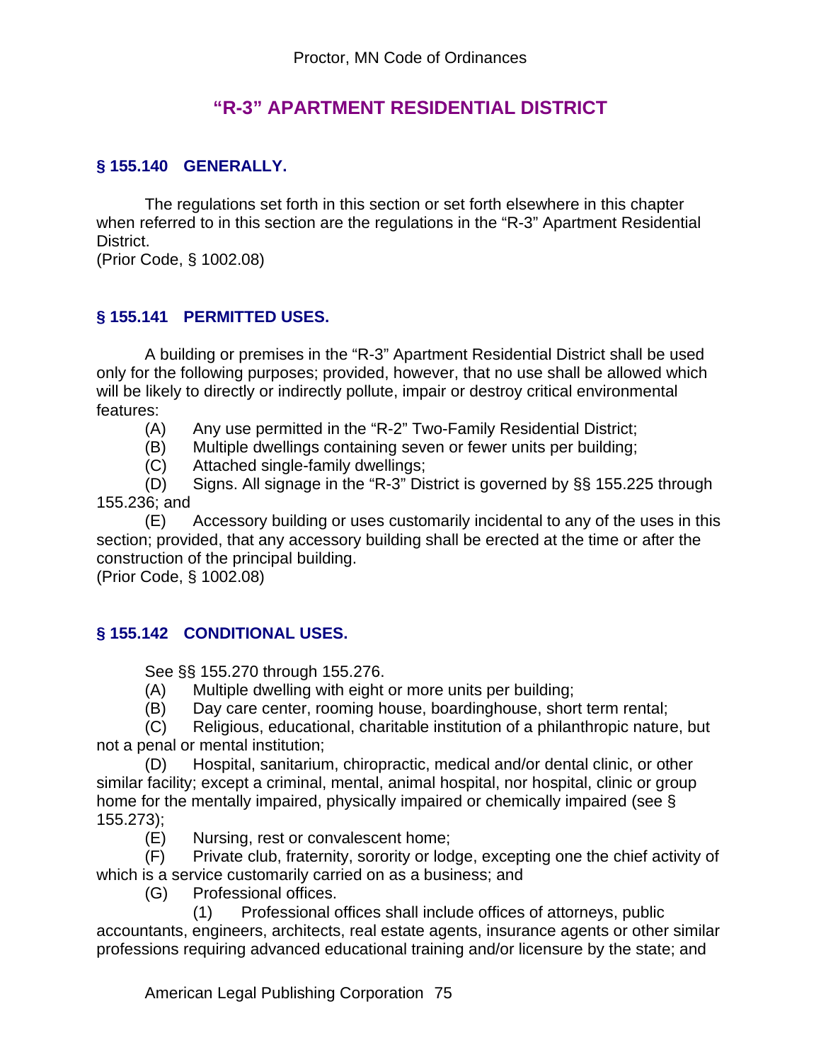## "R-3" APARTMENT RESIDENTIAL DISTRICT

### § 155.140 GENERALLY.

The regulations set forth in this section or set forth elsewhere in this chapter when referred to in this section are the regulations in the "R-3" Apartment Residential District.
(Prior Code, § 1002.08)

### § 155.141 PERMITTED USES.

A building or premises in the "R-3" Apartment Residential District shall be used only for the following purposes; provided, however, that no use shall be allowed which will be likely to directly or indirectly pollute, impair or destroy critical environmental features:

(A) Any use permitted in the "R-2" Two-Family Residential District;

(B) Multiple dwellings containing seven or fewer units per building;

(C) Attached single-family dwellings;

(D) Signs. All signage in the "R-3" District is governed by §§ 155.225 through 155.236; and

(E) Accessory building or uses customarily incidental to any of the uses in this section; provided, that any accessory building shall be erected at the time or after the construction of the principal building.

(Prior Code, § 1002.08)

### § 155.142 CONDITIONAL USES.

See §§ 155.270 through 155.276.

(A) Multiple dwelling with eight or more units per building;

(B) Day care center, rooming house, boardinghouse, short term rental;

(C) Religious, educational, charitable institution of a philanthropic nature, but not a penal or mental institution;

(D) Hospital, sanitarium, chiropractic, medical and/or dental clinic, or other similar facility; except a criminal, mental, animal hospital, nor hospital, clinic or group home for the mentally impaired, physically impaired or chemically impaired (see § 155.273);

(E) Nursing, rest or convalescent home;

(F) Private club, fraternity, sorority or lodge, excepting one the chief activity of which is a service customarily carried on as a business; and

(G) Professional offices.

(1) Professional offices shall include offices of attorneys, public accountants, engineers, architects, real estate agents, insurance agents or other similar professions requiring advanced educational training and/or licensure by the state; and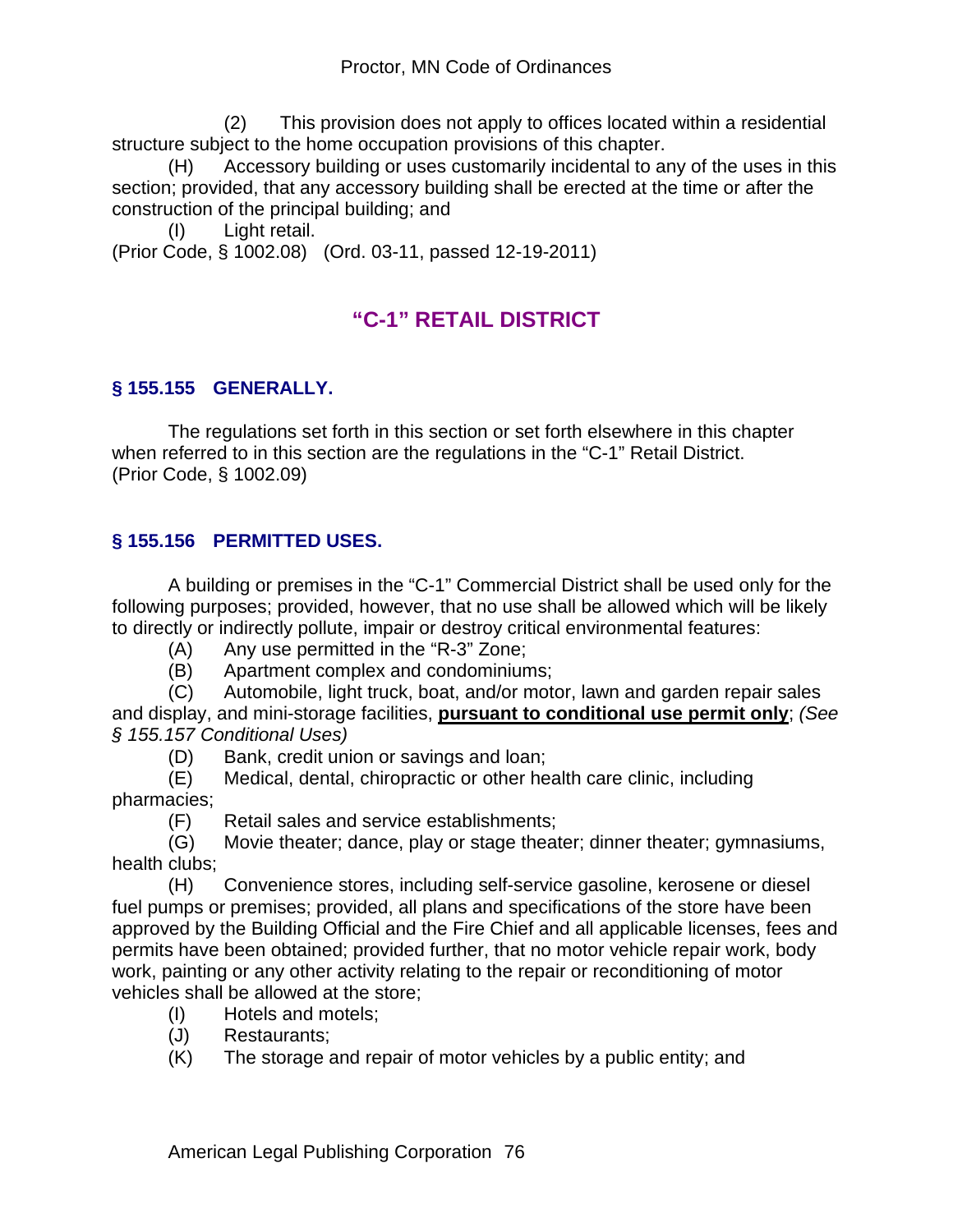(2) This provision does not apply to offices located within a residential structure subject to the home occupation provisions of this chapter.

(H) Accessory building or uses customarily incidental to any of the uses in this section; provided, that any accessory building shall be erected at the time or after the construction of the principal building; and

(I) Light retail.

(Prior Code, § 1002.08) (Ord. 03-11, passed 12-19-2011)

## "C-1" RETAIL DISTRICT

### § 155.155 GENERALLY.

The regulations set forth in this section or set forth elsewhere in this chapter when referred to in this section are the regulations in the "C-1" Retail District.
(Prior Code, § 1002.09)

### § 155.156 PERMITTED USES.

A building or premises in the "C-1" Commercial District shall be used only for the following purposes; provided, however, that no use shall be allowed which will be likely to directly or indirectly pollute, impair or destroy critical environmental features:

(A) Any use permitted in the "R-3" Zone;

(B) Apartment complex and condominiums;

(C) Automobile, light truck, boat, and/or motor, lawn and garden repair sales and display, and mini-storage facilities, **pursuant to conditional use permit only**; *(See § 155.157 Conditional Uses)*

(D) Bank, credit union or savings and loan;

(E) Medical, dental, chiropractic or other health care clinic, including pharmacies;

(F) Retail sales and service establishments;

(G) Movie theater; dance, play or stage theater; dinner theater; gymnasiums, health clubs;

(H) Convenience stores, including self-service gasoline, kerosene or diesel fuel pumps or premises; provided, all plans and specifications of the store have been approved by the Building Official and the Fire Chief and all applicable licenses, fees and permits have been obtained; provided further, that no motor vehicle repair work, body work, painting or any other activity relating to the repair or reconditioning of motor vehicles shall be allowed at the store;

(I) Hotels and motels;

(J) Restaurants;

(K) The storage and repair of motor vehicles by a public entity; and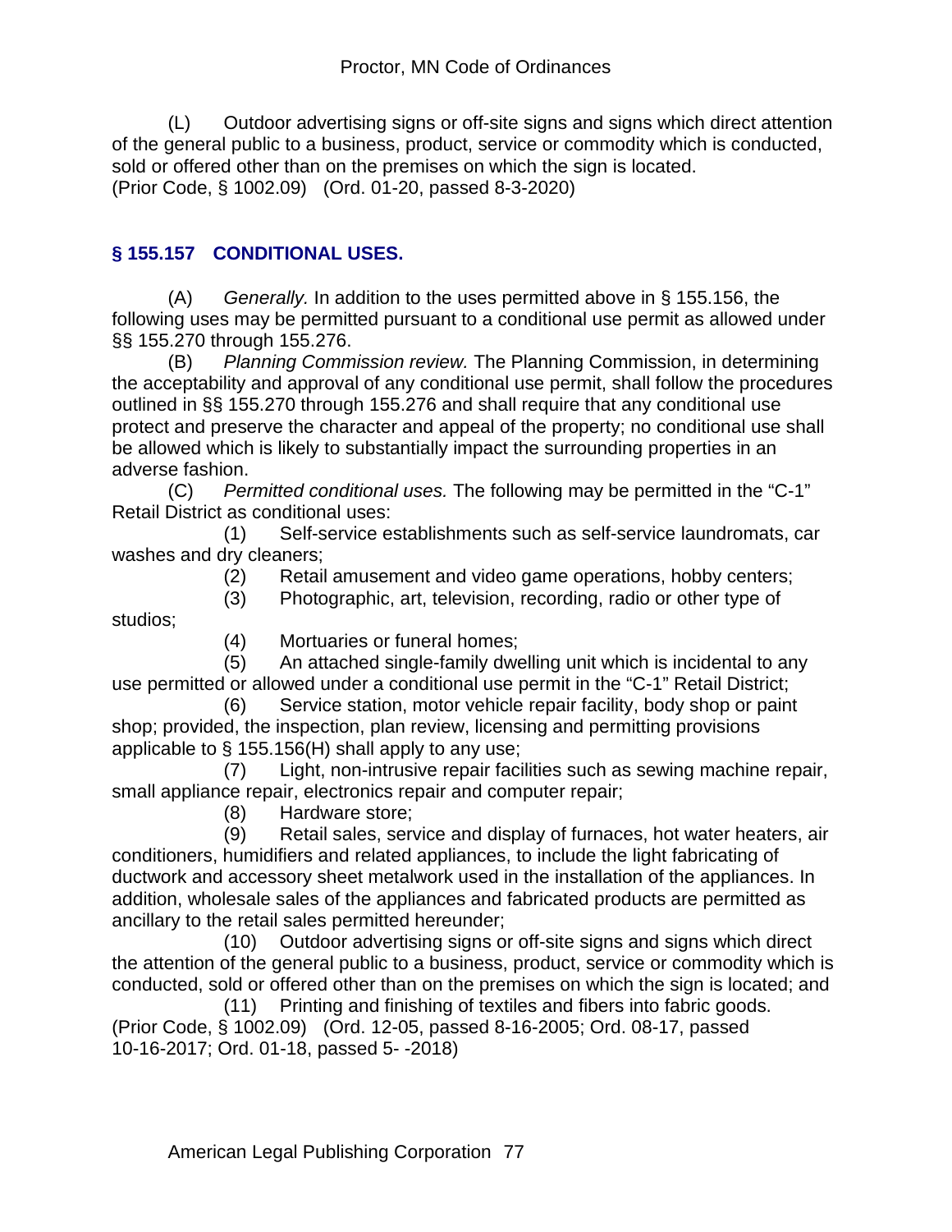(L) Outdoor advertising signs or off-site signs and signs which direct attention of the general public to a business, product, service or commodity which is conducted, sold or offered other than on the premises on which the sign is located.
(Prior Code, § 1002.09) (Ord. 01-20, passed 8-3-2020)

### § 155.157 CONDITIONAL USES.

(A) *Generally.* In addition to the uses permitted above in § 155.156, the following uses may be permitted pursuant to a conditional use permit as allowed under §§ 155.270 through 155.276.

(B) *Planning Commission review.* The Planning Commission, in determining the acceptability and approval of any conditional use permit, shall follow the procedures outlined in §§ 155.270 through 155.276 and shall require that any conditional use protect and preserve the character and appeal of the property; no conditional use shall be allowed which is likely to substantially impact the surrounding properties in an adverse fashion.

(C) *Permitted conditional uses.* The following may be permitted in the "C-1" Retail District as conditional uses:

(1) Self-service establishments such as self-service laundromats, car washes and dry cleaners;

(2) Retail amusement and video game operations, hobby centers;

(3) Photographic, art, television, recording, radio or other type of studios;

(4) Mortuaries or funeral homes;

(5) An attached single-family dwelling unit which is incidental to any use permitted or allowed under a conditional use permit in the "C-1" Retail District;

(6) Service station, motor vehicle repair facility, body shop or paint shop; provided, the inspection, plan review, licensing and permitting provisions applicable to § 155.156(H) shall apply to any use;

(7) Light, non-intrusive repair facilities such as sewing machine repair, small appliance repair, electronics repair and computer repair;

(8) Hardware store;

(9) Retail sales, service and display of furnaces, hot water heaters, air conditioners, humidifiers and related appliances, to include the light fabricating of ductwork and accessory sheet metalwork used in the installation of the appliances. In addition, wholesale sales of the appliances and fabricated products are permitted as ancillary to the retail sales permitted hereunder;

(10) Outdoor advertising signs or off-site signs and signs which direct the attention of the general public to a business, product, service or commodity which is conducted, sold or offered other than on the premises on which the sign is located; and

(11) Printing and finishing of textiles and fibers into fabric goods.

(Prior Code, § 1002.09) (Ord. 12-05, passed 8-16-2005; Ord. 08-17, passed 10-16-2017; Ord. 01-18, passed 5- -2018)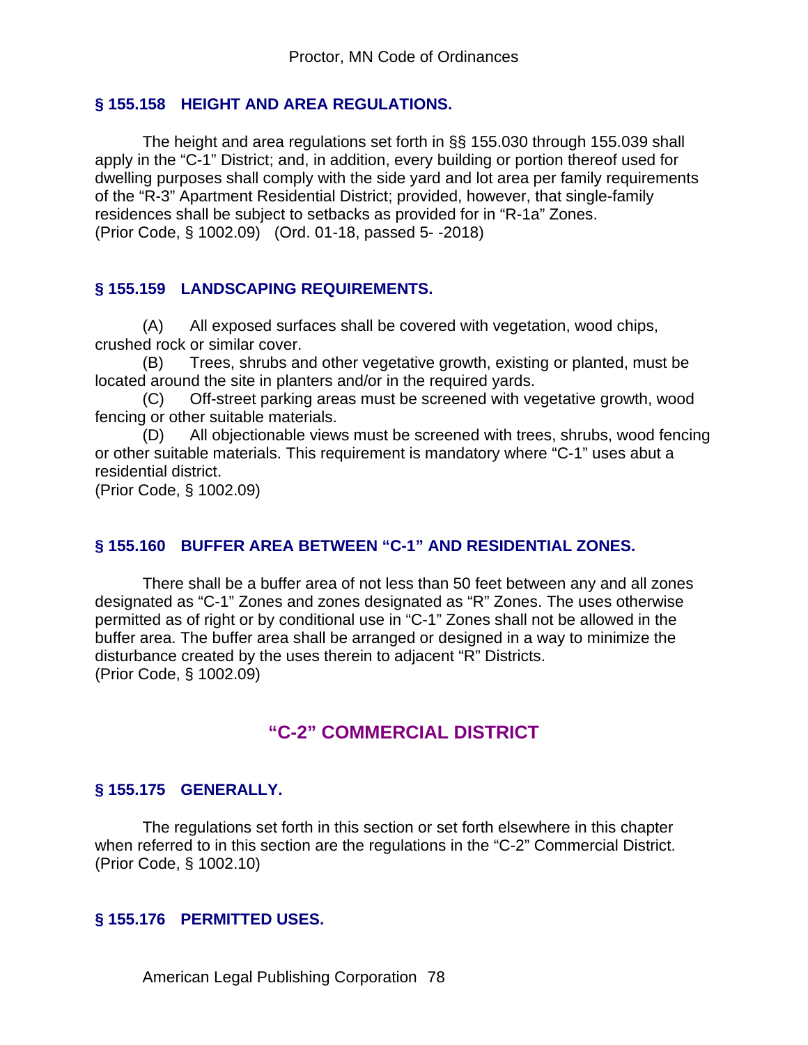### § 155.158 HEIGHT AND AREA REGULATIONS.

The height and area regulations set forth in §§ 155.030 through 155.039 shall apply in the "C-1" District; and, in addition, every building or portion thereof used for dwelling purposes shall comply with the side yard and lot area per family requirements of the "R-3" Apartment Residential District; provided, however, that single-family residences shall be subject to setbacks as provided for in "R-1a" Zones.
(Prior Code, § 1002.09) (Ord. 01-18, passed 5- -2018)

### § 155.159 LANDSCAPING REQUIREMENTS.

(A) All exposed surfaces shall be covered with vegetation, wood chips, crushed rock or similar cover.

(B) Trees, shrubs and other vegetative growth, existing or planted, must be located around the site in planters and/or in the required yards.

(C) Off-street parking areas must be screened with vegetative growth, wood fencing or other suitable materials.

(D) All objectionable views must be screened with trees, shrubs, wood fencing or other suitable materials. This requirement is mandatory where "C-1" uses abut a residential district.

(Prior Code, § 1002.09)

### § 155.160 BUFFER AREA BETWEEN "C-1" AND RESIDENTIAL ZONES.

There shall be a buffer area of not less than 50 feet between any and all zones designated as "C-1" Zones and zones designated as "R" Zones. The uses otherwise permitted as of right or by conditional use in "C-1" Zones shall not be allowed in the buffer area. The buffer area shall be arranged or designed in a way to minimize the disturbance created by the uses therein to adjacent "R" Districts.
(Prior Code, § 1002.09)

## "C-2" COMMERCIAL DISTRICT

### § 155.175 GENERALLY.

The regulations set forth in this section or set forth elsewhere in this chapter when referred to in this section are the regulations in the "C-2" Commercial District.
(Prior Code, § 1002.10)

### § 155.176 PERMITTED USES.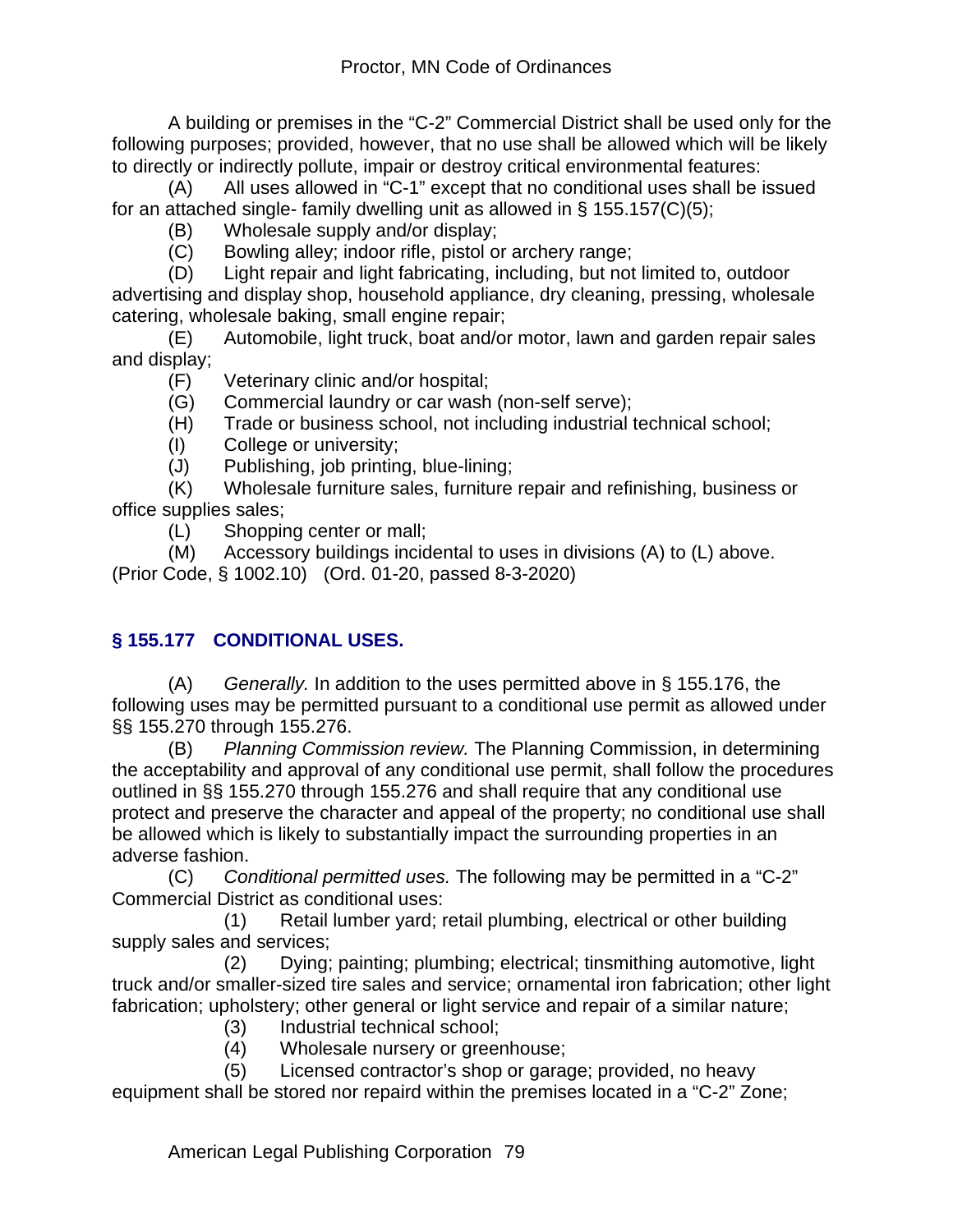A building or premises in the "C-2" Commercial District shall be used only for the following purposes; provided, however, that no use shall be allowed which will be likely to directly or indirectly pollute, impair or destroy critical environmental features:

(A) All uses allowed in "C-1" except that no conditional uses shall be issued for an attached single- family dwelling unit as allowed in § 155.157(C)(5);

(B) Wholesale supply and/or display;

(C) Bowling alley; indoor rifle, pistol or archery range;

(D) Light repair and light fabricating, including, but not limited to, outdoor advertising and display shop, household appliance, dry cleaning, pressing, wholesale catering, wholesale baking, small engine repair;

(E) Automobile, light truck, boat and/or motor, lawn and garden repair sales and display;

(F) Veterinary clinic and/or hospital;

(G) Commercial laundry or car wash (non-self serve);

(H) Trade or business school, not including industrial technical school;

(I) College or university;

(J) Publishing, job printing, blue-lining;

(K) Wholesale furniture sales, furniture repair and refinishing, business or office supplies sales;

(L) Shopping center or mall;

(M) Accessory buildings incidental to uses in divisions (A) to (L) above.

(Prior Code, § 1002.10) (Ord. 01-20, passed 8-3-2020)

## § 155.177 CONDITIONAL USES.

(A) *Generally.* In addition to the uses permitted above in § 155.176, the following uses may be permitted pursuant to a conditional use permit as allowed under §§ 155.270 through 155.276.

(B) *Planning Commission review.* The Planning Commission, in determining the acceptability and approval of any conditional use permit, shall follow the procedures outlined in §§ 155.270 through 155.276 and shall require that any conditional use protect and preserve the character and appeal of the property; no conditional use shall be allowed which is likely to substantially impact the surrounding properties in an adverse fashion.

(C) *Conditional permitted uses.* The following may be permitted in a "C-2" Commercial District as conditional uses:

(1) Retail lumber yard; retail plumbing, electrical or other building supply sales and services;

(2) Dying; painting; plumbing; electrical; tinsmithing automotive, light truck and/or smaller-sized tire sales and service; ornamental iron fabrication; other light fabrication; upholstery; other general or light service and repair of a similar nature;

(3) Industrial technical school;

(4) Wholesale nursery or greenhouse;

(5) Licensed contractor's shop or garage; provided, no heavy equipment shall be stored nor repaird within the premises located in a "C-2" Zone;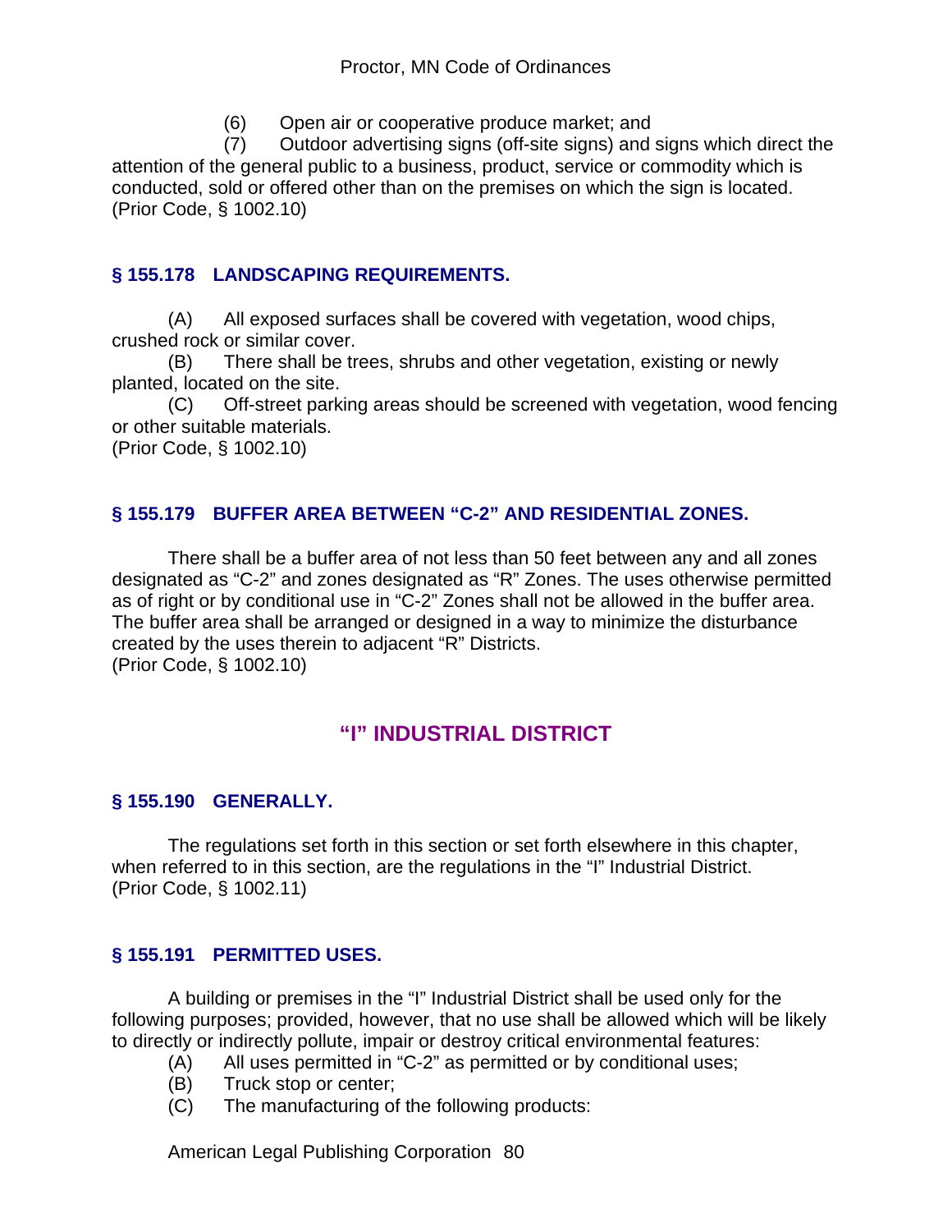(6) Open air or cooperative produce market; and

(7) Outdoor advertising signs (off-site signs) and signs which direct the attention of the general public to a business, product, service or commodity which is conducted, sold or offered other than on the premises on which the sign is located.
(Prior Code, § 1002.10)

### § 155.178 LANDSCAPING REQUIREMENTS.

(A) All exposed surfaces shall be covered with vegetation, wood chips, crushed rock or similar cover.

(B) There shall be trees, shrubs and other vegetation, existing or newly planted, located on the site.

(C) Off-street parking areas should be screened with vegetation, wood fencing or other suitable materials.

(Prior Code, § 1002.10)

### § 155.179 BUFFER AREA BETWEEN "C-2" AND RESIDENTIAL ZONES.

There shall be a buffer area of not less than 50 feet between any and all zones designated as "C-2" and zones designated as "R" Zones. The uses otherwise permitted as of right or by conditional use in "C-2" Zones shall not be allowed in the buffer area. The buffer area shall be arranged or designed in a way to minimize the disturbance created by the uses therein to adjacent "R" Districts.
(Prior Code, § 1002.10)

## "I" INDUSTRIAL DISTRICT

### § 155.190 GENERALLY.

The regulations set forth in this section or set forth elsewhere in this chapter, when referred to in this section, are the regulations in the "I" Industrial District.
(Prior Code, § 1002.11)

### § 155.191 PERMITTED USES.

A building or premises in the "I" Industrial District shall be used only for the following purposes; provided, however, that no use shall be allowed which will be likely to directly or indirectly pollute, impair or destroy critical environmental features:

(A) All uses permitted in "C-2" as permitted or by conditional uses;

(B) Truck stop or center;

(C) The manufacturing of the following products: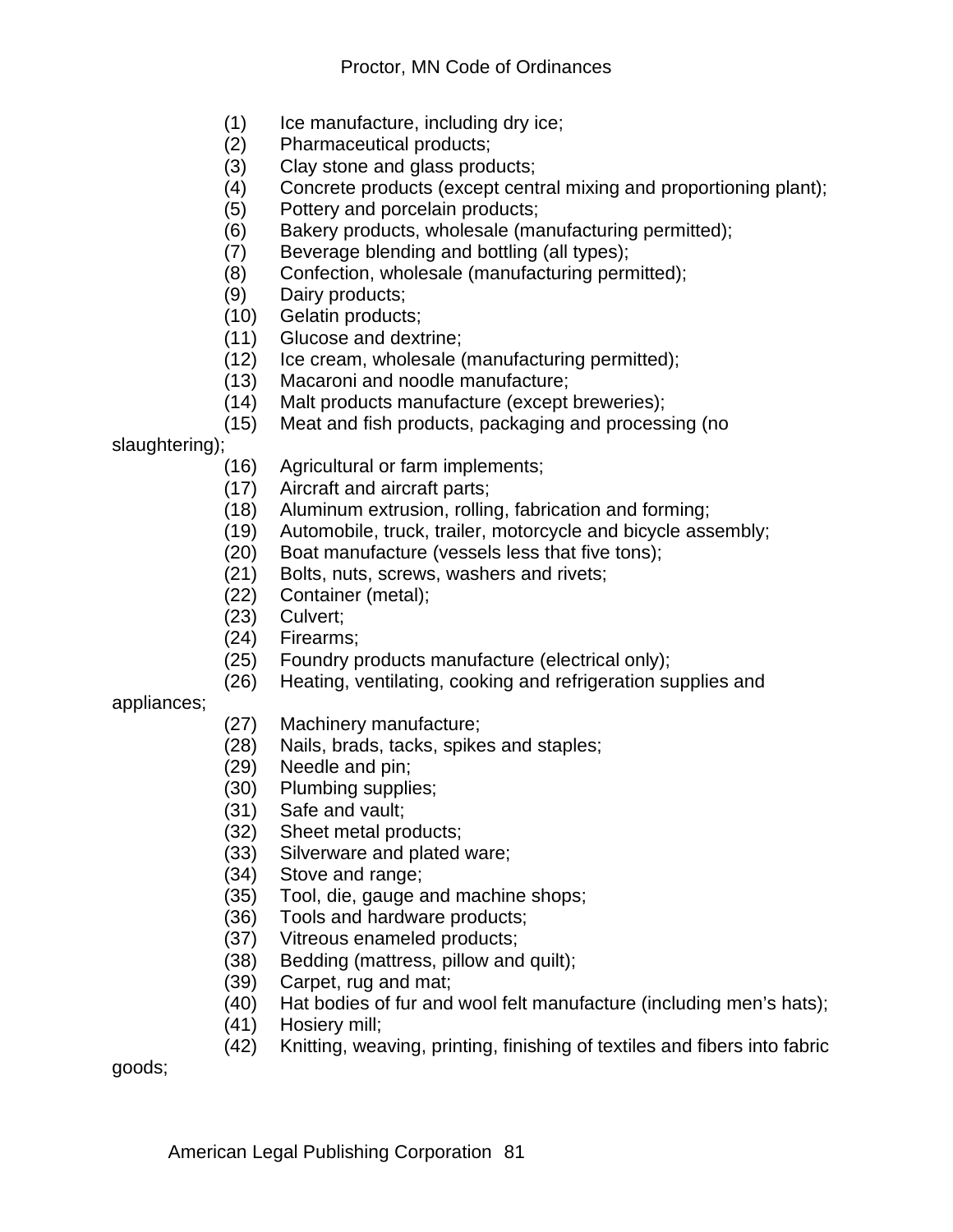(1) Ice manufacture, including dry ice;
(2) Pharmaceutical products;
(3) Clay stone and glass products;
(4) Concrete products (except central mixing and proportioning plant);
(5) Pottery and porcelain products;
(6) Bakery products, wholesale (manufacturing permitted);
(7) Beverage blending and bottling (all types);
(8) Confection, wholesale (manufacturing permitted);
(9) Dairy products;
(10) Gelatin products;
(11) Glucose and dextrine;
(12) Ice cream, wholesale (manufacturing permitted);
(13) Macaroni and noodle manufacture;
(14) Malt products manufacture (except breweries);
(15) Meat and fish products, packaging and processing (no slaughtering);
(16) Agricultural or farm implements;
(17) Aircraft and aircraft parts;
(18) Aluminum extrusion, rolling, fabrication and forming;
(19) Automobile, truck, trailer, motorcycle and bicycle assembly;
(20) Boat manufacture (vessels less that five tons);
(21) Bolts, nuts, screws, washers and rivets;
(22) Container (metal);
(23) Culvert;
(24) Firearms;
(25) Foundry products manufacture (electrical only);
(26) Heating, ventilating, cooking and refrigeration supplies and appliances;
(27) Machinery manufacture;
(28) Nails, brads, tacks, spikes and staples;
(29) Needle and pin;
(30) Plumbing supplies;
(31) Safe and vault;
(32) Sheet metal products;
(33) Silverware and plated ware;
(34) Stove and range;
(35) Tool, die, gauge and machine shops;
(36) Tools and hardware products;
(37) Vitreous enameled products;
(38) Bedding (mattress, pillow and quilt);
(39) Carpet, rug and mat;
(40) Hat bodies of fur and wool felt manufacture (including men's hats);
(41) Hosiery mill;
(42) Knitting, weaving, printing, finishing of textiles and fibers into fabric goods;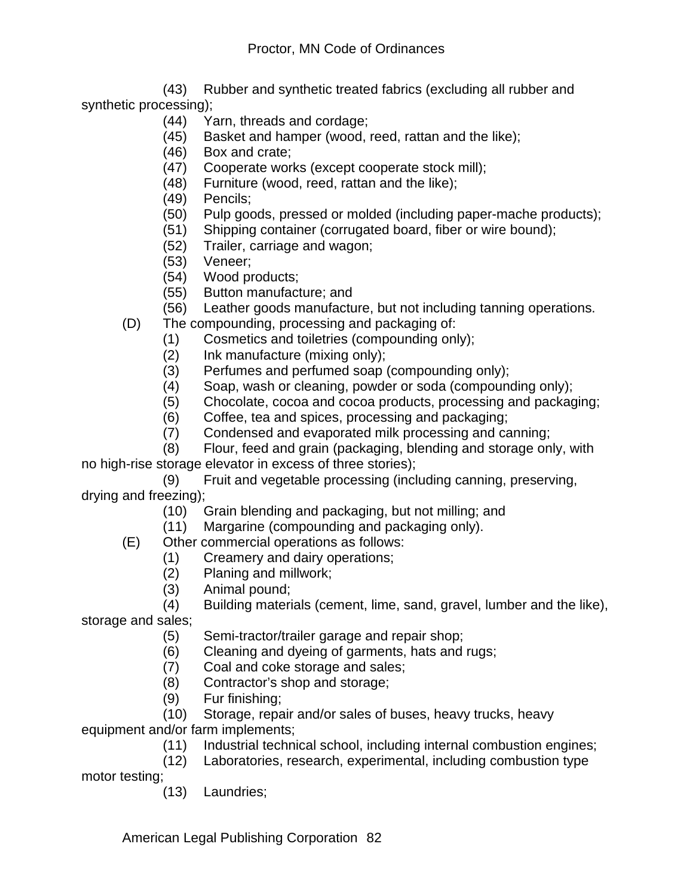(43) Rubber and synthetic treated fabrics (excluding all rubber and synthetic processing);

(44) Yarn, threads and cordage;

(45) Basket and hamper (wood, reed, rattan and the like);

(46) Box and crate;

(47) Cooperate works (except cooperate stock mill);

(48) Furniture (wood, reed, rattan and the like);

(49) Pencils;

(50) Pulp goods, pressed or molded (including paper-mache products);

(51) Shipping container (corrugated board, fiber or wire bound);

(52) Trailer, carriage and wagon;

(53) Veneer;

(54) Wood products;

(55) Button manufacture; and

(56) Leather goods manufacture, but not including tanning operations.

(D) The compounding, processing and packaging of:

(1) Cosmetics and toiletries (compounding only);

(2) Ink manufacture (mixing only);

(3) Perfumes and perfumed soap (compounding only);

(4) Soap, wash or cleaning, powder or soda (compounding only);

(5) Chocolate, cocoa and cocoa products, processing and packaging;

(6) Coffee, tea and spices, processing and packaging;

(7) Condensed and evaporated milk processing and canning;

(8) Flour, feed and grain (packaging, blending and storage only, with no high-rise storage elevator in excess of three stories);

(9) Fruit and vegetable processing (including canning, preserving, drying and freezing);

(10) Grain blending and packaging, but not milling; and

(11) Margarine (compounding and packaging only).

(E) Other commercial operations as follows:

(1) Creamery and dairy operations;

(2) Planing and millwork;

(3) Animal pound;

(4) Building materials (cement, lime, sand, gravel, lumber and the like), storage and sales;

(5) Semi-tractor/trailer garage and repair shop;

(6) Cleaning and dyeing of garments, hats and rugs;

(7) Coal and coke storage and sales;

(8) Contractor's shop and storage;

(9) Fur finishing;

(10) Storage, repair and/or sales of buses, heavy trucks, heavy equipment and/or farm implements;

(11) Industrial technical school, including internal combustion engines;

(12) Laboratories, research, experimental, including combustion type motor testing;

(13) Laundries;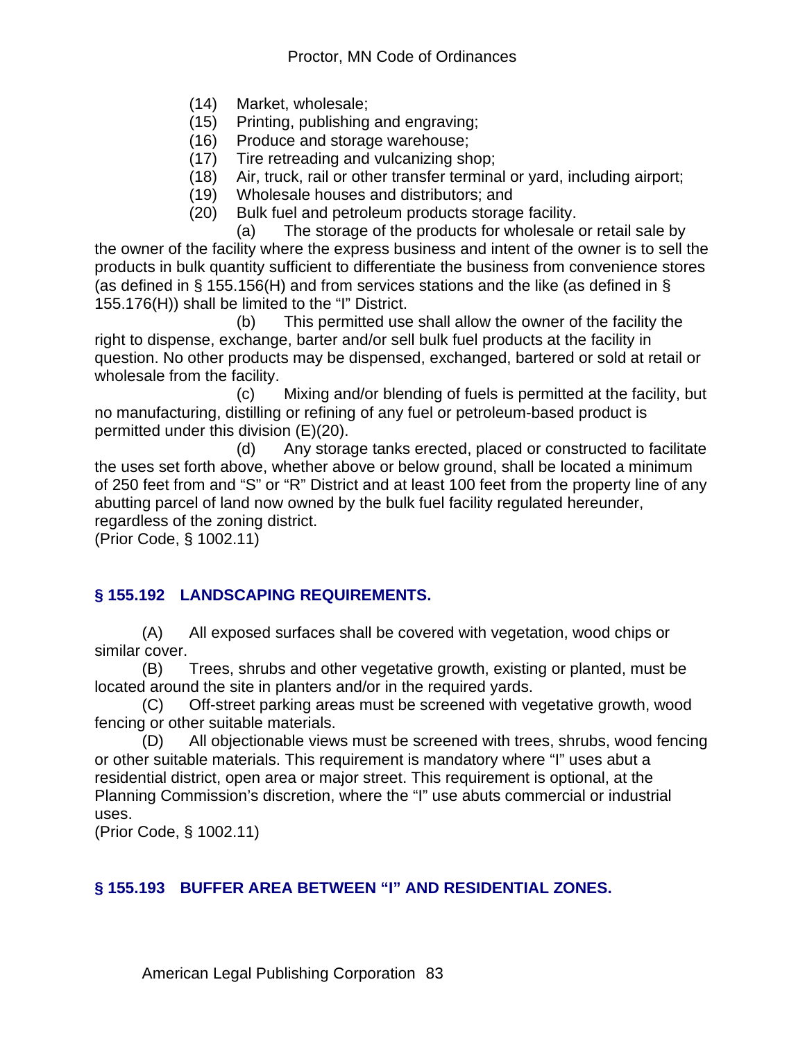(14) Market, wholesale;
(15) Printing, publishing and engraving;
(16) Produce and storage warehouse;
(17) Tire retreading and vulcanizing shop;
(18) Air, truck, rail or other transfer terminal or yard, including airport;
(19) Wholesale houses and distributors; and
(20) Bulk fuel and petroleum products storage facility.

(a) The storage of the products for wholesale or retail sale by the owner of the facility where the express business and intent of the owner is to sell the products in bulk quantity sufficient to differentiate the business from convenience stores (as defined in § 155.156(H) and from services stations and the like (as defined in § 155.176(H)) shall be limited to the "I" District.

(b) This permitted use shall allow the owner of the facility the right to dispense, exchange, barter and/or sell bulk fuel products at the facility in question. No other products may be dispensed, exchanged, bartered or sold at retail or wholesale from the facility.

(c) Mixing and/or blending of fuels is permitted at the facility, but no manufacturing, distilling or refining of any fuel or petroleum-based product is permitted under this division (E)(20).

(d) Any storage tanks erected, placed or constructed to facilitate the uses set forth above, whether above or below ground, shall be located a minimum of 250 feet from and "S" or "R" District and at least 100 feet from the property line of any abutting parcel of land now owned by the bulk fuel facility regulated hereunder, regardless of the zoning district.

(Prior Code, § 1002.11)

## § 155.192 LANDSCAPING REQUIREMENTS.

(A) All exposed surfaces shall be covered with vegetation, wood chips or similar cover.

(B) Trees, shrubs and other vegetative growth, existing or planted, must be located around the site in planters and/or in the required yards.

(C) Off-street parking areas must be screened with vegetative growth, wood fencing or other suitable materials.

(D) All objectionable views must be screened with trees, shrubs, wood fencing or other suitable materials. This requirement is mandatory where "I" uses abut a residential district, open area or major street. This requirement is optional, at the Planning Commission's discretion, where the "I" use abuts commercial or industrial uses.

(Prior Code, § 1002.11)

## § 155.193 BUFFER AREA BETWEEN "I" AND RESIDENTIAL ZONES.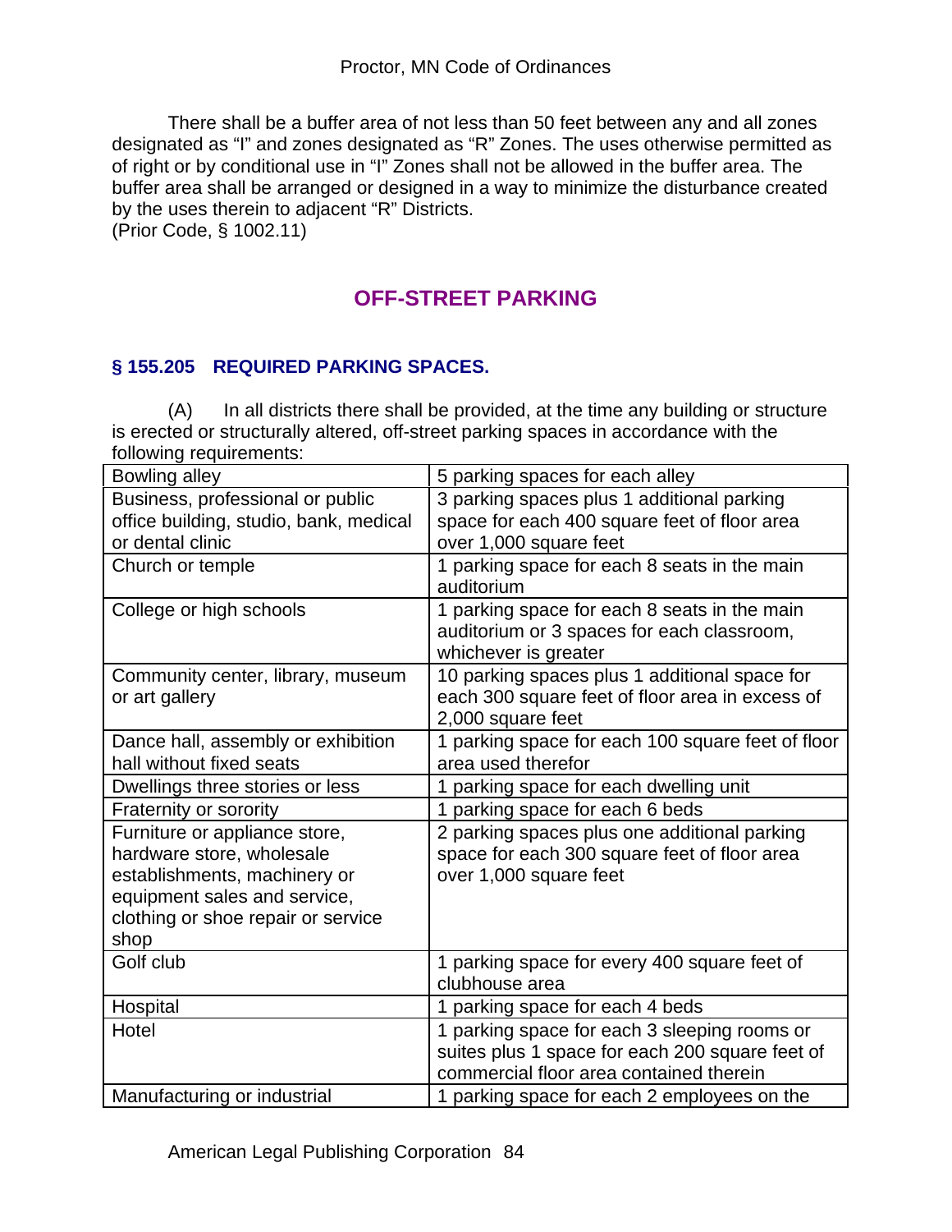There shall be a buffer area of not less than 50 feet between any and all zones designated as "I" and zones designated as "R" Zones. The uses otherwise permitted as of right or by conditional use in "I" Zones shall not be allowed in the buffer area. The buffer area shall be arranged or designed in a way to minimize the disturbance created by the uses therein to adjacent "R" Districts.
(Prior Code, § 1002.11)

## OFF-STREET PARKING

### § 155.205 REQUIRED PARKING SPACES.

(A) In all districts there shall be provided, at the time any building or structure is erected or structurally altered, off-street parking spaces in accordance with the following requirements:

| | |
|---|---|
| Bowling alley | 5 parking spaces for each alley |
| Business, professional or public office building, studio, bank, medical or dental clinic | 3 parking spaces plus 1 additional parking space for each 400 square feet of floor area over 1,000 square feet |
| Church or temple | 1 parking space for each 8 seats in the main auditorium |
| College or high schools | 1 parking space for each 8 seats in the main auditorium or 3 spaces for each classroom, whichever is greater |
| Community center, library, museum or art gallery | 10 parking spaces plus 1 additional space for each 300 square feet of floor area in excess of 2,000 square feet |
| Dance hall, assembly or exhibition hall without fixed seats | 1 parking space for each 100 square feet of floor area used therefor |
| Dwellings three stories or less | 1 parking space for each dwelling unit |
| Fraternity or sorority | 1 parking space for each 6 beds |
| Furniture or appliance store, hardware store, wholesale establishments, machinery or equipment sales and service, clothing or shoe repair or service shop | 2 parking spaces plus one additional parking space for each 300 square feet of floor area over 1,000 square feet |
| Golf club | 1 parking space for every 400 square feet of clubhouse area |
| Hospital | 1 parking space for each 4 beds |
| Hotel | 1 parking space for each 3 sleeping rooms or suites plus 1 space for each 200 square feet of commercial floor area contained therein |
| Manufacturing or industrial | 1 parking space for each 2 employees on the |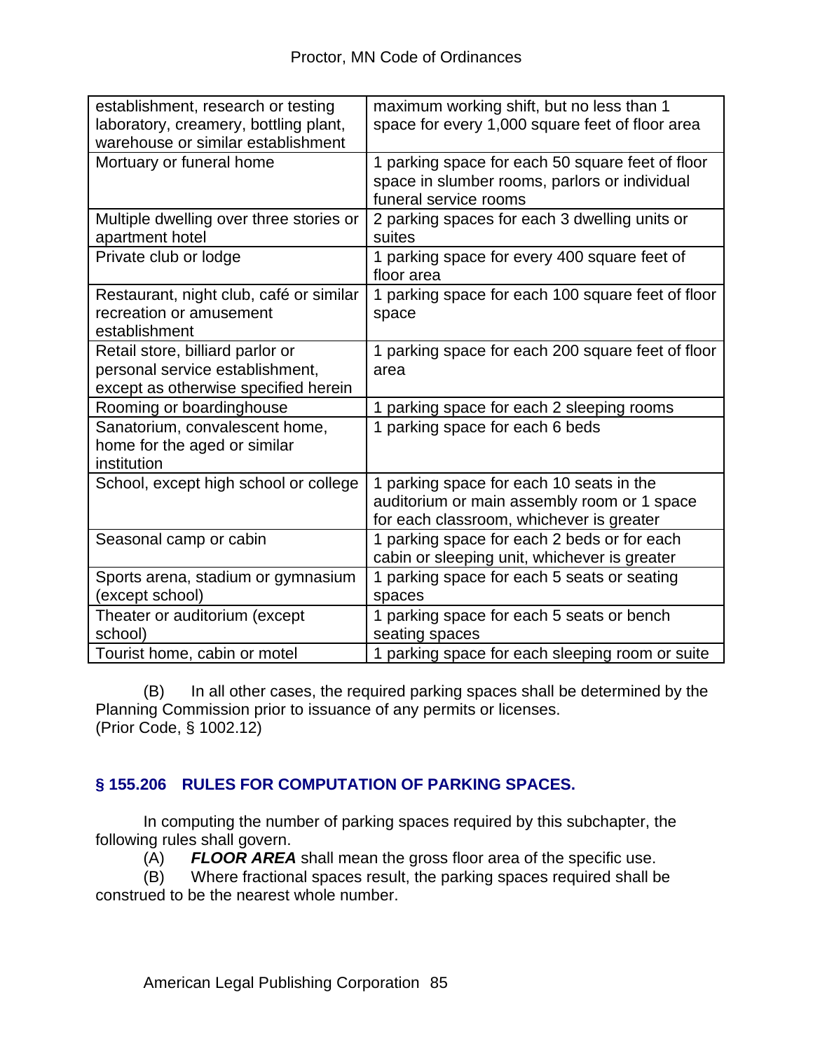| | |
|---|---|
| establishment, research or testing laboratory, creamery, bottling plant, warehouse or similar establishment | maximum working shift, but no less than 1 space for every 1,000 square feet of floor area |
| Mortuary or funeral home | 1 parking space for each 50 square feet of floor space in slumber rooms, parlors or individual funeral service rooms |
| Multiple dwelling over three stories or apartment hotel | 2 parking spaces for each 3 dwelling units or suites |
| Private club or lodge | 1 parking space for every 400 square feet of floor area |
| Restaurant, night club, café or similar recreation or amusement establishment | 1 parking space for each 100 square feet of floor space |
| Retail store, billiard parlor or personal service establishment, except as otherwise specified herein | 1 parking space for each 200 square feet of floor area |
| Rooming or boardinghouse | 1 parking space for each 2 sleeping rooms |
| Sanatorium, convalescent home, home for the aged or similar institution | 1 parking space for each 6 beds |
| School, except high school or college | 1 parking space for each 10 seats in the auditorium or main assembly room or 1 space for each classroom, whichever is greater |
| Seasonal camp or cabin | 1 parking space for each 2 beds or for each cabin or sleeping unit, whichever is greater |
| Sports arena, stadium or gymnasium (except school) | 1 parking space for each 5 seats or seating spaces |
| Theater or auditorium (except school) | 1 parking space for each 5 seats or bench seating spaces |
| Tourist home, cabin or motel | 1 parking space for each sleeping room or suite |

(B) In all other cases, the required parking spaces shall be determined by the Planning Commission prior to issuance of any permits or licenses.
(Prior Code, § 1002.12)

## § 155.206 RULES FOR COMPUTATION OF PARKING SPACES.

In computing the number of parking spaces required by this subchapter, the following rules shall govern.

(A) ***FLOOR AREA*** shall mean the gross floor area of the specific use.

(B) Where fractional spaces result, the parking spaces required shall be construed to be the nearest whole number.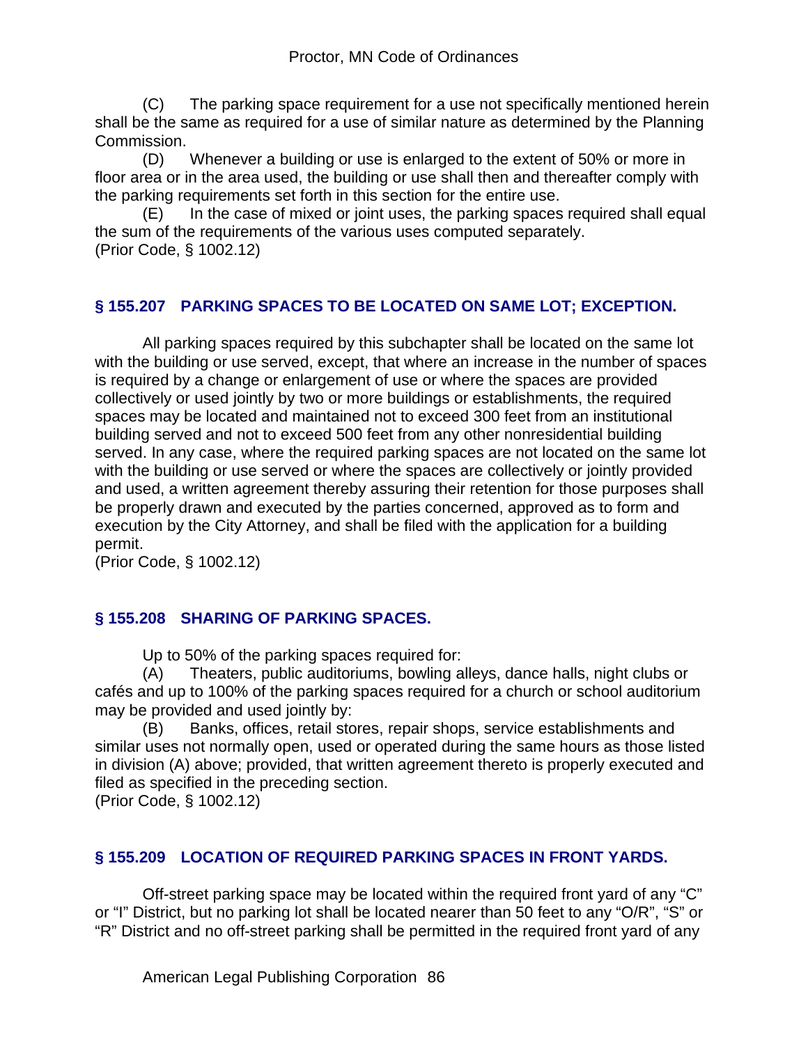(C) The parking space requirement for a use not specifically mentioned herein shall be the same as required for a use of similar nature as determined by the Planning Commission.

(D) Whenever a building or use is enlarged to the extent of 50% or more in floor area or in the area used, the building or use shall then and thereafter comply with the parking requirements set forth in this section for the entire use.

(E) In the case of mixed or joint uses, the parking spaces required shall equal the sum of the requirements of the various uses computed separately.

(Prior Code, § 1002.12)

### § 155.207 PARKING SPACES TO BE LOCATED ON SAME LOT; EXCEPTION.

All parking spaces required by this subchapter shall be located on the same lot with the building or use served, except, that where an increase in the number of spaces is required by a change or enlargement of use or where the spaces are provided collectively or used jointly by two or more buildings or establishments, the required spaces may be located and maintained not to exceed 300 feet from an institutional building served and not to exceed 500 feet from any other nonresidential building served. In any case, where the required parking spaces are not located on the same lot with the building or use served or where the spaces are collectively or jointly provided and used, a written agreement thereby assuring their retention for those purposes shall be properly drawn and executed by the parties concerned, approved as to form and execution by the City Attorney, and shall be filed with the application for a building permit.

(Prior Code, § 1002.12)

### § 155.208 SHARING OF PARKING SPACES.

Up to 50% of the parking spaces required for:

(A) Theaters, public auditoriums, bowling alleys, dance halls, night clubs or cafés and up to 100% of the parking spaces required for a church or school auditorium may be provided and used jointly by:

(B) Banks, offices, retail stores, repair shops, service establishments and similar uses not normally open, used or operated during the same hours as those listed in division (A) above; provided, that written agreement thereto is properly executed and filed as specified in the preceding section.

(Prior Code, § 1002.12)

### § 155.209 LOCATION OF REQUIRED PARKING SPACES IN FRONT YARDS.

Off-street parking space may be located within the required front yard of any "C" or "I" District, but no parking lot shall be located nearer than 50 feet to any "O/R", "S" or "R" District and no off-street parking shall be permitted in the required front yard of any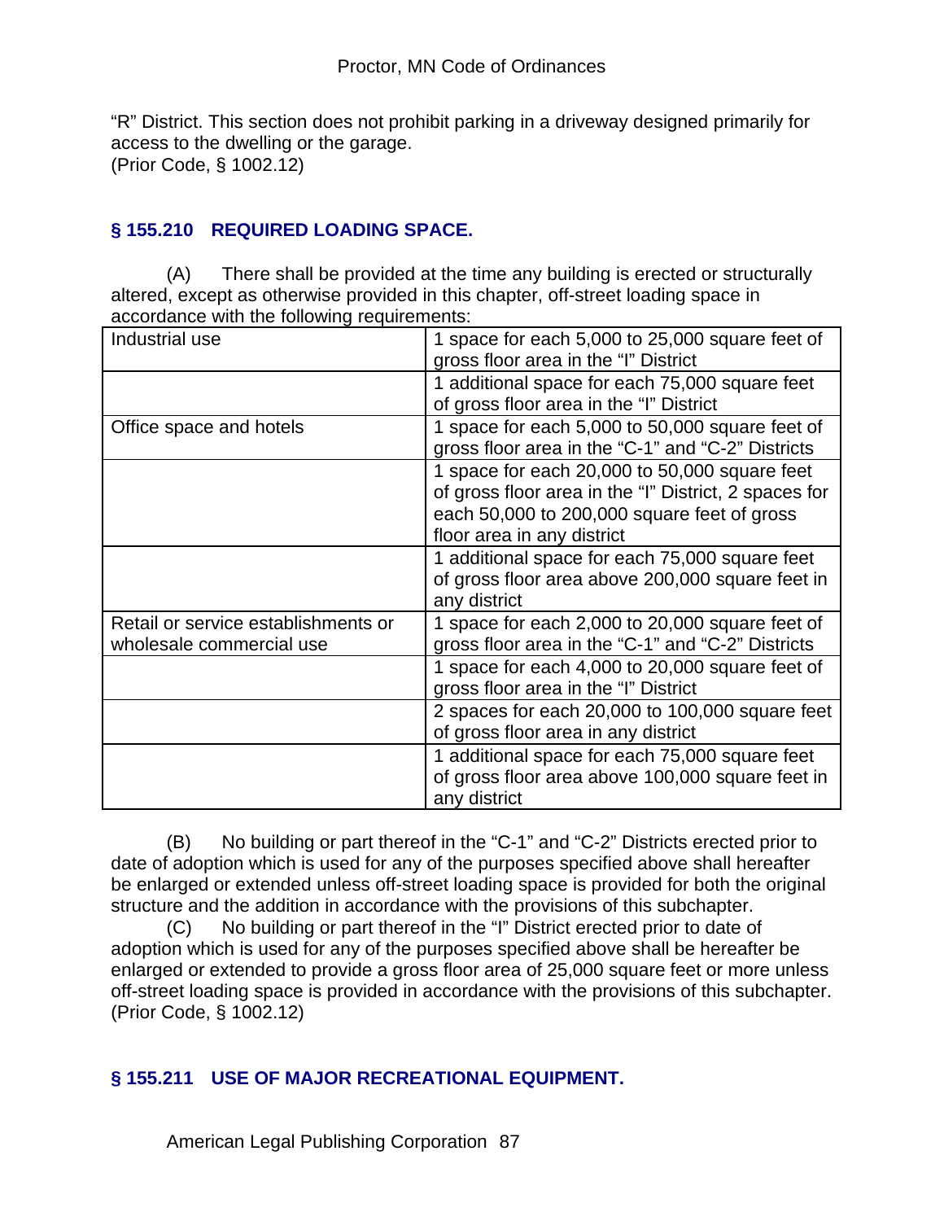"R" District. This section does not prohibit parking in a driveway designed primarily for access to the dwelling or the garage.
(Prior Code, § 1002.12)

### § 155.210 REQUIRED LOADING SPACE.

(A) There shall be provided at the time any building is erected or structurally altered, except as otherwise provided in this chapter, off-street loading space in accordance with the following requirements:

| | |
|---|---|
| Industrial use | 1 space for each 5,000 to 25,000 square feet of gross floor area in the "I" District |
| | 1 additional space for each 75,000 square feet of gross floor area in the "I" District |
| Office space and hotels | 1 space for each 5,000 to 50,000 square feet of gross floor area in the "C-1" and "C-2" Districts |
| | 1 space for each 20,000 to 50,000 square feet of gross floor area in the "I" District, 2 spaces for each 50,000 to 200,000 square feet of gross floor area in any district |
| | 1 additional space for each 75,000 square feet of gross floor area above 200,000 square feet in any district |
| Retail or service establishments or wholesale commercial use | 1 space for each 2,000 to 20,000 square feet of gross floor area in the "C-1" and "C-2" Districts |
| | 1 space for each 4,000 to 20,000 square feet of gross floor area in the "I" District |
| | 2 spaces for each 20,000 to 100,000 square feet of gross floor area in any district |
| | 1 additional space for each 75,000 square feet of gross floor area above 100,000 square feet in any district |

(B) No building or part thereof in the "C-1" and "C-2" Districts erected prior to date of adoption which is used for any of the purposes specified above shall hereafter be enlarged or extended unless off-street loading space is provided for both the original structure and the addition in accordance with the provisions of this subchapter.

(C) No building or part thereof in the "I" District erected prior to date of adoption which is used for any of the purposes specified above shall be hereafter be enlarged or extended to provide a gross floor area of 25,000 square feet or more unless off-street loading space is provided in accordance with the provisions of this subchapter.
(Prior Code, § 1002.12)

### § 155.211 USE OF MAJOR RECREATIONAL EQUIPMENT.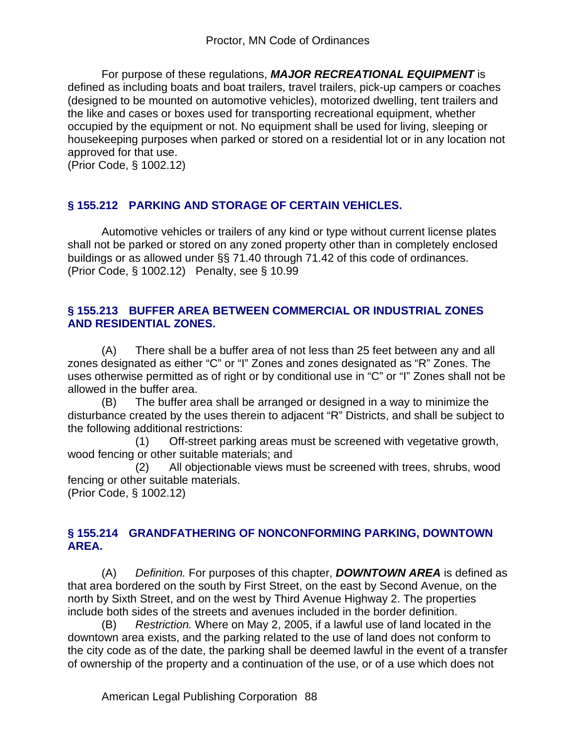For purpose of these regulations, ***MAJOR RECREATIONAL EQUIPMENT*** is defined as including boats and boat trailers, travel trailers, pick-up campers or coaches (designed to be mounted on automotive vehicles), motorized dwelling, tent trailers and the like and cases or boxes used for transporting recreational equipment, whether occupied by the equipment or not. No equipment shall be used for living, sleeping or housekeeping purposes when parked or stored on a residential lot or in any location not approved for that use.
(Prior Code, § 1002.12)

## § 155.212 PARKING AND STORAGE OF CERTAIN VEHICLES.

Automotive vehicles or trailers of any kind or type without current license plates shall not be parked or stored on any zoned property other than in completely enclosed buildings or as allowed under §§ 71.40 through 71.42 of this code of ordinances.
(Prior Code, § 1002.12) Penalty, see § 10.99

## § 155.213 BUFFER AREA BETWEEN COMMERCIAL OR INDUSTRIAL ZONES AND RESIDENTIAL ZONES.

(A) There shall be a buffer area of not less than 25 feet between any and all zones designated as either "C" or "I" Zones and zones designated as "R" Zones. The uses otherwise permitted as of right or by conditional use in "C" or "I" Zones shall not be allowed in the buffer area.

(B) The buffer area shall be arranged or designed in a way to minimize the disturbance created by the uses therein to adjacent "R" Districts, and shall be subject to the following additional restrictions:

(1) Off-street parking areas must be screened with vegetative growth, wood fencing or other suitable materials; and

(2) All objectionable views must be screened with trees, shrubs, wood fencing or other suitable materials.

(Prior Code, § 1002.12)

## § 155.214 GRANDFATHERING OF NONCONFORMING PARKING, DOWNTOWN AREA.

(A) *Definition.* For purposes of this chapter, ***DOWNTOWN AREA*** is defined as that area bordered on the south by First Street, on the east by Second Avenue, on the north by Sixth Street, and on the west by Third Avenue Highway 2. The properties include both sides of the streets and avenues included in the border definition.

(B) *Restriction.* Where on May 2, 2005, if a lawful use of land located in the downtown area exists, and the parking related to the use of land does not conform to the city code as of the date, the parking shall be deemed lawful in the event of a transfer of ownership of the property and a continuation of the use, or of a use which does not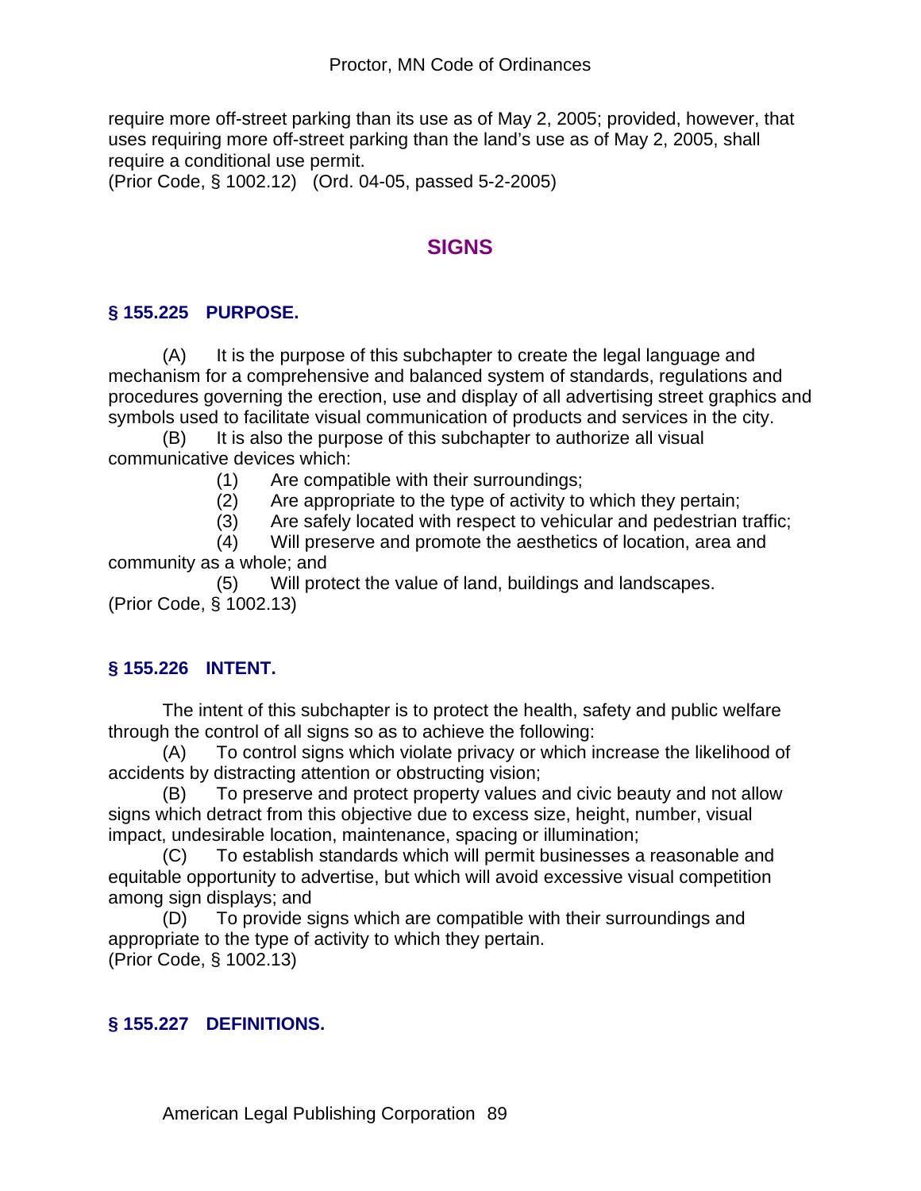require more off-street parking than its use as of May 2, 2005; provided, however, that uses requiring more off-street parking than the land's use as of May 2, 2005, shall require a conditional use permit.
(Prior Code, § 1002.12) (Ord. 04-05, passed 5-2-2005)

## SIGNS

### § 155.225 PURPOSE.

(A) It is the purpose of this subchapter to create the legal language and mechanism for a comprehensive and balanced system of standards, regulations and procedures governing the erection, use and display of all advertising street graphics and symbols used to facilitate visual communication of products and services in the city.

(B) It is also the purpose of this subchapter to authorize all visual communicative devices which:

(1) Are compatible with their surroundings;

(2) Are appropriate to the type of activity to which they pertain;

(3) Are safely located with respect to vehicular and pedestrian traffic;

(4) Will preserve and promote the aesthetics of location, area and community as a whole; and

(5) Will protect the value of land, buildings and landscapes.

(Prior Code, § 1002.13)

### § 155.226 INTENT.

The intent of this subchapter is to protect the health, safety and public welfare through the control of all signs so as to achieve the following:

(A) To control signs which violate privacy or which increase the likelihood of accidents by distracting attention or obstructing vision;

(B) To preserve and protect property values and civic beauty and not allow signs which detract from this objective due to excess size, height, number, visual impact, undesirable location, maintenance, spacing or illumination;

(C) To establish standards which will permit businesses a reasonable and equitable opportunity to advertise, but which will avoid excessive visual competition among sign displays; and

(D) To provide signs which are compatible with their surroundings and appropriate to the type of activity to which they pertain.

(Prior Code, § 1002.13)

### § 155.227 DEFINITIONS.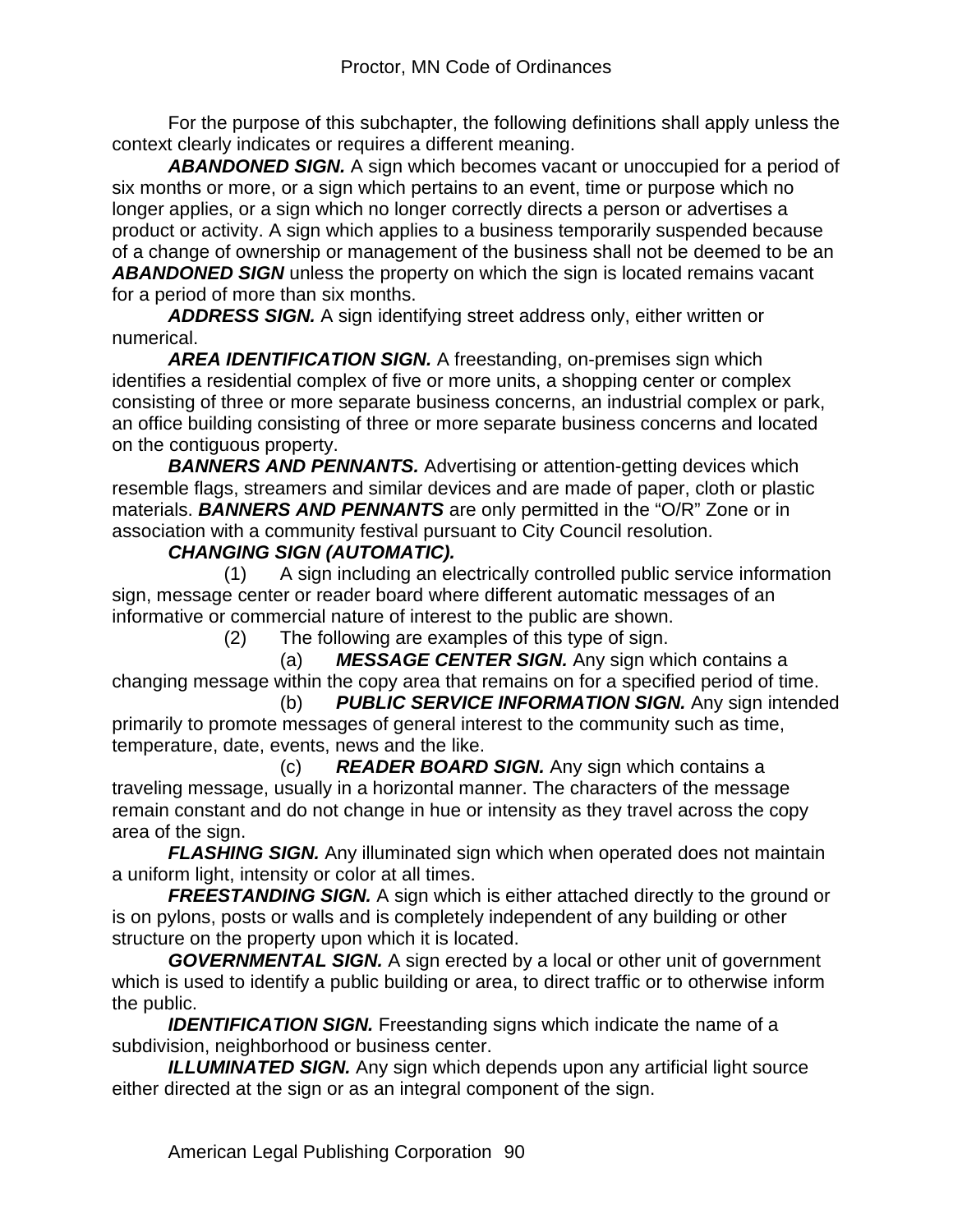For the purpose of this subchapter, the following definitions shall apply unless the context clearly indicates or requires a different meaning.

***ABANDONED SIGN.*** A sign which becomes vacant or unoccupied for a period of six months or more, or a sign which pertains to an event, time or purpose which no longer applies, or a sign which no longer correctly directs a person or advertises a product or activity. A sign which applies to a business temporarily suspended because of a change of ownership or management of the business shall not be deemed to be an ***ABANDONED SIGN*** unless the property on which the sign is located remains vacant for a period of more than six months.

***ADDRESS SIGN.*** A sign identifying street address only, either written or numerical.

***AREA IDENTIFICATION SIGN.*** A freestanding, on-premises sign which identifies a residential complex of five or more units, a shopping center or complex consisting of three or more separate business concerns, an industrial complex or park, an office building consisting of three or more separate business concerns and located on the contiguous property.

***BANNERS AND PENNANTS.*** Advertising or attention-getting devices which resemble flags, streamers and similar devices and are made of paper, cloth or plastic materials. ***BANNERS AND PENNANTS*** are only permitted in the "O/R" Zone or in association with a community festival pursuant to City Council resolution.

***CHANGING SIGN (AUTOMATIC).***

(1) A sign including an electrically controlled public service information sign, message center or reader board where different automatic messages of an informative or commercial nature of interest to the public are shown.

(2) The following are examples of this type of sign.

(a) ***MESSAGE CENTER SIGN.*** Any sign which contains a changing message within the copy area that remains on for a specified period of time.

(b) ***PUBLIC SERVICE INFORMATION SIGN.*** Any sign intended primarily to promote messages of general interest to the community such as time, temperature, date, events, news and the like.

(c) ***READER BOARD SIGN.*** Any sign which contains a traveling message, usually in a horizontal manner. The characters of the message remain constant and do not change in hue or intensity as they travel across the copy area of the sign.

***FLASHING SIGN.*** Any illuminated sign which when operated does not maintain a uniform light, intensity or color at all times.

***FREESTANDING SIGN.*** A sign which is either attached directly to the ground or is on pylons, posts or walls and is completely independent of any building or other structure on the property upon which it is located.

***GOVERNMENTAL SIGN.*** A sign erected by a local or other unit of government which is used to identify a public building or area, to direct traffic or to otherwise inform the public.

***IDENTIFICATION SIGN.*** Freestanding signs which indicate the name of a subdivision, neighborhood or business center.

***ILLUMINATED SIGN.*** Any sign which depends upon any artificial light source either directed at the sign or as an integral component of the sign.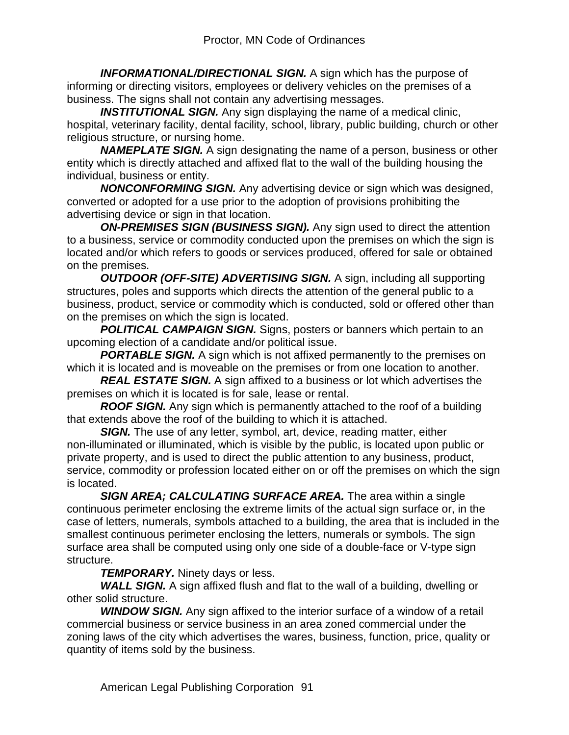***INFORMATIONAL/DIRECTIONAL SIGN.*** A sign which has the purpose of informing or directing visitors, employees or delivery vehicles on the premises of a business. The signs shall not contain any advertising messages.

***INSTITUTIONAL SIGN.*** Any sign displaying the name of a medical clinic, hospital, veterinary facility, dental facility, school, library, public building, church or other religious structure, or nursing home.

***NAMEPLATE SIGN.*** A sign designating the name of a person, business or other entity which is directly attached and affixed flat to the wall of the building housing the individual, business or entity.

***NONCONFORMING SIGN.*** Any advertising device or sign which was designed, converted or adopted for a use prior to the adoption of provisions prohibiting the advertising device or sign in that location.

***ON-PREMISES SIGN (BUSINESS SIGN).*** Any sign used to direct the attention to a business, service or commodity conducted upon the premises on which the sign is located and/or which refers to goods or services produced, offered for sale or obtained on the premises.

***OUTDOOR (OFF-SITE) ADVERTISING SIGN.*** A sign, including all supporting structures, poles and supports which directs the attention of the general public to a business, product, service or commodity which is conducted, sold or offered other than on the premises on which the sign is located.

***POLITICAL CAMPAIGN SIGN.*** Signs, posters or banners which pertain to an upcoming election of a candidate and/or political issue.

***PORTABLE SIGN.*** A sign which is not affixed permanently to the premises on which it is located and is moveable on the premises or from one location to another.

***REAL ESTATE SIGN.*** A sign affixed to a business or lot which advertises the premises on which it is located is for sale, lease or rental.

***ROOF SIGN.*** Any sign which is permanently attached to the roof of a building that extends above the roof of the building to which it is attached.

***SIGN.*** The use of any letter, symbol, art, device, reading matter, either non-illuminated or illuminated, which is visible by the public, is located upon public or private property, and is used to direct the public attention to any business, product, service, commodity or profession located either on or off the premises on which the sign is located.

***SIGN AREA; CALCULATING SURFACE AREA.*** The area within a single continuous perimeter enclosing the extreme limits of the actual sign surface or, in the case of letters, numerals, symbols attached to a building, the area that is included in the smallest continuous perimeter enclosing the letters, numerals or symbols. The sign surface area shall be computed using only one side of a double-face or V-type sign structure.

***TEMPORARY.*** Ninety days or less.

***WALL SIGN.*** A sign affixed flush and flat to the wall of a building, dwelling or other solid structure.

***WINDOW SIGN.*** Any sign affixed to the interior surface of a window of a retail commercial business or service business in an area zoned commercial under the zoning laws of the city which advertises the wares, business, function, price, quality or quantity of items sold by the business.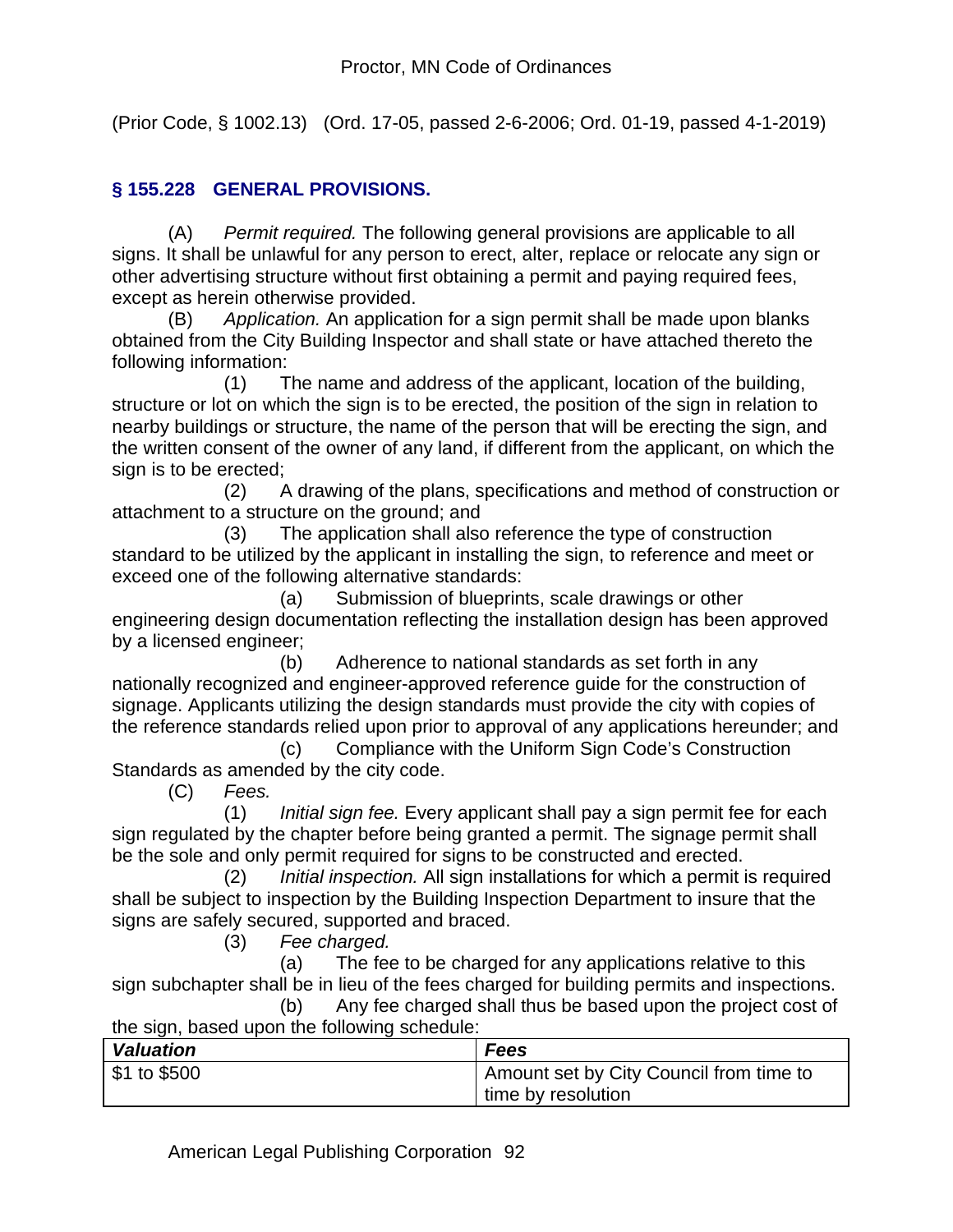(Prior Code, § 1002.13) (Ord. 17-05, passed 2-6-2006; Ord. 01-19, passed 4-1-2019)

## § 155.228 GENERAL PROVISIONS.

(A) *Permit required.* The following general provisions are applicable to all signs. It shall be unlawful for any person to erect, alter, replace or relocate any sign or other advertising structure without first obtaining a permit and paying required fees, except as herein otherwise provided.

(B) *Application.* An application for a sign permit shall be made upon blanks obtained from the City Building Inspector and shall state or have attached thereto the following information:

(1) The name and address of the applicant, location of the building, structure or lot on which the sign is to be erected, the position of the sign in relation to nearby buildings or structure, the name of the person that will be erecting the sign, and the written consent of the owner of any land, if different from the applicant, on which the sign is to be erected;

(2) A drawing of the plans, specifications and method of construction or attachment to a structure on the ground; and

(3) The application shall also reference the type of construction standard to be utilized by the applicant in installing the sign, to reference and meet or exceed one of the following alternative standards:

(a) Submission of blueprints, scale drawings or other engineering design documentation reflecting the installation design has been approved by a licensed engineer;

(b) Adherence to national standards as set forth in any nationally recognized and engineer-approved reference guide for the construction of signage. Applicants utilizing the design standards must provide the city with copies of the reference standards relied upon prior to approval of any applications hereunder; and

(c) Compliance with the Uniform Sign Code's Construction Standards as amended by the city code.

(C) *Fees.*

(1) *Initial sign fee.* Every applicant shall pay a sign permit fee for each sign regulated by the chapter before being granted a permit. The signage permit shall be the sole and only permit required for signs to be constructed and erected.

(2) *Initial inspection.* All sign installations for which a permit is required shall be subject to inspection by the Building Inspection Department to insure that the signs are safely secured, supported and braced.

(3) *Fee charged.*

(a) The fee to be charged for any applications relative to this sign subchapter shall be in lieu of the fees charged for building permits and inspections.

(b) Any fee charged shall thus be based upon the project cost of the sign, based upon the following schedule:

| ***Valuation*** | ***Fees*** |
|---|---|
| $1 to $500 | Amount set by City Council from time to time by resolution |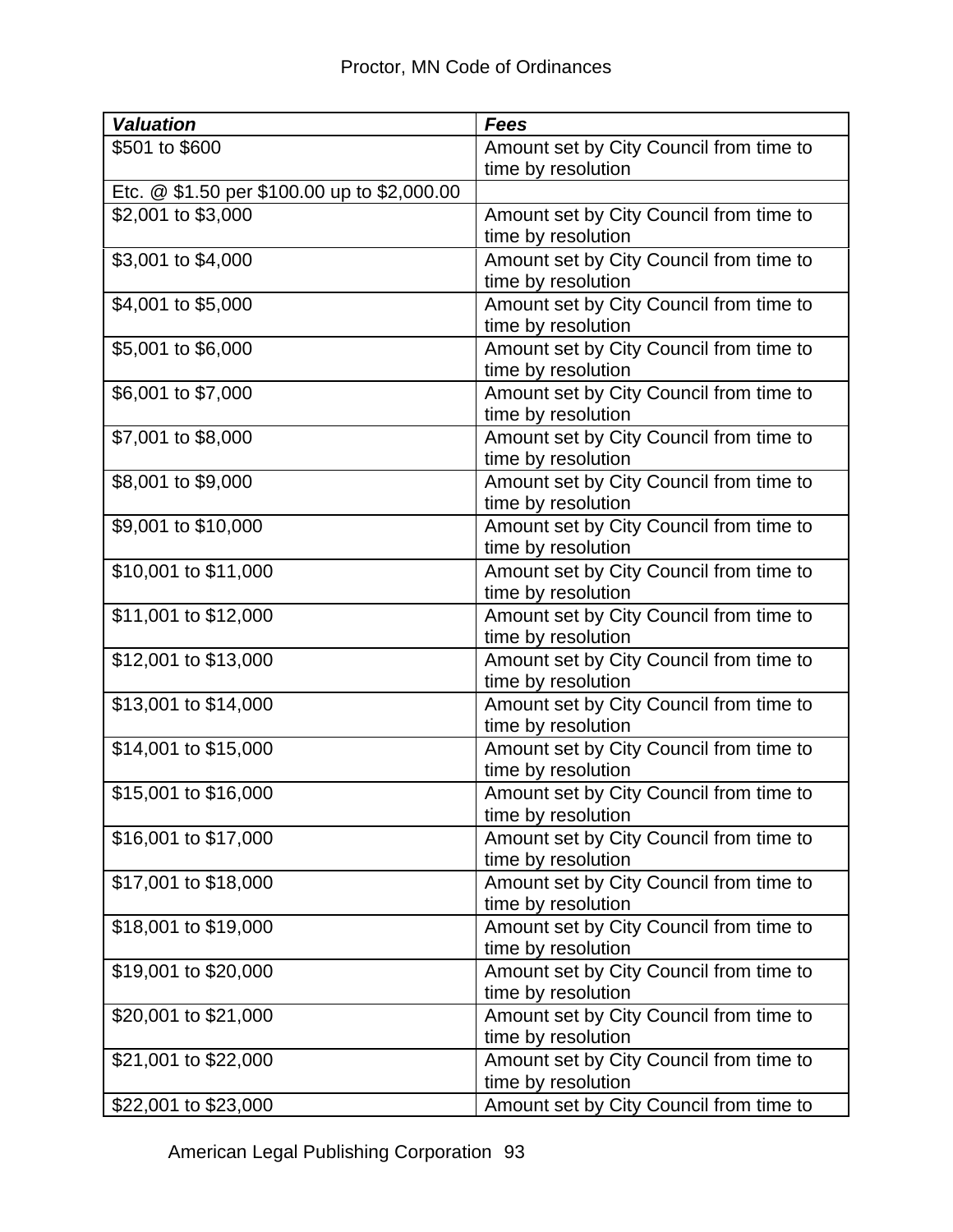| ***Valuation*** | ***Fees*** |
|---|---|
| $501 to $600 | Amount set by City Council from time to time by resolution |
| Etc. @ $1.50 per $100.00 up to $2,000.00 | |
| $2,001 to $3,000 | Amount set by City Council from time to time by resolution |
| $3,001 to $4,000 | Amount set by City Council from time to time by resolution |
| $4,001 to $5,000 | Amount set by City Council from time to time by resolution |
| $5,001 to $6,000 | Amount set by City Council from time to time by resolution |
| $6,001 to $7,000 | Amount set by City Council from time to time by resolution |
| $7,001 to $8,000 | Amount set by City Council from time to time by resolution |
| $8,001 to $9,000 | Amount set by City Council from time to time by resolution |
| $9,001 to $10,000 | Amount set by City Council from time to time by resolution |
| $10,001 to $11,000 | Amount set by City Council from time to time by resolution |
| $11,001 to $12,000 | Amount set by City Council from time to time by resolution |
| $12,001 to $13,000 | Amount set by City Council from time to time by resolution |
| $13,001 to $14,000 | Amount set by City Council from time to time by resolution |
| $14,001 to $15,000 | Amount set by City Council from time to time by resolution |
| $15,001 to $16,000 | Amount set by City Council from time to time by resolution |
| $16,001 to $17,000 | Amount set by City Council from time to time by resolution |
| $17,001 to $18,000 | Amount set by City Council from time to time by resolution |
| $18,001 to $19,000 | Amount set by City Council from time to time by resolution |
| $19,001 to $20,000 | Amount set by City Council from time to time by resolution |
| $20,001 to $21,000 | Amount set by City Council from time to time by resolution |
| $21,001 to $22,000 | Amount set by City Council from time to time by resolution |
| $22,001 to $23,000 | Amount set by City Council from time to |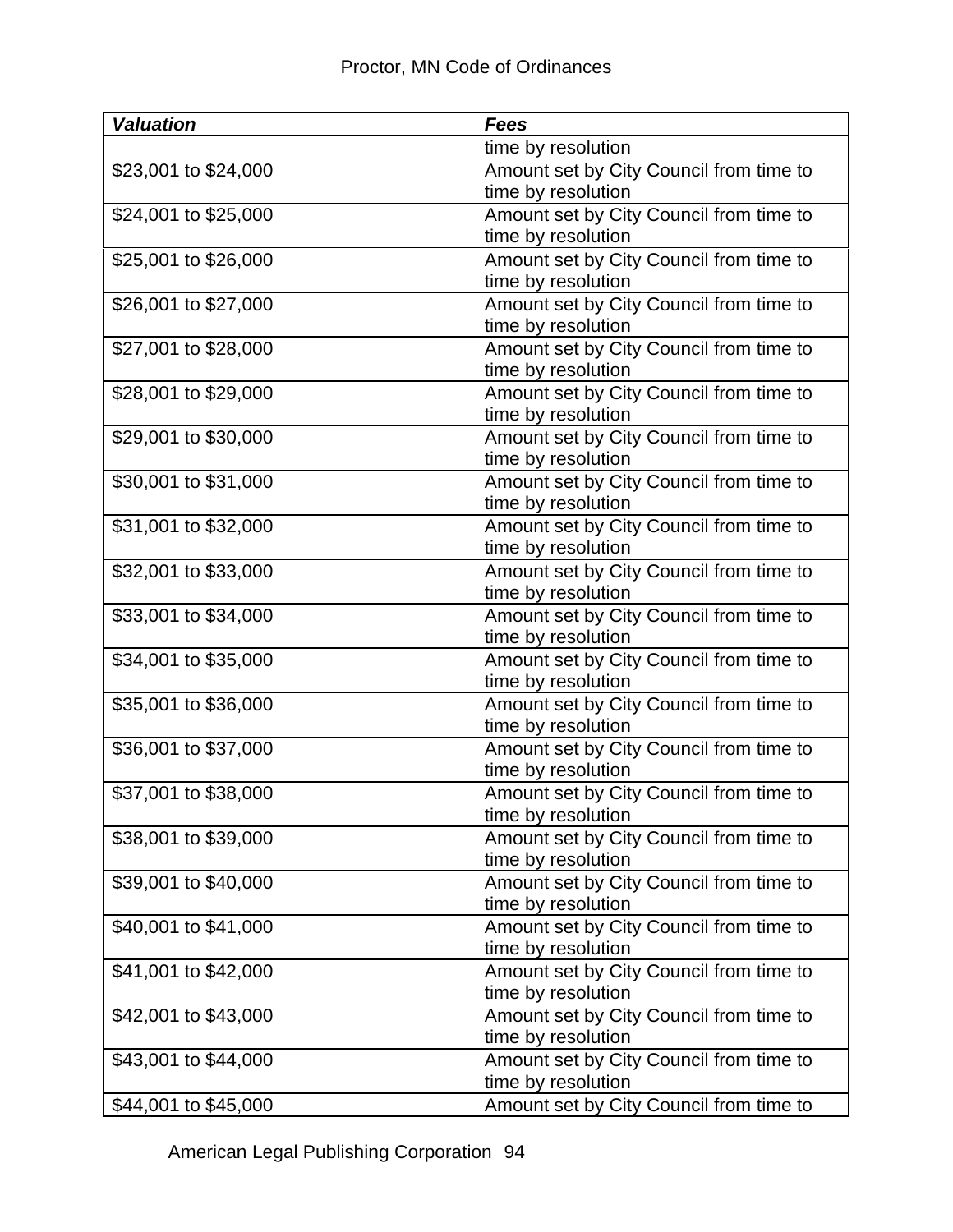| *Valuation* | *Fees* |
| --- | --- |
| | time by resolution |
| $23,001 to $24,000 | Amount set by City Council from time to time by resolution |
| $24,001 to $25,000 | Amount set by City Council from time to time by resolution |
| $25,001 to $26,000 | Amount set by City Council from time to time by resolution |
| $26,001 to $27,000 | Amount set by City Council from time to time by resolution |
| $27,001 to $28,000 | Amount set by City Council from time to time by resolution |
| $28,001 to $29,000 | Amount set by City Council from time to time by resolution |
| $29,001 to $30,000 | Amount set by City Council from time to time by resolution |
| $30,001 to $31,000 | Amount set by City Council from time to time by resolution |
| $31,001 to $32,000 | Amount set by City Council from time to time by resolution |
| $32,001 to $33,000 | Amount set by City Council from time to time by resolution |
| $33,001 to $34,000 | Amount set by City Council from time to time by resolution |
| $34,001 to $35,000 | Amount set by City Council from time to time by resolution |
| $35,001 to $36,000 | Amount set by City Council from time to time by resolution |
| $36,001 to $37,000 | Amount set by City Council from time to time by resolution |
| $37,001 to $38,000 | Amount set by City Council from time to time by resolution |
| $38,001 to $39,000 | Amount set by City Council from time to time by resolution |
| $39,001 to $40,000 | Amount set by City Council from time to time by resolution |
| $40,001 to $41,000 | Amount set by City Council from time to time by resolution |
| $41,001 to $42,000 | Amount set by City Council from time to time by resolution |
| $42,001 to $43,000 | Amount set by City Council from time to time by resolution |
| $43,001 to $44,000 | Amount set by City Council from time to time by resolution |
| $44,001 to $45,000 | Amount set by City Council from time to |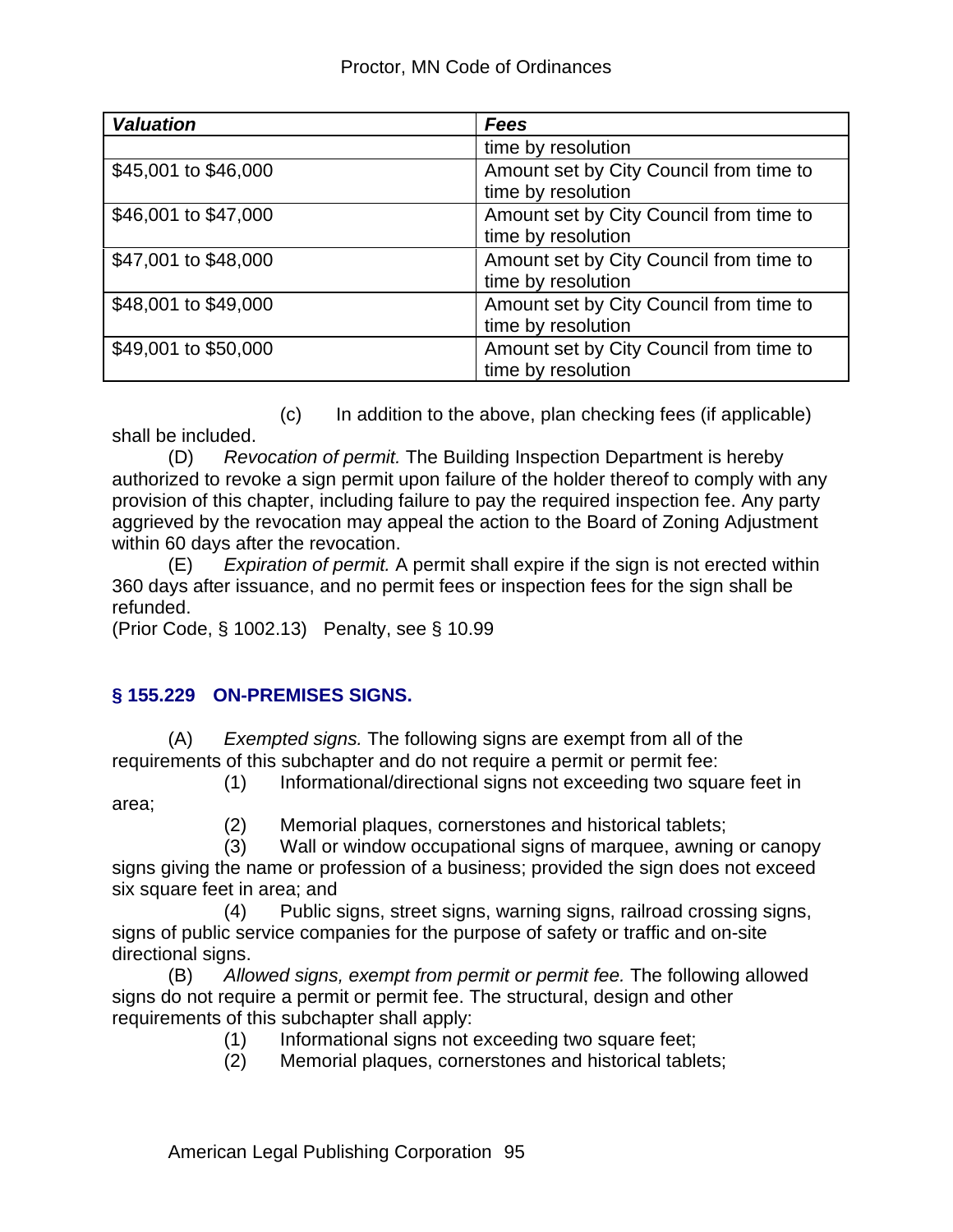| *Valuation* | *Fees* |
|---|---|
| | time by resolution |
| $45,001 to $46,000 | Amount set by City Council from time to time by resolution |
| $46,001 to $47,000 | Amount set by City Council from time to time by resolution |
| $47,001 to $48,000 | Amount set by City Council from time to time by resolution |
| $48,001 to $49,000 | Amount set by City Council from time to time by resolution |
| $49,001 to $50,000 | Amount set by City Council from time to time by resolution |

(c) In addition to the above, plan checking fees (if applicable) shall be included.

(D) *Revocation of permit.* The Building Inspection Department is hereby authorized to revoke a sign permit upon failure of the holder thereof to comply with any provision of this chapter, including failure to pay the required inspection fee. Any party aggrieved by the revocation may appeal the action to the Board of Zoning Adjustment within 60 days after the revocation.

(E) *Expiration of permit.* A permit shall expire if the sign is not erected within 360 days after issuance, and no permit fees or inspection fees for the sign shall be refunded.

(Prior Code, § 1002.13) Penalty, see § 10.99

### § 155.229 ON-PREMISES SIGNS.

(A) *Exempted signs.* The following signs are exempt from all of the requirements of this subchapter and do not require a permit or permit fee:

(1) Informational/directional signs not exceeding two square feet in area;

(2) Memorial plaques, cornerstones and historical tablets;

(3) Wall or window occupational signs of marquee, awning or canopy signs giving the name or profession of a business; provided the sign does not exceed six square feet in area; and

(4) Public signs, street signs, warning signs, railroad crossing signs, signs of public service companies for the purpose of safety or traffic and on-site directional signs.

(B) *Allowed signs, exempt from permit or permit fee.* The following allowed signs do not require a permit or permit fee. The structural, design and other requirements of this subchapter shall apply:

(1) Informational signs not exceeding two square feet;

(2) Memorial plaques, cornerstones and historical tablets;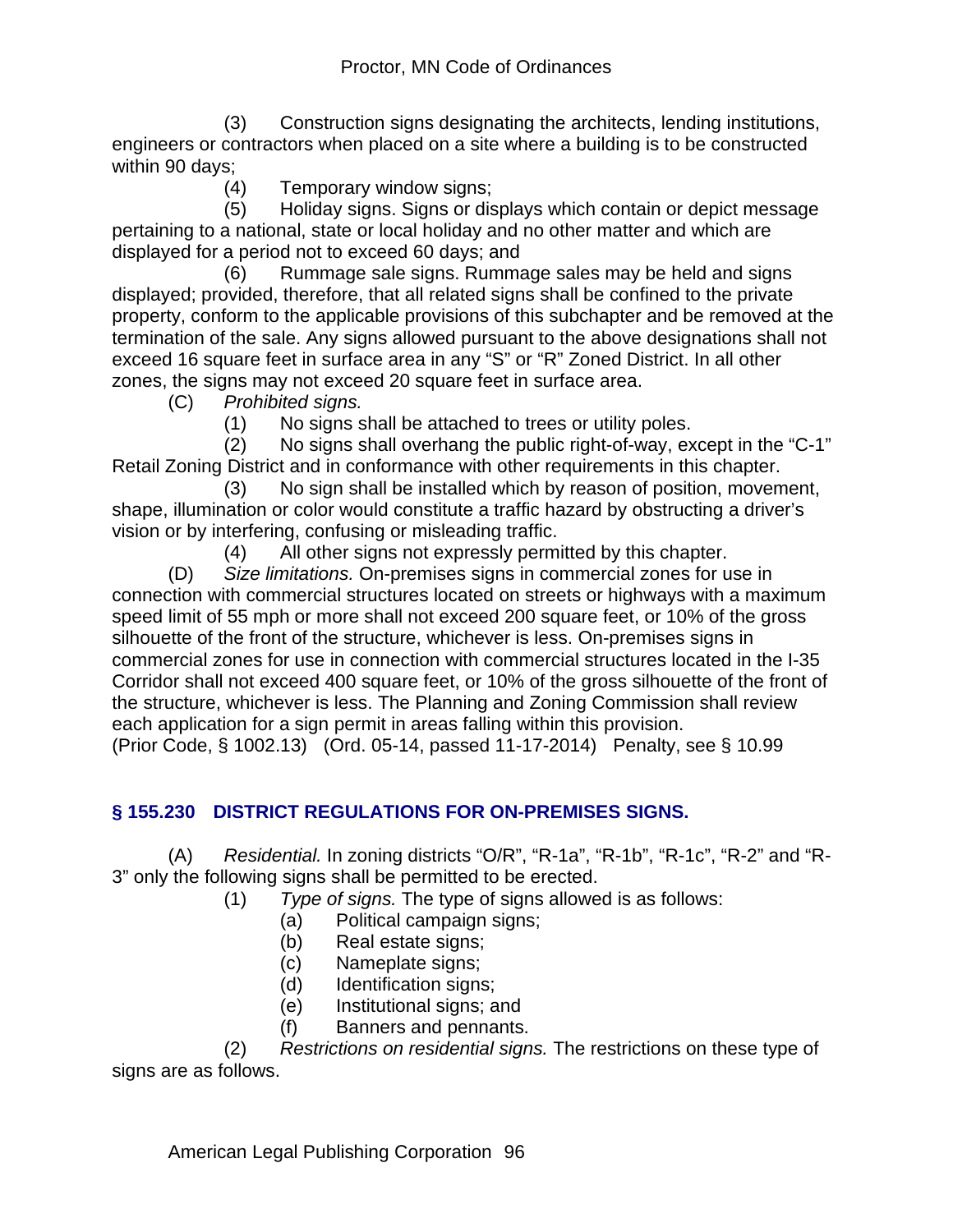(3) Construction signs designating the architects, lending institutions, engineers or contractors when placed on a site where a building is to be constructed within 90 days;

(4) Temporary window signs;

(5) Holiday signs. Signs or displays which contain or depict message pertaining to a national, state or local holiday and no other matter and which are displayed for a period not to exceed 60 days; and

(6) Rummage sale signs. Rummage sales may be held and signs displayed; provided, therefore, that all related signs shall be confined to the private property, conform to the applicable provisions of this subchapter and be removed at the termination of the sale. Any signs allowed pursuant to the above designations shall not exceed 16 square feet in surface area in any "S" or "R" Zoned District. In all other zones, the signs may not exceed 20 square feet in surface area.

(C) *Prohibited signs.*

(1) No signs shall be attached to trees or utility poles.

(2) No signs shall overhang the public right-of-way, except in the "C-1" Retail Zoning District and in conformance with other requirements in this chapter.

(3) No sign shall be installed which by reason of position, movement, shape, illumination or color would constitute a traffic hazard by obstructing a driver's vision or by interfering, confusing or misleading traffic.

(4) All other signs not expressly permitted by this chapter.

(D) *Size limitations.* On-premises signs in commercial zones for use in connection with commercial structures located on streets or highways with a maximum speed limit of 55 mph or more shall not exceed 200 square feet, or 10% of the gross silhouette of the front of the structure, whichever is less. On-premises signs in commercial zones for use in connection with commercial structures located in the I-35 Corridor shall not exceed 400 square feet, or 10% of the gross silhouette of the front of the structure, whichever is less. The Planning and Zoning Commission shall review each application for a sign permit in areas falling within this provision.

(Prior Code, § 1002.13) (Ord. 05-14, passed 11-17-2014) Penalty, see § 10.99

## § 155.230 DISTRICT REGULATIONS FOR ON-PREMISES SIGNS.

(A) *Residential.* In zoning districts "O/R", "R-1a", "R-1b", "R-1c", "R-2" and "R-3" only the following signs shall be permitted to be erected.

(1) *Type of signs.* The type of signs allowed is as follows:

(a) Political campaign signs;

(b) Real estate signs;

(c) Nameplate signs;

(d) Identification signs;

(e) Institutional signs; and

(f) Banners and pennants.

(2) *Restrictions on residential signs.* The restrictions on these type of signs are as follows.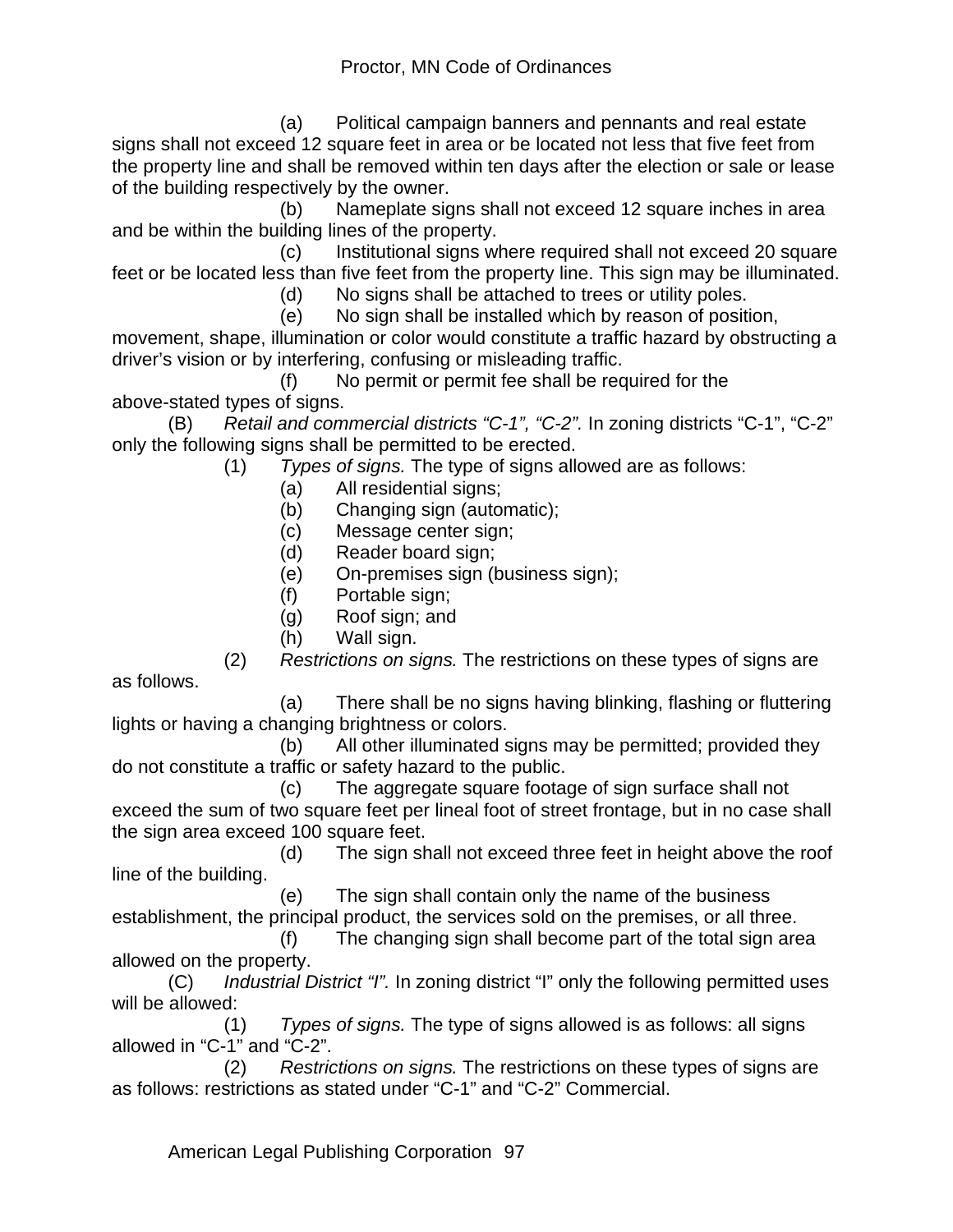(a) Political campaign banners and pennants and real estate signs shall not exceed 12 square feet in area or be located not less that five feet from the property line and shall be removed within ten days after the election or sale or lease of the building respectively by the owner.

(b) Nameplate signs shall not exceed 12 square inches in area and be within the building lines of the property.

(c) Institutional signs where required shall not exceed 20 square feet or be located less than five feet from the property line. This sign may be illuminated.

(d) No signs shall be attached to trees or utility poles.

(e) No sign shall be installed which by reason of position, movement, shape, illumination or color would constitute a traffic hazard by obstructing a driver's vision or by interfering, confusing or misleading traffic.

(f) No permit or permit fee shall be required for the above-stated types of signs.

(B) *Retail and commercial districts "C-1", "C-2".* In zoning districts "C-1", "C-2" only the following signs shall be permitted to be erected.

(1) *Types of signs.* The type of signs allowed are as follows:

(a) All residential signs;

(b) Changing sign (automatic);

(c) Message center sign;

(d) Reader board sign;

(e) On-premises sign (business sign);

(f) Portable sign;

(g) Roof sign; and

(h) Wall sign.

(2) *Restrictions on signs.* The restrictions on these types of signs are as follows.

(a) There shall be no signs having blinking, flashing or fluttering lights or having a changing brightness or colors.

(b) All other illuminated signs may be permitted; provided they do not constitute a traffic or safety hazard to the public.

(c) The aggregate square footage of sign surface shall not exceed the sum of two square feet per lineal foot of street frontage, but in no case shall the sign area exceed 100 square feet.

(d) The sign shall not exceed three feet in height above the roof line of the building.

(e) The sign shall contain only the name of the business establishment, the principal product, the services sold on the premises, or all three.

(f) The changing sign shall become part of the total sign area allowed on the property.

(C) *Industrial District "I".* In zoning district "I" only the following permitted uses will be allowed:

(1) *Types of signs.* The type of signs allowed is as follows: all signs allowed in "C-1" and "C-2".

(2) *Restrictions on signs.* The restrictions on these types of signs are as follows: restrictions as stated under "C-1" and "C-2" Commercial.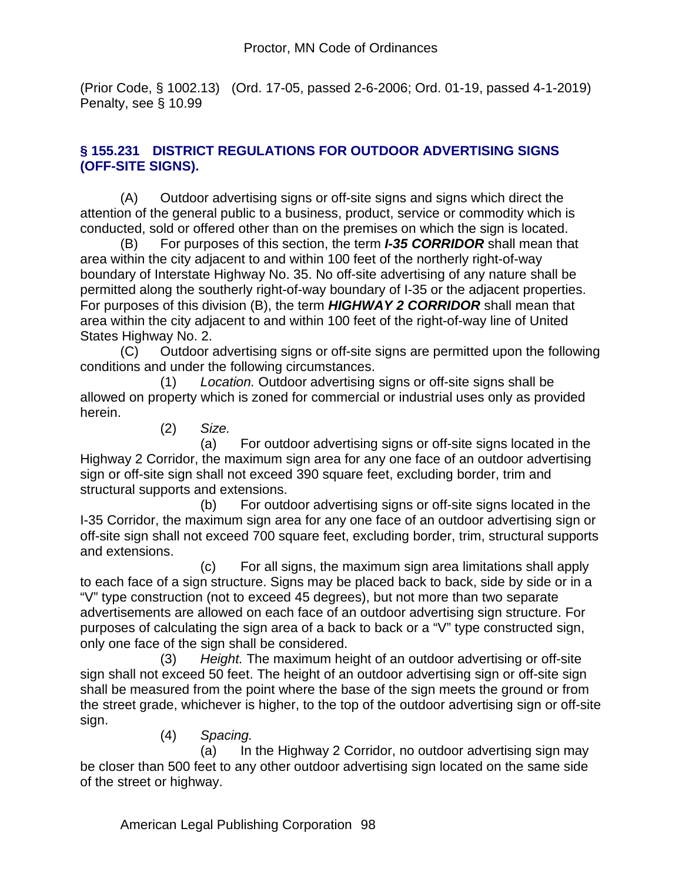(Prior Code, § 1002.13) (Ord. 17-05, passed 2-6-2006; Ord. 01-19, passed 4-1-2019) Penalty, see § 10.99

### § 155.231 DISTRICT REGULATIONS FOR OUTDOOR ADVERTISING SIGNS (OFF-SITE SIGNS).

(A) Outdoor advertising signs or off-site signs and signs which direct the attention of the general public to a business, product, service or commodity which is conducted, sold or offered other than on the premises on which the sign is located.

(B) For purposes of this section, the term ***I-35 CORRIDOR*** shall mean that area within the city adjacent to and within 100 feet of the northerly right-of-way boundary of Interstate Highway No. 35. No off-site advertising of any nature shall be permitted along the southerly right-of-way boundary of I-35 or the adjacent properties. For purposes of this division (B), the term ***HIGHWAY 2 CORRIDOR*** shall mean that area within the city adjacent to and within 100 feet of the right-of-way line of United States Highway No. 2.

(C) Outdoor advertising signs or off-site signs are permitted upon the following conditions and under the following circumstances.

(1) *Location.* Outdoor advertising signs or off-site signs shall be allowed on property which is zoned for commercial or industrial uses only as provided herein.

(2) *Size.*

(a) For outdoor advertising signs or off-site signs located in the Highway 2 Corridor, the maximum sign area for any one face of an outdoor advertising sign or off-site sign shall not exceed 390 square feet, excluding border, trim and structural supports and extensions.

(b) For outdoor advertising signs or off-site signs located in the I-35 Corridor, the maximum sign area for any one face of an outdoor advertising sign or off-site sign shall not exceed 700 square feet, excluding border, trim, structural supports and extensions.

(c) For all signs, the maximum sign area limitations shall apply to each face of a sign structure. Signs may be placed back to back, side by side or in a "V" type construction (not to exceed 45 degrees), but not more than two separate advertisements are allowed on each face of an outdoor advertising sign structure. For purposes of calculating the sign area of a back to back or a "V" type constructed sign, only one face of the sign shall be considered.

(3) *Height.* The maximum height of an outdoor advertising or off-site sign shall not exceed 50 feet. The height of an outdoor advertising sign or off-site sign shall be measured from the point where the base of the sign meets the ground or from the street grade, whichever is higher, to the top of the outdoor advertising sign or off-site sign.

(4) *Spacing.*

(a) In the Highway 2 Corridor, no outdoor advertising sign may be closer than 500 feet to any other outdoor advertising sign located on the same side of the street or highway.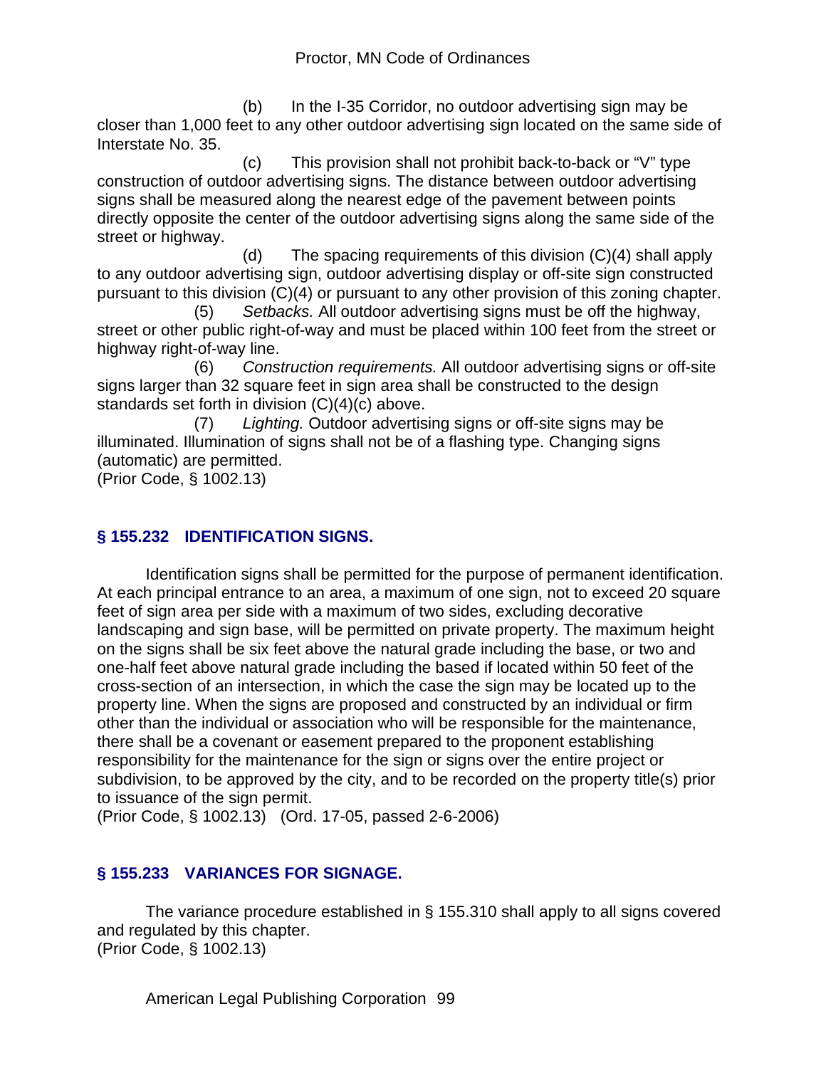(b) In the I-35 Corridor, no outdoor advertising sign may be closer than 1,000 feet to any other outdoor advertising sign located on the same side of Interstate No. 35.

(c) This provision shall not prohibit back-to-back or "V" type construction of outdoor advertising signs. The distance between outdoor advertising signs shall be measured along the nearest edge of the pavement between points directly opposite the center of the outdoor advertising signs along the same side of the street or highway.

(d) The spacing requirements of this division (C)(4) shall apply to any outdoor advertising sign, outdoor advertising display or off-site sign constructed pursuant to this division (C)(4) or pursuant to any other provision of this zoning chapter.

(5) *Setbacks.* All outdoor advertising signs must be off the highway, street or other public right-of-way and must be placed within 100 feet from the street or highway right-of-way line.

(6) *Construction requirements.* All outdoor advertising signs or off-site signs larger than 32 square feet in sign area shall be constructed to the design standards set forth in division (C)(4)(c) above.

(7) *Lighting.* Outdoor advertising signs or off-site signs may be illuminated. Illumination of signs shall not be of a flashing type. Changing signs (automatic) are permitted.

(Prior Code, § 1002.13)

## § 155.232 IDENTIFICATION SIGNS.

Identification signs shall be permitted for the purpose of permanent identification. At each principal entrance to an area, a maximum of one sign, not to exceed 20 square feet of sign area per side with a maximum of two sides, excluding decorative landscaping and sign base, will be permitted on private property. The maximum height on the signs shall be six feet above the natural grade including the base, or two and one-half feet above natural grade including the based if located within 50 feet of the cross-section of an intersection, in which the case the sign may be located up to the property line. When the signs are proposed and constructed by an individual or firm other than the individual or association who will be responsible for the maintenance, there shall be a covenant or easement prepared to the proponent establishing responsibility for the maintenance for the sign or signs over the entire project or subdivision, to be approved by the city, and to be recorded on the property title(s) prior to issuance of the sign permit.

(Prior Code, § 1002.13) (Ord. 17-05, passed 2-6-2006)

## § 155.233 VARIANCES FOR SIGNAGE.

The variance procedure established in § 155.310 shall apply to all signs covered and regulated by this chapter.

(Prior Code, § 1002.13)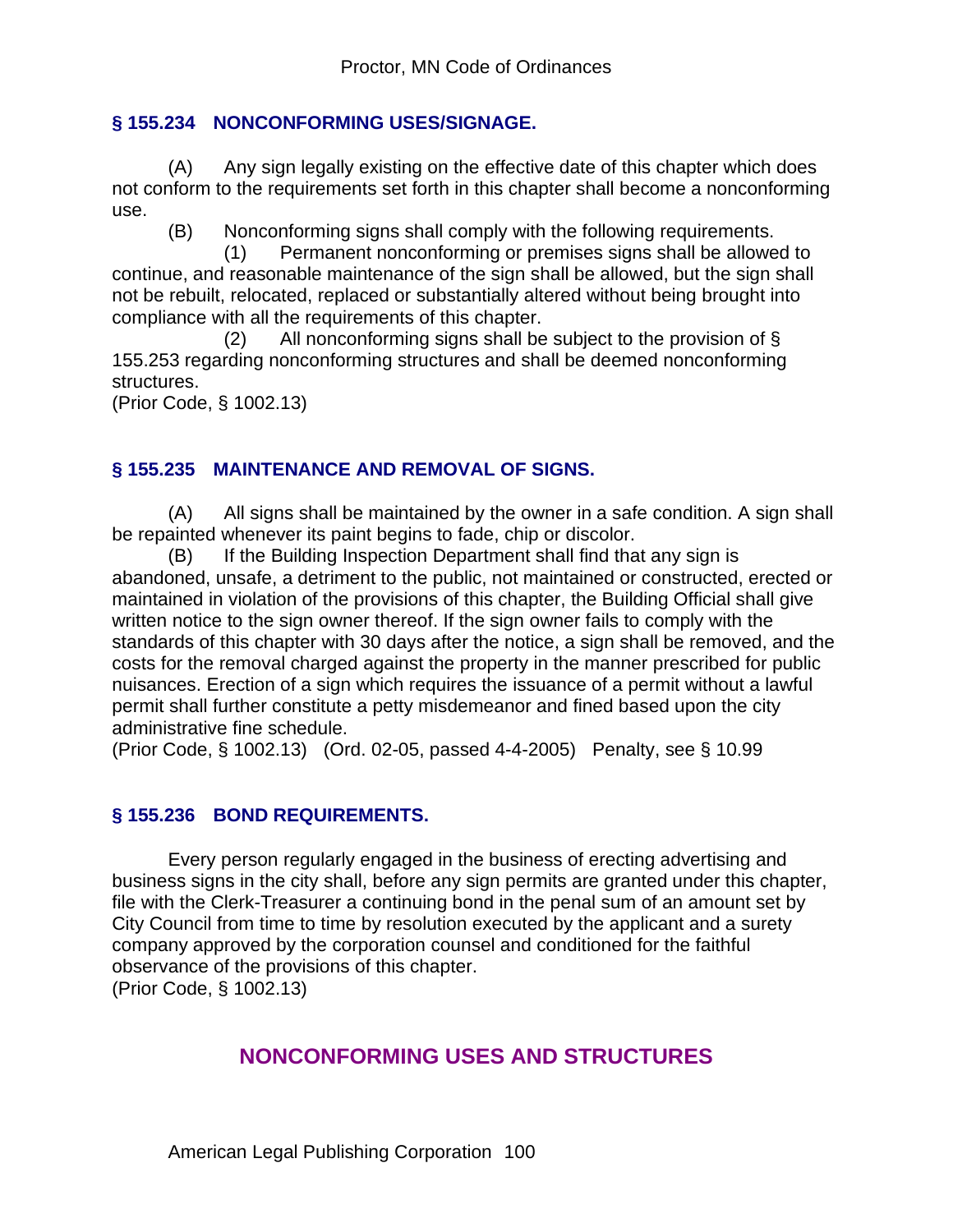### § 155.234 NONCONFORMING USES/SIGNAGE.

(A) Any sign legally existing on the effective date of this chapter which does not conform to the requirements set forth in this chapter shall become a nonconforming use.

(B) Nonconforming signs shall comply with the following requirements.

(1) Permanent nonconforming or premises signs shall be allowed to continue, and reasonable maintenance of the sign shall be allowed, but the sign shall not be rebuilt, relocated, replaced or substantially altered without being brought into compliance with all the requirements of this chapter.

(2) All nonconforming signs shall be subject to the provision of § 155.253 regarding nonconforming structures and shall be deemed nonconforming structures.

(Prior Code, § 1002.13)

### § 155.235 MAINTENANCE AND REMOVAL OF SIGNS.

(A) All signs shall be maintained by the owner in a safe condition. A sign shall be repainted whenever its paint begins to fade, chip or discolor.

(B) If the Building Inspection Department shall find that any sign is abandoned, unsafe, a detriment to the public, not maintained or constructed, erected or maintained in violation of the provisions of this chapter, the Building Official shall give written notice to the sign owner thereof. If the sign owner fails to comply with the standards of this chapter with 30 days after the notice, a sign shall be removed, and the costs for the removal charged against the property in the manner prescribed for public nuisances. Erection of a sign which requires the issuance of a permit without a lawful permit shall further constitute a petty misdemeanor and fined based upon the city administrative fine schedule.

(Prior Code, § 1002.13) (Ord. 02-05, passed 4-4-2005) Penalty, see § 10.99

### § 155.236 BOND REQUIREMENTS.

Every person regularly engaged in the business of erecting advertising and business signs in the city shall, before any sign permits are granted under this chapter, file with the Clerk-Treasurer a continuing bond in the penal sum of an amount set by City Council from time to time by resolution executed by the applicant and a surety company approved by the corporation counsel and conditioned for the faithful observance of the provisions of this chapter.

(Prior Code, § 1002.13)

## NONCONFORMING USES AND STRUCTURES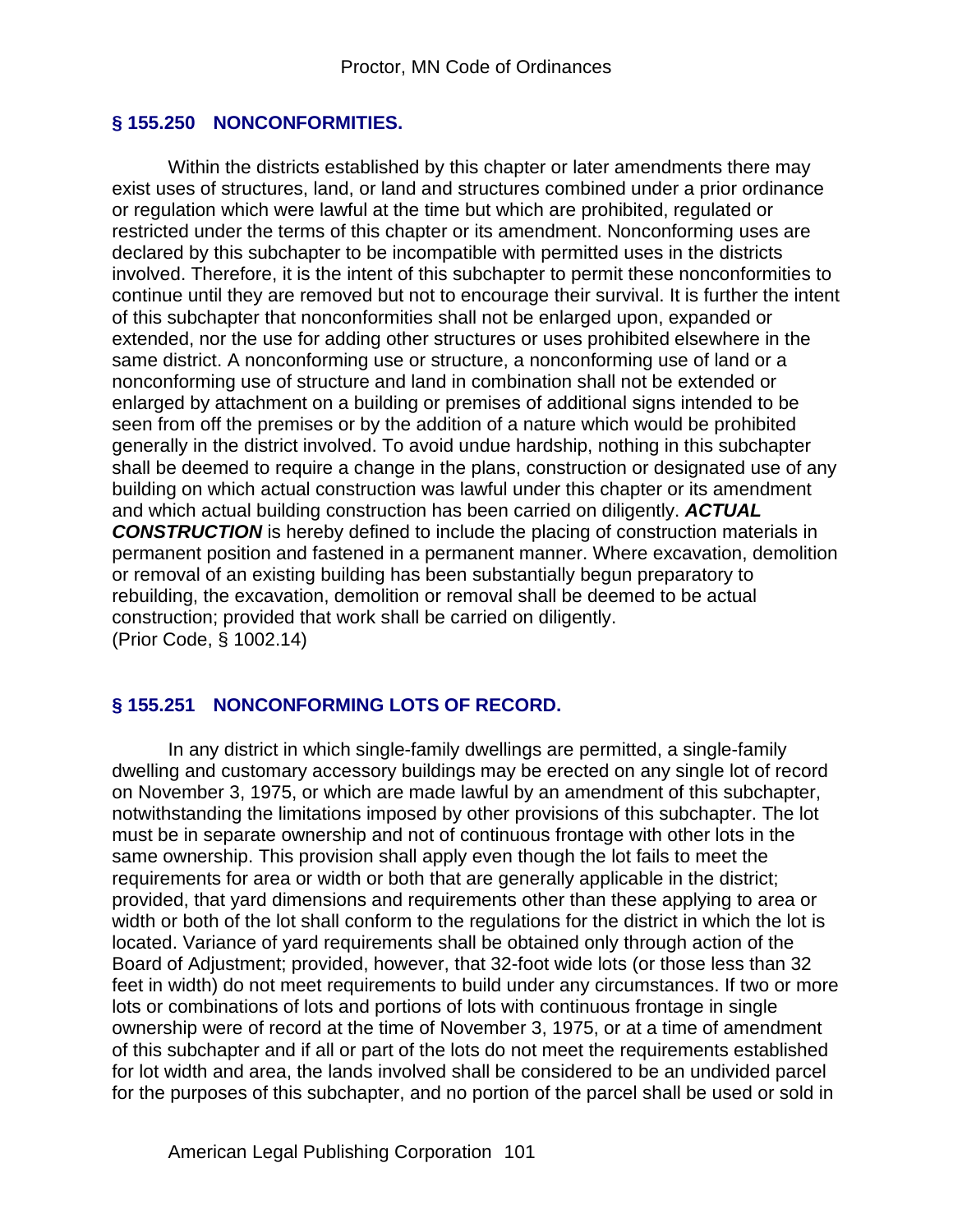## § 155.250 NONCONFORMITIES.

Within the districts established by this chapter or later amendments there may exist uses of structures, land, or land and structures combined under a prior ordinance or regulation which were lawful at the time but which are prohibited, regulated or restricted under the terms of this chapter or its amendment. Nonconforming uses are declared by this subchapter to be incompatible with permitted uses in the districts involved. Therefore, it is the intent of this subchapter to permit these nonconformities to continue until they are removed but not to encourage their survival. It is further the intent of this subchapter that nonconformities shall not be enlarged upon, expanded or extended, nor the use for adding other structures or uses prohibited elsewhere in the same district. A nonconforming use or structure, a nonconforming use of land or a nonconforming use of structure and land in combination shall not be extended or enlarged by attachment on a building or premises of additional signs intended to be seen from off the premises or by the addition of a nature which would be prohibited generally in the district involved. To avoid undue hardship, nothing in this subchapter shall be deemed to require a change in the plans, construction or designated use of any building on which actual construction was lawful under this chapter or its amendment and which actual building construction has been carried on diligently. ***ACTUAL CONSTRUCTION*** is hereby defined to include the placing of construction materials in permanent position and fastened in a permanent manner. Where excavation, demolition or removal of an existing building has been substantially begun preparatory to rebuilding, the excavation, demolition or removal shall be deemed to be actual construction; provided that work shall be carried on diligently.
(Prior Code, § 1002.14)

## § 155.251 NONCONFORMING LOTS OF RECORD.

In any district in which single-family dwellings are permitted, a single-family dwelling and customary accessory buildings may be erected on any single lot of record on November 3, 1975, or which are made lawful by an amendment of this subchapter, notwithstanding the limitations imposed by other provisions of this subchapter. The lot must be in separate ownership and not of continuous frontage with other lots in the same ownership. This provision shall apply even though the lot fails to meet the requirements for area or width or both that are generally applicable in the district; provided, that yard dimensions and requirements other than these applying to area or width or both of the lot shall conform to the regulations for the district in which the lot is located. Variance of yard requirements shall be obtained only through action of the Board of Adjustment; provided, however, that 32-foot wide lots (or those less than 32 feet in width) do not meet requirements to build under any circumstances. If two or more lots or combinations of lots and portions of lots with continuous frontage in single ownership were of record at the time of November 3, 1975, or at a time of amendment of this subchapter and if all or part of the lots do not meet the requirements established for lot width and area, the lands involved shall be considered to be an undivided parcel for the purposes of this subchapter, and no portion of the parcel shall be used or sold in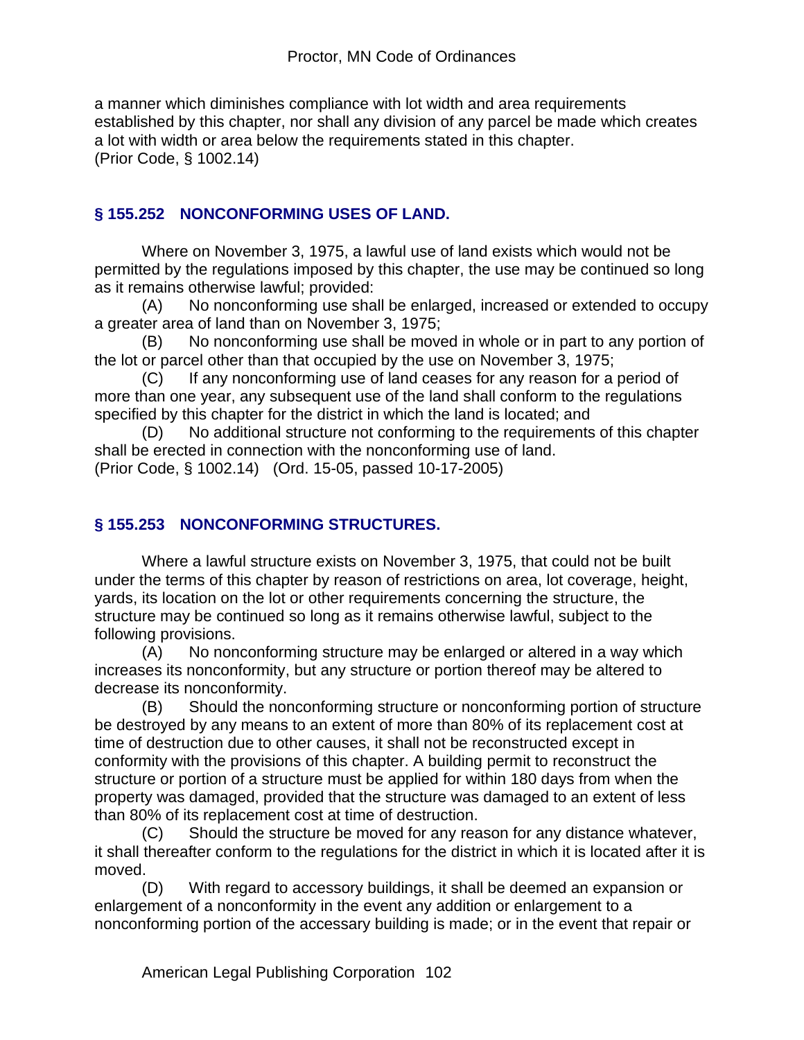a manner which diminishes compliance with lot width and area requirements established by this chapter, nor shall any division of any parcel be made which creates a lot with width or area below the requirements stated in this chapter.
(Prior Code, § 1002.14)

### § 155.252 NONCONFORMING USES OF LAND.

Where on November 3, 1975, a lawful use of land exists which would not be permitted by the regulations imposed by this chapter, the use may be continued so long as it remains otherwise lawful; provided:

(A) No nonconforming use shall be enlarged, increased or extended to occupy a greater area of land than on November 3, 1975;

(B) No nonconforming use shall be moved in whole or in part to any portion of the lot or parcel other than that occupied by the use on November 3, 1975;

(C) If any nonconforming use of land ceases for any reason for a period of more than one year, any subsequent use of the land shall conform to the regulations specified by this chapter for the district in which the land is located; and

(D) No additional structure not conforming to the requirements of this chapter shall be erected in connection with the nonconforming use of land.
(Prior Code, § 1002.14) (Ord. 15-05, passed 10-17-2005)

### § 155.253 NONCONFORMING STRUCTURES.

Where a lawful structure exists on November 3, 1975, that could not be built under the terms of this chapter by reason of restrictions on area, lot coverage, height, yards, its location on the lot or other requirements concerning the structure, the structure may be continued so long as it remains otherwise lawful, subject to the following provisions.

(A) No nonconforming structure may be enlarged or altered in a way which increases its nonconformity, but any structure or portion thereof may be altered to decrease its nonconformity.

(B) Should the nonconforming structure or nonconforming portion of structure be destroyed by any means to an extent of more than 80% of its replacement cost at time of destruction due to other causes, it shall not be reconstructed except in conformity with the provisions of this chapter. A building permit to reconstruct the structure or portion of a structure must be applied for within 180 days from when the property was damaged, provided that the structure was damaged to an extent of less than 80% of its replacement cost at time of destruction.

(C) Should the structure be moved for any reason for any distance whatever, it shall thereafter conform to the regulations for the district in which it is located after it is moved.

(D) With regard to accessory buildings, it shall be deemed an expansion or enlargement of a nonconformity in the event any addition or enlargement to a nonconforming portion of the accessary building is made; or in the event that repair or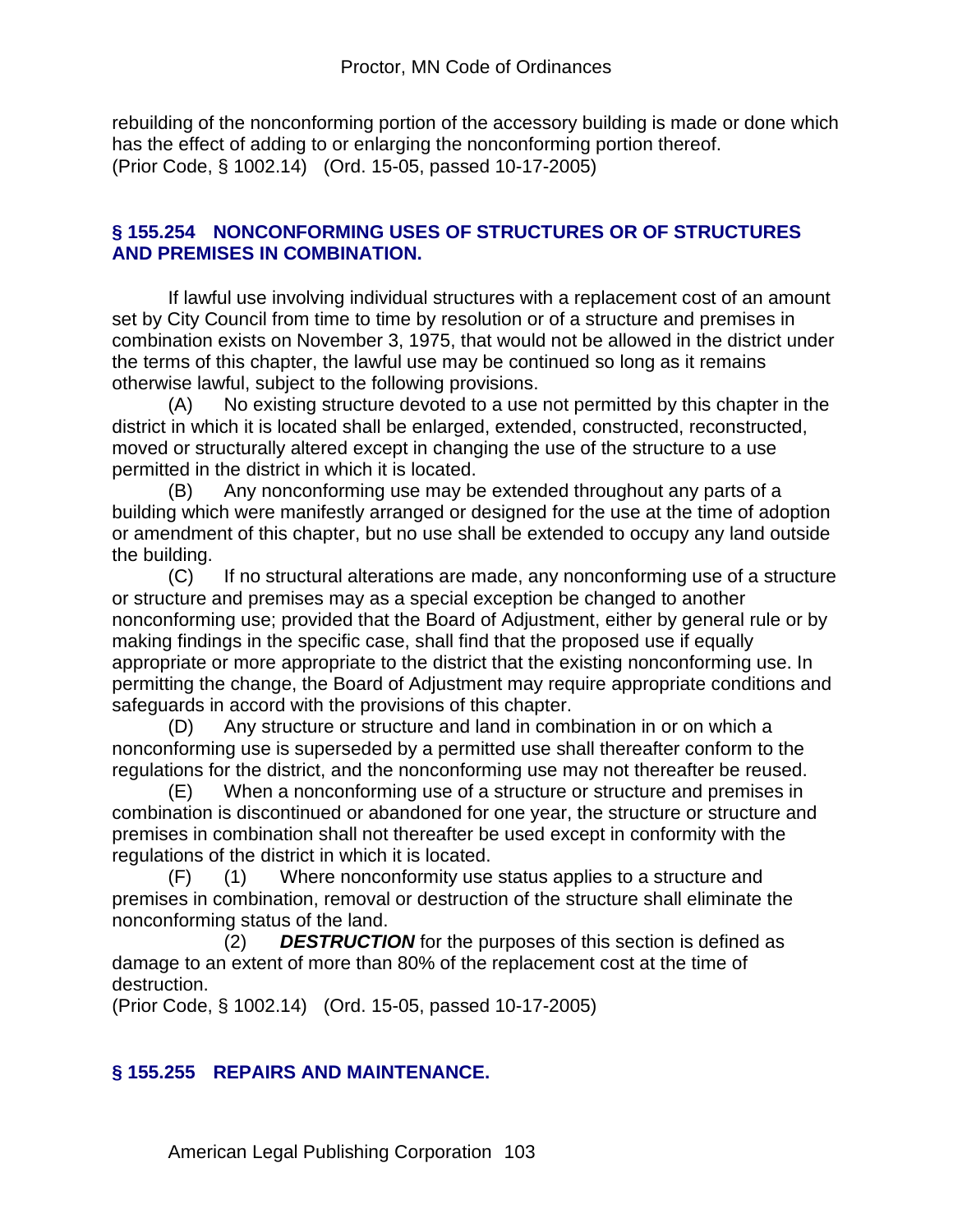rebuilding of the nonconforming portion of the accessory building is made or done which has the effect of adding to or enlarging the nonconforming portion thereof.
(Prior Code, § 1002.14) (Ord. 15-05, passed 10-17-2005)

### § 155.254 NONCONFORMING USES OF STRUCTURES OR OF STRUCTURES AND PREMISES IN COMBINATION.

If lawful use involving individual structures with a replacement cost of an amount set by City Council from time to time by resolution or of a structure and premises in combination exists on November 3, 1975, that would not be allowed in the district under the terms of this chapter, the lawful use may be continued so long as it remains otherwise lawful, subject to the following provisions.

(A) No existing structure devoted to a use not permitted by this chapter in the district in which it is located shall be enlarged, extended, constructed, reconstructed, moved or structurally altered except in changing the use of the structure to a use permitted in the district in which it is located.

(B) Any nonconforming use may be extended throughout any parts of a building which were manifestly arranged or designed for the use at the time of adoption or amendment of this chapter, but no use shall be extended to occupy any land outside the building.

(C) If no structural alterations are made, any nonconforming use of a structure or structure and premises may as a special exception be changed to another nonconforming use; provided that the Board of Adjustment, either by general rule or by making findings in the specific case, shall find that the proposed use if equally appropriate or more appropriate to the district that the existing nonconforming use. In permitting the change, the Board of Adjustment may require appropriate conditions and safeguards in accord with the provisions of this chapter.

(D) Any structure or structure and land in combination in or on which a nonconforming use is superseded by a permitted use shall thereafter conform to the regulations for the district, and the nonconforming use may not thereafter be reused.

(E) When a nonconforming use of a structure or structure and premises in combination is discontinued or abandoned for one year, the structure or structure and premises in combination shall not thereafter be used except in conformity with the regulations of the district in which it is located.

(F) (1) Where nonconformity use status applies to a structure and premises in combination, removal or destruction of the structure shall eliminate the nonconforming status of the land.

(2) ***DESTRUCTION*** for the purposes of this section is defined as damage to an extent of more than 80% of the replacement cost at the time of destruction.

(Prior Code, § 1002.14) (Ord. 15-05, passed 10-17-2005)

### § 155.255 REPAIRS AND MAINTENANCE.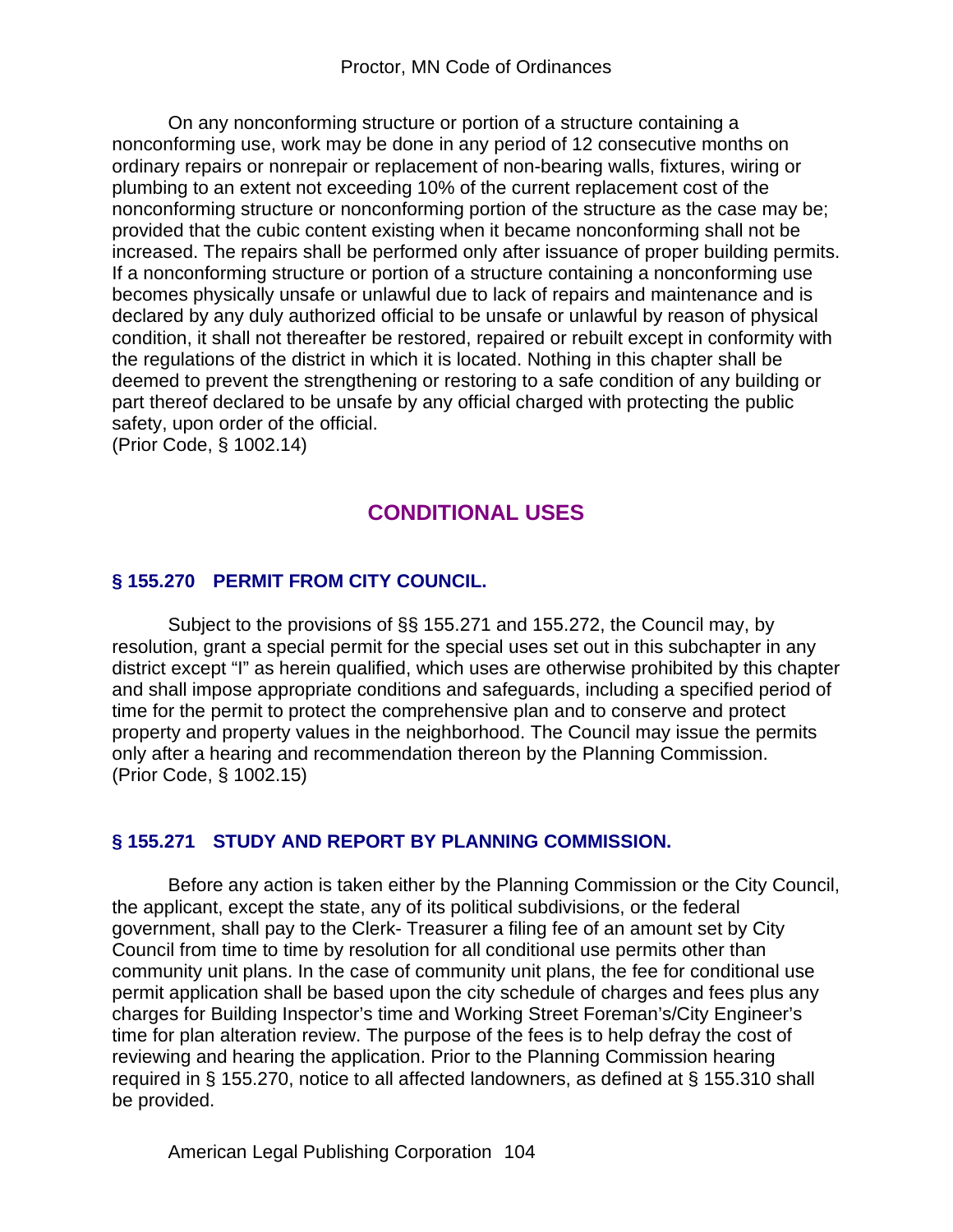On any nonconforming structure or portion of a structure containing a nonconforming use, work may be done in any period of 12 consecutive months on ordinary repairs or nonrepair or replacement of non-bearing walls, fixtures, wiring or plumbing to an extent not exceeding 10% of the current replacement cost of the nonconforming structure or nonconforming portion of the structure as the case may be; provided that the cubic content existing when it became nonconforming shall not be increased. The repairs shall be performed only after issuance of proper building permits. If a nonconforming structure or portion of a structure containing a nonconforming use becomes physically unsafe or unlawful due to lack of repairs and maintenance and is declared by any duly authorized official to be unsafe or unlawful by reason of physical condition, it shall not thereafter be restored, repaired or rebuilt except in conformity with the regulations of the district in which it is located. Nothing in this chapter shall be deemed to prevent the strengthening or restoring to a safe condition of any building or part thereof declared to be unsafe by any official charged with protecting the public safety, upon order of the official.
(Prior Code, § 1002.14)

## CONDITIONAL USES

### § 155.270 PERMIT FROM CITY COUNCIL.

Subject to the provisions of §§ 155.271 and 155.272, the Council may, by resolution, grant a special permit for the special uses set out in this subchapter in any district except "I" as herein qualified, which uses are otherwise prohibited by this chapter and shall impose appropriate conditions and safeguards, including a specified period of time for the permit to protect the comprehensive plan and to conserve and protect property and property values in the neighborhood. The Council may issue the permits only after a hearing and recommendation thereon by the Planning Commission.
(Prior Code, § 1002.15)

### § 155.271 STUDY AND REPORT BY PLANNING COMMISSION.

Before any action is taken either by the Planning Commission or the City Council, the applicant, except the state, any of its political subdivisions, or the federal government, shall pay to the Clerk- Treasurer a filing fee of an amount set by City Council from time to time by resolution for all conditional use permits other than community unit plans. In the case of community unit plans, the fee for conditional use permit application shall be based upon the city schedule of charges and fees plus any charges for Building Inspector's time and Working Street Foreman's/City Engineer's time for plan alteration review. The purpose of the fees is to help defray the cost of reviewing and hearing the application. Prior to the Planning Commission hearing required in § 155.270, notice to all affected landowners, as defined at § 155.310 shall be provided.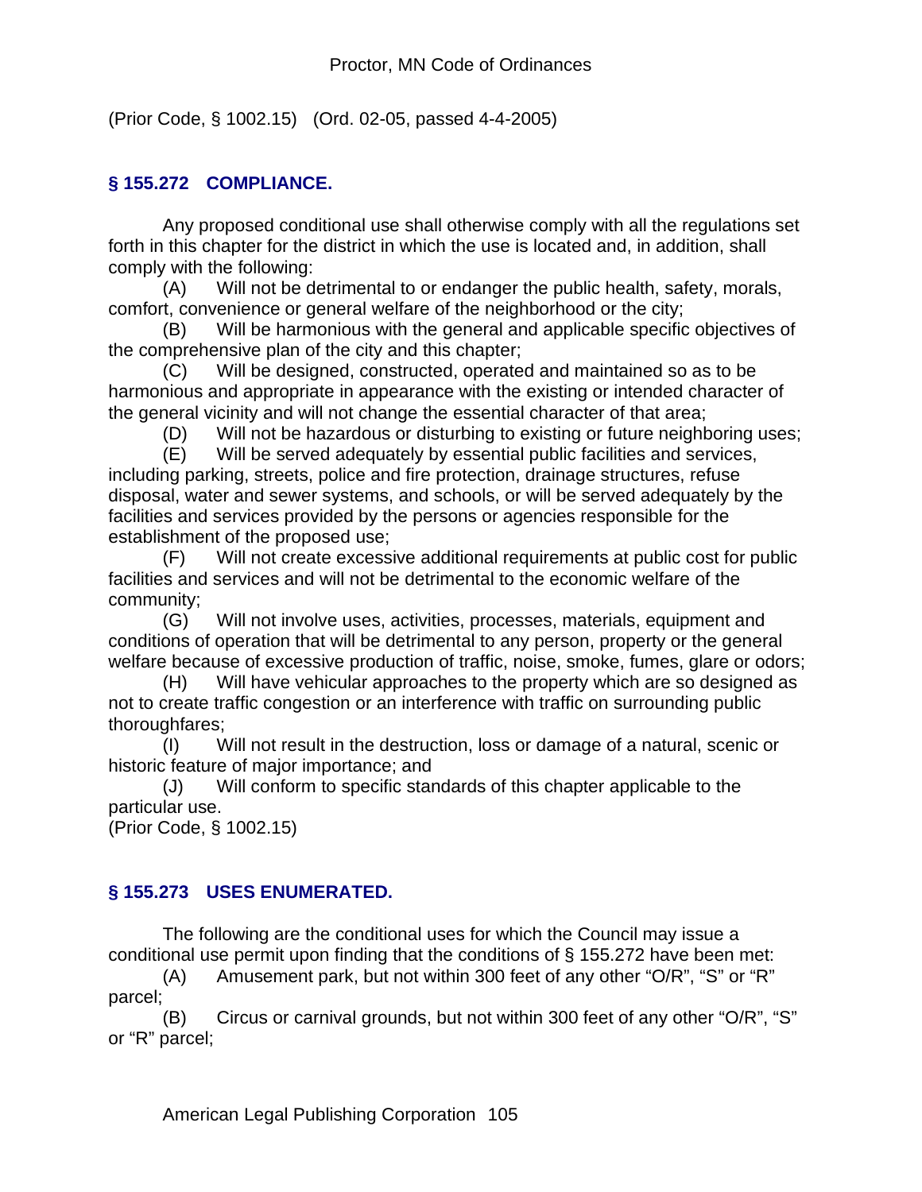(Prior Code, § 1002.15) (Ord. 02-05, passed 4-4-2005)

### § 155.272 COMPLIANCE.

Any proposed conditional use shall otherwise comply with all the regulations set forth in this chapter for the district in which the use is located and, in addition, shall comply with the following:

(A) Will not be detrimental to or endanger the public health, safety, morals, comfort, convenience or general welfare of the neighborhood or the city;

(B) Will be harmonious with the general and applicable specific objectives of the comprehensive plan of the city and this chapter;

(C) Will be designed, constructed, operated and maintained so as to be harmonious and appropriate in appearance with the existing or intended character of the general vicinity and will not change the essential character of that area;

(D) Will not be hazardous or disturbing to existing or future neighboring uses;

(E) Will be served adequately by essential public facilities and services, including parking, streets, police and fire protection, drainage structures, refuse disposal, water and sewer systems, and schools, or will be served adequately by the facilities and services provided by the persons or agencies responsible for the establishment of the proposed use;

(F) Will not create excessive additional requirements at public cost for public facilities and services and will not be detrimental to the economic welfare of the community;

(G) Will not involve uses, activities, processes, materials, equipment and conditions of operation that will be detrimental to any person, property or the general welfare because of excessive production of traffic, noise, smoke, fumes, glare or odors;

(H) Will have vehicular approaches to the property which are so designed as not to create traffic congestion or an interference with traffic on surrounding public thoroughfares;

(I) Will not result in the destruction, loss or damage of a natural, scenic or historic feature of major importance; and

(J) Will conform to specific standards of this chapter applicable to the particular use.

(Prior Code, § 1002.15)

### § 155.273 USES ENUMERATED.

The following are the conditional uses for which the Council may issue a conditional use permit upon finding that the conditions of § 155.272 have been met:

(A) Amusement park, but not within 300 feet of any other "O/R", "S" or "R" parcel;

(B) Circus or carnival grounds, but not within 300 feet of any other "O/R", "S" or "R" parcel;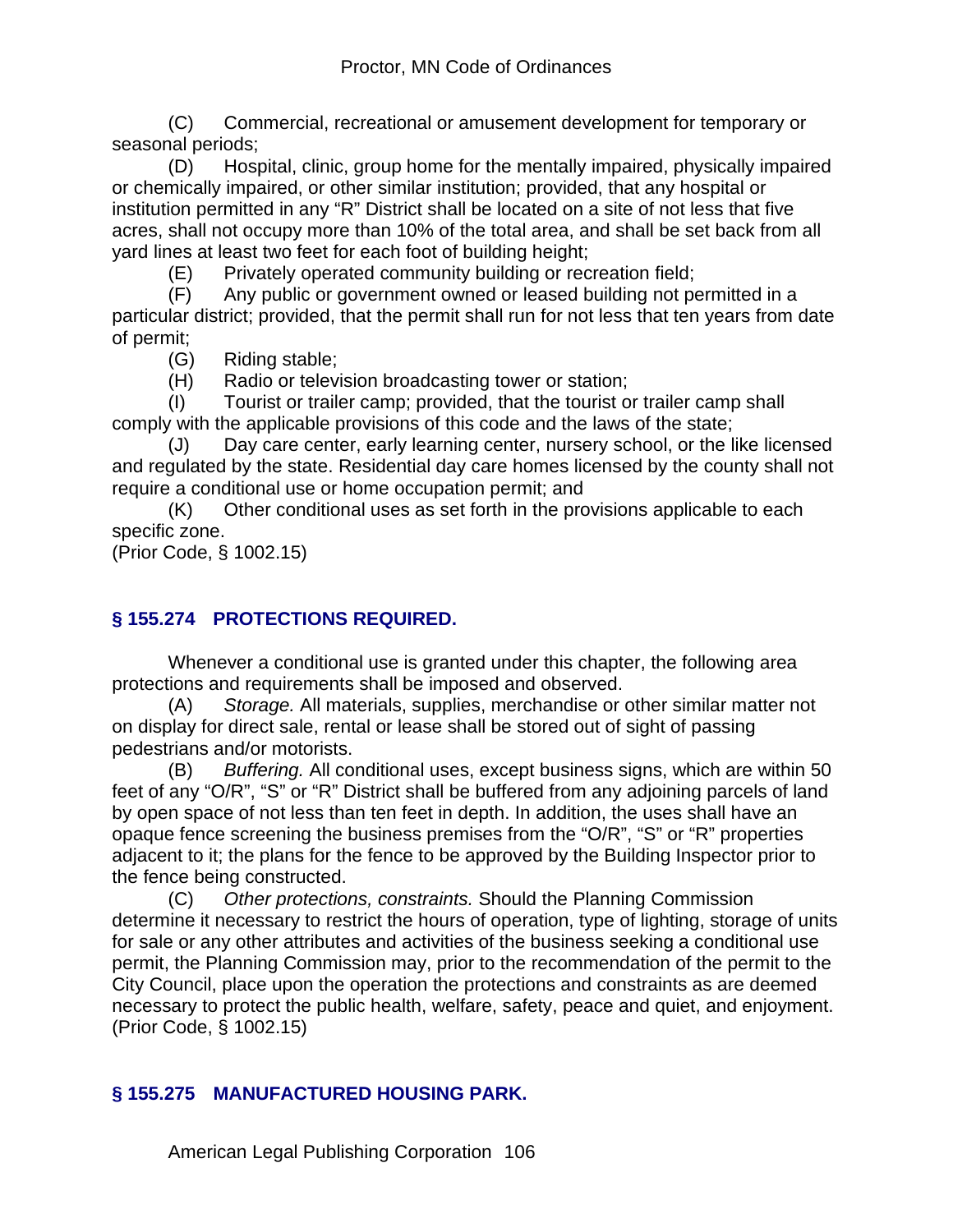(C) Commercial, recreational or amusement development for temporary or seasonal periods;

(D) Hospital, clinic, group home for the mentally impaired, physically impaired or chemically impaired, or other similar institution; provided, that any hospital or institution permitted in any "R" District shall be located on a site of not less that five acres, shall not occupy more than 10% of the total area, and shall be set back from all yard lines at least two feet for each foot of building height;

(E) Privately operated community building or recreation field;

(F) Any public or government owned or leased building not permitted in a particular district; provided, that the permit shall run for not less that ten years from date of permit;

(G) Riding stable;

(H) Radio or television broadcasting tower or station;

(I) Tourist or trailer camp; provided, that the tourist or trailer camp shall comply with the applicable provisions of this code and the laws of the state;

(J) Day care center, early learning center, nursery school, or the like licensed and regulated by the state. Residential day care homes licensed by the county shall not require a conditional use or home occupation permit; and

(K) Other conditional uses as set forth in the provisions applicable to each specific zone.

(Prior Code, § 1002.15)

## § 155.274 PROTECTIONS REQUIRED.

Whenever a conditional use is granted under this chapter, the following area protections and requirements shall be imposed and observed.

(A) *Storage.* All materials, supplies, merchandise or other similar matter not on display for direct sale, rental or lease shall be stored out of sight of passing pedestrians and/or motorists.

(B) *Buffering.* All conditional uses, except business signs, which are within 50 feet of any "O/R", "S" or "R" District shall be buffered from any adjoining parcels of land by open space of not less than ten feet in depth. In addition, the uses shall have an opaque fence screening the business premises from the "O/R", "S" or "R" properties adjacent to it; the plans for the fence to be approved by the Building Inspector prior to the fence being constructed.

(C) *Other protections, constraints.* Should the Planning Commission determine it necessary to restrict the hours of operation, type of lighting, storage of units for sale or any other attributes and activities of the business seeking a conditional use permit, the Planning Commission may, prior to the recommendation of the permit to the City Council, place upon the operation the protections and constraints as are deemed necessary to protect the public health, welfare, safety, peace and quiet, and enjoyment.

(Prior Code, § 1002.15)

## § 155.275 MANUFACTURED HOUSING PARK.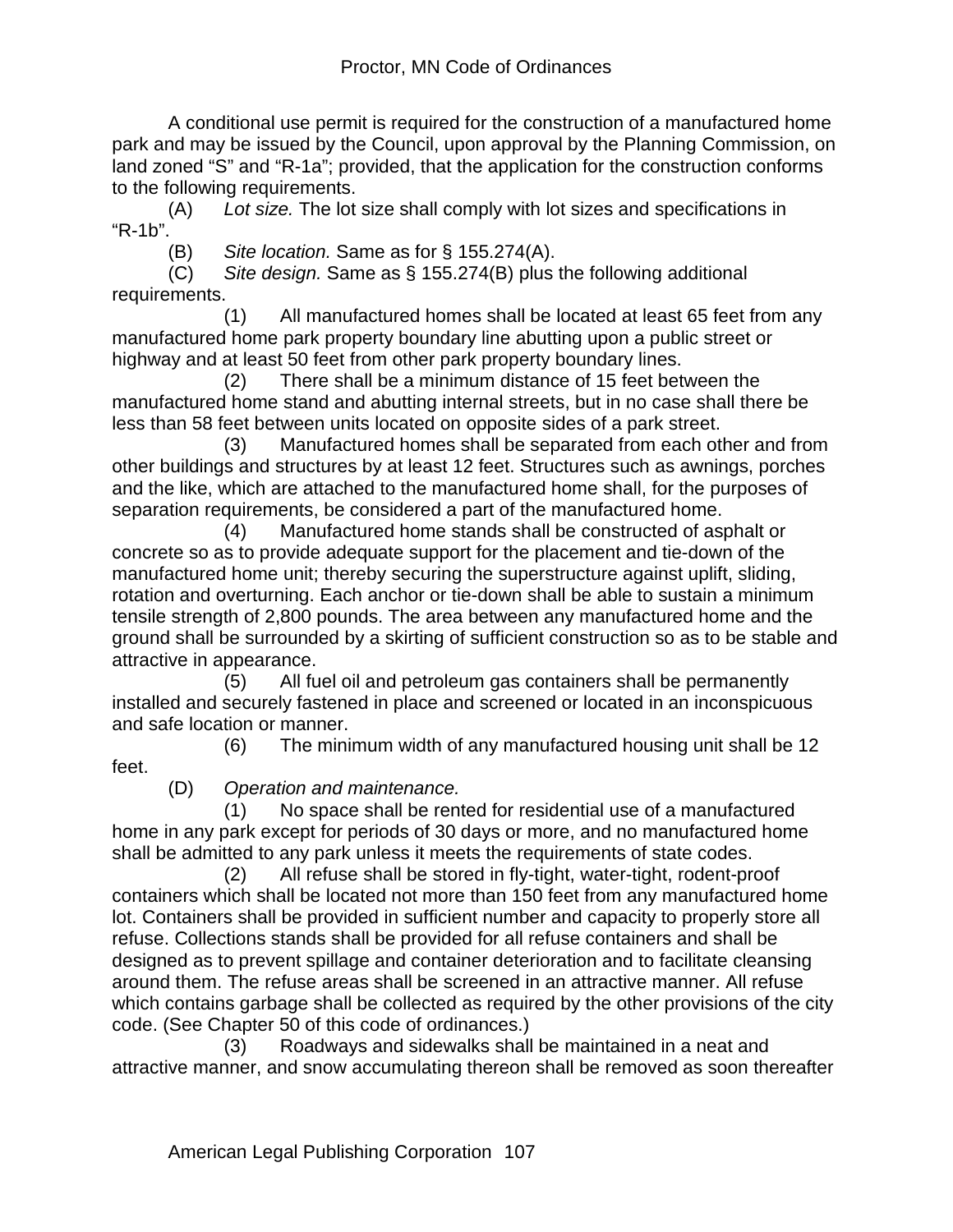A conditional use permit is required for the construction of a manufactured home park and may be issued by the Council, upon approval by the Planning Commission, on land zoned “S” and “R-1a”; provided, that the application for the construction conforms to the following requirements.

(A) *Lot size.* The lot size shall comply with lot sizes and specifications in “R-1b”.

(B) *Site location.* Same as for § 155.274(A).

(C) *Site design.* Same as § 155.274(B) plus the following additional requirements.

(1) All manufactured homes shall be located at least 65 feet from any manufactured home park property boundary line abutting upon a public street or highway and at least 50 feet from other park property boundary lines.

(2) There shall be a minimum distance of 15 feet between the manufactured home stand and abutting internal streets, but in no case shall there be less than 58 feet between units located on opposite sides of a park street.

(3) Manufactured homes shall be separated from each other and from other buildings and structures by at least 12 feet. Structures such as awnings, porches and the like, which are attached to the manufactured home shall, for the purposes of separation requirements, be considered a part of the manufactured home.

(4) Manufactured home stands shall be constructed of asphalt or concrete so as to provide adequate support for the placement and tie-down of the manufactured home unit; thereby securing the superstructure against uplift, sliding, rotation and overturning. Each anchor or tie-down shall be able to sustain a minimum tensile strength of 2,800 pounds. The area between any manufactured home and the ground shall be surrounded by a skirting of sufficient construction so as to be stable and attractive in appearance.

(5) All fuel oil and petroleum gas containers shall be permanently installed and securely fastened in place and screened or located in an inconspicuous and safe location or manner.

(6) The minimum width of any manufactured housing unit shall be 12 feet.

(D) *Operation and maintenance.*

(1) No space shall be rented for residential use of a manufactured home in any park except for periods of 30 days or more, and no manufactured home shall be admitted to any park unless it meets the requirements of state codes.

(2) All refuse shall be stored in fly-tight, water-tight, rodent-proof containers which shall be located not more than 150 feet from any manufactured home lot. Containers shall be provided in sufficient number and capacity to properly store all refuse. Collections stands shall be provided for all refuse containers and shall be designed as to prevent spillage and container deterioration and to facilitate cleansing around them. The refuse areas shall be screened in an attractive manner. All refuse which contains garbage shall be collected as required by the other provisions of the city code. (See Chapter 50 of this code of ordinances.)

(3) Roadways and sidewalks shall be maintained in a neat and attractive manner, and snow accumulating thereon shall be removed as soon thereafter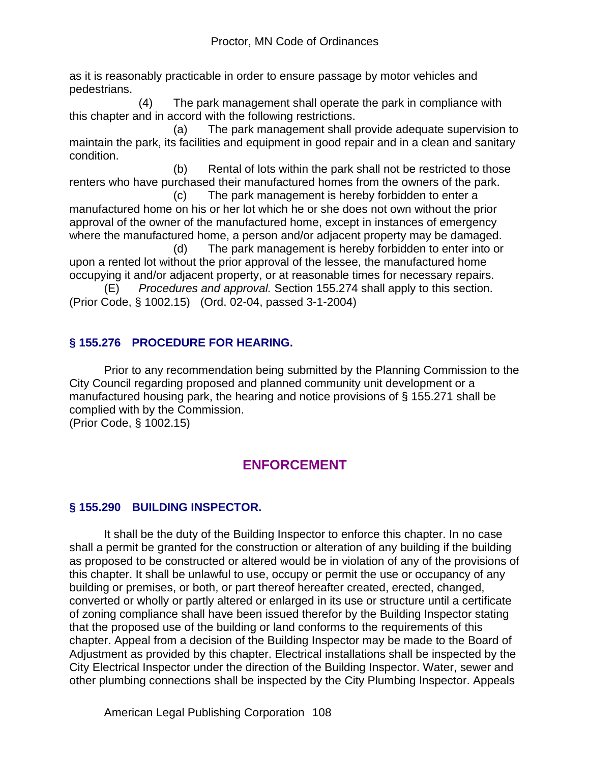as it is reasonably practicable in order to ensure passage by motor vehicles and pedestrians.

(4) The park management shall operate the park in compliance with this chapter and in accord with the following restrictions.

(a) The park management shall provide adequate supervision to maintain the park, its facilities and equipment in good repair and in a clean and sanitary condition.

(b) Rental of lots within the park shall not be restricted to those renters who have purchased their manufactured homes from the owners of the park.

(c) The park management is hereby forbidden to enter a manufactured home on his or her lot which he or she does not own without the prior approval of the owner of the manufactured home, except in instances of emergency where the manufactured home, a person and/or adjacent property may be damaged.

(d) The park management is hereby forbidden to enter into or upon a rented lot without the prior approval of the lessee, the manufactured home occupying it and/or adjacent property, or at reasonable times for necessary repairs.

(E) *Procedures and approval.* Section 155.274 shall apply to this section.
(Prior Code, § 1002.15) (Ord. 02-04, passed 3-1-2004)

### § 155.276 PROCEDURE FOR HEARING.

Prior to any recommendation being submitted by the Planning Commission to the City Council regarding proposed and planned community unit development or a manufactured housing park, the hearing and notice provisions of § 155.271 shall be complied with by the Commission.
(Prior Code, § 1002.15)

## ENFORCEMENT

### § 155.290 BUILDING INSPECTOR.

It shall be the duty of the Building Inspector to enforce this chapter. In no case shall a permit be granted for the construction or alteration of any building if the building as proposed to be constructed or altered would be in violation of any of the provisions of this chapter. It shall be unlawful to use, occupy or permit the use or occupancy of any building or premises, or both, or part thereof hereafter created, erected, changed, converted or wholly or partly altered or enlarged in its use or structure until a certificate of zoning compliance shall have been issued therefor by the Building Inspector stating that the proposed use of the building or land conforms to the requirements of this chapter. Appeal from a decision of the Building Inspector may be made to the Board of Adjustment as provided by this chapter. Electrical installations shall be inspected by the City Electrical Inspector under the direction of the Building Inspector. Water, sewer and other plumbing connections shall be inspected by the City Plumbing Inspector. Appeals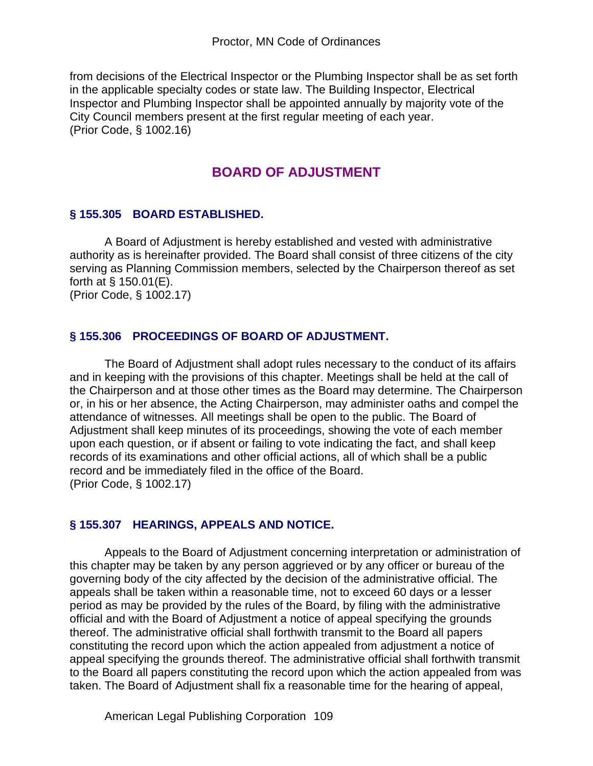from decisions of the Electrical Inspector or the Plumbing Inspector shall be as set forth in the applicable specialty codes or state law. The Building Inspector, Electrical Inspector and Plumbing Inspector shall be appointed annually by majority vote of the City Council members present at the first regular meeting of each year.
(Prior Code, § 1002.16)

## BOARD OF ADJUSTMENT

### § 155.305 BOARD ESTABLISHED.

A Board of Adjustment is hereby established and vested with administrative authority as is hereinafter provided. The Board shall consist of three citizens of the city serving as Planning Commission members, selected by the Chairperson thereof as set forth at § 150.01(E).
(Prior Code, § 1002.17)

### § 155.306 PROCEEDINGS OF BOARD OF ADJUSTMENT.

The Board of Adjustment shall adopt rules necessary to the conduct of its affairs and in keeping with the provisions of this chapter. Meetings shall be held at the call of the Chairperson and at those other times as the Board may determine. The Chairperson or, in his or her absence, the Acting Chairperson, may administer oaths and compel the attendance of witnesses. All meetings shall be open to the public. The Board of Adjustment shall keep minutes of its proceedings, showing the vote of each member upon each question, or if absent or failing to vote indicating the fact, and shall keep records of its examinations and other official actions, all of which shall be a public record and be immediately filed in the office of the Board.
(Prior Code, § 1002.17)

### § 155.307 HEARINGS, APPEALS AND NOTICE.

Appeals to the Board of Adjustment concerning interpretation or administration of this chapter may be taken by any person aggrieved or by any officer or bureau of the governing body of the city affected by the decision of the administrative official. The appeals shall be taken within a reasonable time, not to exceed 60 days or a lesser period as may be provided by the rules of the Board, by filing with the administrative official and with the Board of Adjustment a notice of appeal specifying the grounds thereof. The administrative official shall forthwith transmit to the Board all papers constituting the record upon which the action appealed from adjustment a notice of appeal specifying the grounds thereof. The administrative official shall forthwith transmit to the Board all papers constituting the record upon which the action appealed from was taken. The Board of Adjustment shall fix a reasonable time for the hearing of appeal,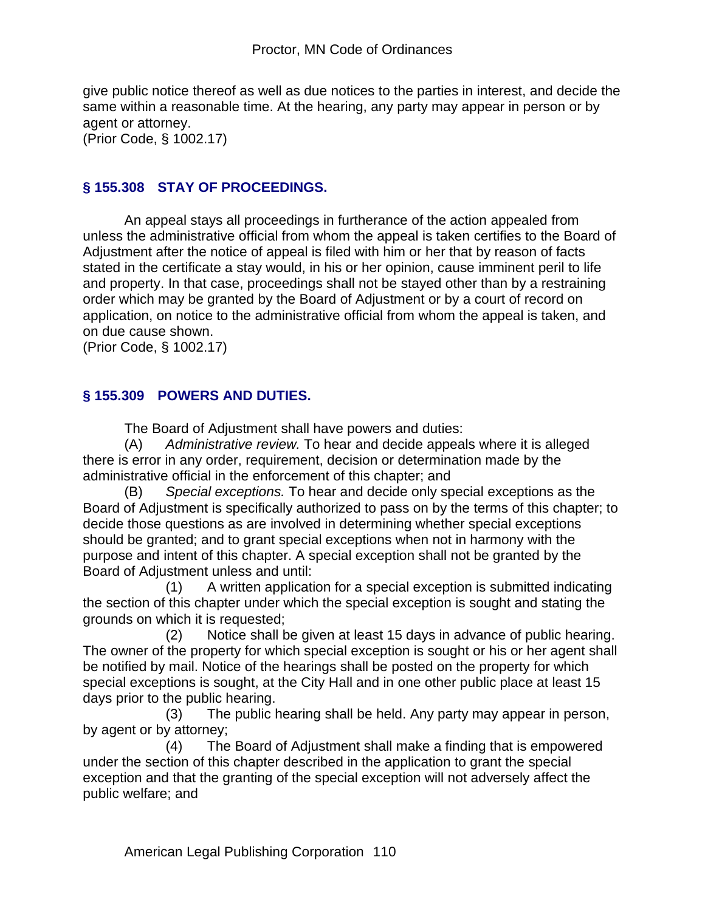give public notice thereof as well as due notices to the parties in interest, and decide the same within a reasonable time. At the hearing, any party may appear in person or by agent or attorney.
(Prior Code, § 1002.17)

## § 155.308 STAY OF PROCEEDINGS.

An appeal stays all proceedings in furtherance of the action appealed from unless the administrative official from whom the appeal is taken certifies to the Board of Adjustment after the notice of appeal is filed with him or her that by reason of facts stated in the certificate a stay would, in his or her opinion, cause imminent peril to life and property. In that case, proceedings shall not be stayed other than by a restraining order which may be granted by the Board of Adjustment or by a court of record on application, on notice to the administrative official from whom the appeal is taken, and on due cause shown.
(Prior Code, § 1002.17)

## § 155.309 POWERS AND DUTIES.

The Board of Adjustment shall have powers and duties:

(A) *Administrative review.* To hear and decide appeals where it is alleged there is error in any order, requirement, decision or determination made by the administrative official in the enforcement of this chapter; and

(B) *Special exceptions.* To hear and decide only special exceptions as the Board of Adjustment is specifically authorized to pass on by the terms of this chapter; to decide those questions as are involved in determining whether special exceptions should be granted; and to grant special exceptions when not in harmony with the purpose and intent of this chapter. A special exception shall not be granted by the Board of Adjustment unless and until:

(1) A written application for a special exception is submitted indicating the section of this chapter under which the special exception is sought and stating the grounds on which it is requested;

(2) Notice shall be given at least 15 days in advance of public hearing. The owner of the property for which special exception is sought or his or her agent shall be notified by mail. Notice of the hearings shall be posted on the property for which special exceptions is sought, at the City Hall and in one other public place at least 15 days prior to the public hearing.

(3) The public hearing shall be held. Any party may appear in person, by agent or by attorney;

(4) The Board of Adjustment shall make a finding that is empowered under the section of this chapter described in the application to grant the special exception and that the granting of the special exception will not adversely affect the public welfare; and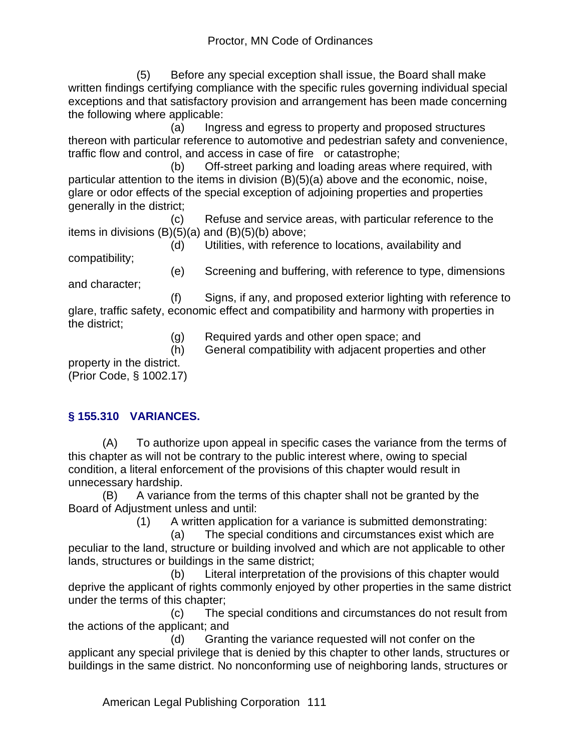(5) Before any special exception shall issue, the Board shall make written findings certifying compliance with the specific rules governing individual special exceptions and that satisfactory provision and arrangement has been made concerning the following where applicable:

(a) Ingress and egress to property and proposed structures thereon with particular reference to automotive and pedestrian safety and convenience, traffic flow and control, and access in case of fire or catastrophe;

(b) Off-street parking and loading areas where required, with particular attention to the items in division (B)(5)(a) above and the economic, noise, glare or odor effects of the special exception of adjoining properties and properties generally in the district;

(c) Refuse and service areas, with particular reference to the items in divisions (B)(5)(a) and (B)(5)(b) above;

(d) Utilities, with reference to locations, availability and compatibility;

(e) Screening and buffering, with reference to type, dimensions and character;

(f) Signs, if any, and proposed exterior lighting with reference to glare, traffic safety, economic effect and compatibility and harmony with properties in the district;

(g) Required yards and other open space; and

(h) General compatibility with adjacent properties and other property in the district.

(Prior Code, § 1002.17)

## § 155.310 VARIANCES.

(A) To authorize upon appeal in specific cases the variance from the terms of this chapter as will not be contrary to the public interest where, owing to special condition, a literal enforcement of the provisions of this chapter would result in unnecessary hardship.

(B) A variance from the terms of this chapter shall not be granted by the Board of Adjustment unless and until:

(1) A written application for a variance is submitted demonstrating:

(a) The special conditions and circumstances exist which are peculiar to the land, structure or building involved and which are not applicable to other lands, structures or buildings in the same district;

(b) Literal interpretation of the provisions of this chapter would deprive the applicant of rights commonly enjoyed by other properties in the same district under the terms of this chapter;

(c) The special conditions and circumstances do not result from the actions of the applicant; and

(d) Granting the variance requested will not confer on the applicant any special privilege that is denied by this chapter to other lands, structures or buildings in the same district. No nonconforming use of neighboring lands, structures or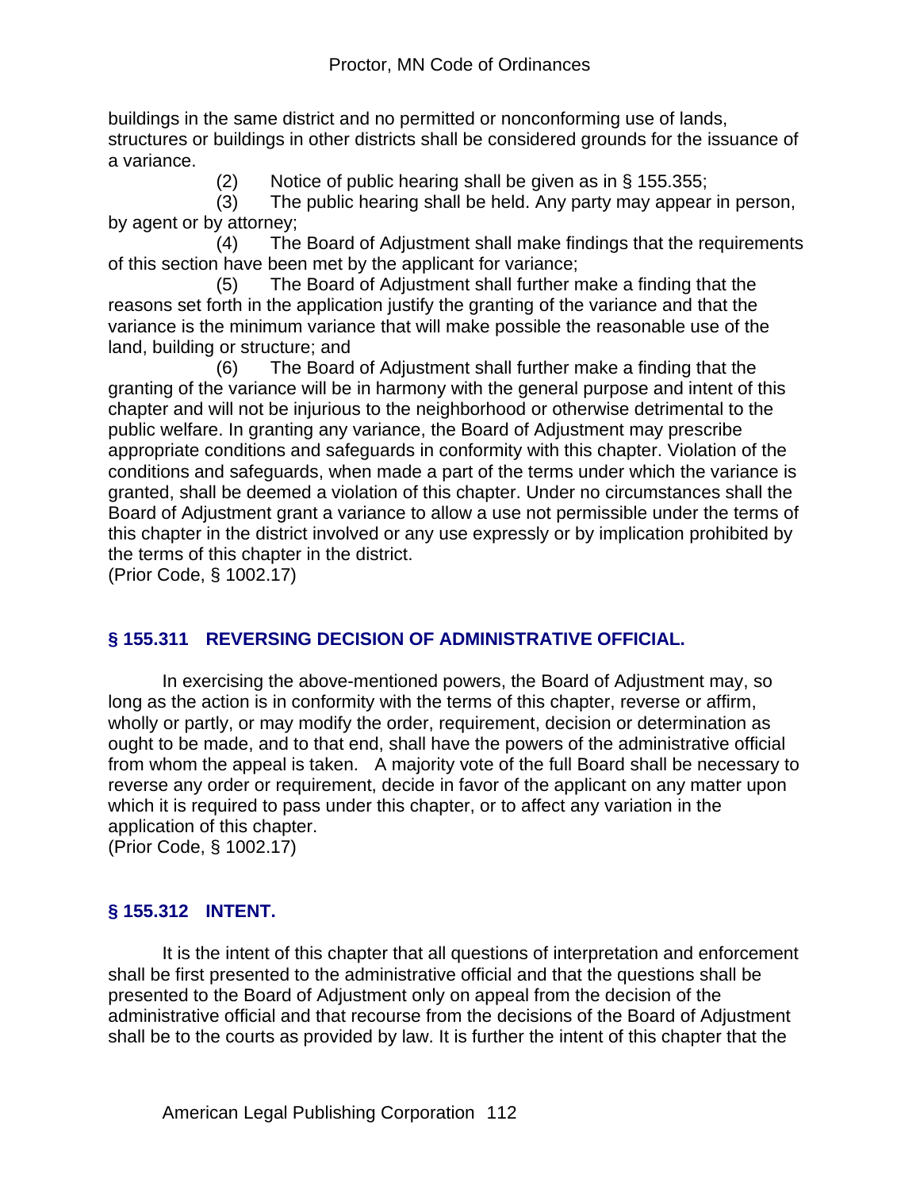buildings in the same district and no permitted or nonconforming use of lands, structures or buildings in other districts shall be considered grounds for the issuance of a variance.

(2) Notice of public hearing shall be given as in § 155.355;

(3) The public hearing shall be held. Any party may appear in person, by agent or by attorney;

(4) The Board of Adjustment shall make findings that the requirements of this section have been met by the applicant for variance;

(5) The Board of Adjustment shall further make a finding that the reasons set forth in the application justify the granting of the variance and that the variance is the minimum variance that will make possible the reasonable use of the land, building or structure; and

(6) The Board of Adjustment shall further make a finding that the granting of the variance will be in harmony with the general purpose and intent of this chapter and will not be injurious to the neighborhood or otherwise detrimental to the public welfare. In granting any variance, the Board of Adjustment may prescribe appropriate conditions and safeguards in conformity with this chapter. Violation of the conditions and safeguards, when made a part of the terms under which the variance is granted, shall be deemed a violation of this chapter. Under no circumstances shall the Board of Adjustment grant a variance to allow a use not permissible under the terms of this chapter in the district involved or any use expressly or by implication prohibited by the terms of this chapter in the district.

(Prior Code, § 1002.17)

## § 155.311 REVERSING DECISION OF ADMINISTRATIVE OFFICIAL.

In exercising the above-mentioned powers, the Board of Adjustment may, so long as the action is in conformity with the terms of this chapter, reverse or affirm, wholly or partly, or may modify the order, requirement, decision or determination as ought to be made, and to that end, shall have the powers of the administrative official from whom the appeal is taken. A majority vote of the full Board shall be necessary to reverse any order or requirement, decide in favor of the applicant on any matter upon which it is required to pass under this chapter, or to affect any variation in the application of this chapter.

(Prior Code, § 1002.17)

## § 155.312 INTENT.

It is the intent of this chapter that all questions of interpretation and enforcement shall be first presented to the administrative official and that the questions shall be presented to the Board of Adjustment only on appeal from the decision of the administrative official and that recourse from the decisions of the Board of Adjustment shall be to the courts as provided by law. It is further the intent of this chapter that the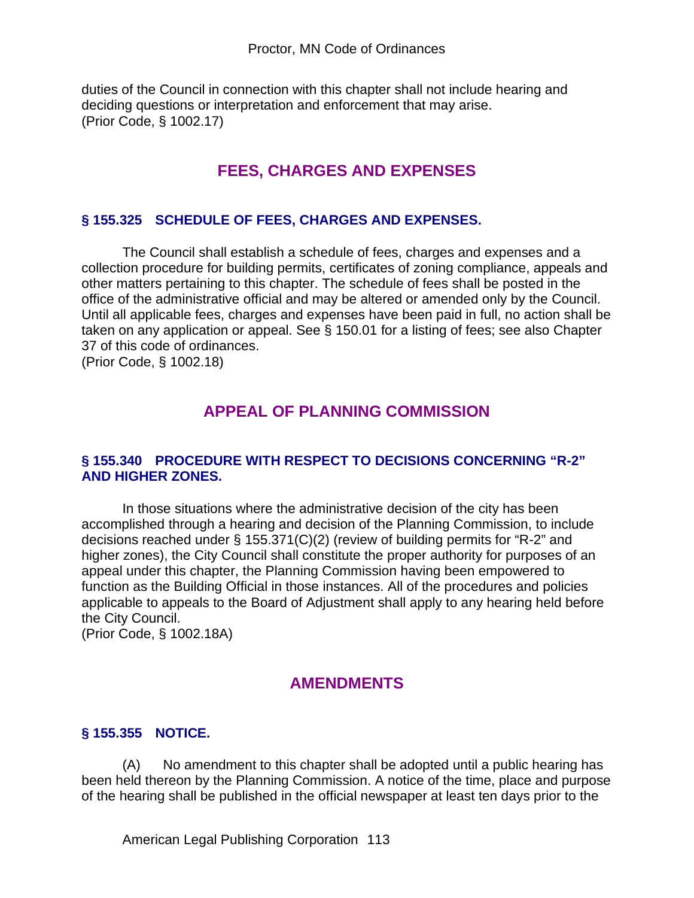duties of the Council in connection with this chapter shall not include hearing and deciding questions or interpretation and enforcement that may arise.
(Prior Code, § 1002.17)

## FEES, CHARGES AND EXPENSES

### § 155.325 SCHEDULE OF FEES, CHARGES AND EXPENSES.

The Council shall establish a schedule of fees, charges and expenses and a collection procedure for building permits, certificates of zoning compliance, appeals and other matters pertaining to this chapter. The schedule of fees shall be posted in the office of the administrative official and may be altered or amended only by the Council. Until all applicable fees, charges and expenses have been paid in full, no action shall be taken on any application or appeal. See § 150.01 for a listing of fees; see also Chapter 37 of this code of ordinances.
(Prior Code, § 1002.18)

## APPEAL OF PLANNING COMMISSION

### § 155.340 PROCEDURE WITH RESPECT TO DECISIONS CONCERNING "R-2" AND HIGHER ZONES.

In those situations where the administrative decision of the city has been accomplished through a hearing and decision of the Planning Commission, to include decisions reached under § 155.371(C)(2) (review of building permits for "R-2" and higher zones), the City Council shall constitute the proper authority for purposes of an appeal under this chapter, the Planning Commission having been empowered to function as the Building Official in those instances. All of the procedures and policies applicable to appeals to the Board of Adjustment shall apply to any hearing held before the City Council.
(Prior Code, § 1002.18A)

## AMENDMENTS

### § 155.355 NOTICE.

(A) No amendment to this chapter shall be adopted until a public hearing has been held thereon by the Planning Commission. A notice of the time, place and purpose of the hearing shall be published in the official newspaper at least ten days prior to the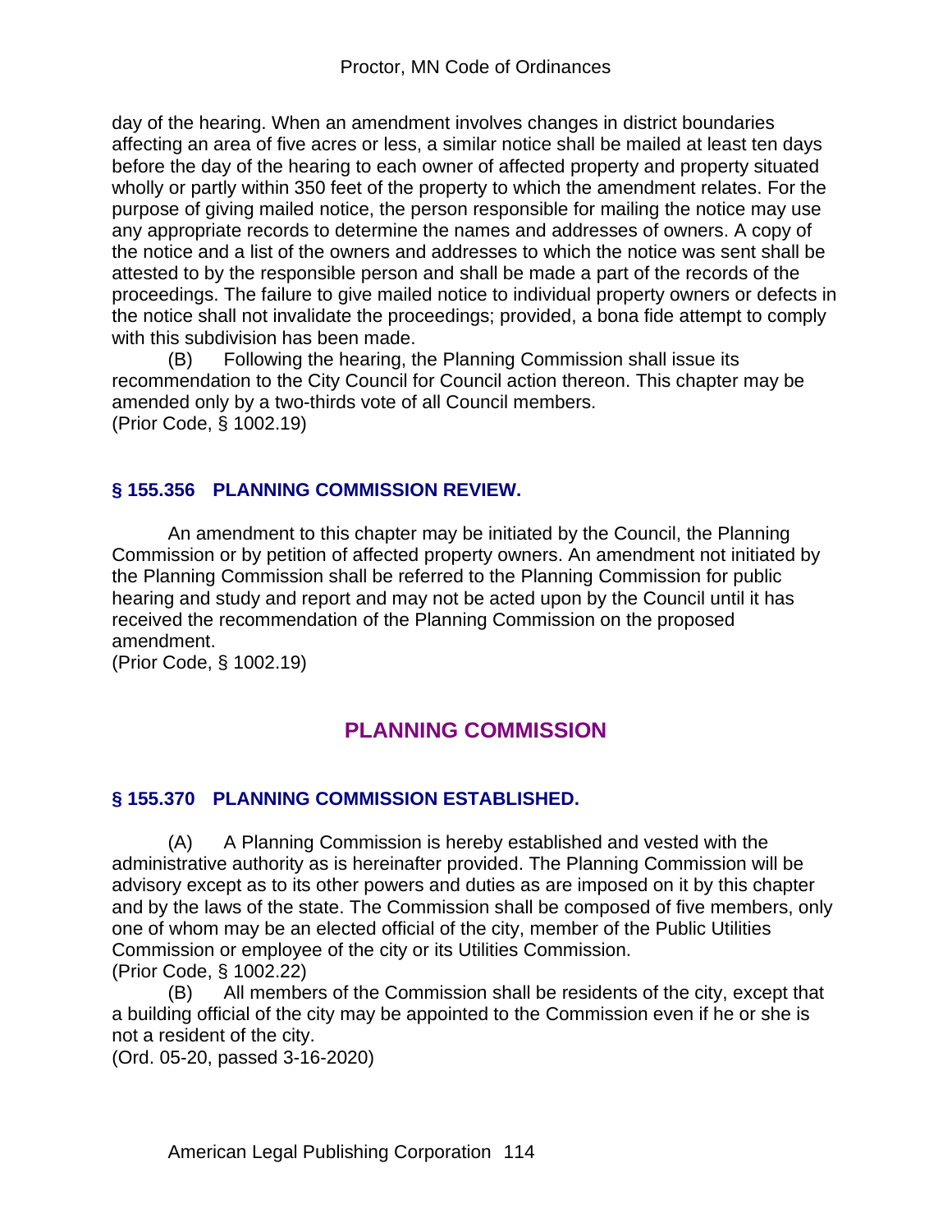day of the hearing. When an amendment involves changes in district boundaries affecting an area of five acres or less, a similar notice shall be mailed at least ten days before the day of the hearing to each owner of affected property and property situated wholly or partly within 350 feet of the property to which the amendment relates. For the purpose of giving mailed notice, the person responsible for mailing the notice may use any appropriate records to determine the names and addresses of owners. A copy of the notice and a list of the owners and addresses to which the notice was sent shall be attested to by the responsible person and shall be made a part of the records of the proceedings. The failure to give mailed notice to individual property owners or defects in the notice shall not invalidate the proceedings; provided, a bona fide attempt to comply with this subdivision has been made.

(B) Following the hearing, the Planning Commission shall issue its recommendation to the City Council for Council action thereon. This chapter may be amended only by a two-thirds vote of all Council members.

(Prior Code, § 1002.19)

### § 155.356 PLANNING COMMISSION REVIEW.

An amendment to this chapter may be initiated by the Council, the Planning Commission or by petition of affected property owners. An amendment not initiated by the Planning Commission shall be referred to the Planning Commission for public hearing and study and report and may not be acted upon by the Council until it has received the recommendation of the Planning Commission on the proposed amendment.

(Prior Code, § 1002.19)

## PLANNING COMMISSION

### § 155.370 PLANNING COMMISSION ESTABLISHED.

(A) A Planning Commission is hereby established and vested with the administrative authority as is hereinafter provided. The Planning Commission will be advisory except as to its other powers and duties as are imposed on it by this chapter and by the laws of the state. The Commission shall be composed of five members, only one of whom may be an elected official of the city, member of the Public Utilities Commission or employee of the city or its Utilities Commission.

(Prior Code, § 1002.22)

(B) All members of the Commission shall be residents of the city, except that a building official of the city may be appointed to the Commission even if he or she is not a resident of the city.

(Ord. 05-20, passed 3-16-2020)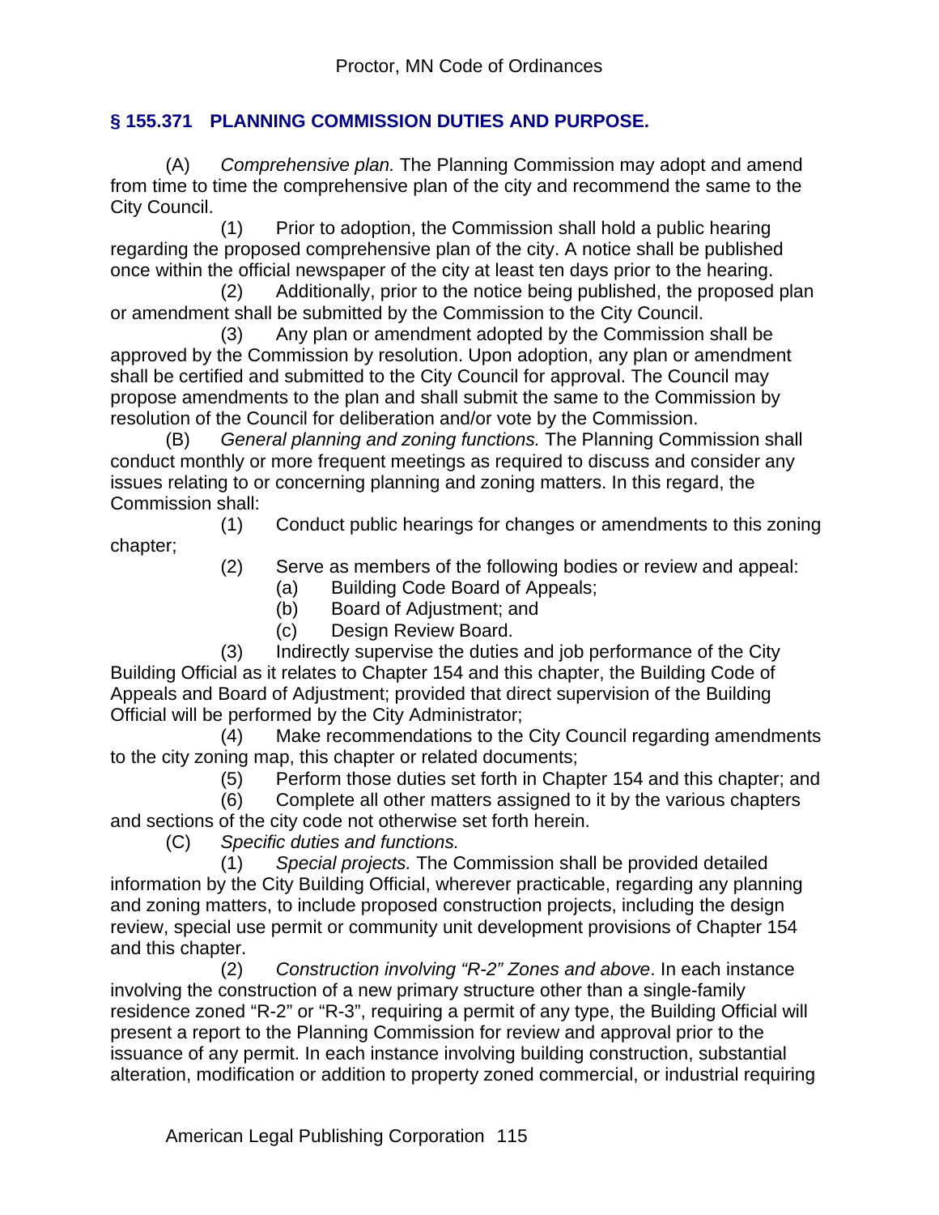## § 155.371 PLANNING COMMISSION DUTIES AND PURPOSE.

(A) *Comprehensive plan.* The Planning Commission may adopt and amend from time to time the comprehensive plan of the city and recommend the same to the City Council.

(1) Prior to adoption, the Commission shall hold a public hearing regarding the proposed comprehensive plan of the city. A notice shall be published once within the official newspaper of the city at least ten days prior to the hearing.

(2) Additionally, prior to the notice being published, the proposed plan or amendment shall be submitted by the Commission to the City Council.

(3) Any plan or amendment adopted by the Commission shall be approved by the Commission by resolution. Upon adoption, any plan or amendment shall be certified and submitted to the City Council for approval. The Council may propose amendments to the plan and shall submit the same to the Commission by resolution of the Council for deliberation and/or vote by the Commission.

(B) *General planning and zoning functions.* The Planning Commission shall conduct monthly or more frequent meetings as required to discuss and consider any issues relating to or concerning planning and zoning matters. In this regard, the Commission shall:

(1) Conduct public hearings for changes or amendments to this zoning chapter;

(2) Serve as members of the following bodies or review and appeal:

(a) Building Code Board of Appeals;

(b) Board of Adjustment; and

(c) Design Review Board.

(3) Indirectly supervise the duties and job performance of the City Building Official as it relates to Chapter 154 and this chapter, the Building Code of Appeals and Board of Adjustment; provided that direct supervision of the Building Official will be performed by the City Administrator;

(4) Make recommendations to the City Council regarding amendments to the city zoning map, this chapter or related documents;

(5) Perform those duties set forth in Chapter 154 and this chapter; and

(6) Complete all other matters assigned to it by the various chapters and sections of the city code not otherwise set forth herein.

(C) *Specific duties and functions.*

(1) *Special projects.* The Commission shall be provided detailed information by the City Building Official, wherever practicable, regarding any planning and zoning matters, to include proposed construction projects, including the design review, special use permit or community unit development provisions of Chapter 154 and this chapter.

(2) *Construction involving "R-2" Zones and above*. In each instance involving the construction of a new primary structure other than a single-family residence zoned "R-2" or "R-3", requiring a permit of any type, the Building Official will present a report to the Planning Commission for review and approval prior to the issuance of any permit. In each instance involving building construction, substantial alteration, modification or addition to property zoned commercial, or industrial requiring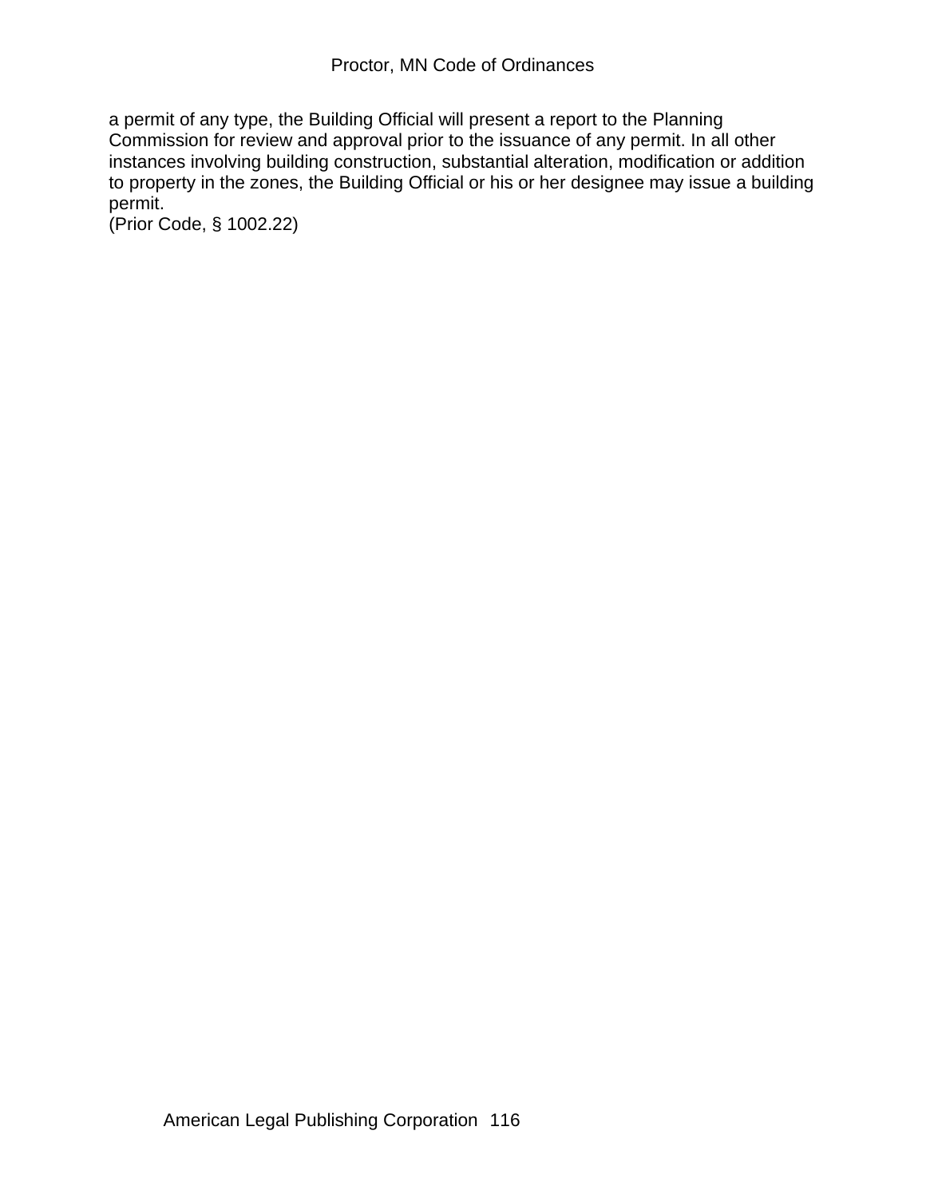a permit of any type, the Building Official will present a report to the Planning Commission for review and approval prior to the issuance of any permit. In all other instances involving building construction, substantial alteration, modification or addition to property in the zones, the Building Official or his or her designee may issue a building permit.
(Prior Code, § 1002.22)